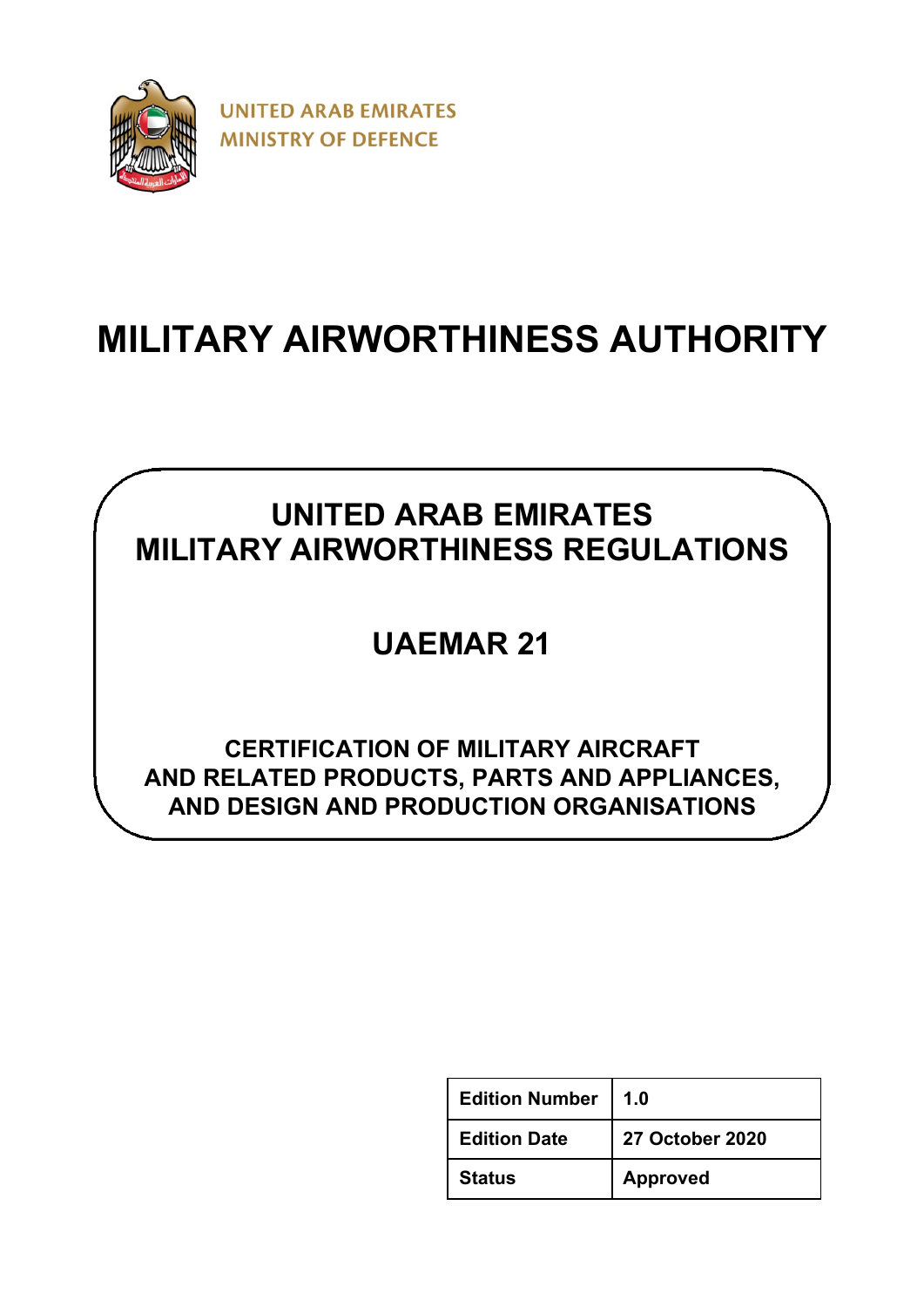UNITED ARAB EMIRATES
MINISTRY OF DEFENCE

# MILITARY AIRWORTHINESS AUTHORITY

## UNITED ARAB EMIRATES
## MILITARY AIRWORTHINESS REGULATIONS

## UAEMAR 21

### CERTIFICATION OF MILITARY AIRCRAFT AND RELATED PRODUCTS, PARTS AND APPLIANCES, AND DESIGN AND PRODUCTION ORGANISATIONS

| | |
|---|---|
| **Edition Number** | **1.0** |
| **Edition Date** | **27 October 2020** |
| **Status** | **Approved** |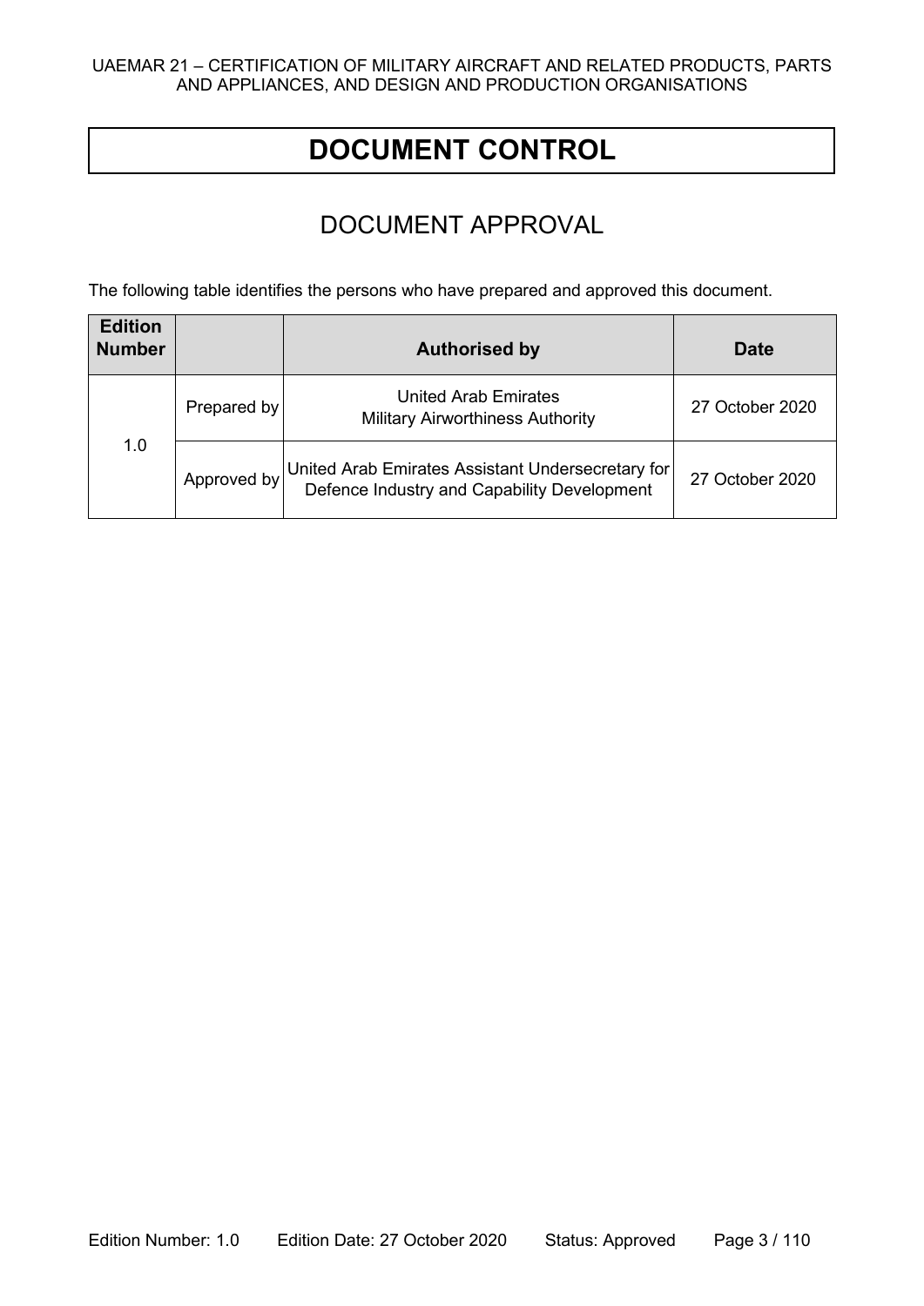# DOCUMENT CONTROL

## DOCUMENT APPROVAL

The following table identifies the persons who have prepared and approved this document.

| Edition Number | | Authorised by | Date |
|---|---|---|---|
| 1.0 | Prepared by | United Arab Emirates Military Airworthiness Authority | 27 October 2020 |
| | Approved by | United Arab Emirates Assistant Undersecretary for Defence Industry and Capability Development | 27 October 2020 |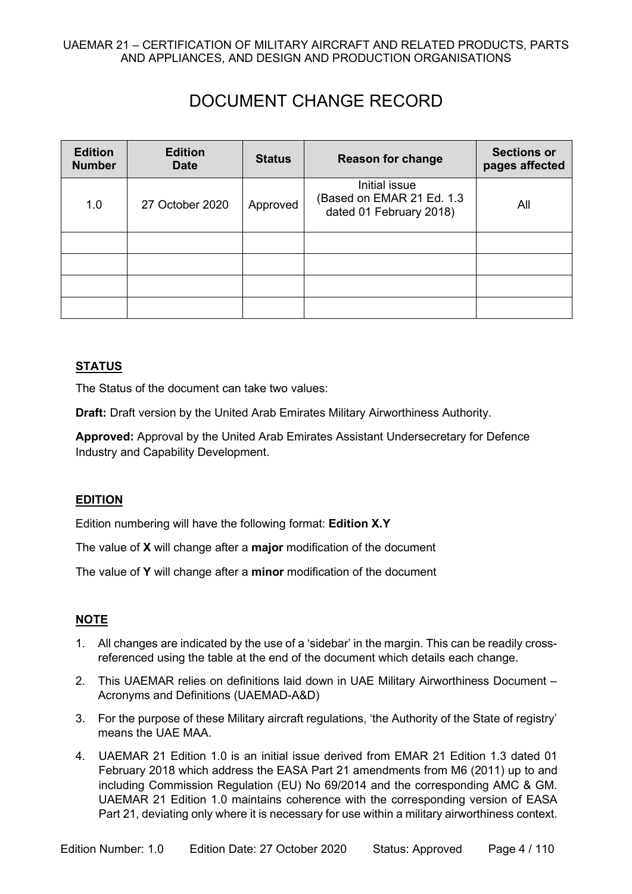# DOCUMENT CHANGE RECORD

| Edition Number | Edition Date | Status | Reason for change | Sections or pages affected |
|---|---|---|---|---|
| 1.0 | 27 October 2020 | Approved | Initial issue (Based on EMAR 21 Ed. 1.3 dated 01 February 2018) | All |
| | | | | |
| | | | | |
| | | | | |
| | | | | |

## STATUS

The Status of the document can take two values:

**Draft:** Draft version by the United Arab Emirates Military Airworthiness Authority.

**Approved:** Approval by the United Arab Emirates Assistant Undersecretary for Defence Industry and Capability Development.

## EDITION

Edition numbering will have the following format: **Edition X.Y**

The value of **X** will change after a **major** modification of the document

The value of **Y** will change after a **minor** modification of the document

## NOTE

1. All changes are indicated by the use of a 'sidebar' in the margin. This can be readily cross-referenced using the table at the end of the document which details each change.
2. This UAEMAR relies on definitions laid down in UAE Military Airworthiness Document – Acronyms and Definitions (UAEMAD-A&D)
3. For the purpose of these Military aircraft regulations, 'the Authority of the State of registry' means the UAE MAA.
4. UAEMAR 21 Edition 1.0 is an initial issue derived from EMAR 21 Edition 1.3 dated 01 February 2018 which address the EASA Part 21 amendments from M6 (2011) up to and including Commission Regulation (EU) No 69/2014 and the corresponding AMC & GM. UAEMAR 21 Edition 1.0 maintains coherence with the corresponding version of EASA Part 21, deviating only where it is necessary for use within a military airworthiness context.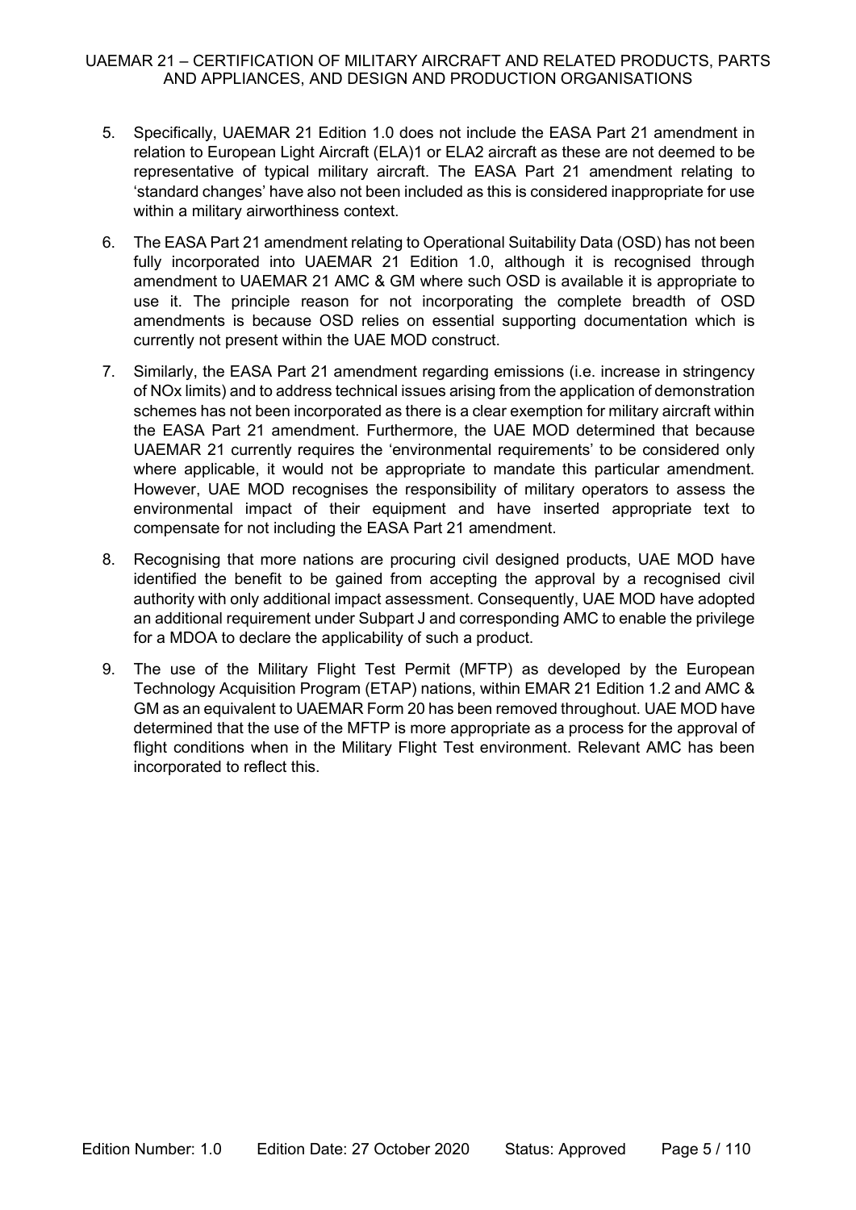5. Specifically, UAEMAR 21 Edition 1.0 does not include the EASA Part 21 amendment in relation to European Light Aircraft (ELA)1 or ELA2 aircraft as these are not deemed to be representative of typical military aircraft. The EASA Part 21 amendment relating to 'standard changes' have also not been included as this is considered inappropriate for use within a military airworthiness context.

6. The EASA Part 21 amendment relating to Operational Suitability Data (OSD) has not been fully incorporated into UAEMAR 21 Edition 1.0, although it is recognised through amendment to UAEMAR 21 AMC & GM where such OSD is available it is appropriate to use it. The principle reason for not incorporating the complete breadth of OSD amendments is because OSD relies on essential supporting documentation which is currently not present within the UAE MOD construct.

7. Similarly, the EASA Part 21 amendment regarding emissions (i.e. increase in stringency of NOx limits) and to address technical issues arising from the application of demonstration schemes has not been incorporated as there is a clear exemption for military aircraft within the EASA Part 21 amendment. Furthermore, the UAE MOD determined that because UAEMAR 21 currently requires the 'environmental requirements' to be considered only where applicable, it would not be appropriate to mandate this particular amendment. However, UAE MOD recognises the responsibility of military operators to assess the environmental impact of their equipment and have inserted appropriate text to compensate for not including the EASA Part 21 amendment.

8. Recognising that more nations are procuring civil designed products, UAE MOD have identified the benefit to be gained from accepting the approval by a recognised civil authority with only additional impact assessment. Consequently, UAE MOD have adopted an additional requirement under Subpart J and corresponding AMC to enable the privilege for a MDOA to declare the applicability of such a product.

9. The use of the Military Flight Test Permit (MFTP) as developed by the European Technology Acquisition Program (ETAP) nations, within EMAR 21 Edition 1.2 and AMC & GM as an equivalent to UAEMAR Form 20 has been removed throughout. UAE MOD have determined that the use of the MFTP is more appropriate as a process for the approval of flight conditions when in the Military Flight Test environment. Relevant AMC has been incorporated to reflect this.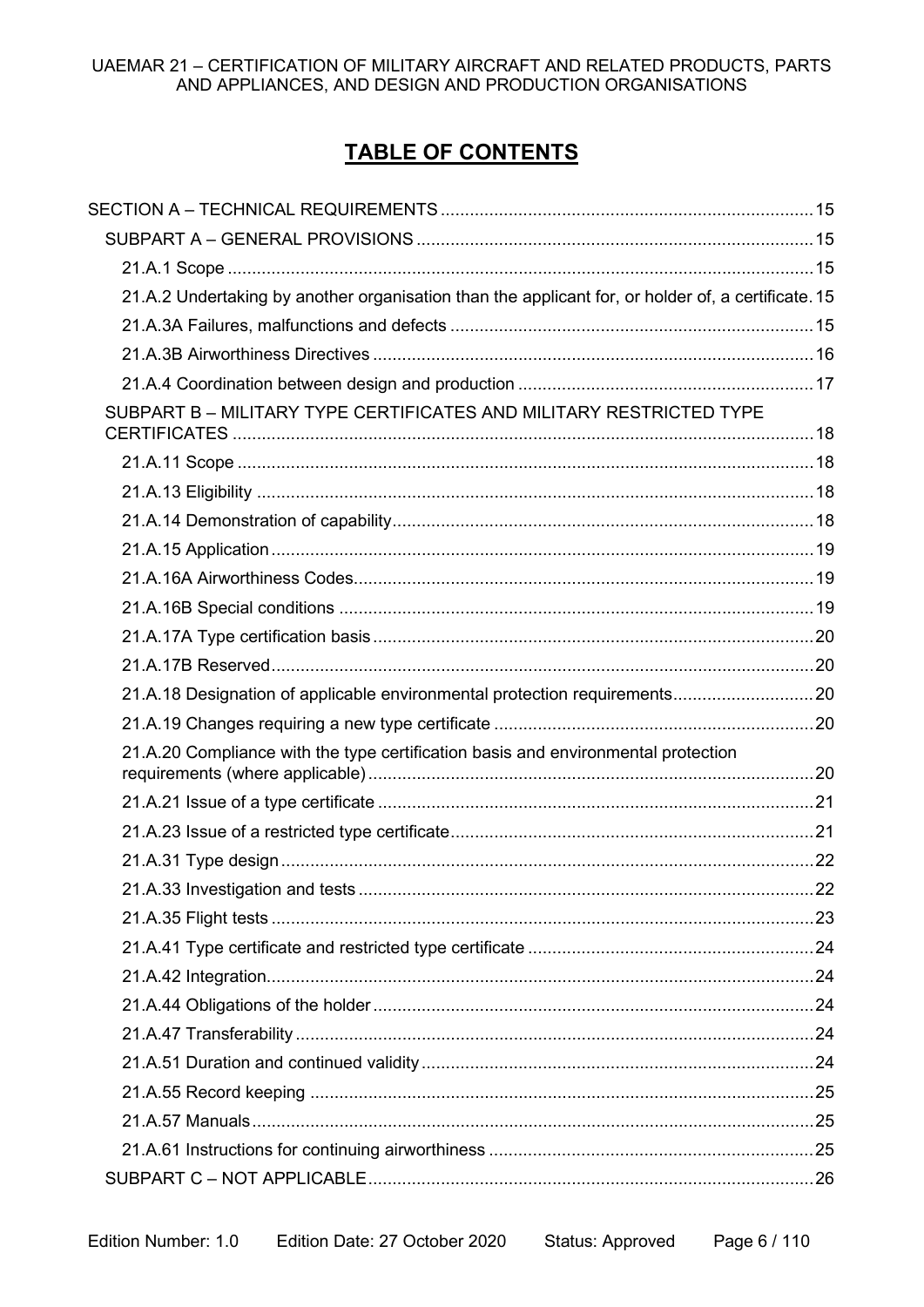# TABLE OF CONTENTS

SECTION A – TECHNICAL REQUIREMENTS ... 15

- SUBPART A – GENERAL PROVISIONS ... 15
  - 21.A.1 Scope ... 15
  - 21.A.2 Undertaking by another organisation than the applicant for, or holder of, a certificate. 15
  - 21.A.3A Failures, malfunctions and defects ... 15
  - 21.A.3B Airworthiness Directives ... 16
  - 21.A.4 Coordination between design and production ... 17
- SUBPART B – MILITARY TYPE CERTIFICATES AND MILITARY RESTRICTED TYPE CERTIFICATES ... 18
  - 21.A.11 Scope ... 18
  - 21.A.13 Eligibility ... 18
  - 21.A.14 Demonstration of capability ... 18
  - 21.A.15 Application ... 19
  - 21.A.16A Airworthiness Codes ... 19
  - 21.A.16B Special conditions ... 19
  - 21.A.17A Type certification basis ... 20
  - 21.A.17B Reserved ... 20
  - 21.A.18 Designation of applicable environmental protection requirements ... 20
  - 21.A.19 Changes requiring a new type certificate ... 20
  - 21.A.20 Compliance with the type certification basis and environmental protection requirements (where applicable) ... 20
  - 21.A.21 Issue of a type certificate ... 21
  - 21.A.23 Issue of a restricted type certificate ... 21
  - 21.A.31 Type design ... 22
  - 21.A.33 Investigation and tests ... 22
  - 21.A.35 Flight tests ... 23
  - 21.A.41 Type certificate and restricted type certificate ... 24
  - 21.A.42 Integration ... 24
  - 21.A.44 Obligations of the holder ... 24
  - 21.A.47 Transferability ... 24
  - 21.A.51 Duration and continued validity ... 24
  - 21.A.55 Record keeping ... 25
  - 21.A.57 Manuals ... 25
  - 21.A.61 Instructions for continuing airworthiness ... 25
- SUBPART C – NOT APPLICABLE ... 26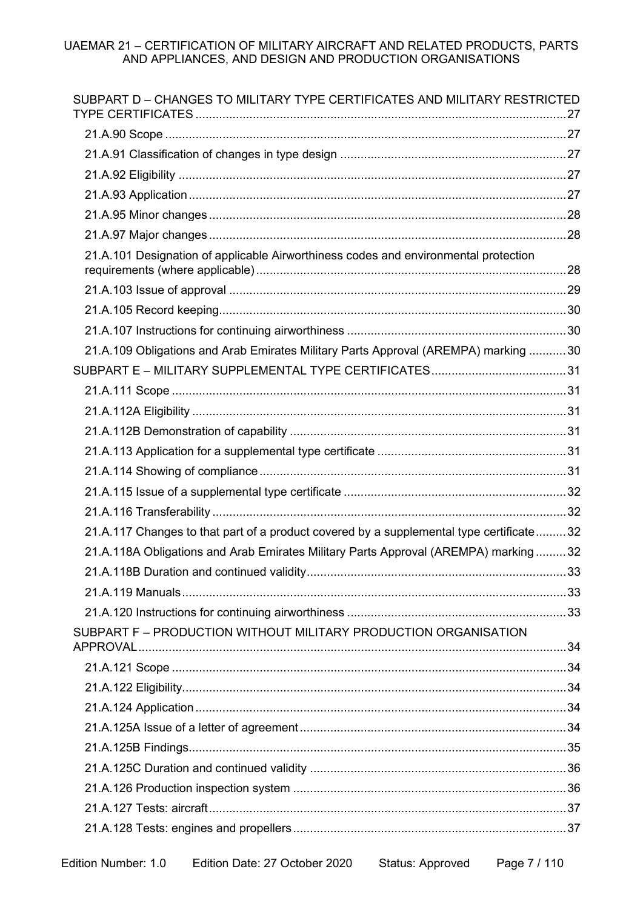SUBPART D – CHANGES TO MILITARY TYPE CERTIFICATES AND MILITARY RESTRICTED TYPE CERTIFICATES ........ 27

- 21.A.90 Scope ........ 27
- 21.A.91 Classification of changes in type design ........ 27
- 21.A.92 Eligibility ........ 27
- 21.A.93 Application ........ 27
- 21.A.95 Minor changes ........ 28
- 21.A.97 Major changes ........ 28
- 21.A.101 Designation of applicable Airworthiness codes and environmental protection requirements (where applicable) ........ 28
- 21.A.103 Issue of approval ........ 29
- 21.A.105 Record keeping ........ 30
- 21.A.107 Instructions for continuing airworthiness ........ 30
- 21.A.109 Obligations and Arab Emirates Military Parts Approval (AREMPA) marking ........ 30

SUBPART E – MILITARY SUPPLEMENTAL TYPE CERTIFICATES ........ 31

- 21.A.111 Scope ........ 31
- 21.A.112A Eligibility ........ 31
- 21.A.112B Demonstration of capability ........ 31
- 21.A.113 Application for a supplemental type certificate ........ 31
- 21.A.114 Showing of compliance ........ 31
- 21.A.115 Issue of a supplemental type certificate ........ 32
- 21.A.116 Transferability ........ 32
- 21.A.117 Changes to that part of a product covered by a supplemental type certificate ........ 32
- 21.A.118A Obligations and Arab Emirates Military Parts Approval (AREMPA) marking ........ 32
- 21.A.118B Duration and continued validity ........ 33
- 21.A.119 Manuals ........ 33
- 21.A.120 Instructions for continuing airworthiness ........ 33

SUBPART F – PRODUCTION WITHOUT MILITARY PRODUCTION ORGANISATION APPROVAL ........ 34

- 21.A.121 Scope ........ 34
- 21.A.122 Eligibility ........ 34
- 21.A.124 Application ........ 34
- 21.A.125A Issue of a letter of agreement ........ 34
- 21.A.125B Findings ........ 35
- 21.A.125C Duration and continued validity ........ 36
- 21.A.126 Production inspection system ........ 36
- 21.A.127 Tests: aircraft ........ 37
- 21.A.128 Tests: engines and propellers ........ 37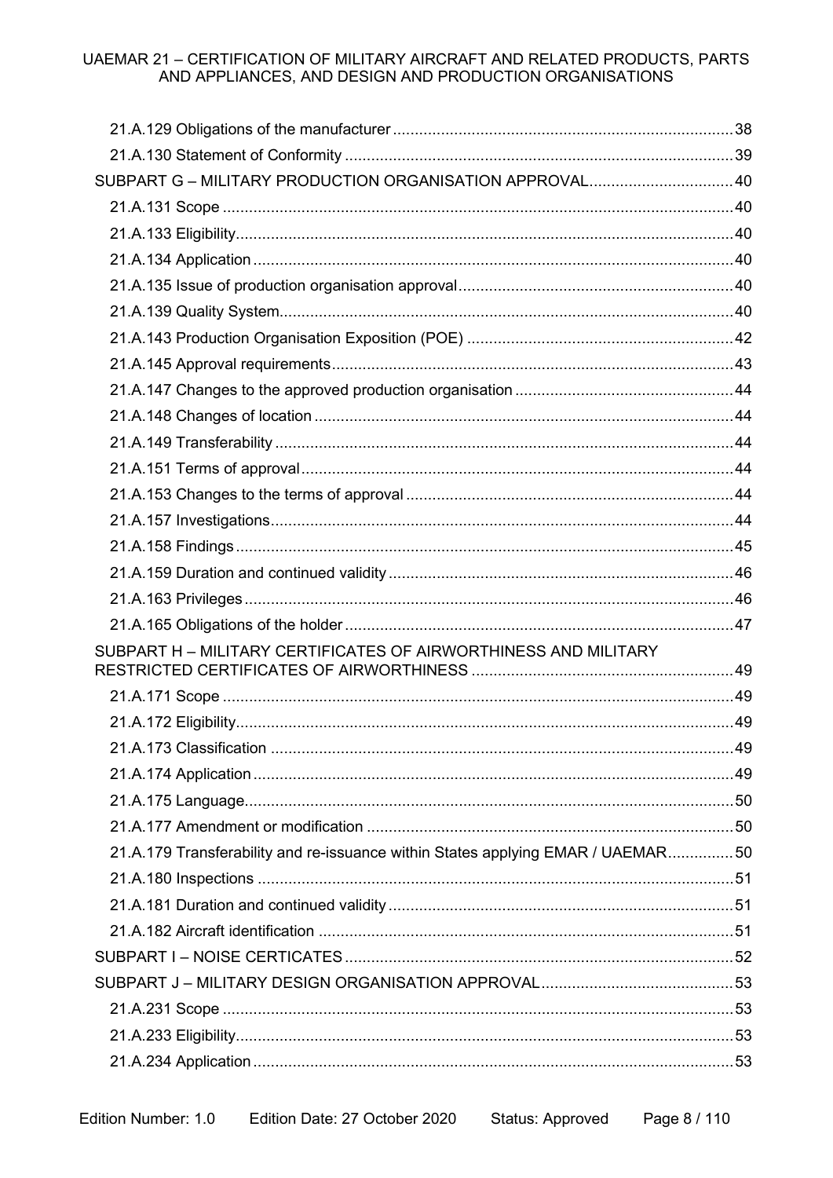21.A.129 Obligations of the manufacturer ..... 38

21.A.130 Statement of Conformity ..... 39

SUBPART G – MILITARY PRODUCTION ORGANISATION APPROVAL ..... 40

21.A.131 Scope ..... 40

21.A.133 Eligibility ..... 40

21.A.134 Application ..... 40

21.A.135 Issue of production organisation approval ..... 40

21.A.139 Quality System ..... 40

21.A.143 Production Organisation Exposition (POE) ..... 42

21.A.145 Approval requirements ..... 43

21.A.147 Changes to the approved production organisation ..... 44

21.A.148 Changes of location ..... 44

21.A.149 Transferability ..... 44

21.A.151 Terms of approval ..... 44

21.A.153 Changes to the terms of approval ..... 44

21.A.157 Investigations ..... 44

21.A.158 Findings ..... 45

21.A.159 Duration and continued validity ..... 46

21.A.163 Privileges ..... 46

21.A.165 Obligations of the holder ..... 47

SUBPART H – MILITARY CERTIFICATES OF AIRWORTHINESS AND MILITARY RESTRICTED CERTIFICATES OF AIRWORTHINESS ..... 49

21.A.171 Scope ..... 49

21.A.172 Eligibility ..... 49

21.A.173 Classification ..... 49

21.A.174 Application ..... 49

21.A.175 Language ..... 50

21.A.177 Amendment or modification ..... 50

21.A.179 Transferability and re-issuance within States applying EMAR / UAEMAR ..... 50

21.A.180 Inspections ..... 51

21.A.181 Duration and continued validity ..... 51

21.A.182 Aircraft identification ..... 51

SUBPART I – NOISE CERTICATES ..... 52

SUBPART J – MILITARY DESIGN ORGANISATION APPROVAL ..... 53

21.A.231 Scope ..... 53

21.A.233 Eligibility ..... 53

21.A.234 Application ..... 53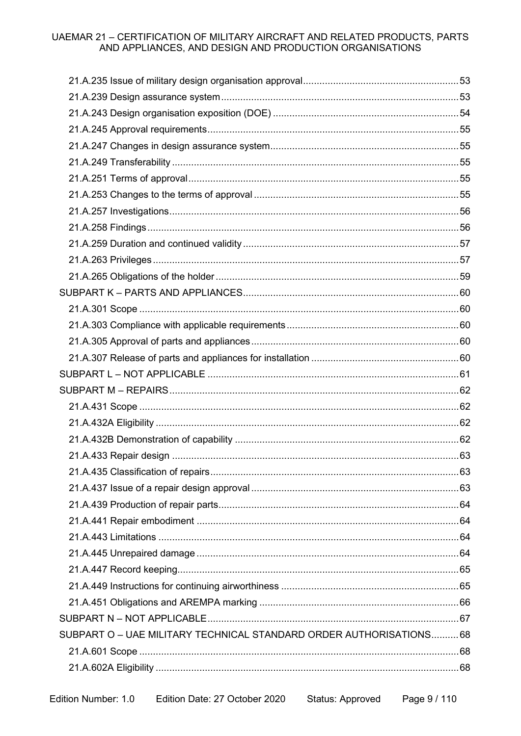21.A.235 Issue of military design organisation approval ........ 53
21.A.239 Design assurance system ........ 53
21.A.243 Design organisation exposition (DOE) ........ 54
21.A.245 Approval requirements ........ 55
21.A.247 Changes in design assurance system ........ 55
21.A.249 Transferability ........ 55
21.A.251 Terms of approval ........ 55
21.A.253 Changes to the terms of approval ........ 55
21.A.257 Investigations ........ 56
21.A.258 Findings ........ 56
21.A.259 Duration and continued validity ........ 57
21.A.263 Privileges ........ 57
21.A.265 Obligations of the holder ........ 59

SUBPART K – PARTS AND APPLIANCES ........ 60

21.A.301 Scope ........ 60
21.A.303 Compliance with applicable requirements ........ 60
21.A.305 Approval of parts and appliances ........ 60
21.A.307 Release of parts and appliances for installation ........ 60

SUBPART L – NOT APPLICABLE ........ 61

SUBPART M – REPAIRS ........ 62

21.A.431 Scope ........ 62
21.A.432A Eligibility ........ 62
21.A.432B Demonstration of capability ........ 62
21.A.433 Repair design ........ 63
21.A.435 Classification of repairs ........ 63
21.A.437 Issue of a repair design approval ........ 63
21.A.439 Production of repair parts ........ 64
21.A.441 Repair embodiment ........ 64
21.A.443 Limitations ........ 64
21.A.445 Unrepaired damage ........ 64
21.A.447 Record keeping ........ 65
21.A.449 Instructions for continuing airworthiness ........ 65
21.A.451 Obligations and AREMPA marking ........ 66

SUBPART N – NOT APPLICABLE ........ 67

SUBPART O – UAE MILITARY TECHNICAL STANDARD ORDER AUTHORISATIONS ........ 68

21.A.601 Scope ........ 68
21.A.602A Eligibility ........ 68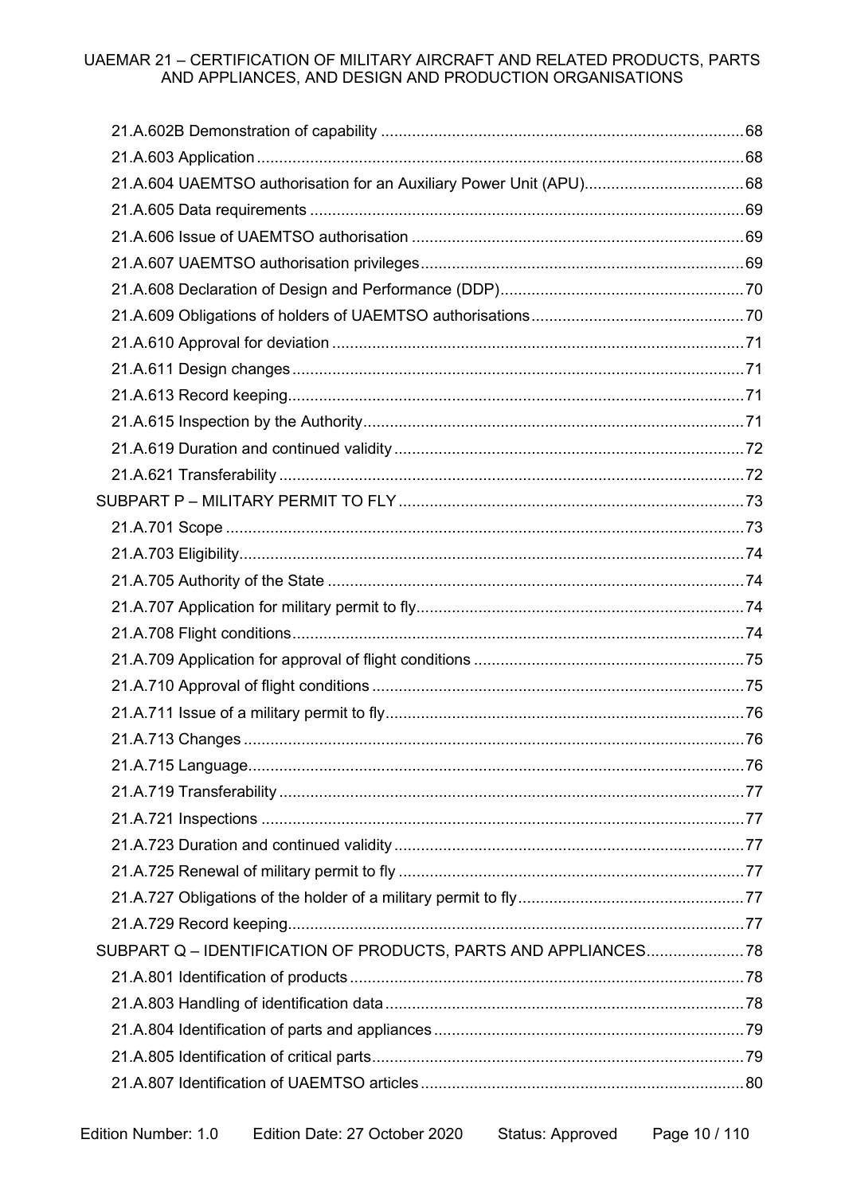21.A.602B Demonstration of capability ... 68
21.A.603 Application ... 68
21.A.604 UAEMTSO authorisation for an Auxiliary Power Unit (APU) ... 68
21.A.605 Data requirements ... 69
21.A.606 Issue of UAEMTSO authorisation ... 69
21.A.607 UAEMTSO authorisation privileges ... 69
21.A.608 Declaration of Design and Performance (DDP) ... 70
21.A.609 Obligations of holders of UAEMTSO authorisations ... 70
21.A.610 Approval for deviation ... 71
21.A.611 Design changes ... 71
21.A.613 Record keeping ... 71
21.A.615 Inspection by the Authority ... 71
21.A.619 Duration and continued validity ... 72
21.A.621 Transferability ... 72

SUBPART P – MILITARY PERMIT TO FLY ... 73

21.A.701 Scope ... 73
21.A.703 Eligibility ... 74
21.A.705 Authority of the State ... 74
21.A.707 Application for military permit to fly ... 74
21.A.708 Flight conditions ... 74
21.A.709 Application for approval of flight conditions ... 75
21.A.710 Approval of flight conditions ... 75
21.A.711 Issue of a military permit to fly ... 76
21.A.713 Changes ... 76
21.A.715 Language ... 76
21.A.719 Transferability ... 77
21.A.721 Inspections ... 77
21.A.723 Duration and continued validity ... 77
21.A.725 Renewal of military permit to fly ... 77
21.A.727 Obligations of the holder of a military permit to fly ... 77
21.A.729 Record keeping ... 77

SUBPART Q – IDENTIFICATION OF PRODUCTS, PARTS AND APPLIANCES ... 78

21.A.801 Identification of products ... 78
21.A.803 Handling of identification data ... 78
21.A.804 Identification of parts and appliances ... 79
21.A.805 Identification of critical parts ... 79
21.A.807 Identification of UAEMTSO articles ... 80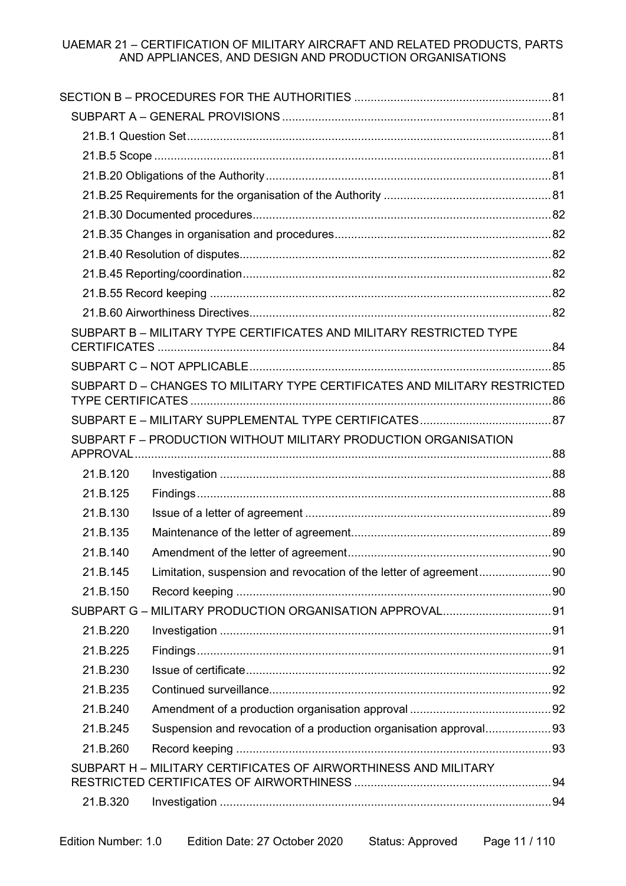SECTION B – PROCEDURES FOR THE AUTHORITIES ........................................................... 81

SUBPART A – GENERAL PROVISIONS ................................................................................. 81

21.B.1 Question Set .............................................................................................................. 81

21.B.5 Scope ......................................................................................................................... 81

21.B.20 Obligations of the Authority ...................................................................................... 81

21.B.25 Requirements for the organisation of the Authority ................................................... 81

21.B.30 Documented procedures ........................................................................................... 82

21.B.35 Changes in organisation and procedures .................................................................. 82

21.B.40 Resolution of disputes ............................................................................................... 82

21.B.45 Reporting/coordination ............................................................................................. 82

21.B.55 Record keeping ........................................................................................................ 82

21.B.60 Airworthiness Directives ........................................................................................... 82

SUBPART B – MILITARY TYPE CERTIFICATES AND MILITARY RESTRICTED TYPE CERTIFICATES ........................................................................................................................ 84

SUBPART C – NOT APPLICABLE ........................................................................................... 85

SUBPART D – CHANGES TO MILITARY TYPE CERTIFICATES AND MILITARY RESTRICTED TYPE CERTIFICATES ............................................................................................................. 86

SUBPART E – MILITARY SUPPLEMENTAL TYPE CERTIFICATES ........................................ 87

SUBPART F – PRODUCTION WITHOUT MILITARY PRODUCTION ORGANISATION APPROVAL ............................................................................................................................... 88

| | | |
|---|---|---|
| 21.B.120 | Investigation | 88 |
| 21.B.125 | Findings | 88 |
| 21.B.130 | Issue of a letter of agreement | 89 |
| 21.B.135 | Maintenance of the letter of agreement | 89 |
| 21.B.140 | Amendment of the letter of agreement | 90 |
| 21.B.145 | Limitation, suspension and revocation of the letter of agreement | 90 |
| 21.B.150 | Record keeping | 90 |

SUBPART G – MILITARY PRODUCTION ORGANISATION APPROVAL ................................. 91

| | | |
|---|---|---|
| 21.B.220 | Investigation | 91 |
| 21.B.225 | Findings | 91 |
| 21.B.230 | Issue of certificate | 92 |
| 21.B.235 | Continued surveillance | 92 |
| 21.B.240 | Amendment of a production organisation approval | 92 |
| 21.B.245 | Suspension and revocation of a production organisation approval | 93 |
| 21.B.260 | Record keeping | 93 |

SUBPART H – MILITARY CERTIFICATES OF AIRWORTHINESS AND MILITARY RESTRICTED CERTIFICATES OF AIRWORTHINESS ............................................................ 94

| | | |
|---|---|---|
| 21.B.320 | Investigation | 94 |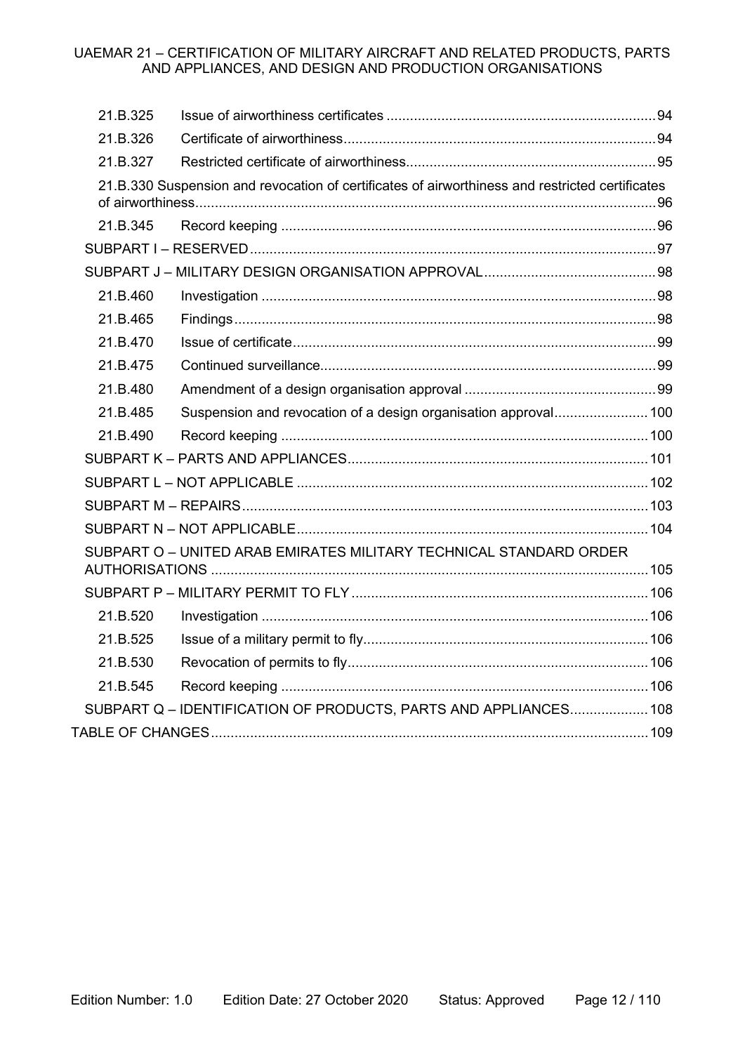| | | |
|---|---|---|
| 21.B.325 | Issue of airworthiness certificates | 94 |
| 21.B.326 | Certificate of airworthiness | 94 |
| 21.B.327 | Restricted certificate of airworthiness | 95 |
| 21.B.330 Suspension and revocation of certificates of airworthiness and restricted certificates of airworthiness | | 96 |
| 21.B.345 | Record keeping | 96 |
| SUBPART I – RESERVED | | 97 |
| SUBPART J – MILITARY DESIGN ORGANISATION APPROVAL | | 98 |
| 21.B.460 | Investigation | 98 |
| 21.B.465 | Findings | 98 |
| 21.B.470 | Issue of certificate | 99 |
| 21.B.475 | Continued surveillance | 99 |
| 21.B.480 | Amendment of a design organisation approval | 99 |
| 21.B.485 | Suspension and revocation of a design organisation approval | 100 |
| 21.B.490 | Record keeping | 100 |
| SUBPART K – PARTS AND APPLIANCES | | 101 |
| SUBPART L – NOT APPLICABLE | | 102 |
| SUBPART M – REPAIRS | | 103 |
| SUBPART N – NOT APPLICABLE | | 104 |
| SUBPART O – UNITED ARAB EMIRATES MILITARY TECHNICAL STANDARD ORDER AUTHORISATIONS | | 105 |
| SUBPART P – MILITARY PERMIT TO FLY | | 106 |
| 21.B.520 | Investigation | 106 |
| 21.B.525 | Issue of a military permit to fly | 106 |
| 21.B.530 | Revocation of permits to fly | 106 |
| 21.B.545 | Record keeping | 106 |
| SUBPART Q – IDENTIFICATION OF PRODUCTS, PARTS AND APPLIANCES | | 108 |
| TABLE OF CHANGES | | 109 |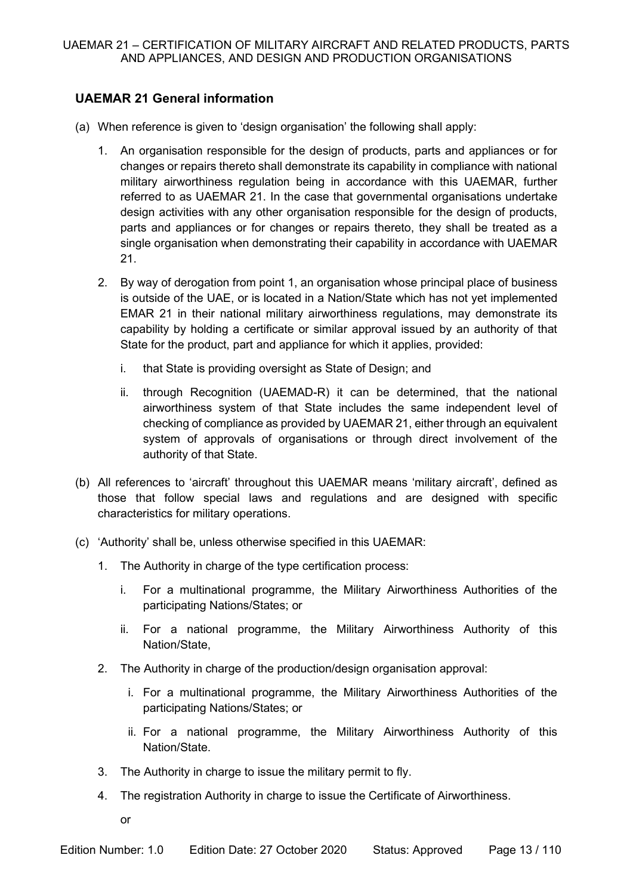## UAEMAR 21 General information

(a) When reference is given to 'design organisation' the following shall apply:

1. An organisation responsible for the design of products, parts and appliances or for changes or repairs thereto shall demonstrate its capability in compliance with national military airworthiness regulation being in accordance with this UAEMAR, further referred to as UAEMAR 21. In the case that governmental organisations undertake design activities with any other organisation responsible for the design of products, parts and appliances or for changes or repairs thereto, they shall be treated as a single organisation when demonstrating their capability in accordance with UAEMAR 21.

2. By way of derogation from point 1, an organisation whose principal place of business is outside of the UAE, or is located in a Nation/State which has not yet implemented EMAR 21 in their national military airworthiness regulations, may demonstrate its capability by holding a certificate or similar approval issued by an authority of that State for the product, part and appliance for which it applies, provided:

   i. that State is providing oversight as State of Design; and

   ii. through Recognition (UAEMAD-R) it can be determined, that the national airworthiness system of that State includes the same independent level of checking of compliance as provided by UAEMAR 21, either through an equivalent system of approvals of organisations or through direct involvement of the authority of that State.

(b) All references to 'aircraft' throughout this UAEMAR means 'military aircraft', defined as those that follow special laws and regulations and are designed with specific characteristics for military operations.

(c) 'Authority' shall be, unless otherwise specified in this UAEMAR:

1. The Authority in charge of the type certification process:

   i. For a multinational programme, the Military Airworthiness Authorities of the participating Nations/States; or

   ii. For a national programme, the Military Airworthiness Authority of this Nation/State,

2. The Authority in charge of the production/design organisation approval:

   i. For a multinational programme, the Military Airworthiness Authorities of the participating Nations/States; or

   ii. For a national programme, the Military Airworthiness Authority of this Nation/State.

3. The Authority in charge to issue the military permit to fly.

4. The registration Authority in charge to issue the Certificate of Airworthiness.

   or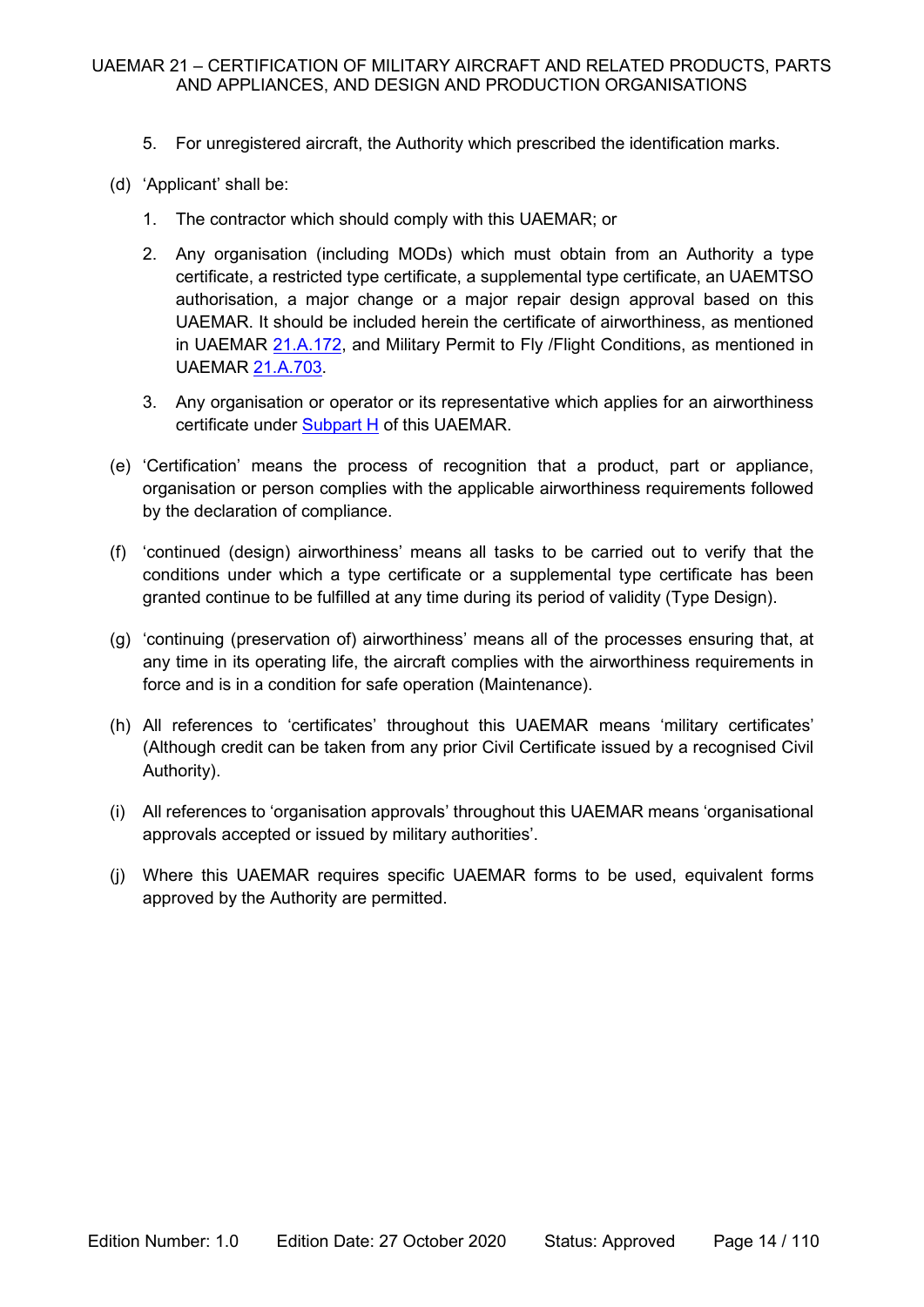5. For unregistered aircraft, the Authority which prescribed the identification marks.

(d) 'Applicant' shall be:

1. The contractor which should comply with this UAEMAR; or

2. Any organisation (including MODs) which must obtain from an Authority a type certificate, a restricted type certificate, a supplemental type certificate, an UAEMTSO authorisation, a major change or a major repair design approval based on this UAEMAR. It should be included herein the certificate of airworthiness, as mentioned in UAEMAR 21.A.172, and Military Permit to Fly /Flight Conditions, as mentioned in UAEMAR 21.A.703.

3. Any organisation or operator or its representative which applies for an airworthiness certificate under Subpart H of this UAEMAR.

(e) 'Certification' means the process of recognition that a product, part or appliance, organisation or person complies with the applicable airworthiness requirements followed by the declaration of compliance.

(f) 'continued (design) airworthiness' means all tasks to be carried out to verify that the conditions under which a type certificate or a supplemental type certificate has been granted continue to be fulfilled at any time during its period of validity (Type Design).

(g) 'continuing (preservation of) airworthiness' means all of the processes ensuring that, at any time in its operating life, the aircraft complies with the airworthiness requirements in force and is in a condition for safe operation (Maintenance).

(h) All references to 'certificates' throughout this UAEMAR means 'military certificates' (Although credit can be taken from any prior Civil Certificate issued by a recognised Civil Authority).

(i) All references to 'organisation approvals' throughout this UAEMAR means 'organisational approvals accepted or issued by military authorities'.

(j) Where this UAEMAR requires specific UAEMAR forms to be used, equivalent forms approved by the Authority are permitted.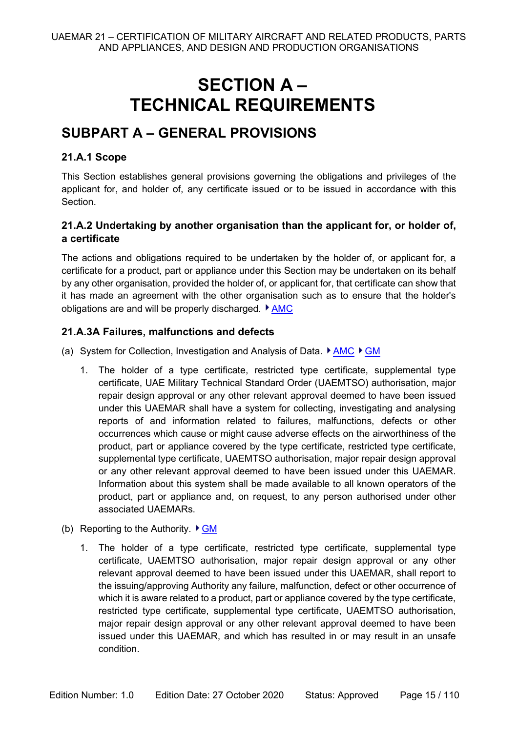# SECTION A – TECHNICAL REQUIREMENTS

## SUBPART A – GENERAL PROVISIONS

### 21.A.1 Scope

This Section establishes general provisions governing the obligations and privileges of the applicant for, and holder of, any certificate issued or to be issued in accordance with this Section.

### 21.A.2 Undertaking by another organisation than the applicant for, or holder of, a certificate

The actions and obligations required to be undertaken by the holder of, or applicant for, a certificate for a product, part or appliance under this Section may be undertaken on its behalf by any other organisation, provided the holder of, or applicant for, that certificate can show that it has made an agreement with the other organisation such as to ensure that the holder's obligations are and will be properly discharged. ▸AMC

### 21.A.3A Failures, malfunctions and defects

(a) System for Collection, Investigation and Analysis of Data. ▸AMC ▸GM

1. The holder of a type certificate, restricted type certificate, supplemental type certificate, UAE Military Technical Standard Order (UAEMTSO) authorisation, major repair design approval or any other relevant approval deemed to have been issued under this UAEMAR shall have a system for collecting, investigating and analysing reports of and information related to failures, malfunctions, defects or other occurrences which cause or might cause adverse effects on the airworthiness of the product, part or appliance covered by the type certificate, restricted type certificate, supplemental type certificate, UAEMTSO authorisation, major repair design approval or any other relevant approval deemed to have been issued under this UAEMAR. Information about this system shall be made available to all known operators of the product, part or appliance and, on request, to any person authorised under other associated UAEMARs.

(b) Reporting to the Authority. ▸GM

1. The holder of a type certificate, restricted type certificate, supplemental type certificate, UAEMTSO authorisation, major repair design approval or any other relevant approval deemed to have been issued under this UAEMAR, shall report to the issuing/approving Authority any failure, malfunction, defect or other occurrence of which it is aware related to a product, part or appliance covered by the type certificate, restricted type certificate, supplemental type certificate, UAEMTSO authorisation, major repair design approval or any other relevant approval deemed to have been issued under this UAEMAR, and which has resulted in or may result in an unsafe condition.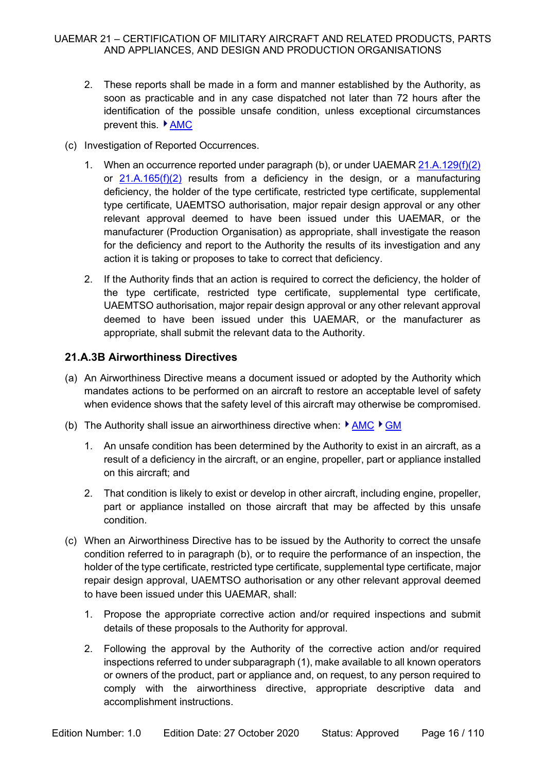2. These reports shall be made in a form and manner established by the Authority, as soon as practicable and in any case dispatched not later than 72 hours after the identification of the possible unsafe condition, unless exceptional circumstances prevent this. ▸AMC

(c) Investigation of Reported Occurrences.

1. When an occurrence reported under paragraph (b), or under UAEMAR 21.A.129(f)(2) or 21.A.165(f)(2) results from a deficiency in the design, or a manufacturing deficiency, the holder of the type certificate, restricted type certificate, supplemental type certificate, UAEMTSO authorisation, major repair design approval or any other relevant approval deemed to have been issued under this UAEMAR, or the manufacturer (Production Organisation) as appropriate, shall investigate the reason for the deficiency and report to the Authority the results of its investigation and any action it is taking or proposes to take to correct that deficiency.

2. If the Authority finds that an action is required to correct the deficiency, the holder of the type certificate, restricted type certificate, supplemental type certificate, UAEMTSO authorisation, major repair design approval or any other relevant approval deemed to have been issued under this UAEMAR, or the manufacturer as appropriate, shall submit the relevant data to the Authority.

### 21.A.3B Airworthiness Directives

(a) An Airworthiness Directive means a document issued or adopted by the Authority which mandates actions to be performed on an aircraft to restore an acceptable level of safety when evidence shows that the safety level of this aircraft may otherwise be compromised.

(b) The Authority shall issue an airworthiness directive when: ▸AMC ▸GM

1. An unsafe condition has been determined by the Authority to exist in an aircraft, as a result of a deficiency in the aircraft, or an engine, propeller, part or appliance installed on this aircraft; and

2. That condition is likely to exist or develop in other aircraft, including engine, propeller, part or appliance installed on those aircraft that may be affected by this unsafe condition.

(c) When an Airworthiness Directive has to be issued by the Authority to correct the unsafe condition referred to in paragraph (b), or to require the performance of an inspection, the holder of the type certificate, restricted type certificate, supplemental type certificate, major repair design approval, UAEMTSO authorisation or any other relevant approval deemed to have been issued under this UAEMAR, shall:

1. Propose the appropriate corrective action and/or required inspections and submit details of these proposals to the Authority for approval.

2. Following the approval by the Authority of the corrective action and/or required inspections referred to under subparagraph (1), make available to all known operators or owners of the product, part or appliance and, on request, to any person required to comply with the airworthiness directive, appropriate descriptive data and accomplishment instructions.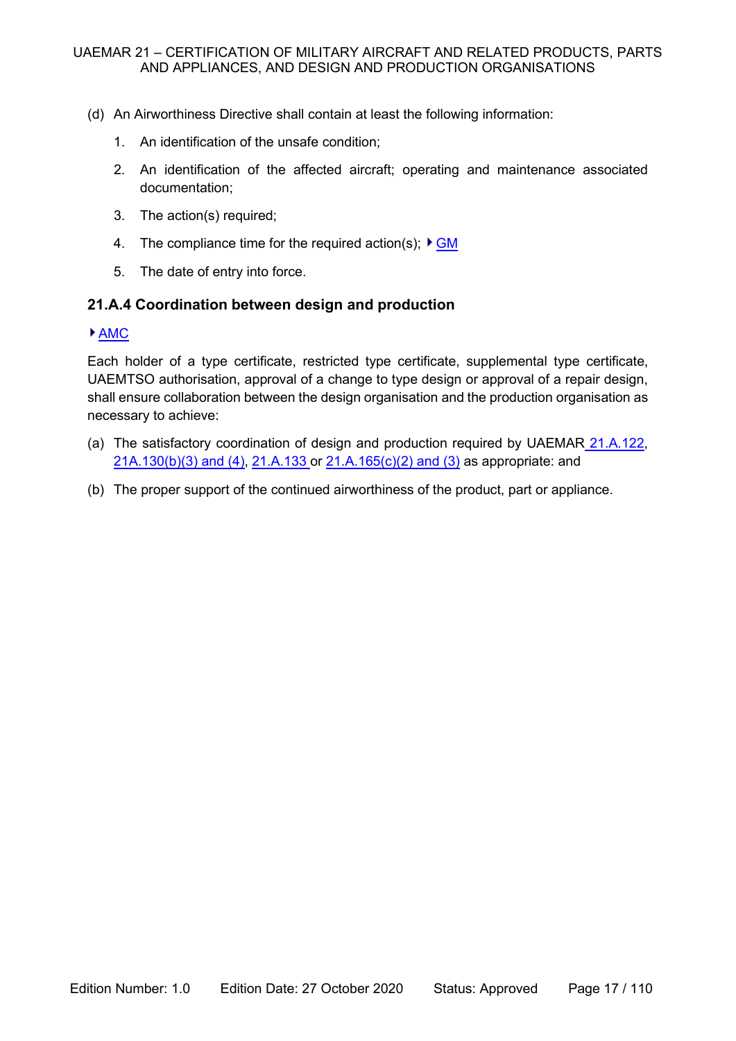(d) An Airworthiness Directive shall contain at least the following information:

1. An identification of the unsafe condition;
2. An identification of the affected aircraft; operating and maintenance associated documentation;
3. The action(s) required;
4. The compliance time for the required action(s); ▸ GM
5. The date of entry into force.

### 21.A.4 Coordination between design and production

▸ AMC

Each holder of a type certificate, restricted type certificate, supplemental type certificate, UAEMTSO authorisation, approval of a change to type design or approval of a repair design, shall ensure collaboration between the design organisation and the production organisation as necessary to achieve:

(a) The satisfactory coordination of design and production required by UAEMAR 21.A.122, 21A.130(b)(3) and (4), 21.A.133 or 21.A.165(c)(2) and (3) as appropriate: and

(b) The proper support of the continued airworthiness of the product, part or appliance.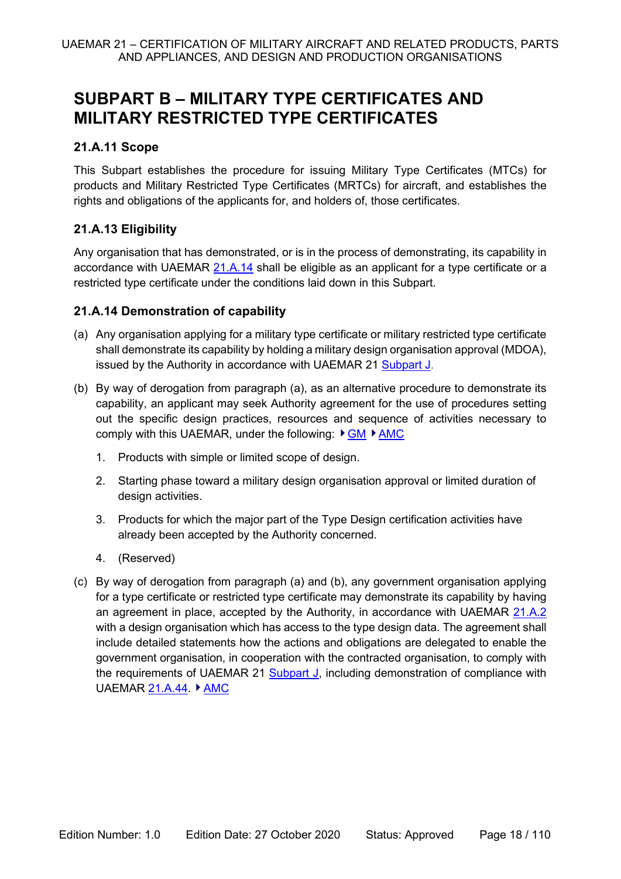# SUBPART B – MILITARY TYPE CERTIFICATES AND MILITARY RESTRICTED TYPE CERTIFICATES

### 21.A.11 Scope

This Subpart establishes the procedure for issuing Military Type Certificates (MTCs) for products and Military Restricted Type Certificates (MRTCs) for aircraft, and establishes the rights and obligations of the applicants for, and holders of, those certificates.

### 21.A.13 Eligibility

Any organisation that has demonstrated, or is in the process of demonstrating, its capability in accordance with UAEMAR 21.A.14 shall be eligible as an applicant for a type certificate or a restricted type certificate under the conditions laid down in this Subpart.

### 21.A.14 Demonstration of capability

(a) Any organisation applying for a military type certificate or military restricted type certificate shall demonstrate its capability by holding a military design organisation approval (MDOA), issued by the Authority in accordance with UAEMAR 21 Subpart J.

(b) By way of derogation from paragraph (a), as an alternative procedure to demonstrate its capability, an applicant may seek Authority agreement for the use of procedures setting out the specific design practices, resources and sequence of activities necessary to comply with this UAEMAR, under the following: ▸GM ▸AMC

1. Products with simple or limited scope of design.
2. Starting phase toward a military design organisation approval or limited duration of design activities.
3. Products for which the major part of the Type Design certification activities have already been accepted by the Authority concerned.
4. (Reserved)

(c) By way of derogation from paragraph (a) and (b), any government organisation applying for a type certificate or restricted type certificate may demonstrate its capability by having an agreement in place, accepted by the Authority, in accordance with UAEMAR 21.A.2 with a design organisation which has access to the type design data. The agreement shall include detailed statements how the actions and obligations are delegated to enable the government organisation, in cooperation with the contracted organisation, to comply with the requirements of UAEMAR 21 Subpart J, including demonstration of compliance with UAEMAR 21.A.44. ▸AMC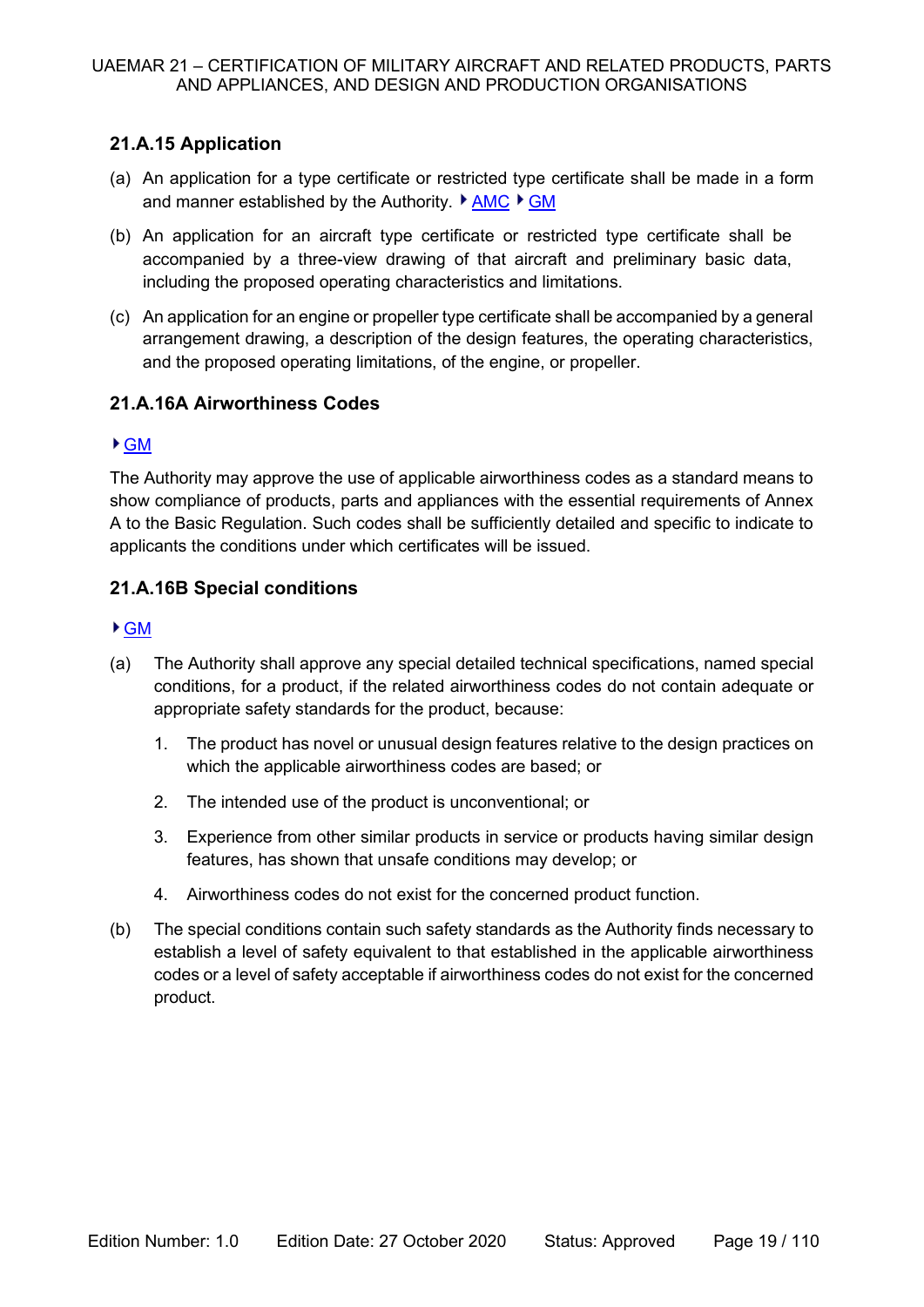## 21.A.15 Application

(a) An application for a type certificate or restricted type certificate shall be made in a form and manner established by the Authority. ▸AMC ▸GM

(b) An application for an aircraft type certificate or restricted type certificate shall be accompanied by a three-view drawing of that aircraft and preliminary basic data, including the proposed operating characteristics and limitations.

(c) An application for an engine or propeller type certificate shall be accompanied by a general arrangement drawing, a description of the design features, the operating characteristics, and the proposed operating limitations, of the engine, or propeller.

## 21.A.16A Airworthiness Codes

▸GM

The Authority may approve the use of applicable airworthiness codes as a standard means to show compliance of products, parts and appliances with the essential requirements of Annex A to the Basic Regulation. Such codes shall be sufficiently detailed and specific to indicate to applicants the conditions under which certificates will be issued.

## 21.A.16B Special conditions

▸GM

(a) The Authority shall approve any special detailed technical specifications, named special conditions, for a product, if the related airworthiness codes do not contain adequate or appropriate safety standards for the product, because:

1. The product has novel or unusual design features relative to the design practices on which the applicable airworthiness codes are based; or

2. The intended use of the product is unconventional; or

3. Experience from other similar products in service or products having similar design features, has shown that unsafe conditions may develop; or

4. Airworthiness codes do not exist for the concerned product function.

(b) The special conditions contain such safety standards as the Authority finds necessary to establish a level of safety equivalent to that established in the applicable airworthiness codes or a level of safety acceptable if airworthiness codes do not exist for the concerned product.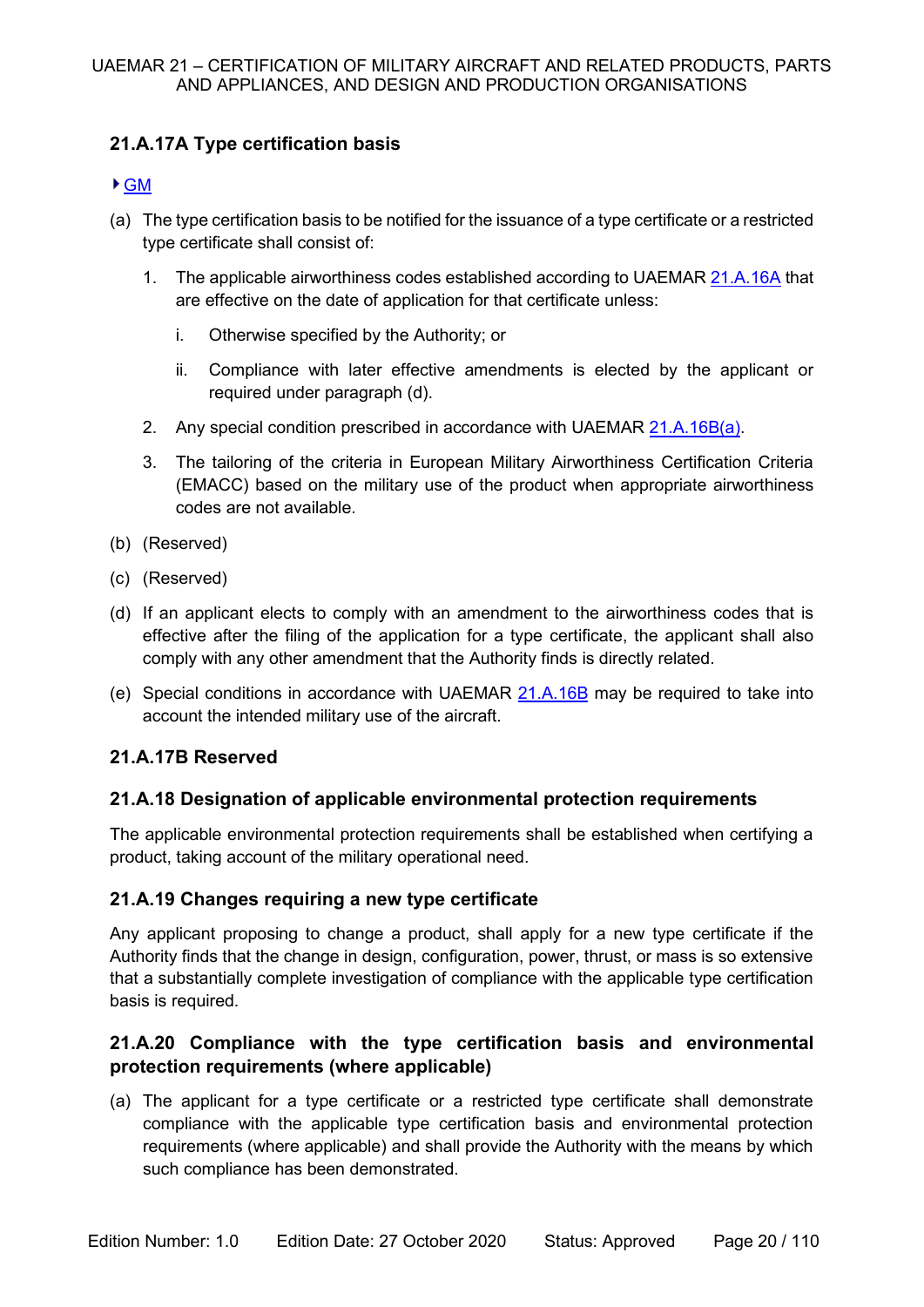### 21.A.17A Type certification basis

‣ GM

(a) The type certification basis to be notified for the issuance of a type certificate or a restricted type certificate shall consist of:

1. The applicable airworthiness codes established according to UAEMAR 21.A.16A that are effective on the date of application for that certificate unless:

   i. Otherwise specified by the Authority; or

   ii. Compliance with later effective amendments is elected by the applicant or required under paragraph (d).

2. Any special condition prescribed in accordance with UAEMAR 21.A.16B(a).

3. The tailoring of the criteria in European Military Airworthiness Certification Criteria (EMACC) based on the military use of the product when appropriate airworthiness codes are not available.

(b) (Reserved)

(c) (Reserved)

(d) If an applicant elects to comply with an amendment to the airworthiness codes that is effective after the filing of the application for a type certificate, the applicant shall also comply with any other amendment that the Authority finds is directly related.

(e) Special conditions in accordance with UAEMAR 21.A.16B may be required to take into account the intended military use of the aircraft.

### 21.A.17B Reserved

### 21.A.18 Designation of applicable environmental protection requirements

The applicable environmental protection requirements shall be established when certifying a product, taking account of the military operational need.

### 21.A.19 Changes requiring a new type certificate

Any applicant proposing to change a product, shall apply for a new type certificate if the Authority finds that the change in design, configuration, power, thrust, or mass is so extensive that a substantially complete investigation of compliance with the applicable type certification basis is required.

### 21.A.20 Compliance with the type certification basis and environmental protection requirements (where applicable)

(a) The applicant for a type certificate or a restricted type certificate shall demonstrate compliance with the applicable type certification basis and environmental protection requirements (where applicable) and shall provide the Authority with the means by which such compliance has been demonstrated.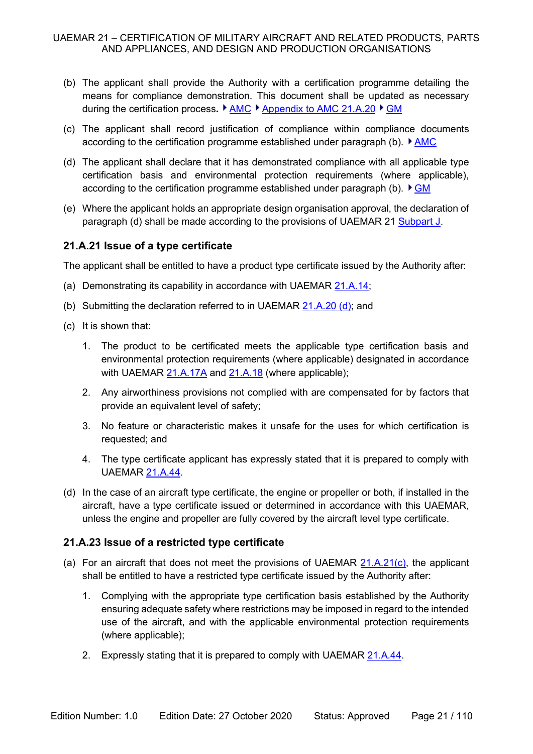(b) The applicant shall provide the Authority with a certification programme detailing the means for compliance demonstration. This document shall be updated as necessary during the certification process. ▸ AMC ▸ Appendix to AMC 21.A.20 ▸ GM

(c) The applicant shall record justification of compliance within compliance documents according to the certification programme established under paragraph (b). ▸ AMC

(d) The applicant shall declare that it has demonstrated compliance with all applicable type certification basis and environmental protection requirements (where applicable), according to the certification programme established under paragraph (b). ▸ GM

(e) Where the applicant holds an appropriate design organisation approval, the declaration of paragraph (d) shall be made according to the provisions of UAEMAR 21 Subpart J.

### 21.A.21 Issue of a type certificate

The applicant shall be entitled to have a product type certificate issued by the Authority after:

(a) Demonstrating its capability in accordance with UAEMAR 21.A.14;

(b) Submitting the declaration referred to in UAEMAR 21.A.20 (d); and

(c) It is shown that:

1. The product to be certificated meets the applicable type certification basis and environmental protection requirements (where applicable) designated in accordance with UAEMAR 21.A.17A and 21.A.18 (where applicable);
2. Any airworthiness provisions not complied with are compensated for by factors that provide an equivalent level of safety;
3. No feature or characteristic makes it unsafe for the uses for which certification is requested; and
4. The type certificate applicant has expressly stated that it is prepared to comply with UAEMAR 21.A.44.

(d) In the case of an aircraft type certificate, the engine or propeller or both, if installed in the aircraft, have a type certificate issued or determined in accordance with this UAEMAR, unless the engine and propeller are fully covered by the aircraft level type certificate.

### 21.A.23 Issue of a restricted type certificate

(a) For an aircraft that does not meet the provisions of UAEMAR 21.A.21(c), the applicant shall be entitled to have a restricted type certificate issued by the Authority after:

1. Complying with the appropriate type certification basis established by the Authority ensuring adequate safety where restrictions may be imposed in regard to the intended use of the aircraft, and with the applicable environmental protection requirements (where applicable);
2. Expressly stating that it is prepared to comply with UAEMAR 21.A.44.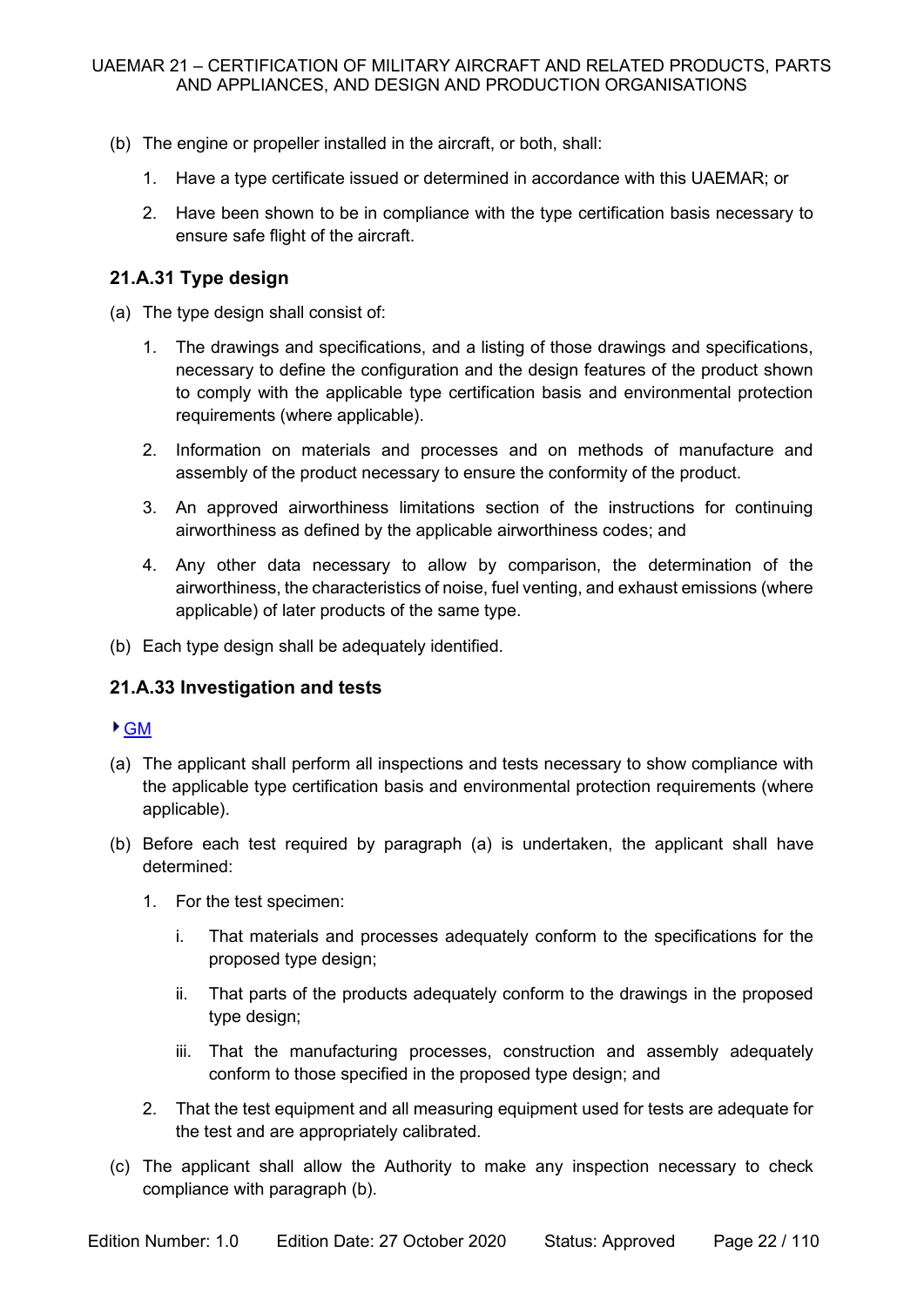(b) The engine or propeller installed in the aircraft, or both, shall:

1. Have a type certificate issued or determined in accordance with this UAEMAR; or

2. Have been shown to be in compliance with the type certification basis necessary to ensure safe flight of the aircraft.

### 21.A.31 Type design

(a) The type design shall consist of:

1. The drawings and specifications, and a listing of those drawings and specifications, necessary to define the configuration and the design features of the product shown to comply with the applicable type certification basis and environmental protection requirements (where applicable).

2. Information on materials and processes and on methods of manufacture and assembly of the product necessary to ensure the conformity of the product.

3. An approved airworthiness limitations section of the instructions for continuing airworthiness as defined by the applicable airworthiness codes; and

4. Any other data necessary to allow by comparison, the determination of the airworthiness, the characteristics of noise, fuel venting, and exhaust emissions (where applicable) of later products of the same type.

(b) Each type design shall be adequately identified.

### 21.A.33 Investigation and tests

GM

(a) The applicant shall perform all inspections and tests necessary to show compliance with the applicable type certification basis and environmental protection requirements (where applicable).

(b) Before each test required by paragraph (a) is undertaken, the applicant shall have determined:

1. For the test specimen:

    i. That materials and processes adequately conform to the specifications for the proposed type design;

    ii. That parts of the products adequately conform to the drawings in the proposed type design;

    iii. That the manufacturing processes, construction and assembly adequately conform to those specified in the proposed type design; and

2. That the test equipment and all measuring equipment used for tests are adequate for the test and are appropriately calibrated.

(c) The applicant shall allow the Authority to make any inspection necessary to check compliance with paragraph (b).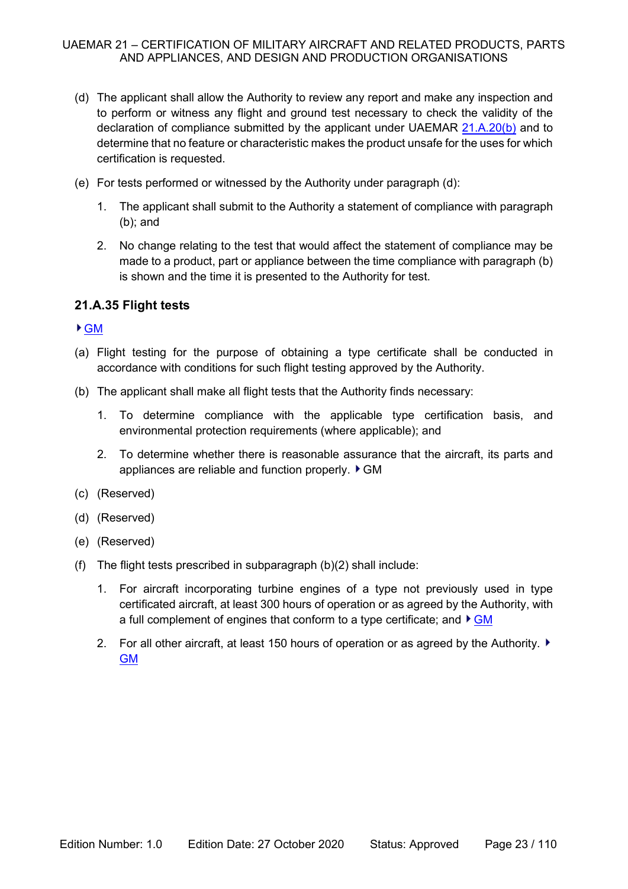(d) The applicant shall allow the Authority to review any report and make any inspection and to perform or witness any flight and ground test necessary to check the validity of the declaration of compliance submitted by the applicant under UAEMAR 21.A.20(b) and to determine that no feature or characteristic makes the product unsafe for the uses for which certification is requested.

(e) For tests performed or witnessed by the Authority under paragraph (d):

1. The applicant shall submit to the Authority a statement of compliance with paragraph (b); and

2. No change relating to the test that would affect the statement of compliance may be made to a product, part or appliance between the time compliance with paragraph (b) is shown and the time it is presented to the Authority for test.

### 21.A.35 Flight tests

▸GM

(a) Flight testing for the purpose of obtaining a type certificate shall be conducted in accordance with conditions for such flight testing approved by the Authority.

(b) The applicant shall make all flight tests that the Authority finds necessary:

1. To determine compliance with the applicable type certification basis, and environmental protection requirements (where applicable); and

2. To determine whether there is reasonable assurance that the aircraft, its parts and appliances are reliable and function properly. ▸GM

(c) (Reserved)

(d) (Reserved)

(e) (Reserved)

(f) The flight tests prescribed in subparagraph (b)(2) shall include:

1. For aircraft incorporating turbine engines of a type not previously used in type certificated aircraft, at least 300 hours of operation or as agreed by the Authority, with a full complement of engines that conform to a type certificate; and ▸GM

2. For all other aircraft, at least 150 hours of operation or as agreed by the Authority. ▸GM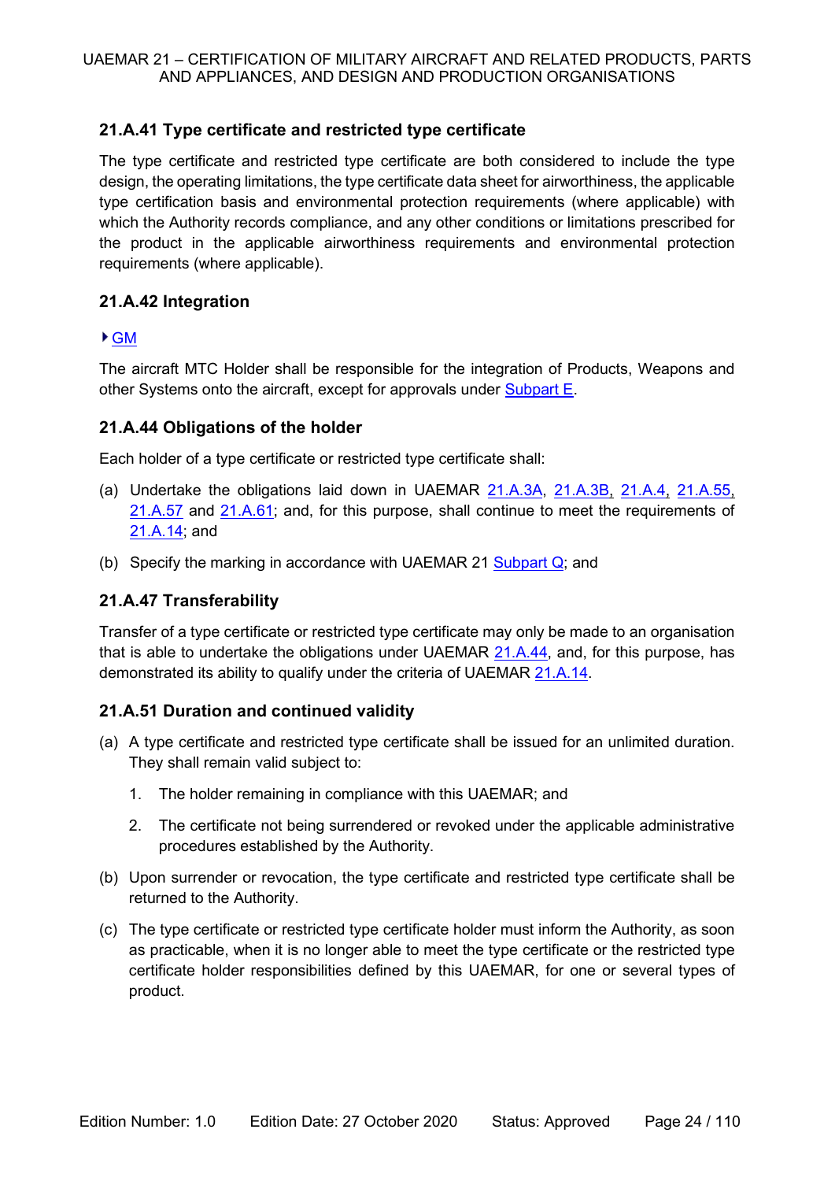## 21.A.41 Type certificate and restricted type certificate

The type certificate and restricted type certificate are both considered to include the type design, the operating limitations, the type certificate data sheet for airworthiness, the applicable type certification basis and environmental protection requirements (where applicable) with which the Authority records compliance, and any other conditions or limitations prescribed for the product in the applicable airworthiness requirements and environmental protection requirements (where applicable).

## 21.A.42 Integration

▸GM

The aircraft MTC Holder shall be responsible for the integration of Products, Weapons and other Systems onto the aircraft, except for approvals under Subpart E.

## 21.A.44 Obligations of the holder

Each holder of a type certificate or restricted type certificate shall:

(a) Undertake the obligations laid down in UAEMAR 21.A.3A, 21.A.3B, 21.A.4, 21.A.55, 21.A.57 and 21.A.61; and, for this purpose, shall continue to meet the requirements of 21.A.14; and

(b) Specify the marking in accordance with UAEMAR 21 Subpart Q; and

## 21.A.47 Transferability

Transfer of a type certificate or restricted type certificate may only be made to an organisation that is able to undertake the obligations under UAEMAR 21.A.44, and, for this purpose, has demonstrated its ability to qualify under the criteria of UAEMAR 21.A.14.

## 21.A.51 Duration and continued validity

(a) A type certificate and restricted type certificate shall be issued for an unlimited duration. They shall remain valid subject to:

1. The holder remaining in compliance with this UAEMAR; and

2. The certificate not being surrendered or revoked under the applicable administrative procedures established by the Authority.

(b) Upon surrender or revocation, the type certificate and restricted type certificate shall be returned to the Authority.

(c) The type certificate or restricted type certificate holder must inform the Authority, as soon as practicable, when it is no longer able to meet the type certificate or the restricted type certificate holder responsibilities defined by this UAEMAR, for one or several types of product.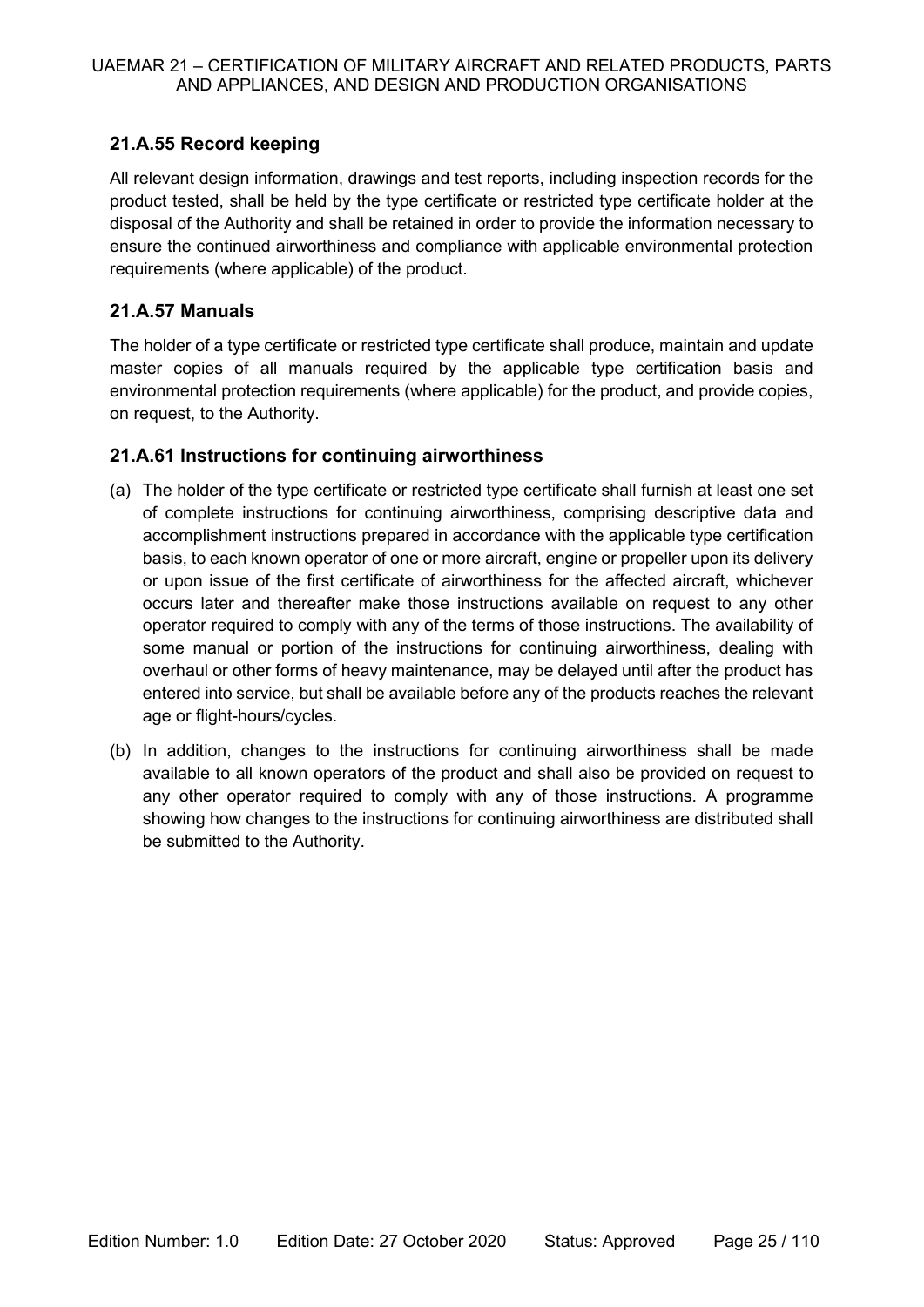### 21.A.55 Record keeping

All relevant design information, drawings and test reports, including inspection records for the product tested, shall be held by the type certificate or restricted type certificate holder at the disposal of the Authority and shall be retained in order to provide the information necessary to ensure the continued airworthiness and compliance with applicable environmental protection requirements (where applicable) of the product.

### 21.A.57 Manuals

The holder of a type certificate or restricted type certificate shall produce, maintain and update master copies of all manuals required by the applicable type certification basis and environmental protection requirements (where applicable) for the product, and provide copies, on request, to the Authority.

### 21.A.61 Instructions for continuing airworthiness

(a) The holder of the type certificate or restricted type certificate shall furnish at least one set of complete instructions for continuing airworthiness, comprising descriptive data and accomplishment instructions prepared in accordance with the applicable type certification basis, to each known operator of one or more aircraft, engine or propeller upon its delivery or upon issue of the first certificate of airworthiness for the affected aircraft, whichever occurs later and thereafter make those instructions available on request to any other operator required to comply with any of the terms of those instructions. The availability of some manual or portion of the instructions for continuing airworthiness, dealing with overhaul or other forms of heavy maintenance, may be delayed until after the product has entered into service, but shall be available before any of the products reaches the relevant age or flight-hours/cycles.

(b) In addition, changes to the instructions for continuing airworthiness shall be made available to all known operators of the product and shall also be provided on request to any other operator required to comply with any of those instructions. A programme showing how changes to the instructions for continuing airworthiness are distributed shall be submitted to the Authority.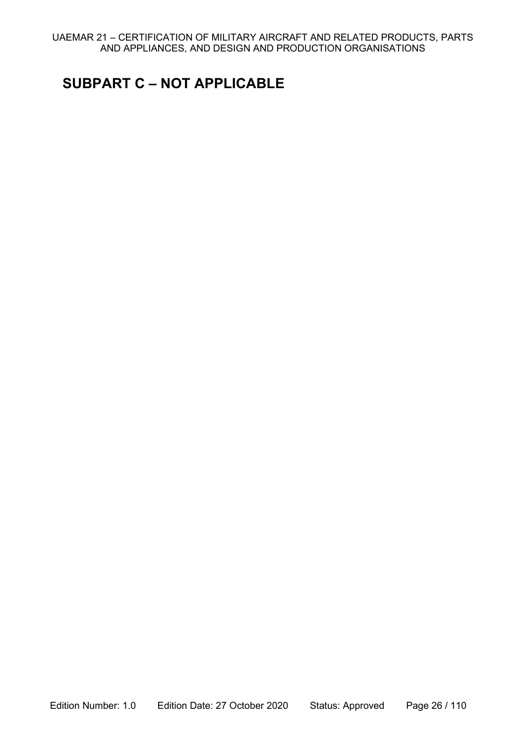# SUBPART C – NOT APPLICABLE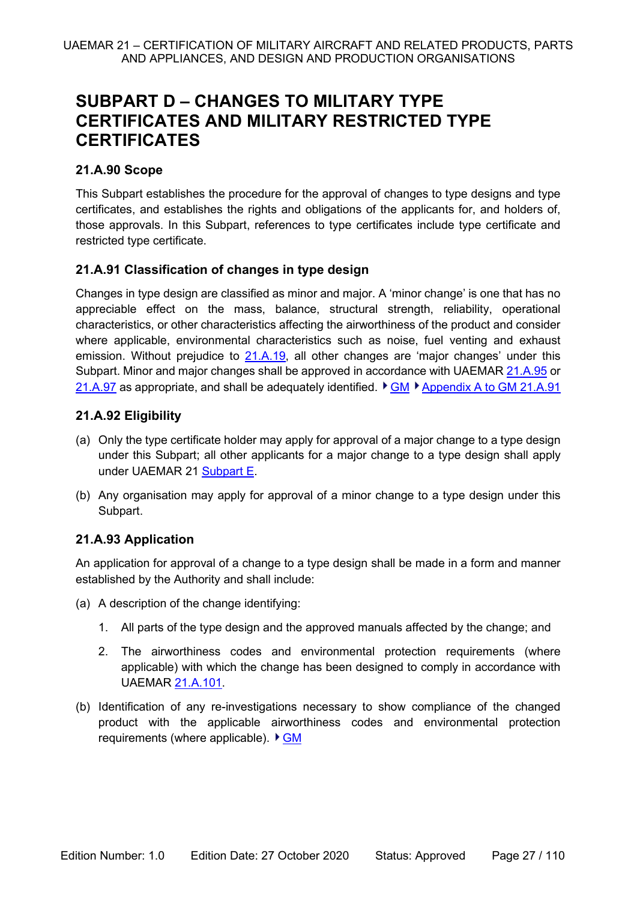# SUBPART D – CHANGES TO MILITARY TYPE CERTIFICATES AND MILITARY RESTRICTED TYPE CERTIFICATES

### 21.A.90 Scope

This Subpart establishes the procedure for the approval of changes to type designs and type certificates, and establishes the rights and obligations of the applicants for, and holders of, those approvals. In this Subpart, references to type certificates include type certificate and restricted type certificate.

### 21.A.91 Classification of changes in type design

Changes in type design are classified as minor and major. A 'minor change' is one that has no appreciable effect on the mass, balance, structural strength, reliability, operational characteristics, or other characteristics affecting the airworthiness of the product and consider where applicable, environmental characteristics such as noise, fuel venting and exhaust emission. Without prejudice to 21.A.19, all other changes are 'major changes' under this Subpart. Minor and major changes shall be approved in accordance with UAEMAR 21.A.95 or 21.A.97 as appropriate, and shall be adequately identified. ▸GM ▸Appendix A to GM 21.A.91

### 21.A.92 Eligibility

(a) Only the type certificate holder may apply for approval of a major change to a type design under this Subpart; all other applicants for a major change to a type design shall apply under UAEMAR 21 Subpart E.

(b) Any organisation may apply for approval of a minor change to a type design under this Subpart.

### 21.A.93 Application

An application for approval of a change to a type design shall be made in a form and manner established by the Authority and shall include:

(a) A description of the change identifying:

1. All parts of the type design and the approved manuals affected by the change; and
2. The airworthiness codes and environmental protection requirements (where applicable) with which the change has been designed to comply in accordance with UAEMAR 21.A.101.

(b) Identification of any re-investigations necessary to show compliance of the changed product with the applicable airworthiness codes and environmental protection requirements (where applicable). ▸GM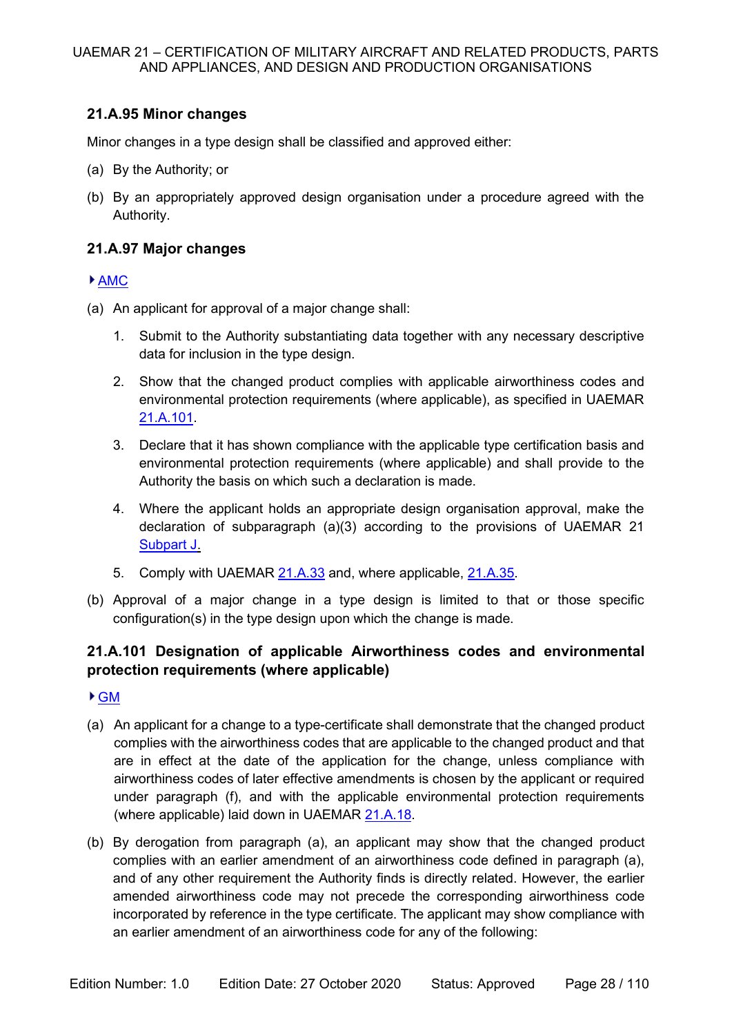### 21.A.95 Minor changes

Minor changes in a type design shall be classified and approved either:

(a) By the Authority; or

(b) By an appropriately approved design organisation under a procedure agreed with the Authority.

### 21.A.97 Major changes

▸ AMC

(a) An applicant for approval of a major change shall:

1. Submit to the Authority substantiating data together with any necessary descriptive data for inclusion in the type design.

2. Show that the changed product complies with applicable airworthiness codes and environmental protection requirements (where applicable), as specified in UAEMAR 21.A.101.

3. Declare that it has shown compliance with the applicable type certification basis and environmental protection requirements (where applicable) and shall provide to the Authority the basis on which such a declaration is made.

4. Where the applicant holds an appropriate design organisation approval, make the declaration of subparagraph (a)(3) according to the provisions of UAEMAR 21 Subpart J.

5. Comply with UAEMAR 21.A.33 and, where applicable, 21.A.35.

(b) Approval of a major change in a type design is limited to that or those specific configuration(s) in the type design upon which the change is made.

### 21.A.101 Designation of applicable Airworthiness codes and environmental protection requirements (where applicable)

▸ GM

(a) An applicant for a change to a type-certificate shall demonstrate that the changed product complies with the airworthiness codes that are applicable to the changed product and that are in effect at the date of the application for the change, unless compliance with airworthiness codes of later effective amendments is chosen by the applicant or required under paragraph (f), and with the applicable environmental protection requirements (where applicable) laid down in UAEMAR 21.A.18.

(b) By derogation from paragraph (a), an applicant may show that the changed product complies with an earlier amendment of an airworthiness code defined in paragraph (a), and of any other requirement the Authority finds is directly related. However, the earlier amended airworthiness code may not precede the corresponding airworthiness code incorporated by reference in the type certificate. The applicant may show compliance with an earlier amendment of an airworthiness code for any of the following: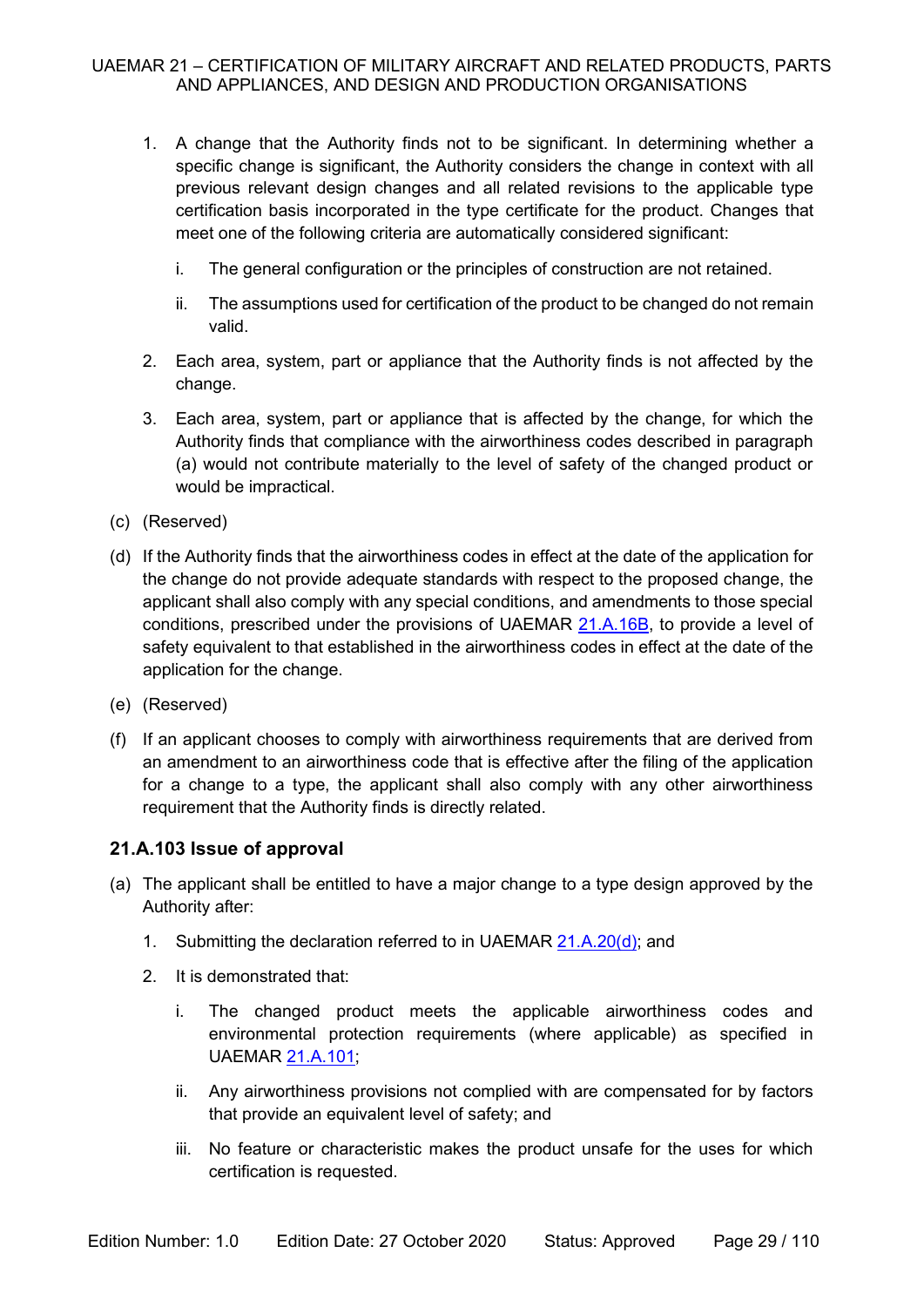1. A change that the Authority finds not to be significant. In determining whether a specific change is significant, the Authority considers the change in context with all previous relevant design changes and all related revisions to the applicable type certification basis incorporated in the type certificate for the product. Changes that meet one of the following criteria are automatically considered significant:

   i. The general configuration or the principles of construction are not retained.

   ii. The assumptions used for certification of the product to be changed do not remain valid.

2. Each area, system, part or appliance that the Authority finds is not affected by the change.

3. Each area, system, part or appliance that is affected by the change, for which the Authority finds that compliance with the airworthiness codes described in paragraph (a) would not contribute materially to the level of safety of the changed product or would be impractical.

(c) (Reserved)

(d) If the Authority finds that the airworthiness codes in effect at the date of the application for the change do not provide adequate standards with respect to the proposed change, the applicant shall also comply with any special conditions, and amendments to those special conditions, prescribed under the provisions of UAEMAR 21.A.16B, to provide a level of safety equivalent to that established in the airworthiness codes in effect at the date of the application for the change.

(e) (Reserved)

(f) If an applicant chooses to comply with airworthiness requirements that are derived from an amendment to an airworthiness code that is effective after the filing of the application for a change to a type, the applicant shall also comply with any other airworthiness requirement that the Authority finds is directly related.

### 21.A.103 Issue of approval

(a) The applicant shall be entitled to have a major change to a type design approved by the Authority after:

1. Submitting the declaration referred to in UAEMAR 21.A.20(d); and

2. It is demonstrated that:

   i. The changed product meets the applicable airworthiness codes and environmental protection requirements (where applicable) as specified in UAEMAR 21.A.101;

   ii. Any airworthiness provisions not complied with are compensated for by factors that provide an equivalent level of safety; and

   iii. No feature or characteristic makes the product unsafe for the uses for which certification is requested.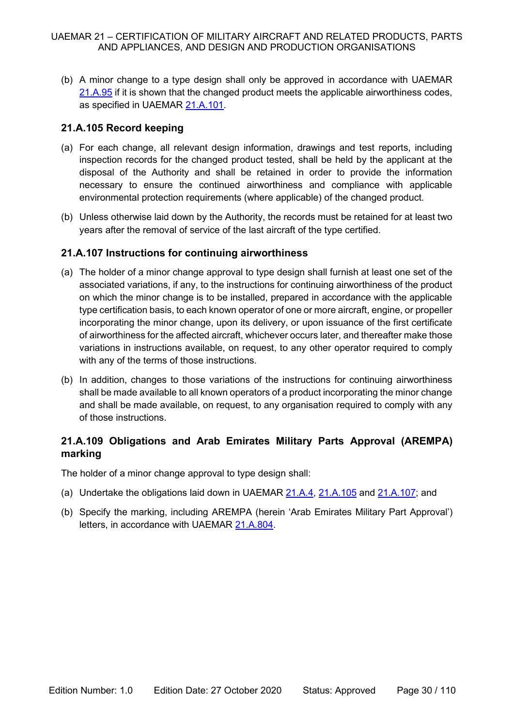(b) A minor change to a type design shall only be approved in accordance with UAEMAR 21.A.95 if it is shown that the changed product meets the applicable airworthiness codes, as specified in UAEMAR 21.A.101.

### 21.A.105 Record keeping

(a) For each change, all relevant design information, drawings and test reports, including inspection records for the changed product tested, shall be held by the applicant at the disposal of the Authority and shall be retained in order to provide the information necessary to ensure the continued airworthiness and compliance with applicable environmental protection requirements (where applicable) of the changed product.

(b) Unless otherwise laid down by the Authority, the records must be retained for at least two years after the removal of service of the last aircraft of the type certified.

### 21.A.107 Instructions for continuing airworthiness

(a) The holder of a minor change approval to type design shall furnish at least one set of the associated variations, if any, to the instructions for continuing airworthiness of the product on which the minor change is to be installed, prepared in accordance with the applicable type certification basis, to each known operator of one or more aircraft, engine, or propeller incorporating the minor change, upon its delivery, or upon issuance of the first certificate of airworthiness for the affected aircraft, whichever occurs later, and thereafter make those variations in instructions available, on request, to any other operator required to comply with any of the terms of those instructions.

(b) In addition, changes to those variations of the instructions for continuing airworthiness shall be made available to all known operators of a product incorporating the minor change and shall be made available, on request, to any organisation required to comply with any of those instructions.

### 21.A.109 Obligations and Arab Emirates Military Parts Approval (AREMPA) marking

The holder of a minor change approval to type design shall:

(a) Undertake the obligations laid down in UAEMAR 21.A.4, 21.A.105 and 21.A.107; and

(b) Specify the marking, including AREMPA (herein 'Arab Emirates Military Part Approval') letters, in accordance with UAEMAR 21.A.804.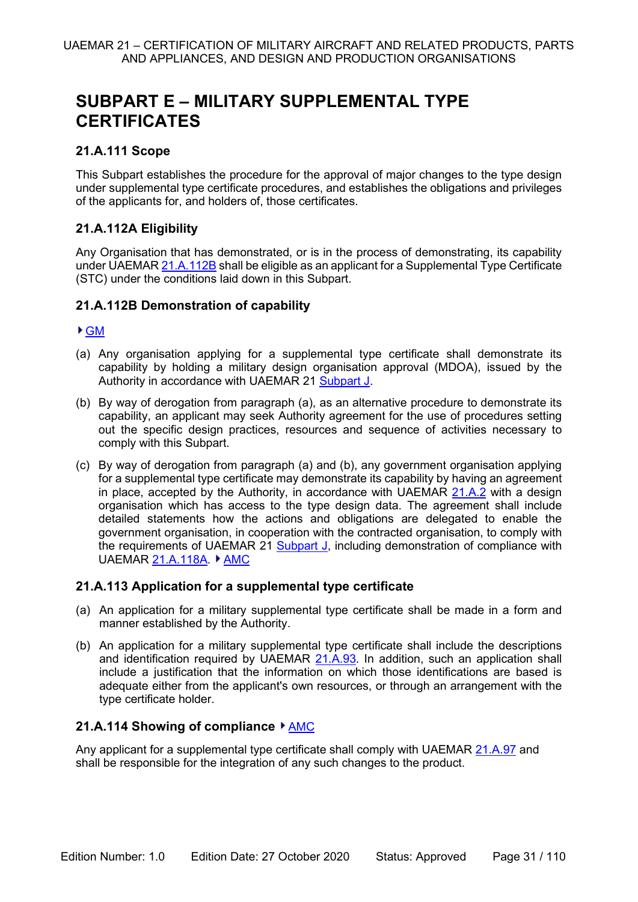# SUBPART E – MILITARY SUPPLEMENTAL TYPE CERTIFICATES

## 21.A.111 Scope

This Subpart establishes the procedure for the approval of major changes to the type design under supplemental type certificate procedures, and establishes the obligations and privileges of the applicants for, and holders of, those certificates.

## 21.A.112A Eligibility

Any Organisation that has demonstrated, or is in the process of demonstrating, its capability under UAEMAR 21.A.112B shall be eligible as an applicant for a Supplemental Type Certificate (STC) under the conditions laid down in this Subpart.

## 21.A.112B Demonstration of capability

▸ GM

(a) Any organisation applying for a supplemental type certificate shall demonstrate its capability by holding a military design organisation approval (MDOA), issued by the Authority in accordance with UAEMAR 21 Subpart J.

(b) By way of derogation from paragraph (a), as an alternative procedure to demonstrate its capability, an applicant may seek Authority agreement for the use of procedures setting out the specific design practices, resources and sequence of activities necessary to comply with this Subpart.

(c) By way of derogation from paragraph (a) and (b), any government organisation applying for a supplemental type certificate may demonstrate its capability by having an agreement in place, accepted by the Authority, in accordance with UAEMAR 21.A.2 with a design organisation which has access to the type design data. The agreement shall include detailed statements how the actions and obligations are delegated to enable the government organisation, in cooperation with the contracted organisation, to comply with the requirements of UAEMAR 21 Subpart J, including demonstration of compliance with UAEMAR 21.A.118A. ▸ AMC

## 21.A.113 Application for a supplemental type certificate

(a) An application for a military supplemental type certificate shall be made in a form and manner established by the Authority.

(b) An application for a military supplemental type certificate shall include the descriptions and identification required by UAEMAR 21.A.93. In addition, such an application shall include a justification that the information on which those identifications are based is adequate either from the applicant's own resources, or through an arrangement with the type certificate holder.

## 21.A.114 Showing of compliance ▸ AMC

Any applicant for a supplemental type certificate shall comply with UAEMAR 21.A.97 and shall be responsible for the integration of any such changes to the product.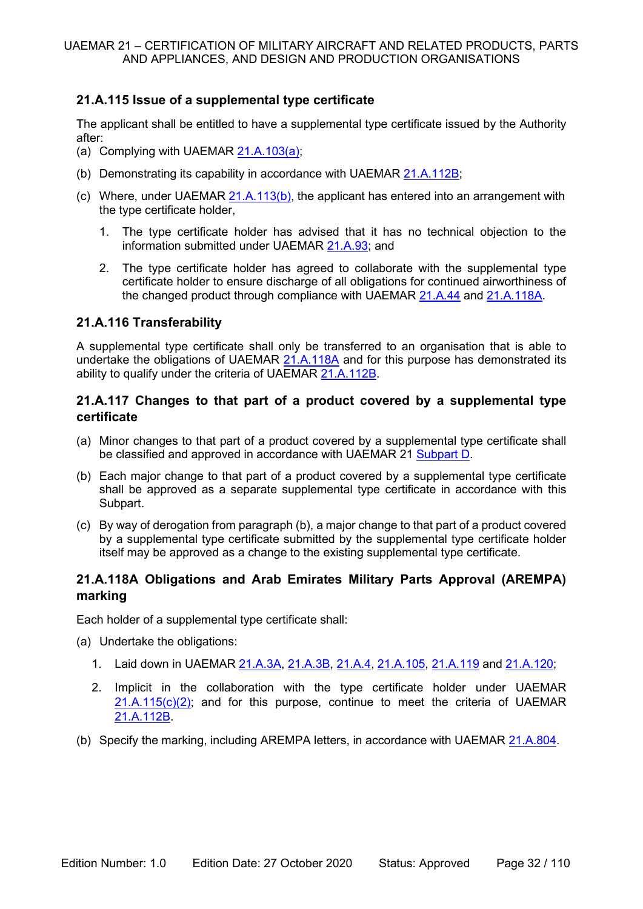### 21.A.115 Issue of a supplemental type certificate

The applicant shall be entitled to have a supplemental type certificate issued by the Authority after:

(a) Complying with UAEMAR 21.A.103(a);

(b) Demonstrating its capability in accordance with UAEMAR 21.A.112B;

(c) Where, under UAEMAR 21.A.113(b), the applicant has entered into an arrangement with the type certificate holder,

1. The type certificate holder has advised that it has no technical objection to the information submitted under UAEMAR 21.A.93; and

2. The type certificate holder has agreed to collaborate with the supplemental type certificate holder to ensure discharge of all obligations for continued airworthiness of the changed product through compliance with UAEMAR 21.A.44 and 21.A.118A.

### 21.A.116 Transferability

A supplemental type certificate shall only be transferred to an organisation that is able to undertake the obligations of UAEMAR 21.A.118A and for this purpose has demonstrated its ability to qualify under the criteria of UAEMAR 21.A.112B.

### 21.A.117 Changes to that part of a product covered by a supplemental type certificate

(a) Minor changes to that part of a product covered by a supplemental type certificate shall be classified and approved in accordance with UAEMAR 21 Subpart D.

(b) Each major change to that part of a product covered by a supplemental type certificate shall be approved as a separate supplemental type certificate in accordance with this Subpart.

(c) By way of derogation from paragraph (b), a major change to that part of a product covered by a supplemental type certificate submitted by the supplemental type certificate holder itself may be approved as a change to the existing supplemental type certificate.

### 21.A.118A Obligations and Arab Emirates Military Parts Approval (AREMPA) marking

Each holder of a supplemental type certificate shall:

(a) Undertake the obligations:

1. Laid down in UAEMAR 21.A.3A, 21.A.3B, 21.A.4, 21.A.105, 21.A.119 and 21.A.120;

2. Implicit in the collaboration with the type certificate holder under UAEMAR 21.A.115(c)(2); and for this purpose, continue to meet the criteria of UAEMAR 21.A.112B.

(b) Specify the marking, including AREMPA letters, in accordance with UAEMAR 21.A.804.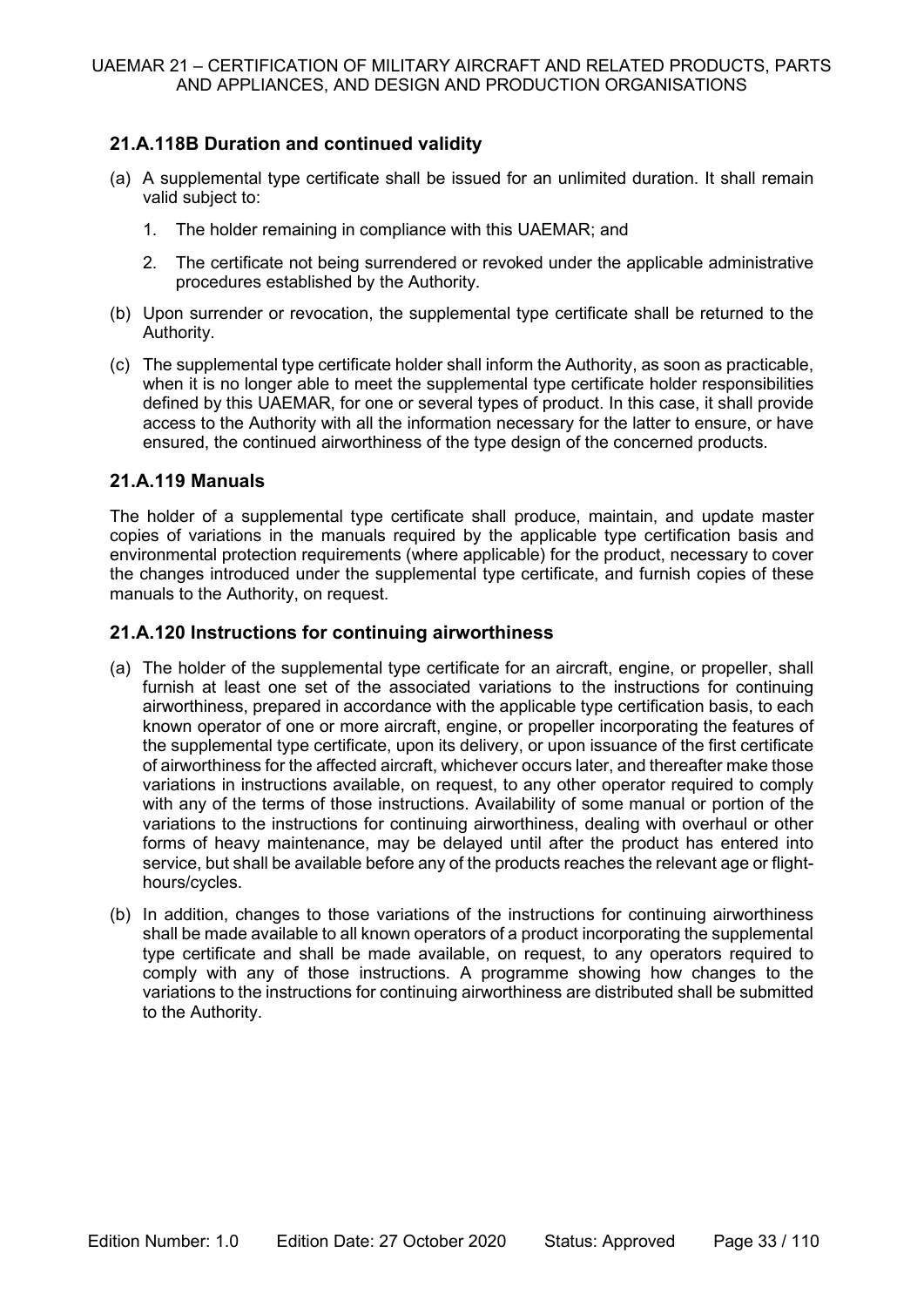### 21.A.118B Duration and continued validity

(a) A supplemental type certificate shall be issued for an unlimited duration. It shall remain valid subject to:

1. The holder remaining in compliance with this UAEMAR; and
2. The certificate not being surrendered or revoked under the applicable administrative procedures established by the Authority.

(b) Upon surrender or revocation, the supplemental type certificate shall be returned to the Authority.

(c) The supplemental type certificate holder shall inform the Authority, as soon as practicable, when it is no longer able to meet the supplemental type certificate holder responsibilities defined by this UAEMAR, for one or several types of product. In this case, it shall provide access to the Authority with all the information necessary for the latter to ensure, or have ensured, the continued airworthiness of the type design of the concerned products.

### 21.A.119 Manuals

The holder of a supplemental type certificate shall produce, maintain, and update master copies of variations in the manuals required by the applicable type certification basis and environmental protection requirements (where applicable) for the product, necessary to cover the changes introduced under the supplemental type certificate, and furnish copies of these manuals to the Authority, on request.

### 21.A.120 Instructions for continuing airworthiness

(a) The holder of the supplemental type certificate for an aircraft, engine, or propeller, shall furnish at least one set of the associated variations to the instructions for continuing airworthiness, prepared in accordance with the applicable type certification basis, to each known operator of one or more aircraft, engine, or propeller incorporating the features of the supplemental type certificate, upon its delivery, or upon issuance of the first certificate of airworthiness for the affected aircraft, whichever occurs later, and thereafter make those variations in instructions available, on request, to any other operator required to comply with any of the terms of those instructions. Availability of some manual or portion of the variations to the instructions for continuing airworthiness, dealing with overhaul or other forms of heavy maintenance, may be delayed until after the product has entered into service, but shall be available before any of the products reaches the relevant age or flight-hours/cycles.

(b) In addition, changes to those variations of the instructions for continuing airworthiness shall be made available to all known operators of a product incorporating the supplemental type certificate and shall be made available, on request, to any operators required to comply with any of those instructions. A programme showing how changes to the variations to the instructions for continuing airworthiness are distributed shall be submitted to the Authority.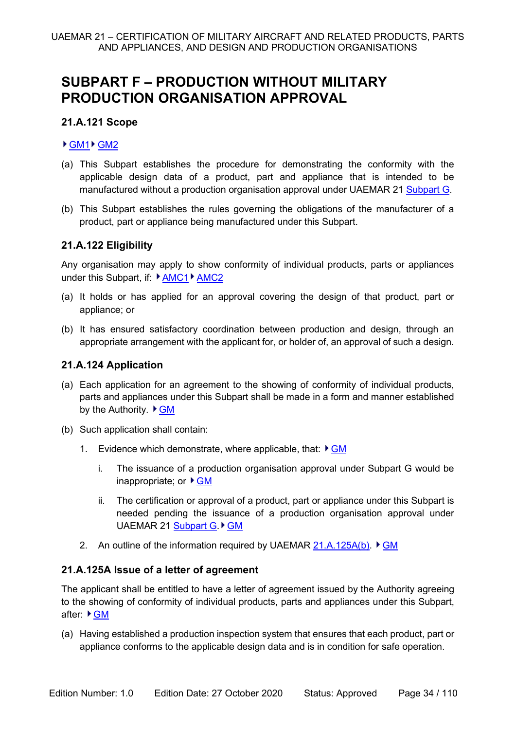# SUBPART F – PRODUCTION WITHOUT MILITARY PRODUCTION ORGANISATION APPROVAL

## 21.A.121 Scope

▸GM1▸GM2

(a) This Subpart establishes the procedure for demonstrating the conformity with the applicable design data of a product, part and appliance that is intended to be manufactured without a production organisation approval under UAEMAR 21 Subpart G.

(b) This Subpart establishes the rules governing the obligations of the manufacturer of a product, part or appliance being manufactured under this Subpart.

## 21.A.122 Eligibility

Any organisation may apply to show conformity of individual products, parts or appliances under this Subpart, if: ▸AMC1▸AMC2

(a) It holds or has applied for an approval covering the design of that product, part or appliance; or

(b) It has ensured satisfactory coordination between production and design, through an appropriate arrangement with the applicant for, or holder of, an approval of such a design.

## 21.A.124 Application

(a) Each application for an agreement to the showing of conformity of individual products, parts and appliances under this Subpart shall be made in a form and manner established by the Authority. ▸GM

(b) Such application shall contain:

1. Evidence which demonstrate, where applicable, that: ▸GM

   i. The issuance of a production organisation approval under Subpart G would be inappropriate; or ▸GM

   ii. The certification or approval of a product, part or appliance under this Subpart is needed pending the issuance of a production organisation approval under UAEMAR 21 Subpart G.▸GM

2. An outline of the information required by UAEMAR 21.A.125A(b). ▸GM

## 21.A.125A Issue of a letter of agreement

The applicant shall be entitled to have a letter of agreement issued by the Authority agreeing to the showing of conformity of individual products, parts and appliances under this Subpart, after: ▸GM

(a) Having established a production inspection system that ensures that each product, part or appliance conforms to the applicable design data and is in condition for safe operation.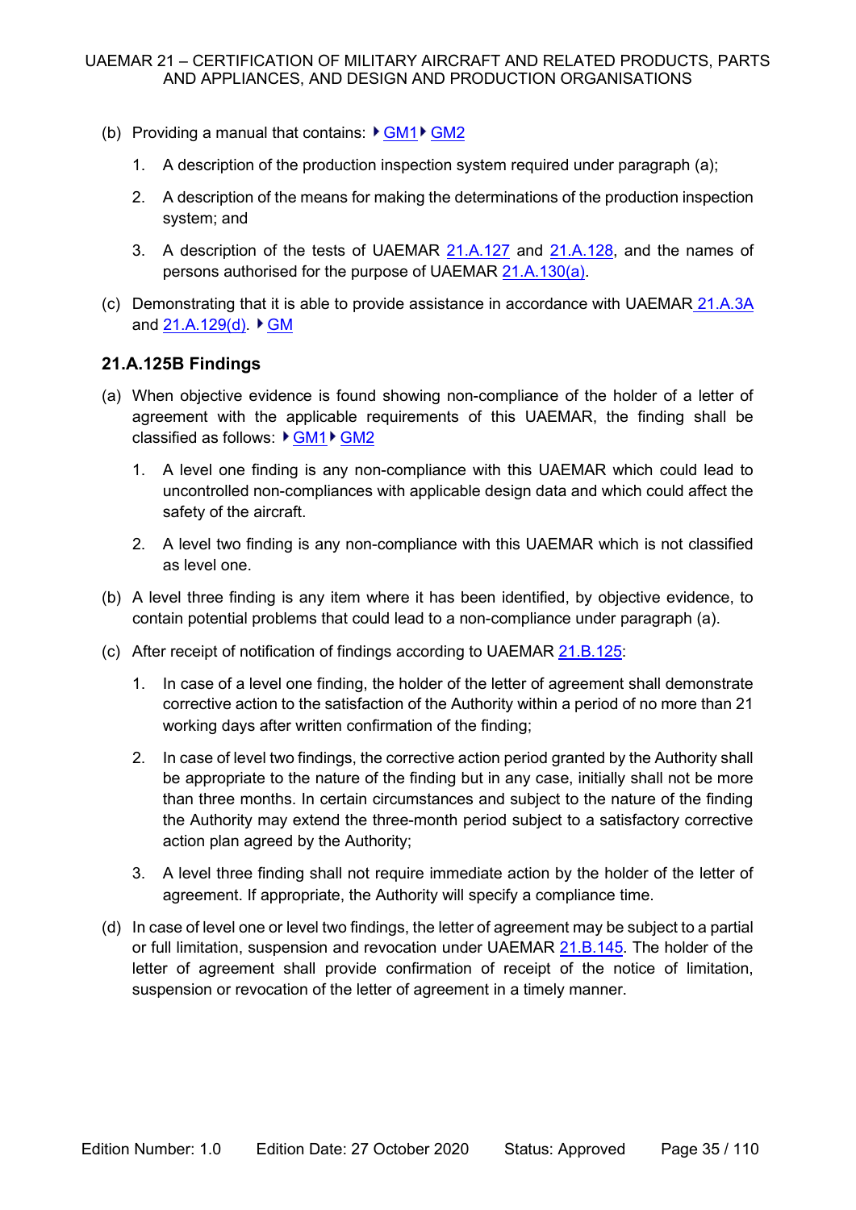(b) Providing a manual that contains: ▸GM1▸GM2

1. A description of the production inspection system required under paragraph (a);
2. A description of the means for making the determinations of the production inspection system; and
3. A description of the tests of UAEMAR 21.A.127 and 21.A.128, and the names of persons authorised for the purpose of UAEMAR 21.A.130(a).

(c) Demonstrating that it is able to provide assistance in accordance with UAEMAR 21.A.3A and 21.A.129(d). ▸GM

### 21.A.125B Findings

(a) When objective evidence is found showing non-compliance of the holder of a letter of agreement with the applicable requirements of this UAEMAR, the finding shall be classified as follows: ▸GM1▸GM2

1. A level one finding is any non-compliance with this UAEMAR which could lead to uncontrolled non-compliances with applicable design data and which could affect the safety of the aircraft.
2. A level two finding is any non-compliance with this UAEMAR which is not classified as level one.

(b) A level three finding is any item where it has been identified, by objective evidence, to contain potential problems that could lead to a non-compliance under paragraph (a).

(c) After receipt of notification of findings according to UAEMAR 21.B.125:

1. In case of a level one finding, the holder of the letter of agreement shall demonstrate corrective action to the satisfaction of the Authority within a period of no more than 21 working days after written confirmation of the finding;
2. In case of level two findings, the corrective action period granted by the Authority shall be appropriate to the nature of the finding but in any case, initially shall not be more than three months. In certain circumstances and subject to the nature of the finding the Authority may extend the three-month period subject to a satisfactory corrective action plan agreed by the Authority;
3. A level three finding shall not require immediate action by the holder of the letter of agreement. If appropriate, the Authority will specify a compliance time.

(d) In case of level one or level two findings, the letter of agreement may be subject to a partial or full limitation, suspension and revocation under UAEMAR 21.B.145. The holder of the letter of agreement shall provide confirmation of receipt of the notice of limitation, suspension or revocation of the letter of agreement in a timely manner.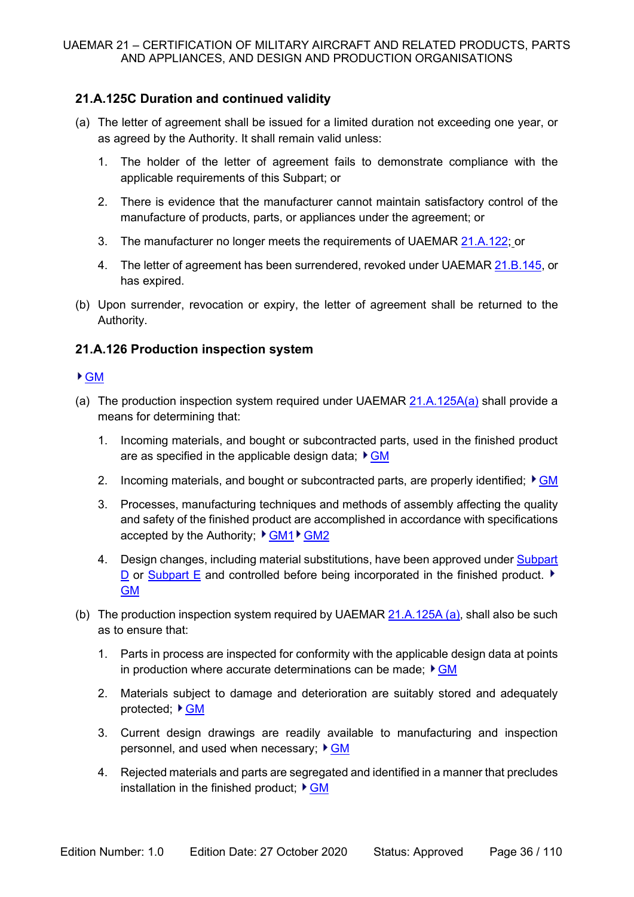### 21.A.125C Duration and continued validity

(a) The letter of agreement shall be issued for a limited duration not exceeding one year, or as agreed by the Authority. It shall remain valid unless:

1. The holder of the letter of agreement fails to demonstrate compliance with the applicable requirements of this Subpart; or

2. There is evidence that the manufacturer cannot maintain satisfactory control of the manufacture of products, parts, or appliances under the agreement; or

3. The manufacturer no longer meets the requirements of UAEMAR 21.A.122; or

4. The letter of agreement has been surrendered, revoked under UAEMAR 21.B.145, or has expired.

(b) Upon surrender, revocation or expiry, the letter of agreement shall be returned to the Authority.

### 21.A.126 Production inspection system

▸GM

(a) The production inspection system required under UAEMAR 21.A.125A(a) shall provide a means for determining that:

1. Incoming materials, and bought or subcontracted parts, used in the finished product are as specified in the applicable design data; ▸GM

2. Incoming materials, and bought or subcontracted parts, are properly identified; ▸GM

3. Processes, manufacturing techniques and methods of assembly affecting the quality and safety of the finished product are accomplished in accordance with specifications accepted by the Authority; ▸GM1▸GM2

4. Design changes, including material substitutions, have been approved under Subpart D or Subpart E and controlled before being incorporated in the finished product. ▸GM

(b) The production inspection system required by UAEMAR 21.A.125A (a), shall also be such as to ensure that:

1. Parts in process are inspected for conformity with the applicable design data at points in production where accurate determinations can be made; ▸GM

2. Materials subject to damage and deterioration are suitably stored and adequately protected; ▸GM

3. Current design drawings are readily available to manufacturing and inspection personnel, and used when necessary; ▸GM

4. Rejected materials and parts are segregated and identified in a manner that precludes installation in the finished product; ▸GM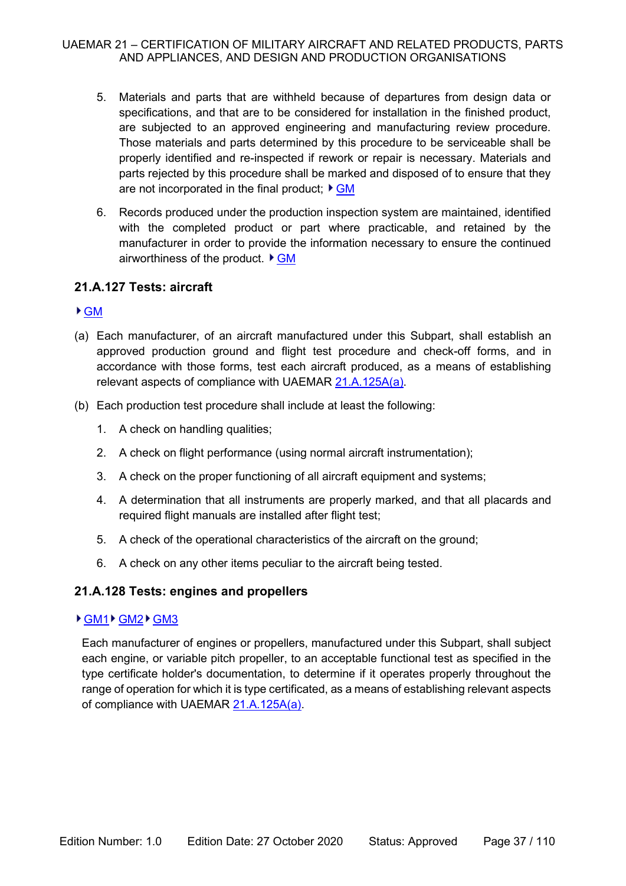5. Materials and parts that are withheld because of departures from design data or specifications, and that are to be considered for installation in the finished product, are subjected to an approved engineering and manufacturing review procedure. Those materials and parts determined by this procedure to be serviceable shall be properly identified and re-inspected if rework or repair is necessary. Materials and parts rejected by this procedure shall be marked and disposed of to ensure that they are not incorporated in the final product; ▸ GM

6. Records produced under the production inspection system are maintained, identified with the completed product or part where practicable, and retained by the manufacturer in order to provide the information necessary to ensure the continued airworthiness of the product. ▸ GM

### 21.A.127 Tests: aircraft

▸ GM

(a) Each manufacturer, of an aircraft manufactured under this Subpart, shall establish an approved production ground and flight test procedure and check-off forms, and in accordance with those forms, test each aircraft produced, as a means of establishing relevant aspects of compliance with UAEMAR 21.A.125A(a).

(b) Each production test procedure shall include at least the following:

1. A check on handling qualities;
2. A check on flight performance (using normal aircraft instrumentation);
3. A check on the proper functioning of all aircraft equipment and systems;
4. A determination that all instruments are properly marked, and that all placards and required flight manuals are installed after flight test;
5. A check of the operational characteristics of the aircraft on the ground;
6. A check on any other items peculiar to the aircraft being tested.

### 21.A.128 Tests: engines and propellers

▸ GM1 ▸ GM2 ▸ GM3

Each manufacturer of engines or propellers, manufactured under this Subpart, shall subject each engine, or variable pitch propeller, to an acceptable functional test as specified in the type certificate holder's documentation, to determine if it operates properly throughout the range of operation for which it is type certificated, as a means of establishing relevant aspects of compliance with UAEMAR 21.A.125A(a).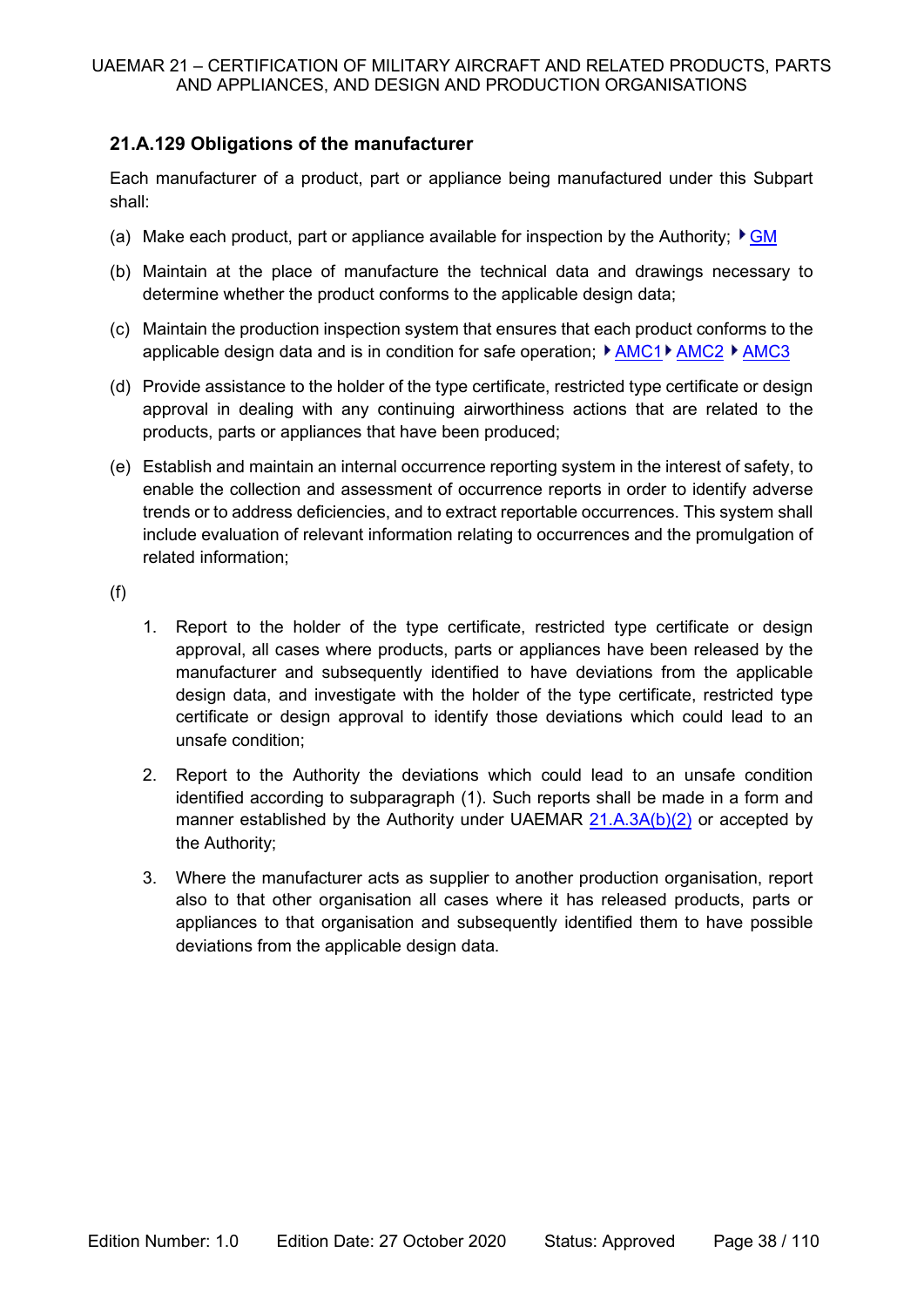### 21.A.129 Obligations of the manufacturer

Each manufacturer of a product, part or appliance being manufactured under this Subpart shall:

(a) Make each product, part or appliance available for inspection by the Authority; ▸GM

(b) Maintain at the place of manufacture the technical data and drawings necessary to determine whether the product conforms to the applicable design data;

(c) Maintain the production inspection system that ensures that each product conforms to the applicable design data and is in condition for safe operation; ▸AMC1 ▸AMC2 ▸AMC3

(d) Provide assistance to the holder of the type certificate, restricted type certificate or design approval in dealing with any continuing airworthiness actions that are related to the products, parts or appliances that have been produced;

(e) Establish and maintain an internal occurrence reporting system in the interest of safety, to enable the collection and assessment of occurrence reports in order to identify adverse trends or to address deficiencies, and to extract reportable occurrences. This system shall include evaluation of relevant information relating to occurrences and the promulgation of related information;

(f)

1. Report to the holder of the type certificate, restricted type certificate or design approval, all cases where products, parts or appliances have been released by the manufacturer and subsequently identified to have deviations from the applicable design data, and investigate with the holder of the type certificate, restricted type certificate or design approval to identify those deviations which could lead to an unsafe condition;

2. Report to the Authority the deviations which could lead to an unsafe condition identified according to subparagraph (1). Such reports shall be made in a form and manner established by the Authority under UAEMAR 21.A.3A(b)(2) or accepted by the Authority;

3. Where the manufacturer acts as supplier to another production organisation, report also to that other organisation all cases where it has released products, parts or appliances to that organisation and subsequently identified them to have possible deviations from the applicable design data.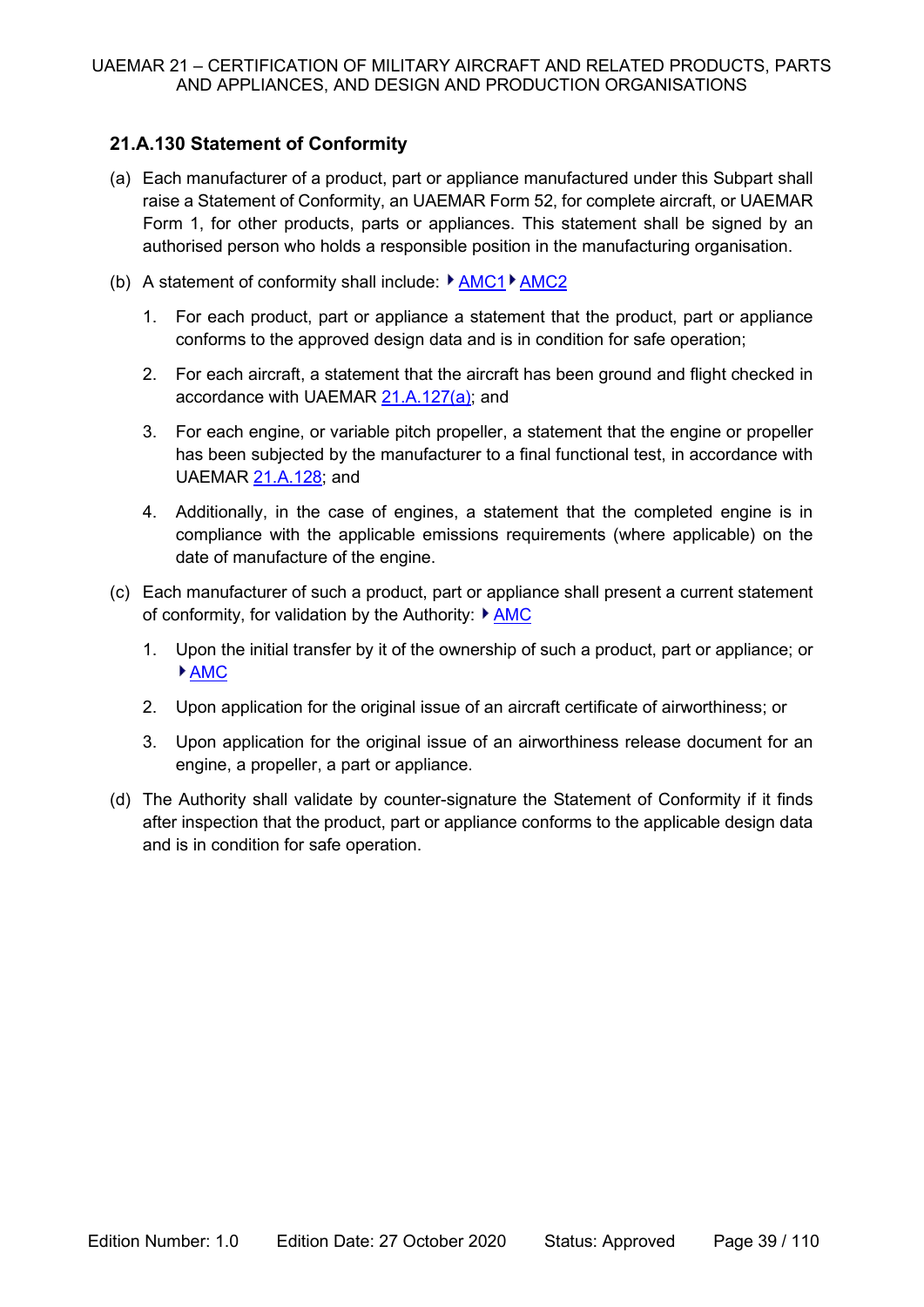### 21.A.130 Statement of Conformity

(a) Each manufacturer of a product, part or appliance manufactured under this Subpart shall raise a Statement of Conformity, an UAEMAR Form 52, for complete aircraft, or UAEMAR Form 1, for other products, parts or appliances. This statement shall be signed by an authorised person who holds a responsible position in the manufacturing organisation.

(b) A statement of conformity shall include: ▸AMC1 ▸AMC2

1. For each product, part or appliance a statement that the product, part or appliance conforms to the approved design data and is in condition for safe operation;

2. For each aircraft, a statement that the aircraft has been ground and flight checked in accordance with UAEMAR 21.A.127(a); and

3. For each engine, or variable pitch propeller, a statement that the engine or propeller has been subjected by the manufacturer to a final functional test, in accordance with UAEMAR 21.A.128; and

4. Additionally, in the case of engines, a statement that the completed engine is in compliance with the applicable emissions requirements (where applicable) on the date of manufacture of the engine.

(c) Each manufacturer of such a product, part or appliance shall present a current statement of conformity, for validation by the Authority: ▸AMC

1. Upon the initial transfer by it of the ownership of such a product, part or appliance; or ▸AMC

2. Upon application for the original issue of an aircraft certificate of airworthiness; or

3. Upon application for the original issue of an airworthiness release document for an engine, a propeller, a part or appliance.

(d) The Authority shall validate by counter-signature the Statement of Conformity if it finds after inspection that the product, part or appliance conforms to the applicable design data and is in condition for safe operation.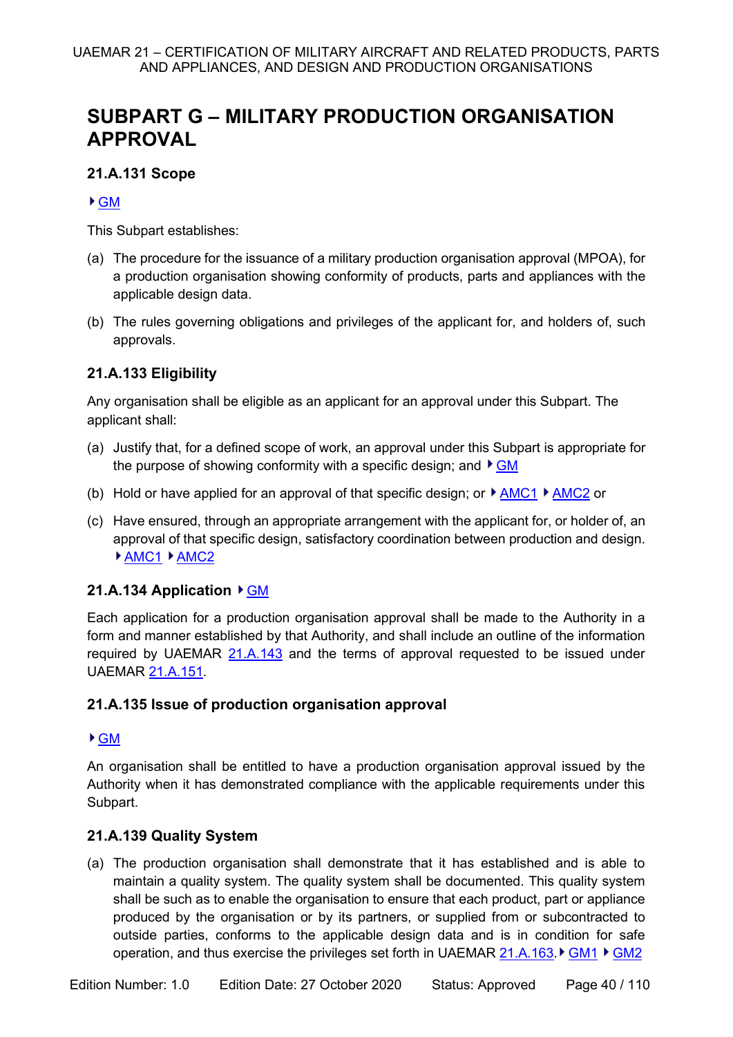# SUBPART G – MILITARY PRODUCTION ORGANISATION APPROVAL

### 21.A.131 Scope

▸GM

This Subpart establishes:

(a) The procedure for the issuance of a military production organisation approval (MPOA), for a production organisation showing conformity of products, parts and appliances with the applicable design data.

(b) The rules governing obligations and privileges of the applicant for, and holders of, such approvals.

### 21.A.133 Eligibility

Any organisation shall be eligible as an applicant for an approval under this Subpart. The applicant shall:

(a) Justify that, for a defined scope of work, an approval under this Subpart is appropriate for the purpose of showing conformity with a specific design; and ▸GM

(b) Hold or have applied for an approval of that specific design; or ▸AMC1 ▸AMC2 or

(c) Have ensured, through an appropriate arrangement with the applicant for, or holder of, an approval of that specific design, satisfactory coordination between production and design. ▸AMC1 ▸AMC2

### 21.A.134 Application ▸GM

Each application for a production organisation approval shall be made to the Authority in a form and manner established by that Authority, and shall include an outline of the information required by UAEMAR 21.A.143 and the terms of approval requested to be issued under UAEMAR 21.A.151.

### 21.A.135 Issue of production organisation approval

▸GM

An organisation shall be entitled to have a production organisation approval issued by the Authority when it has demonstrated compliance with the applicable requirements under this Subpart.

### 21.A.139 Quality System

(a) The production organisation shall demonstrate that it has established and is able to maintain a quality system. The quality system shall be documented. This quality system shall be such as to enable the organisation to ensure that each product, part or appliance produced by the organisation or by its partners, or supplied from or subcontracted to outside parties, conforms to the applicable design data and is in condition for safe operation, and thus exercise the privileges set forth in UAEMAR 21.A.163. ▸GM1 ▸GM2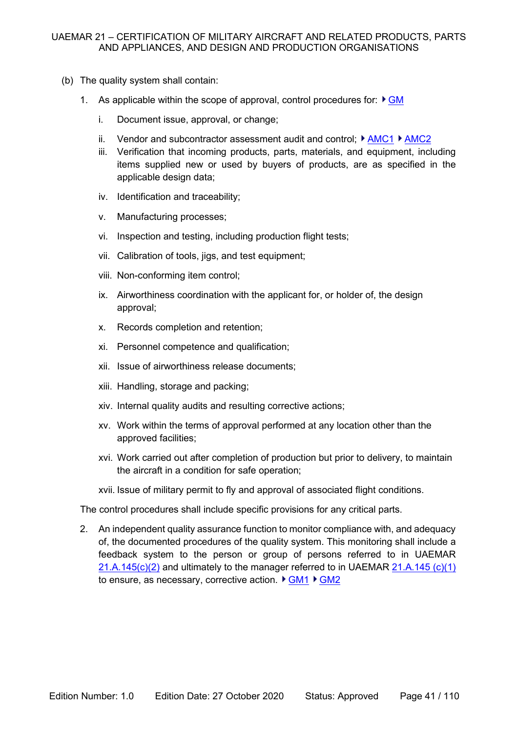(b) The quality system shall contain:

1. As applicable within the scope of approval, control procedures for: ▸ GM

    i. Document issue, approval, or change;

    ii. Vendor and subcontractor assessment audit and control; ▸ AMC1 ▸ AMC2

    iii. Verification that incoming products, parts, materials, and equipment, including items supplied new or used by buyers of products, are as specified in the applicable design data;

    iv. Identification and traceability;

    v. Manufacturing processes;

    vi. Inspection and testing, including production flight tests;

    vii. Calibration of tools, jigs, and test equipment;

    viii. Non-conforming item control;

    ix. Airworthiness coordination with the applicant for, or holder of, the design approval;

    x. Records completion and retention;

    xi. Personnel competence and qualification;

    xii. Issue of airworthiness release documents;

    xiii. Handling, storage and packing;

    xiv. Internal quality audits and resulting corrective actions;

    xv. Work within the terms of approval performed at any location other than the approved facilities;

    xvi. Work carried out after completion of production but prior to delivery, to maintain the aircraft in a condition for safe operation;

    xvii. Issue of military permit to fly and approval of associated flight conditions.

The control procedures shall include specific provisions for any critical parts.

2. An independent quality assurance function to monitor compliance with, and adequacy of, the documented procedures of the quality system. This monitoring shall include a feedback system to the person or group of persons referred to in UAEMAR 21.A.145(c)(2) and ultimately to the manager referred to in UAEMAR 21.A.145 (c)(1) to ensure, as necessary, corrective action. ▸ GM1 ▸ GM2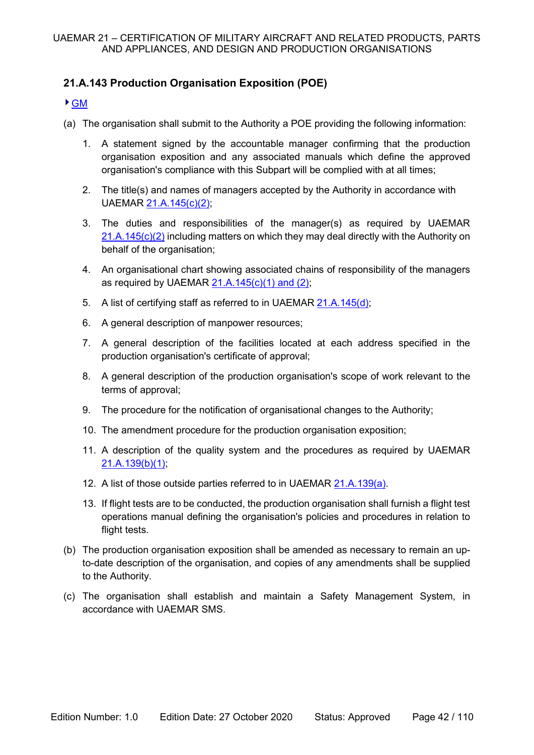### 21.A.143 Production Organisation Exposition (POE)

▸ GM

(a) The organisation shall submit to the Authority a POE providing the following information:

1. A statement signed by the accountable manager confirming that the production organisation exposition and any associated manuals which define the approved organisation's compliance with this Subpart will be complied with at all times;

2. The title(s) and names of managers accepted by the Authority in accordance with UAEMAR 21.A.145(c)(2);

3. The duties and responsibilities of the manager(s) as required by UAEMAR 21.A.145(c)(2) including matters on which they may deal directly with the Authority on behalf of the organisation;

4. An organisational chart showing associated chains of responsibility of the managers as required by UAEMAR 21.A.145(c)(1) and (2);

5. A list of certifying staff as referred to in UAEMAR 21.A.145(d);

6. A general description of manpower resources;

7. A general description of the facilities located at each address specified in the production organisation's certificate of approval;

8. A general description of the production organisation's scope of work relevant to the terms of approval;

9. The procedure for the notification of organisational changes to the Authority;

10. The amendment procedure for the production organisation exposition;

11. A description of the quality system and the procedures as required by UAEMAR 21.A.139(b)(1);

12. A list of those outside parties referred to in UAEMAR 21.A.139(a).

13. If flight tests are to be conducted, the production organisation shall furnish a flight test operations manual defining the organisation's policies and procedures in relation to flight tests.

(b) The production organisation exposition shall be amended as necessary to remain an up-to-date description of the organisation, and copies of any amendments shall be supplied to the Authority.

(c) The organisation shall establish and maintain a Safety Management System, in accordance with UAEMAR SMS.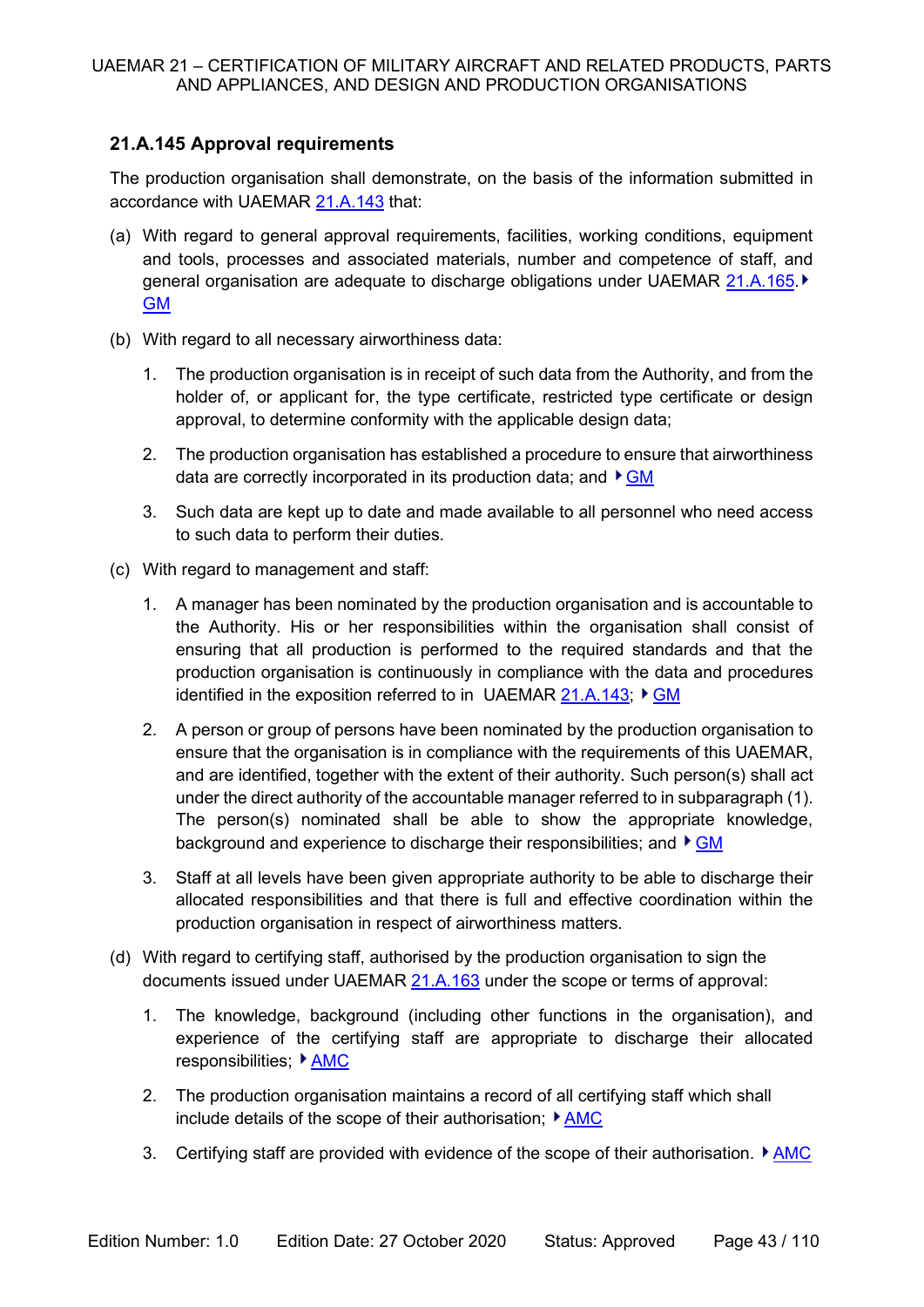### 21.A.145 Approval requirements

The production organisation shall demonstrate, on the basis of the information submitted in accordance with UAEMAR 21.A.143 that:

(a) With regard to general approval requirements, facilities, working conditions, equipment and tools, processes and associated materials, number and competence of staff, and general organisation are adequate to discharge obligations under UAEMAR 21.A.165. ▸ GM

(b) With regard to all necessary airworthiness data:

1. The production organisation is in receipt of such data from the Authority, and from the holder of, or applicant for, the type certificate, restricted type certificate or design approval, to determine conformity with the applicable design data;

2. The production organisation has established a procedure to ensure that airworthiness data are correctly incorporated in its production data; and ▸ GM

3. Such data are kept up to date and made available to all personnel who need access to such data to perform their duties.

(c) With regard to management and staff:

1. A manager has been nominated by the production organisation and is accountable to the Authority. His or her responsibilities within the organisation shall consist of ensuring that all production is performed to the required standards and that the production organisation is continuously in compliance with the data and procedures identified in the exposition referred to in UAEMAR 21.A.143; ▸ GM

2. A person or group of persons have been nominated by the production organisation to ensure that the organisation is in compliance with the requirements of this UAEMAR, and are identified, together with the extent of their authority. Such person(s) shall act under the direct authority of the accountable manager referred to in subparagraph (1). The person(s) nominated shall be able to show the appropriate knowledge, background and experience to discharge their responsibilities; and ▸ GM

3. Staff at all levels have been given appropriate authority to be able to discharge their allocated responsibilities and that there is full and effective coordination within the production organisation in respect of airworthiness matters.

(d) With regard to certifying staff, authorised by the production organisation to sign the documents issued under UAEMAR 21.A.163 under the scope or terms of approval:

1. The knowledge, background (including other functions in the organisation), and experience of the certifying staff are appropriate to discharge their allocated responsibilities; ▸ AMC

2. The production organisation maintains a record of all certifying staff which shall include details of the scope of their authorisation; ▸ AMC

3. Certifying staff are provided with evidence of the scope of their authorisation. ▸ AMC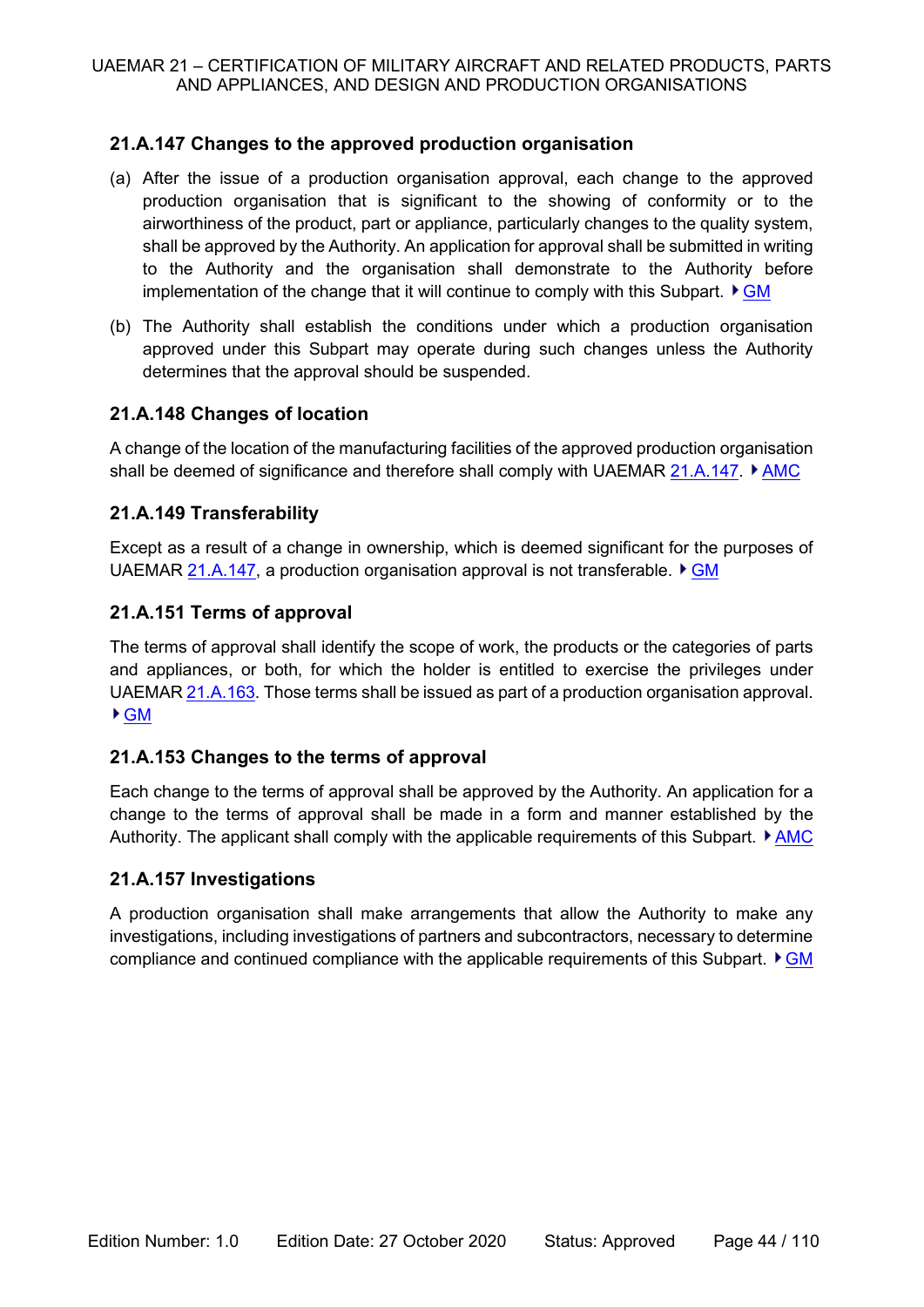### 21.A.147 Changes to the approved production organisation

(a) After the issue of a production organisation approval, each change to the approved production organisation that is significant to the showing of conformity or to the airworthiness of the product, part or appliance, particularly changes to the quality system, shall be approved by the Authority. An application for approval shall be submitted in writing to the Authority and the organisation shall demonstrate to the Authority before implementation of the change that it will continue to comply with this Subpart. ▸GM

(b) The Authority shall establish the conditions under which a production organisation approved under this Subpart may operate during such changes unless the Authority determines that the approval should be suspended.

### 21.A.148 Changes of location

A change of the location of the manufacturing facilities of the approved production organisation shall be deemed of significance and therefore shall comply with UAEMAR 21.A.147. ▸AMC

### 21.A.149 Transferability

Except as a result of a change in ownership, which is deemed significant for the purposes of UAEMAR 21.A.147, a production organisation approval is not transferable. ▸GM

### 21.A.151 Terms of approval

The terms of approval shall identify the scope of work, the products or the categories of parts and appliances, or both, for which the holder is entitled to exercise the privileges under UAEMAR 21.A.163. Those terms shall be issued as part of a production organisation approval. ▸GM

### 21.A.153 Changes to the terms of approval

Each change to the terms of approval shall be approved by the Authority. An application for a change to the terms of approval shall be made in a form and manner established by the Authority. The applicant shall comply with the applicable requirements of this Subpart. ▸AMC

### 21.A.157 Investigations

A production organisation shall make arrangements that allow the Authority to make any investigations, including investigations of partners and subcontractors, necessary to determine compliance and continued compliance with the applicable requirements of this Subpart. ▸GM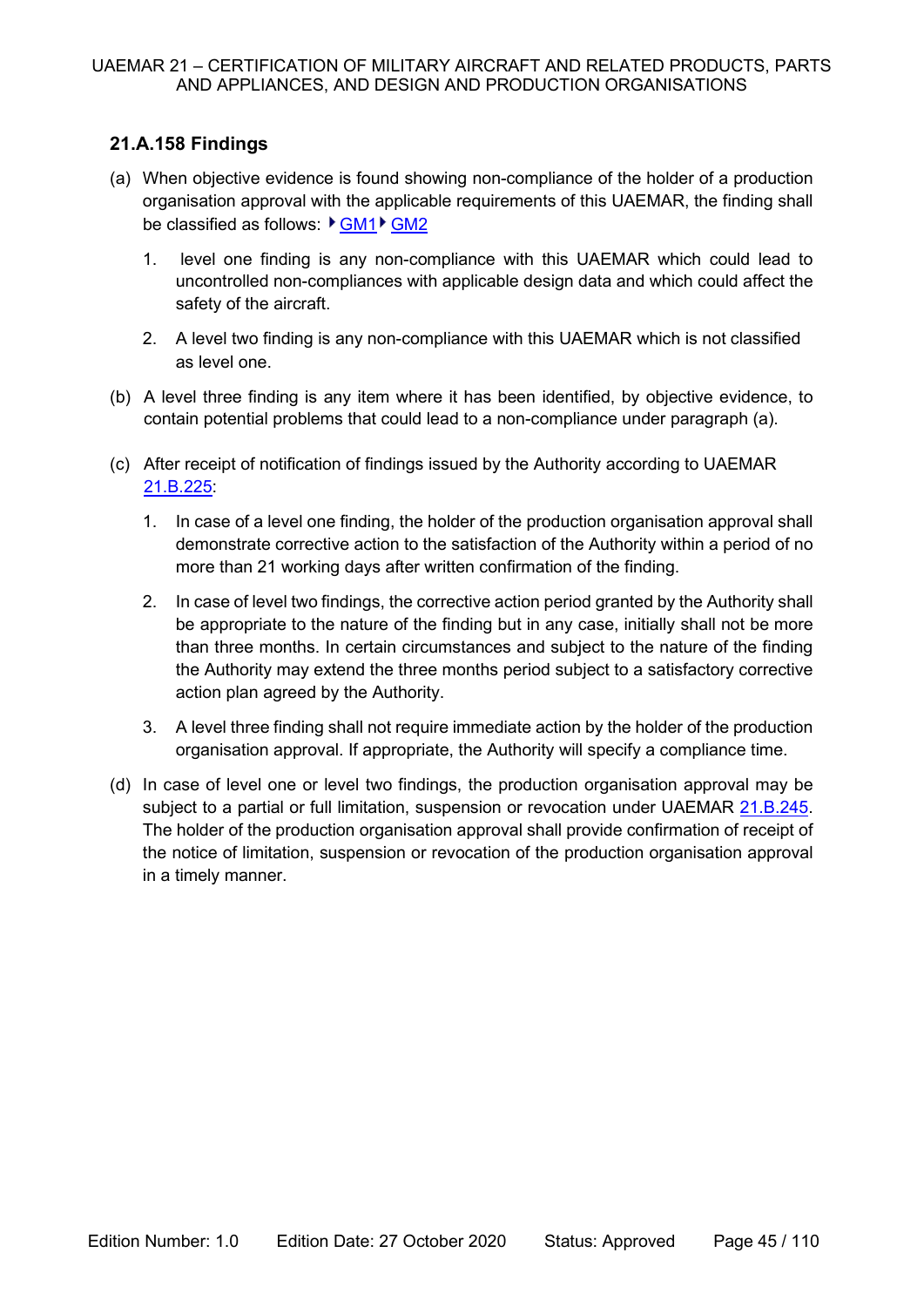## 21.A.158 Findings

(a) When objective evidence is found showing non-compliance of the holder of a production organisation approval with the applicable requirements of this UAEMAR, the finding shall be classified as follows: ▸GM1 ▸GM2

1. level one finding is any non-compliance with this UAEMAR which could lead to uncontrolled non-compliances with applicable design data and which could affect the safety of the aircraft.

2. A level two finding is any non-compliance with this UAEMAR which is not classified as level one.

(b) A level three finding is any item where it has been identified, by objective evidence, to contain potential problems that could lead to a non-compliance under paragraph (a).

(c) After receipt of notification of findings issued by the Authority according to UAEMAR 21.B.225:

1. In case of a level one finding, the holder of the production organisation approval shall demonstrate corrective action to the satisfaction of the Authority within a period of no more than 21 working days after written confirmation of the finding.

2. In case of level two findings, the corrective action period granted by the Authority shall be appropriate to the nature of the finding but in any case, initially shall not be more than three months. In certain circumstances and subject to the nature of the finding the Authority may extend the three months period subject to a satisfactory corrective action plan agreed by the Authority.

3. A level three finding shall not require immediate action by the holder of the production organisation approval. If appropriate, the Authority will specify a compliance time.

(d) In case of level one or level two findings, the production organisation approval may be subject to a partial or full limitation, suspension or revocation under UAEMAR 21.B.245. The holder of the production organisation approval shall provide confirmation of receipt of the notice of limitation, suspension or revocation of the production organisation approval in a timely manner.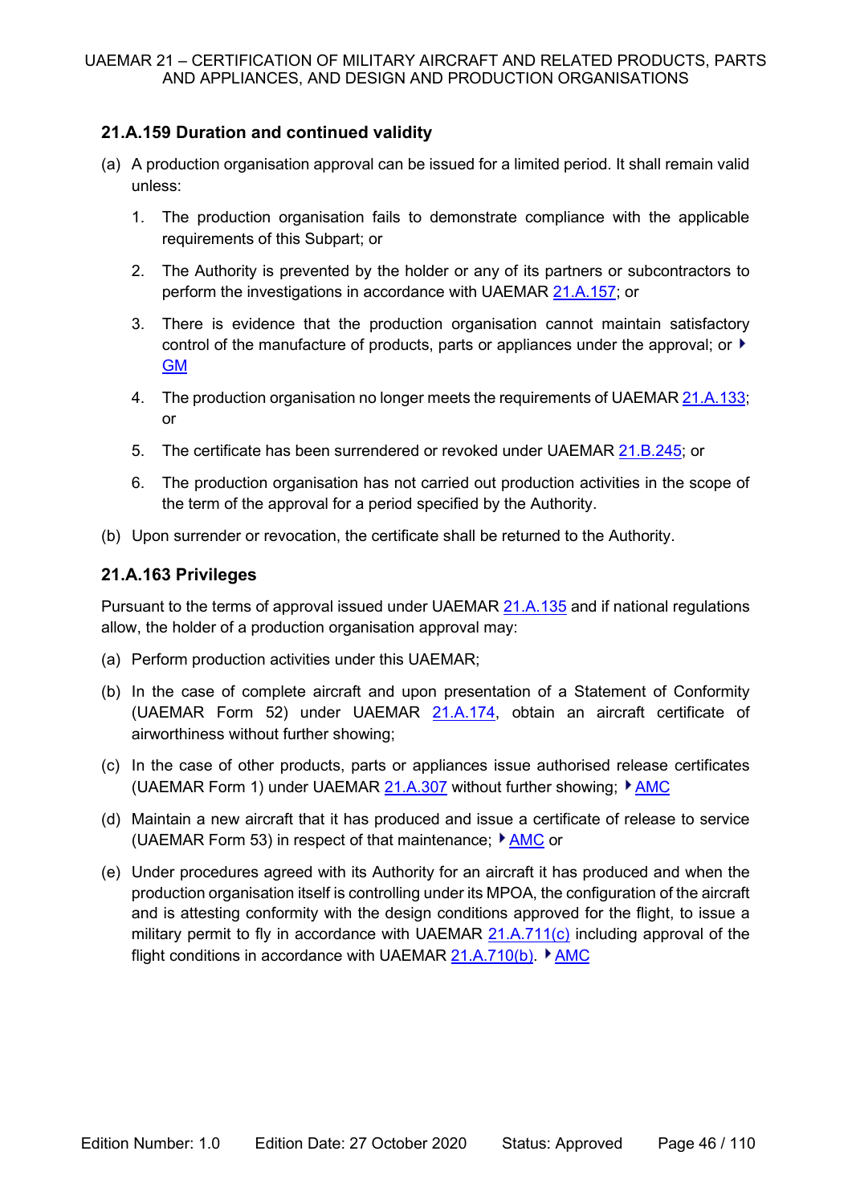### 21.A.159 Duration and continued validity

(a) A production organisation approval can be issued for a limited period. It shall remain valid unless:

1. The production organisation fails to demonstrate compliance with the applicable requirements of this Subpart; or

2. The Authority is prevented by the holder or any of its partners or subcontractors to perform the investigations in accordance with UAEMAR 21.A.157; or

3. There is evidence that the production organisation cannot maintain satisfactory control of the manufacture of products, parts or appliances under the approval; or ▸ GM

4. The production organisation no longer meets the requirements of UAEMAR 21.A.133; or

5. The certificate has been surrendered or revoked under UAEMAR 21.B.245; or

6. The production organisation has not carried out production activities in the scope of the term of the approval for a period specified by the Authority.

(b) Upon surrender or revocation, the certificate shall be returned to the Authority.

### 21.A.163 Privileges

Pursuant to the terms of approval issued under UAEMAR 21.A.135 and if national regulations allow, the holder of a production organisation approval may:

(a) Perform production activities under this UAEMAR;

(b) In the case of complete aircraft and upon presentation of a Statement of Conformity (UAEMAR Form 52) under UAEMAR 21.A.174, obtain an aircraft certificate of airworthiness without further showing;

(c) In the case of other products, parts or appliances issue authorised release certificates (UAEMAR Form 1) under UAEMAR 21.A.307 without further showing; ▸ AMC

(d) Maintain a new aircraft that it has produced and issue a certificate of release to service (UAEMAR Form 53) in respect of that maintenance; ▸ AMC or

(e) Under procedures agreed with its Authority for an aircraft it has produced and when the production organisation itself is controlling under its MPOA, the configuration of the aircraft and is attesting conformity with the design conditions approved for the flight, to issue a military permit to fly in accordance with UAEMAR 21.A.711(c) including approval of the flight conditions in accordance with UAEMAR 21.A.710(b). ▸ AMC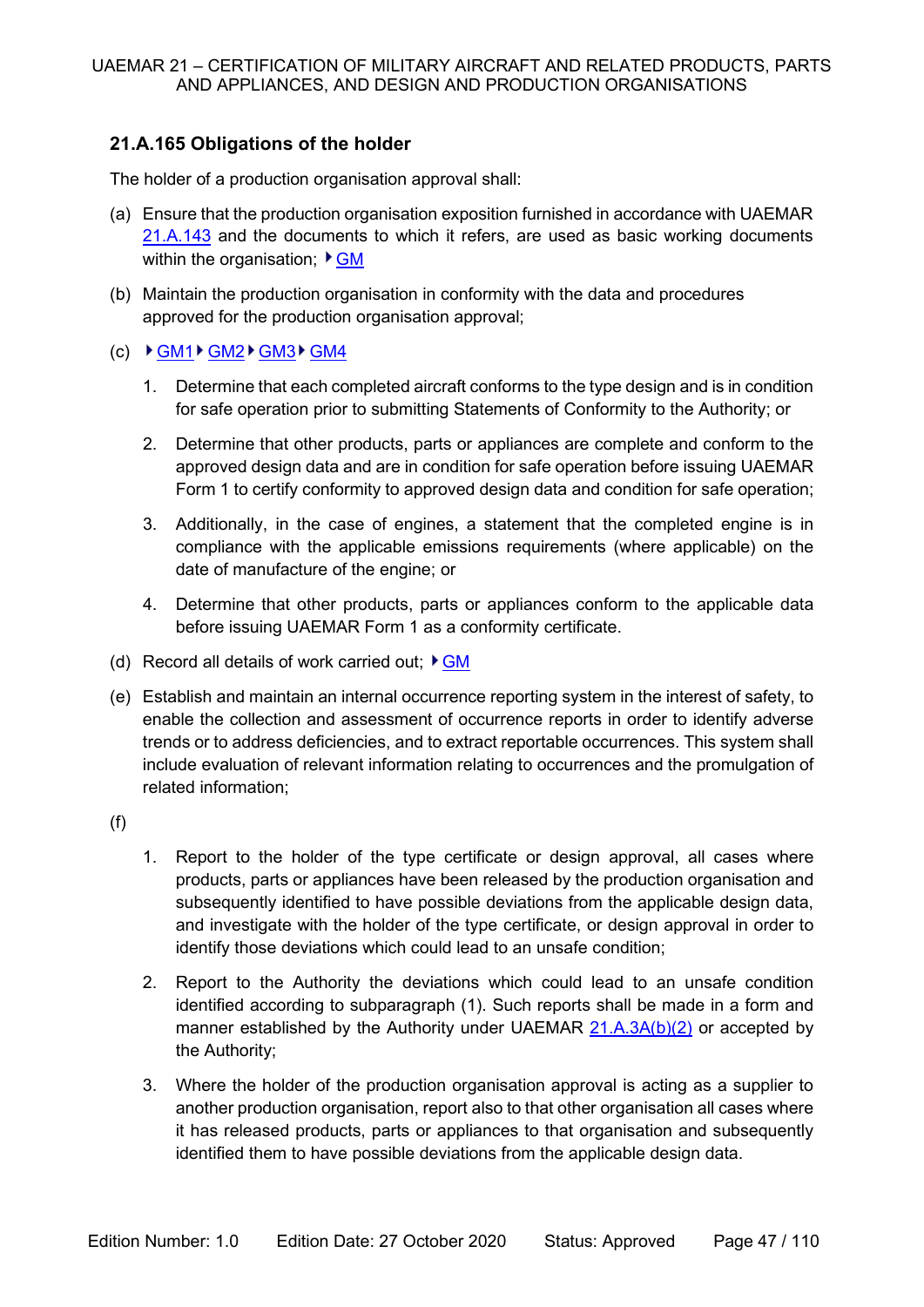### 21.A.165 Obligations of the holder

The holder of a production organisation approval shall:

(a) Ensure that the production organisation exposition furnished in accordance with UAEMAR 21.A.143 and the documents to which it refers, are used as basic working documents within the organisation; ▶GM

(b) Maintain the production organisation in conformity with the data and procedures approved for the production organisation approval;

(c) ▶GM1 ▶GM2 ▶GM3 ▶GM4

1. Determine that each completed aircraft conforms to the type design and is in condition for safe operation prior to submitting Statements of Conformity to the Authority; or

2. Determine that other products, parts or appliances are complete and conform to the approved design data and are in condition for safe operation before issuing UAEMAR Form 1 to certify conformity to approved design data and condition for safe operation;

3. Additionally, in the case of engines, a statement that the completed engine is in compliance with the applicable emissions requirements (where applicable) on the date of manufacture of the engine; or

4. Determine that other products, parts or appliances conform to the applicable data before issuing UAEMAR Form 1 as a conformity certificate.

(d) Record all details of work carried out; ▶GM

(e) Establish and maintain an internal occurrence reporting system in the interest of safety, to enable the collection and assessment of occurrence reports in order to identify adverse trends or to address deficiencies, and to extract reportable occurrences. This system shall include evaluation of relevant information relating to occurrences and the promulgation of related information;

(f)

1. Report to the holder of the type certificate or design approval, all cases where products, parts or appliances have been released by the production organisation and subsequently identified to have possible deviations from the applicable design data, and investigate with the holder of the type certificate, or design approval in order to identify those deviations which could lead to an unsafe condition;

2. Report to the Authority the deviations which could lead to an unsafe condition identified according to subparagraph (1). Such reports shall be made in a form and manner established by the Authority under UAEMAR 21.A.3A(b)(2) or accepted by the Authority;

3. Where the holder of the production organisation approval is acting as a supplier to another production organisation, report also to that other organisation all cases where it has released products, parts or appliances to that organisation and subsequently identified them to have possible deviations from the applicable design data.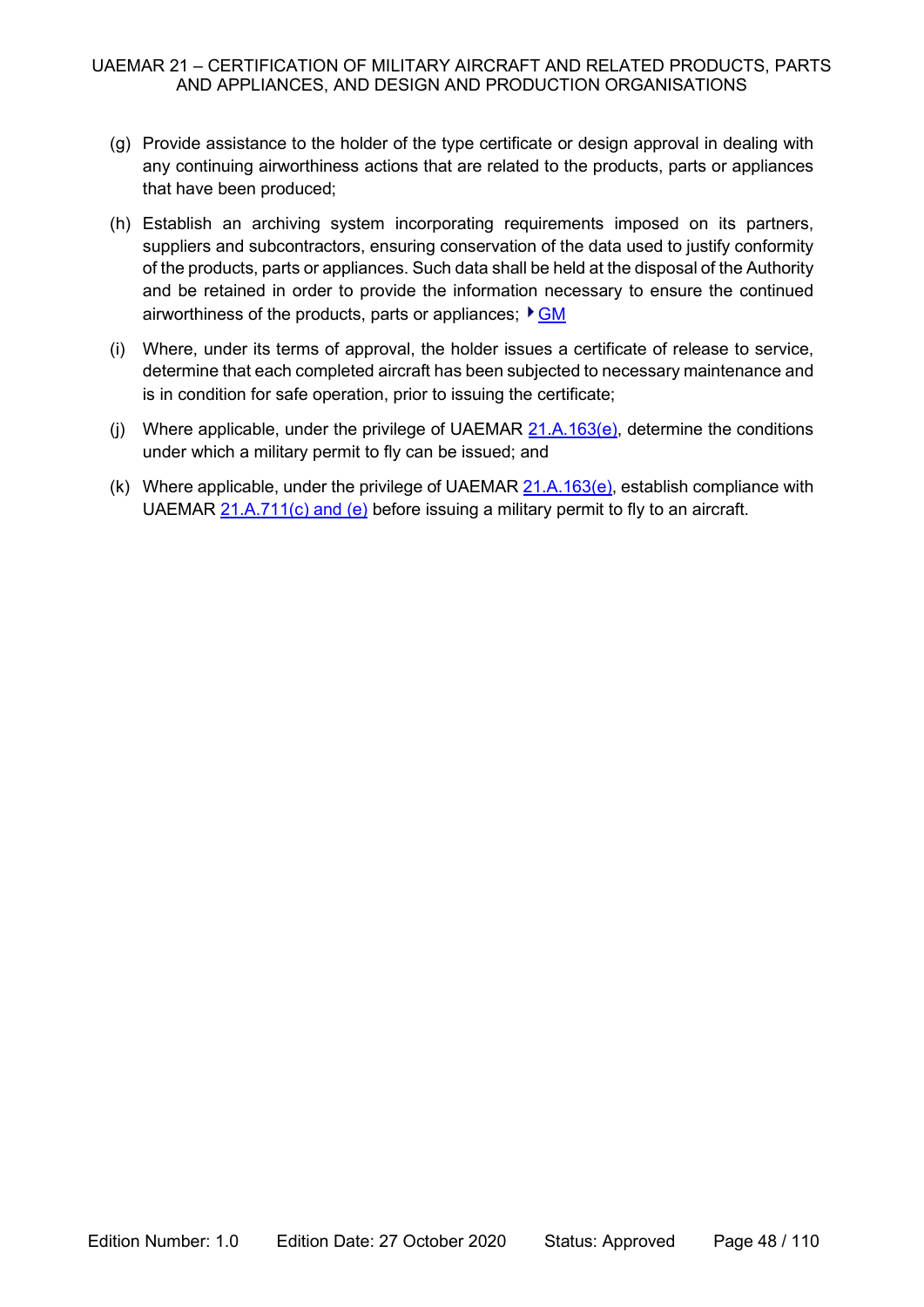(g) Provide assistance to the holder of the type certificate or design approval in dealing with any continuing airworthiness actions that are related to the products, parts or appliances that have been produced;

(h) Establish an archiving system incorporating requirements imposed on its partners, suppliers and subcontractors, ensuring conservation of the data used to justify conformity of the products, parts or appliances. Such data shall be held at the disposal of the Authority and be retained in order to provide the information necessary to ensure the continued airworthiness of the products, parts or appliances; ▶ GM

(i) Where, under its terms of approval, the holder issues a certificate of release to service, determine that each completed aircraft has been subjected to necessary maintenance and is in condition for safe operation, prior to issuing the certificate;

(j) Where applicable, under the privilege of UAEMAR 21.A.163(e), determine the conditions under which a military permit to fly can be issued; and

(k) Where applicable, under the privilege of UAEMAR 21.A.163(e), establish compliance with UAEMAR 21.A.711(c) and (e) before issuing a military permit to fly to an aircraft.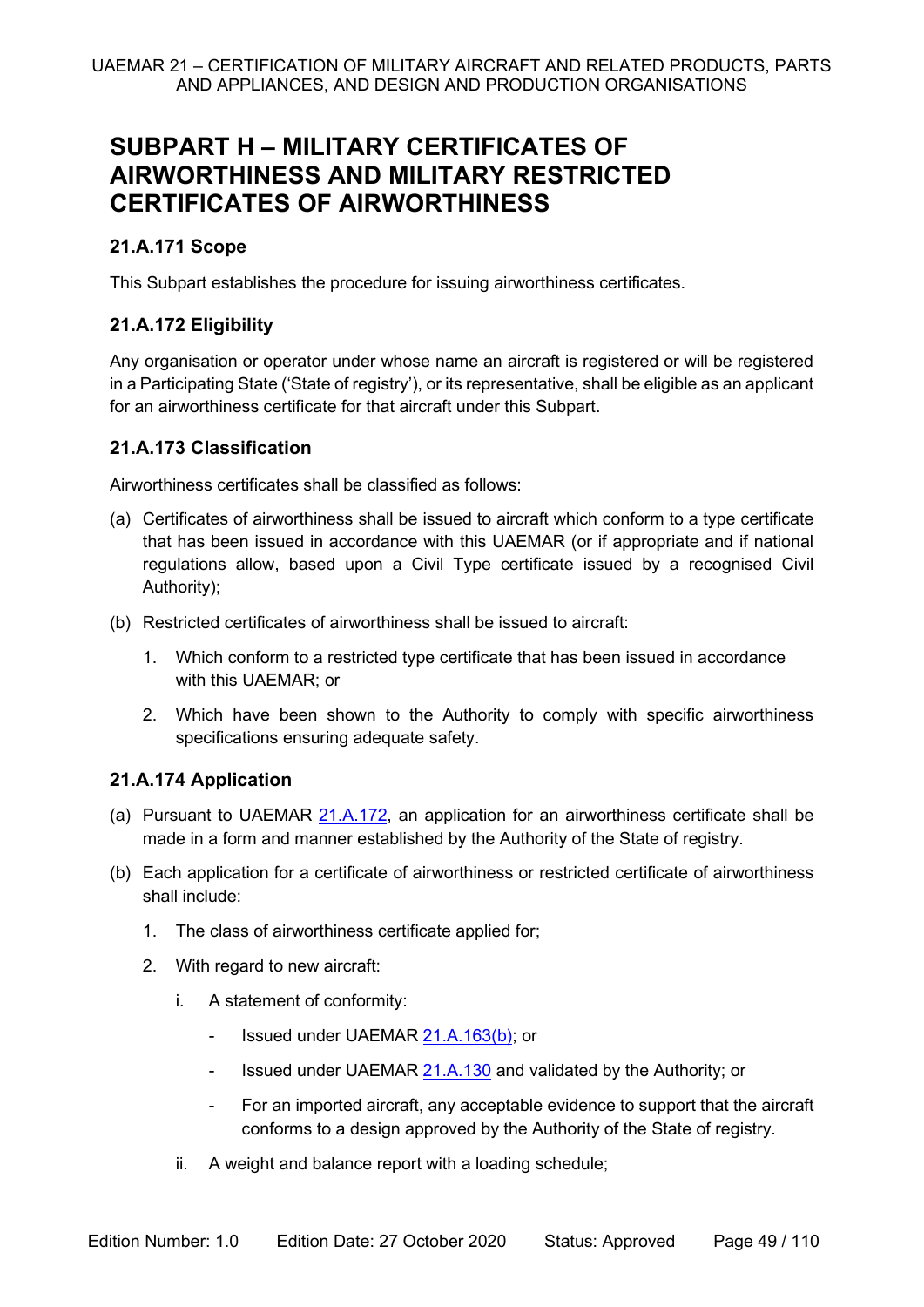# SUBPART H – MILITARY CERTIFICATES OF AIRWORTHINESS AND MILITARY RESTRICTED CERTIFICATES OF AIRWORTHINESS

### 21.A.171 Scope

This Subpart establishes the procedure for issuing airworthiness certificates.

### 21.A.172 Eligibility

Any organisation or operator under whose name an aircraft is registered or will be registered in a Participating State ('State of registry'), or its representative, shall be eligible as an applicant for an airworthiness certificate for that aircraft under this Subpart.

### 21.A.173 Classification

Airworthiness certificates shall be classified as follows:

(a) Certificates of airworthiness shall be issued to aircraft which conform to a type certificate that has been issued in accordance with this UAEMAR (or if appropriate and if national regulations allow, based upon a Civil Type certificate issued by a recognised Civil Authority);

(b) Restricted certificates of airworthiness shall be issued to aircraft:

1. Which conform to a restricted type certificate that has been issued in accordance with this UAEMAR; or
2. Which have been shown to the Authority to comply with specific airworthiness specifications ensuring adequate safety.

### 21.A.174 Application

(a) Pursuant to UAEMAR 21.A.172, an application for an airworthiness certificate shall be made in a form and manner established by the Authority of the State of registry.

(b) Each application for a certificate of airworthiness or restricted certificate of airworthiness shall include:

1. The class of airworthiness certificate applied for;
2. With regard to new aircraft:
   i. A statement of conformity:
      - Issued under UAEMAR 21.A.163(b); or
      - Issued under UAEMAR 21.A.130 and validated by the Authority; or
      - For an imported aircraft, any acceptable evidence to support that the aircraft conforms to a design approved by the Authority of the State of registry.

   ii. A weight and balance report with a loading schedule;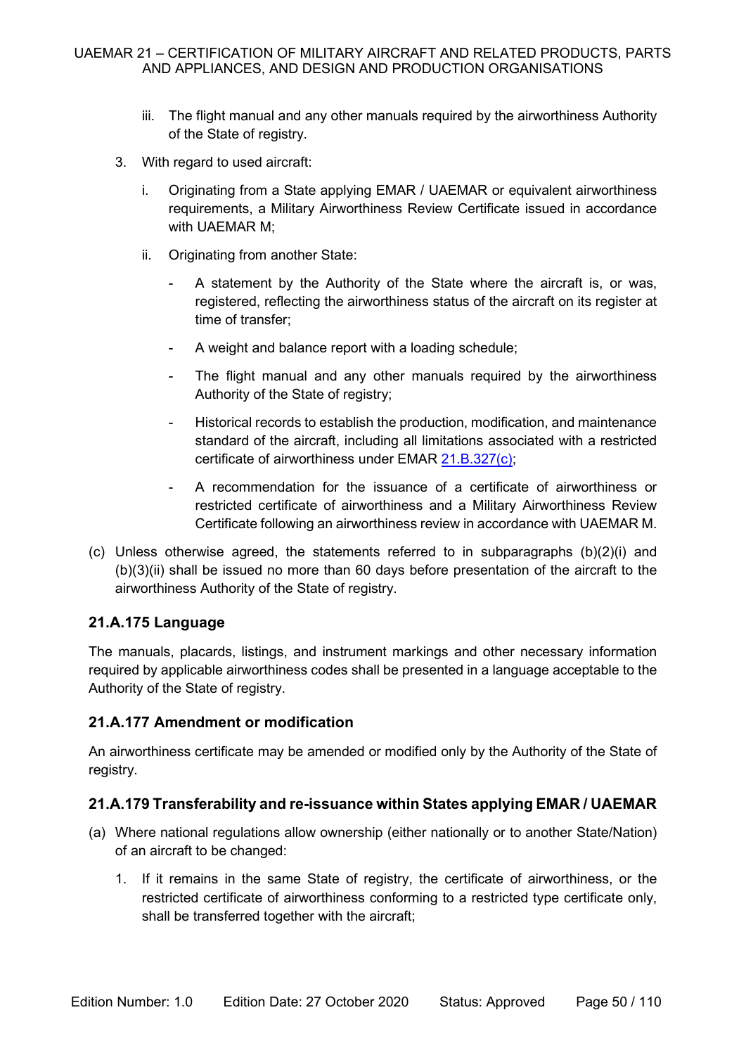iii. The flight manual and any other manuals required by the airworthiness Authority of the State of registry.

3. With regard to used aircraft:

   i. Originating from a State applying EMAR / UAEMAR or equivalent airworthiness requirements, a Military Airworthiness Review Certificate issued in accordance with UAEMAR M;

   ii. Originating from another State:

      - A statement by the Authority of the State where the aircraft is, or was, registered, reflecting the airworthiness status of the aircraft on its register at time of transfer;
      - A weight and balance report with a loading schedule;
      - The flight manual and any other manuals required by the airworthiness Authority of the State of registry;
      - Historical records to establish the production, modification, and maintenance standard of the aircraft, including all limitations associated with a restricted certificate of airworthiness under EMAR 21.B.327(c);
      - A recommendation for the issuance of a certificate of airworthiness or restricted certificate of airworthiness and a Military Airworthiness Review Certificate following an airworthiness review in accordance with UAEMAR M.

(c) Unless otherwise agreed, the statements referred to in subparagraphs (b)(2)(i) and (b)(3)(ii) shall be issued no more than 60 days before presentation of the aircraft to the airworthiness Authority of the State of registry.

### 21.A.175 Language

The manuals, placards, listings, and instrument markings and other necessary information required by applicable airworthiness codes shall be presented in a language acceptable to the Authority of the State of registry.

### 21.A.177 Amendment or modification

An airworthiness certificate may be amended or modified only by the Authority of the State of registry.

### 21.A.179 Transferability and re-issuance within States applying EMAR / UAEMAR

(a) Where national regulations allow ownership (either nationally or to another State/Nation) of an aircraft to be changed:

   1. If it remains in the same State of registry, the certificate of airworthiness, or the restricted certificate of airworthiness conforming to a restricted type certificate only, shall be transferred together with the aircraft;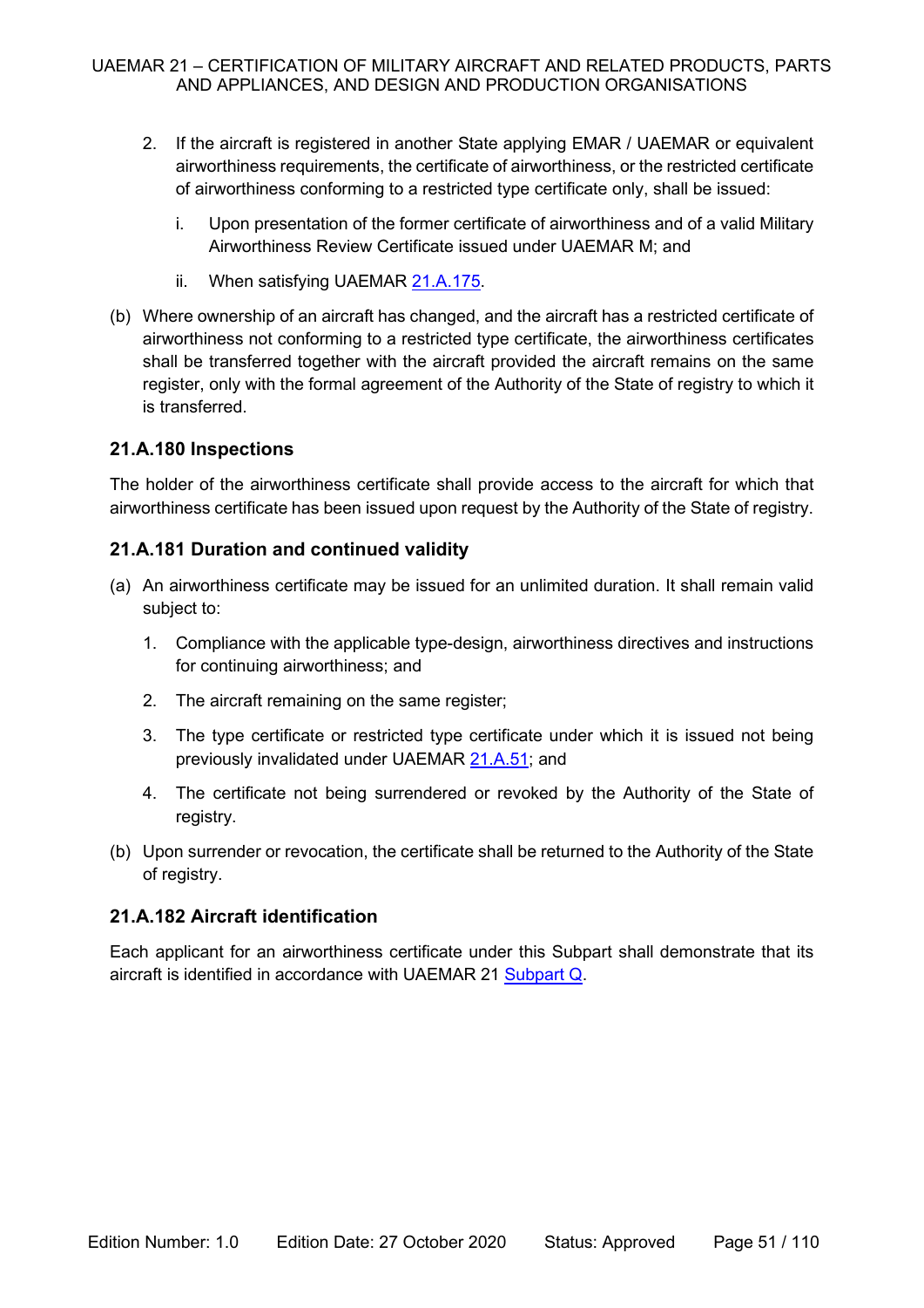2. If the aircraft is registered in another State applying EMAR / UAEMAR or equivalent airworthiness requirements, the certificate of airworthiness, or the restricted certificate of airworthiness conforming to a restricted type certificate only, shall be issued:

   i. Upon presentation of the former certificate of airworthiness and of a valid Military Airworthiness Review Certificate issued under UAEMAR M; and

   ii. When satisfying UAEMAR 21.A.175.

(b) Where ownership of an aircraft has changed, and the aircraft has a restricted certificate of airworthiness not conforming to a restricted type certificate, the airworthiness certificates shall be transferred together with the aircraft provided the aircraft remains on the same register, only with the formal agreement of the Authority of the State of registry to which it is transferred.

### 21.A.180 Inspections

The holder of the airworthiness certificate shall provide access to the aircraft for which that airworthiness certificate has been issued upon request by the Authority of the State of registry.

### 21.A.181 Duration and continued validity

(a) An airworthiness certificate may be issued for an unlimited duration. It shall remain valid subject to:

1. Compliance with the applicable type-design, airworthiness directives and instructions for continuing airworthiness; and
2. The aircraft remaining on the same register;
3. The type certificate or restricted type certificate under which it is issued not being previously invalidated under UAEMAR 21.A.51; and
4. The certificate not being surrendered or revoked by the Authority of the State of registry.

(b) Upon surrender or revocation, the certificate shall be returned to the Authority of the State of registry.

### 21.A.182 Aircraft identification

Each applicant for an airworthiness certificate under this Subpart shall demonstrate that its aircraft is identified in accordance with UAEMAR 21 Subpart Q.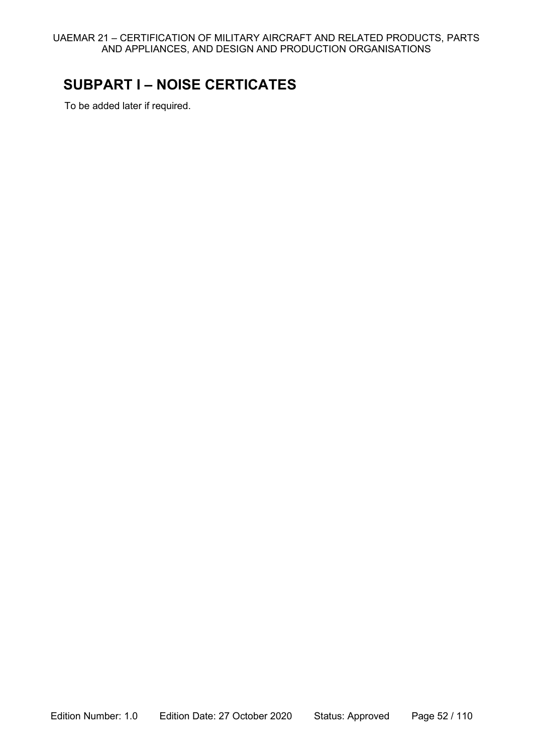# SUBPART I – NOISE CERTICATES

To be added later if required.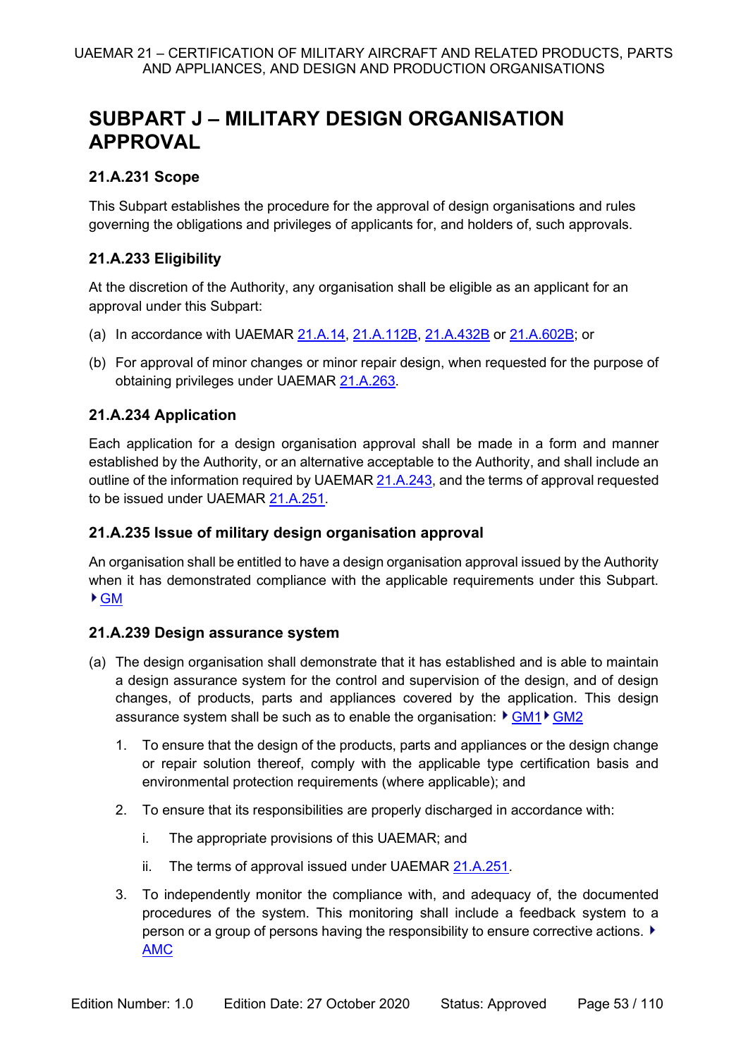# SUBPART J – MILITARY DESIGN ORGANISATION APPROVAL

### 21.A.231 Scope

This Subpart establishes the procedure for the approval of design organisations and rules governing the obligations and privileges of applicants for, and holders of, such approvals.

### 21.A.233 Eligibility

At the discretion of the Authority, any organisation shall be eligible as an applicant for an approval under this Subpart:

(a) In accordance with UAEMAR 21.A.14, 21.A.112B, 21.A.432B or 21.A.602B; or

(b) For approval of minor changes or minor repair design, when requested for the purpose of obtaining privileges under UAEMAR 21.A.263.

### 21.A.234 Application

Each application for a design organisation approval shall be made in a form and manner established by the Authority, or an alternative acceptable to the Authority, and shall include an outline of the information required by UAEMAR 21.A.243, and the terms of approval requested to be issued under UAEMAR 21.A.251.

### 21.A.235 Issue of military design organisation approval

An organisation shall be entitled to have a design organisation approval issued by the Authority when it has demonstrated compliance with the applicable requirements under this Subpart. ▸GM

### 21.A.239 Design assurance system

(a) The design organisation shall demonstrate that it has established and is able to maintain a design assurance system for the control and supervision of the design, and of design changes, of products, parts and appliances covered by the application. This design assurance system shall be such as to enable the organisation: ▸GM1 ▸GM2

1. To ensure that the design of the products, parts and appliances or the design change or repair solution thereof, comply with the applicable type certification basis and environmental protection requirements (where applicable); and

2. To ensure that its responsibilities are properly discharged in accordance with:

    i. The appropriate provisions of this UAEMAR; and

    ii. The terms of approval issued under UAEMAR 21.A.251.

3. To independently monitor the compliance with, and adequacy of, the documented procedures of the system. This monitoring shall include a feedback system to a person or a group of persons having the responsibility to ensure corrective actions. ▸AMC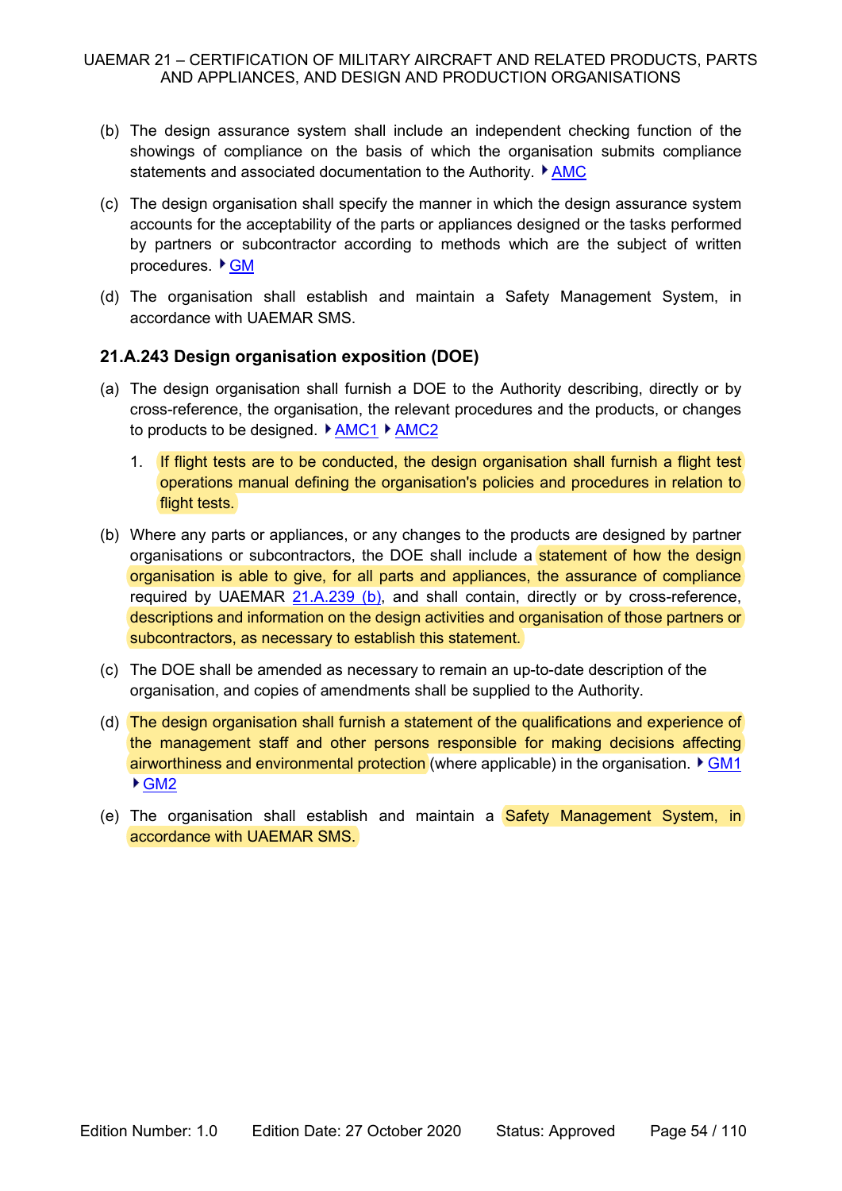(b) The design assurance system shall include an independent checking function of the showings of compliance on the basis of which the organisation submits compliance statements and associated documentation to the Authority. ▸AMC

(c) The design organisation shall specify the manner in which the design assurance system accounts for the acceptability of the parts or appliances designed or the tasks performed by partners or subcontractor according to methods which are the subject of written procedures. ▸GM

(d) The organisation shall establish and maintain a Safety Management System, in accordance with UAEMAR SMS.

### 21.A.243 Design organisation exposition (DOE)

(a) The design organisation shall furnish a DOE to the Authority describing, directly or by cross-reference, the organisation, the relevant procedures and the products, or changes to products to be designed. ▸AMC1 ▸AMC2

1. If flight tests are to be conducted, the design organisation shall furnish a flight test operations manual defining the organisation's policies and procedures in relation to flight tests.

(b) Where any parts or appliances, or any changes to the products are designed by partner organisations or subcontractors, the DOE shall include a statement of how the design organisation is able to give, for all parts and appliances, the assurance of compliance required by UAEMAR 21.A.239 (b), and shall contain, directly or by cross-reference, descriptions and information on the design activities and organisation of those partners or subcontractors, as necessary to establish this statement.

(c) The DOE shall be amended as necessary to remain an up-to-date description of the organisation, and copies of amendments shall be supplied to the Authority.

(d) The design organisation shall furnish a statement of the qualifications and experience of the management staff and other persons responsible for making decisions affecting airworthiness and environmental protection (where applicable) in the organisation. ▸GM1 ▸GM2

(e) The organisation shall establish and maintain a Safety Management System, in accordance with UAEMAR SMS.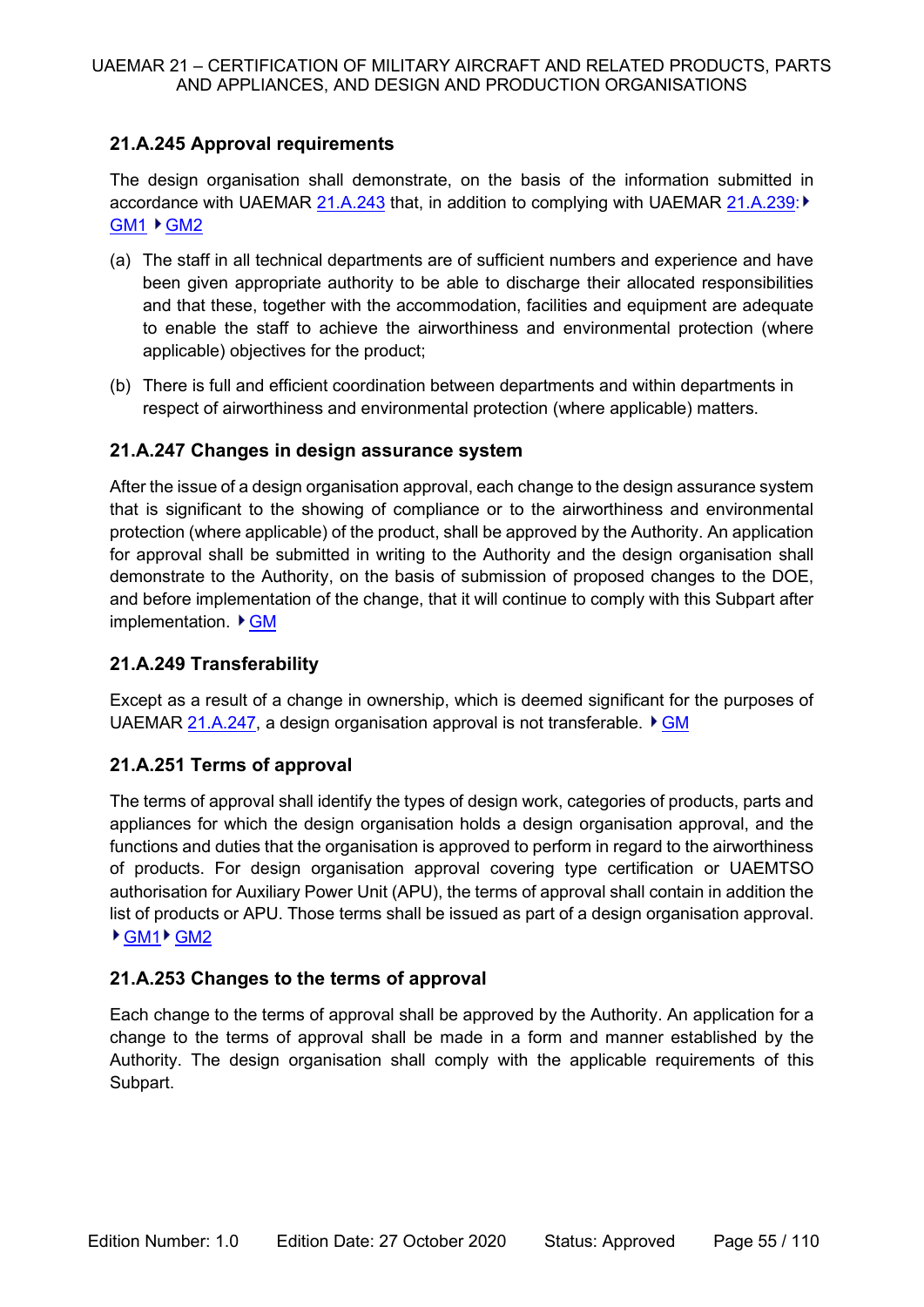### 21.A.245 Approval requirements

The design organisation shall demonstrate, on the basis of the information submitted in accordance with UAEMAR 21.A.243 that, in addition to complying with UAEMAR 21.A.239: ▸GM1 ▸GM2

(a) The staff in all technical departments are of sufficient numbers and experience and have been given appropriate authority to be able to discharge their allocated responsibilities and that these, together with the accommodation, facilities and equipment are adequate to enable the staff to achieve the airworthiness and environmental protection (where applicable) objectives for the product;

(b) There is full and efficient coordination between departments and within departments in respect of airworthiness and environmental protection (where applicable) matters.

### 21.A.247 Changes in design assurance system

After the issue of a design organisation approval, each change to the design assurance system that is significant to the showing of compliance or to the airworthiness and environmental protection (where applicable) of the product, shall be approved by the Authority. An application for approval shall be submitted in writing to the Authority and the design organisation shall demonstrate to the Authority, on the basis of submission of proposed changes to the DOE, and before implementation of the change, that it will continue to comply with this Subpart after implementation. ▸GM

### 21.A.249 Transferability

Except as a result of a change in ownership, which is deemed significant for the purposes of UAEMAR 21.A.247, a design organisation approval is not transferable. ▸GM

### 21.A.251 Terms of approval

The terms of approval shall identify the types of design work, categories of products, parts and appliances for which the design organisation holds a design organisation approval, and the functions and duties that the organisation is approved to perform in regard to the airworthiness of products. For design organisation approval covering type certification or UAEMTSO authorisation for Auxiliary Power Unit (APU), the terms of approval shall contain in addition the list of products or APU. Those terms shall be issued as part of a design organisation approval. ▸GM1 ▸GM2

### 21.A.253 Changes to the terms of approval

Each change to the terms of approval shall be approved by the Authority. An application for a change to the terms of approval shall be made in a form and manner established by the Authority. The design organisation shall comply with the applicable requirements of this Subpart.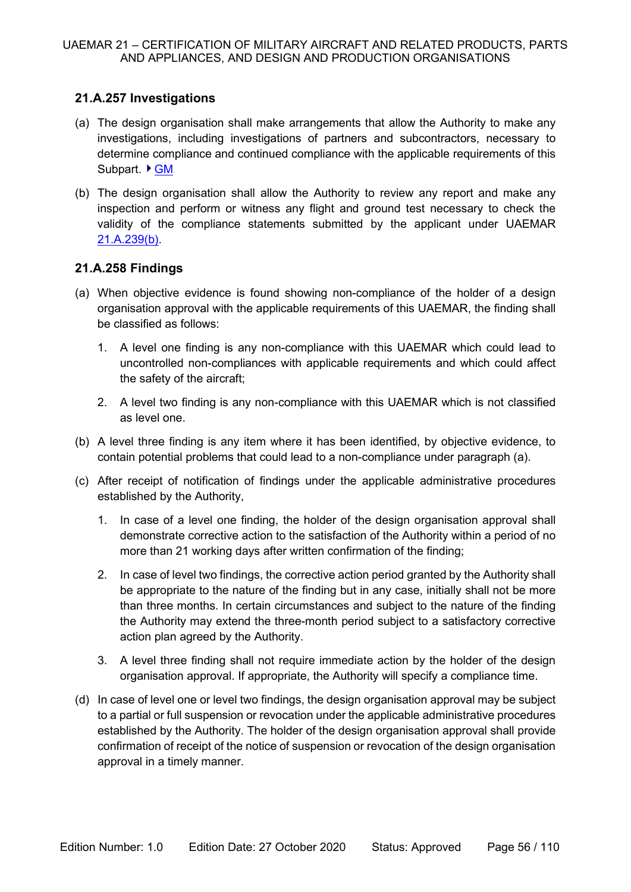### 21.A.257 Investigations

(a) The design organisation shall make arrangements that allow the Authority to make any investigations, including investigations of partners and subcontractors, necessary to determine compliance and continued compliance with the applicable requirements of this Subpart. ▸GM

(b) The design organisation shall allow the Authority to review any report and make any inspection and perform or witness any flight and ground test necessary to check the validity of the compliance statements submitted by the applicant under UAEMAR 21.A.239(b).

### 21.A.258 Findings

(a) When objective evidence is found showing non-compliance of the holder of a design organisation approval with the applicable requirements of this UAEMAR, the finding shall be classified as follows:

1. A level one finding is any non-compliance with this UAEMAR which could lead to uncontrolled non-compliances with applicable requirements and which could affect the safety of the aircraft;

2. A level two finding is any non-compliance with this UAEMAR which is not classified as level one.

(b) A level three finding is any item where it has been identified, by objective evidence, to contain potential problems that could lead to a non-compliance under paragraph (a).

(c) After receipt of notification of findings under the applicable administrative procedures established by the Authority,

1. In case of a level one finding, the holder of the design organisation approval shall demonstrate corrective action to the satisfaction of the Authority within a period of no more than 21 working days after written confirmation of the finding;

2. In case of level two findings, the corrective action period granted by the Authority shall be appropriate to the nature of the finding but in any case, initially shall not be more than three months. In certain circumstances and subject to the nature of the finding the Authority may extend the three-month period subject to a satisfactory corrective action plan agreed by the Authority.

3. A level three finding shall not require immediate action by the holder of the design organisation approval. If appropriate, the Authority will specify a compliance time.

(d) In case of level one or level two findings, the design organisation approval may be subject to a partial or full suspension or revocation under the applicable administrative procedures established by the Authority. The holder of the design organisation approval shall provide confirmation of receipt of the notice of suspension or revocation of the design organisation approval in a timely manner.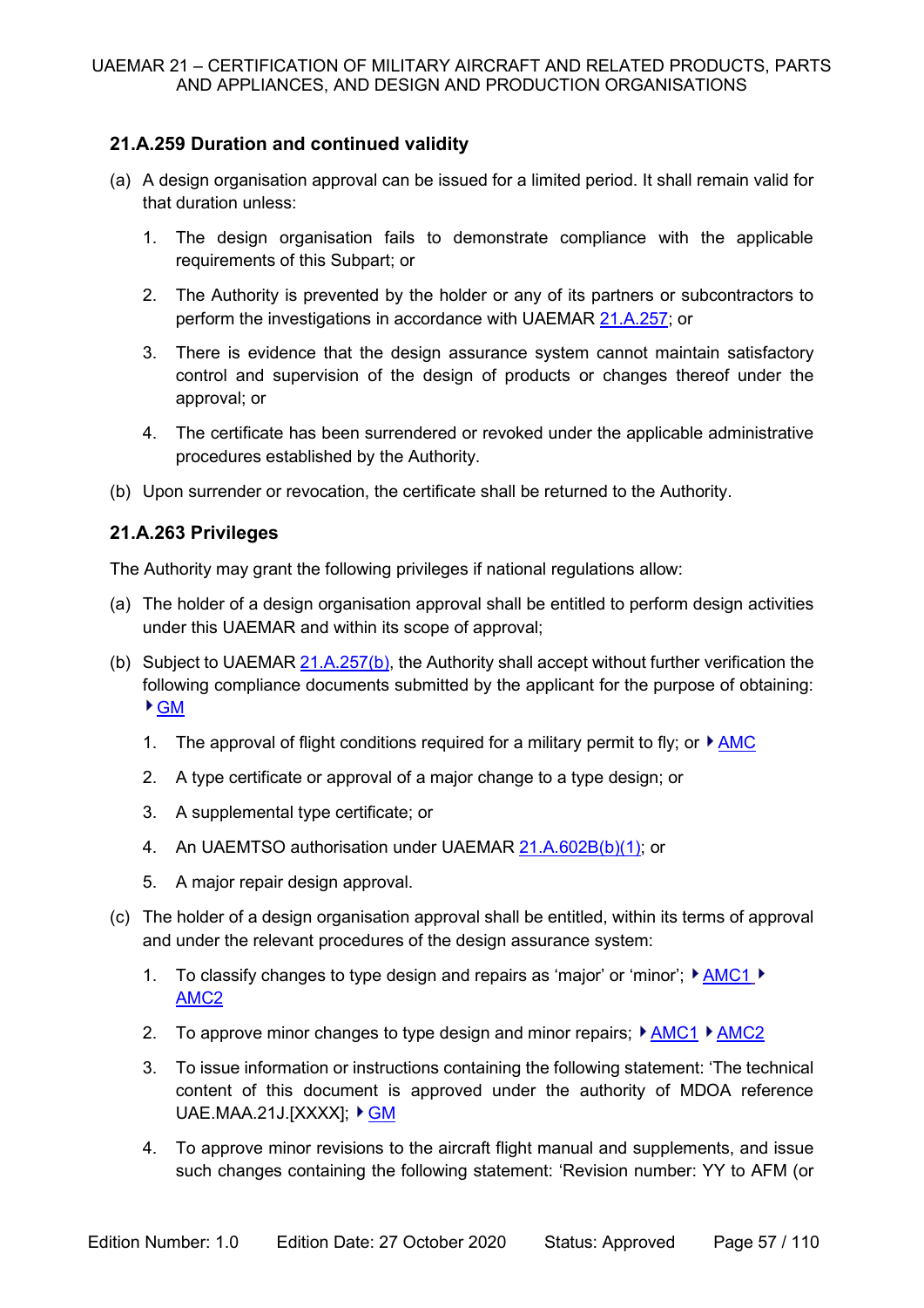### 21.A.259 Duration and continued validity

(a) A design organisation approval can be issued for a limited period. It shall remain valid for that duration unless:

1. The design organisation fails to demonstrate compliance with the applicable requirements of this Subpart; or
2. The Authority is prevented by the holder or any of its partners or subcontractors to perform the investigations in accordance with UAEMAR 21.A.257; or
3. There is evidence that the design assurance system cannot maintain satisfactory control and supervision of the design of products or changes thereof under the approval; or
4. The certificate has been surrendered or revoked under the applicable administrative procedures established by the Authority.

(b) Upon surrender or revocation, the certificate shall be returned to the Authority.

### 21.A.263 Privileges

The Authority may grant the following privileges if national regulations allow:

(a) The holder of a design organisation approval shall be entitled to perform design activities under this UAEMAR and within its scope of approval;

(b) Subject to UAEMAR 21.A.257(b), the Authority shall accept without further verification the following compliance documents submitted by the applicant for the purpose of obtaining: ▸GM

1. The approval of flight conditions required for a military permit to fly; or ▸AMC
2. A type certificate or approval of a major change to a type design; or
3. A supplemental type certificate; or
4. An UAEMTSO authorisation under UAEMAR 21.A.602B(b)(1); or
5. A major repair design approval.

(c) The holder of a design organisation approval shall be entitled, within its terms of approval and under the relevant procedures of the design assurance system:

1. To classify changes to type design and repairs as 'major' or 'minor'; ▸AMC1 ▸AMC2
2. To approve minor changes to type design and minor repairs; ▸AMC1 ▸AMC2
3. To issue information or instructions containing the following statement: 'The technical content of this document is approved under the authority of MDOA reference UAE.MAA.21J.[XXXX]; ▸GM
4. To approve minor revisions to the aircraft flight manual and supplements, and issue such changes containing the following statement: 'Revision number: YY to AFM (or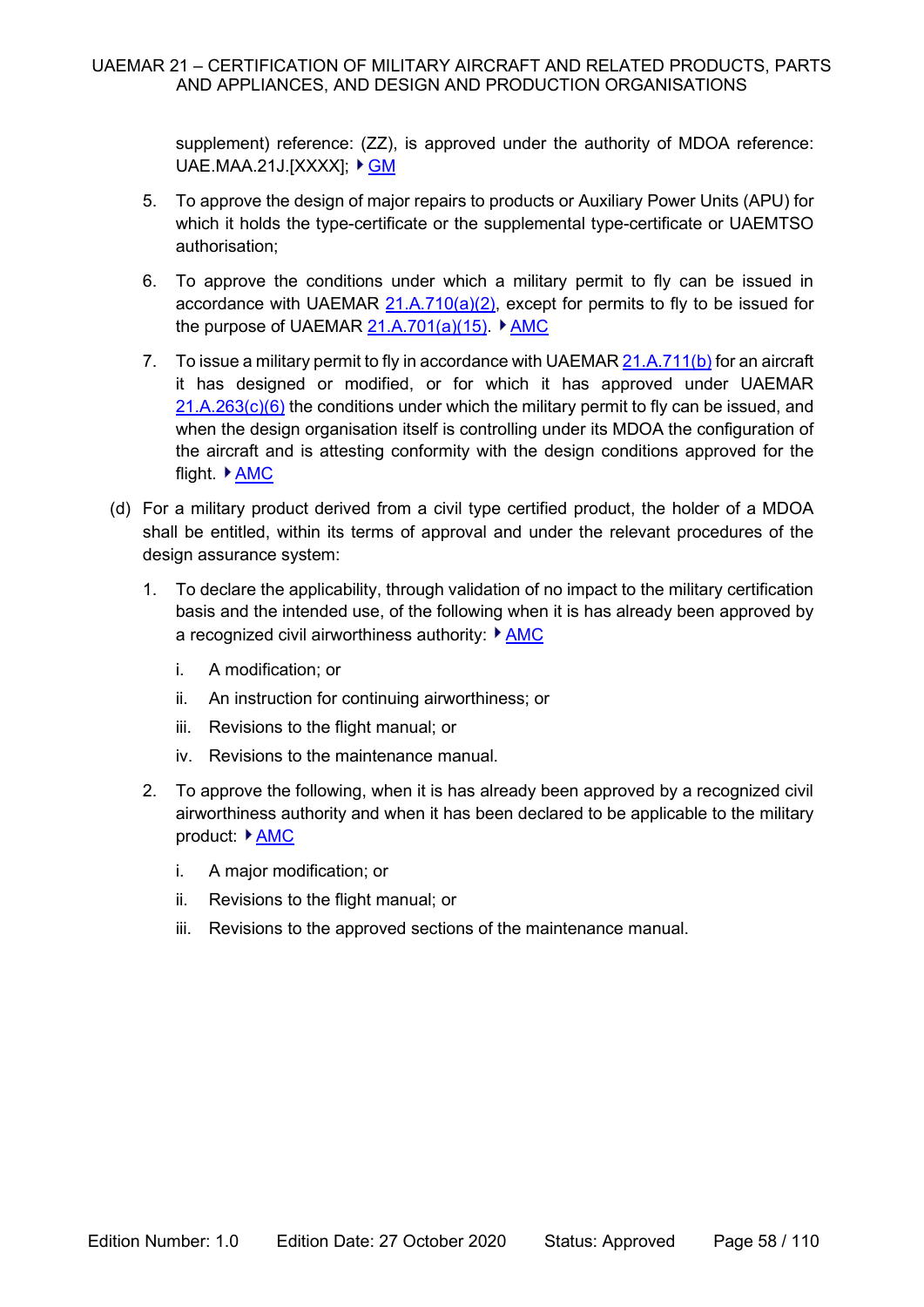supplement) reference: (ZZ), is approved under the authority of MDOA reference: UAE.MAA.21J.[XXXX]; ▸GM

5. To approve the design of major repairs to products or Auxiliary Power Units (APU) for which it holds the type-certificate or the supplemental type-certificate or UAEMTSO authorisation;

6. To approve the conditions under which a military permit to fly can be issued in accordance with UAEMAR 21.A.710(a)(2), except for permits to fly to be issued for the purpose of UAEMAR 21.A.701(a)(15). ▸AMC

7. To issue a military permit to fly in accordance with UAEMAR 21.A.711(b) for an aircraft it has designed or modified, or for which it has approved under UAEMAR 21.A.263(c)(6) the conditions under which the military permit to fly can be issued, and when the design organisation itself is controlling under its MDOA the configuration of the aircraft and is attesting conformity with the design conditions approved for the flight. ▸AMC

(d) For a military product derived from a civil type certified product, the holder of a MDOA shall be entitled, within its terms of approval and under the relevant procedures of the design assurance system:

1. To declare the applicability, through validation of no impact to the military certification basis and the intended use, of the following when it is has already been approved by a recognized civil airworthiness authority: ▸AMC

   i. A modification; or

   ii. An instruction for continuing airworthiness; or

   iii. Revisions to the flight manual; or

   iv. Revisions to the maintenance manual.

2. To approve the following, when it is has already been approved by a recognized civil airworthiness authority and when it has been declared to be applicable to the military product: ▸AMC

   i. A major modification; or

   ii. Revisions to the flight manual; or

   iii. Revisions to the approved sections of the maintenance manual.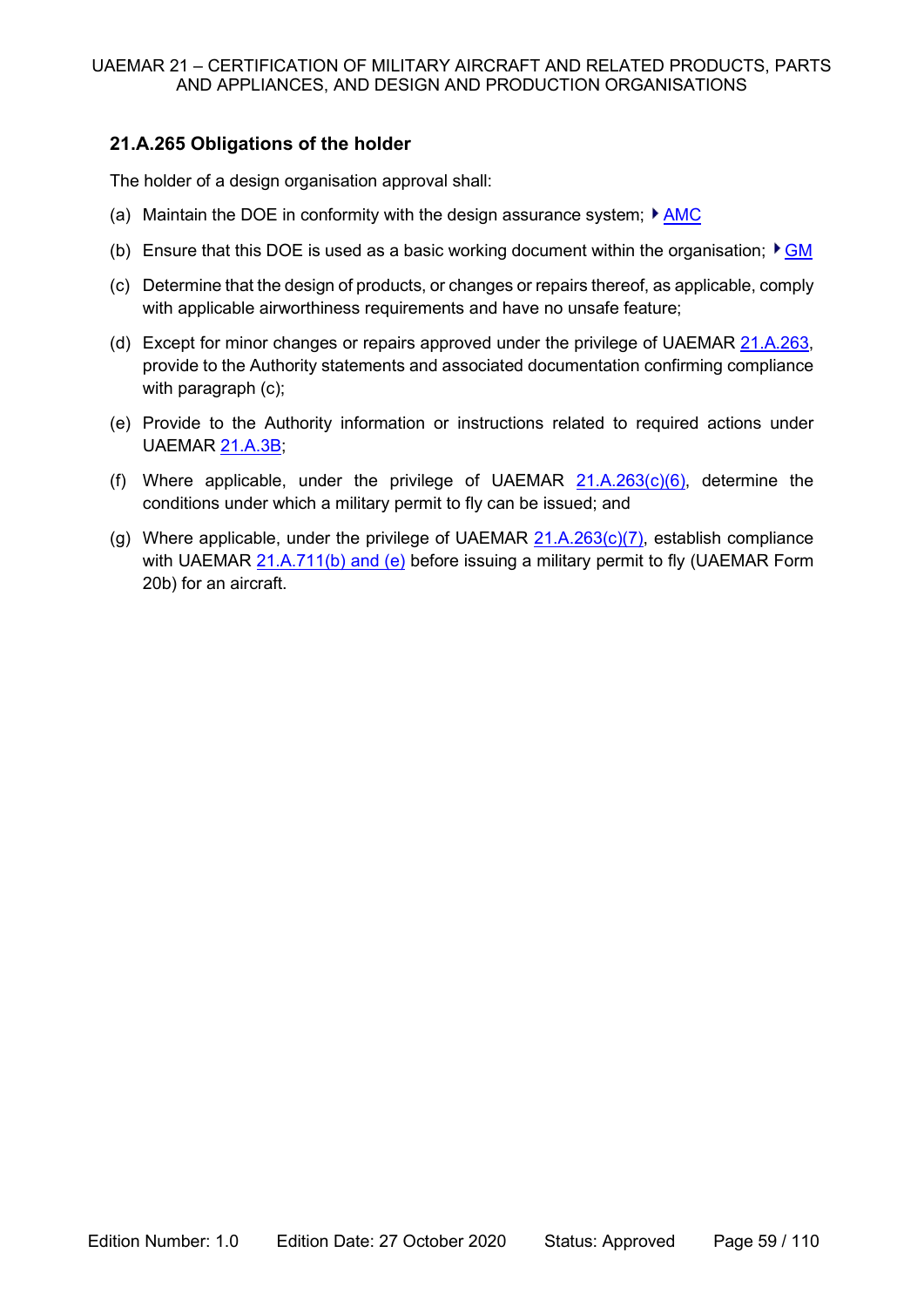### 21.A.265 Obligations of the holder

The holder of a design organisation approval shall:

(a) Maintain the DOE in conformity with the design assurance system; ▸ AMC

(b) Ensure that this DOE is used as a basic working document within the organisation; ▸ GM

(c) Determine that the design of products, or changes or repairs thereof, as applicable, comply with applicable airworthiness requirements and have no unsafe feature;

(d) Except for minor changes or repairs approved under the privilege of UAEMAR 21.A.263, provide to the Authority statements and associated documentation confirming compliance with paragraph (c);

(e) Provide to the Authority information or instructions related to required actions under UAEMAR 21.A.3B;

(f) Where applicable, under the privilege of UAEMAR 21.A.263(c)(6), determine the conditions under which a military permit to fly can be issued; and

(g) Where applicable, under the privilege of UAEMAR 21.A.263(c)(7), establish compliance with UAEMAR 21.A.711(b) and (e) before issuing a military permit to fly (UAEMAR Form 20b) for an aircraft.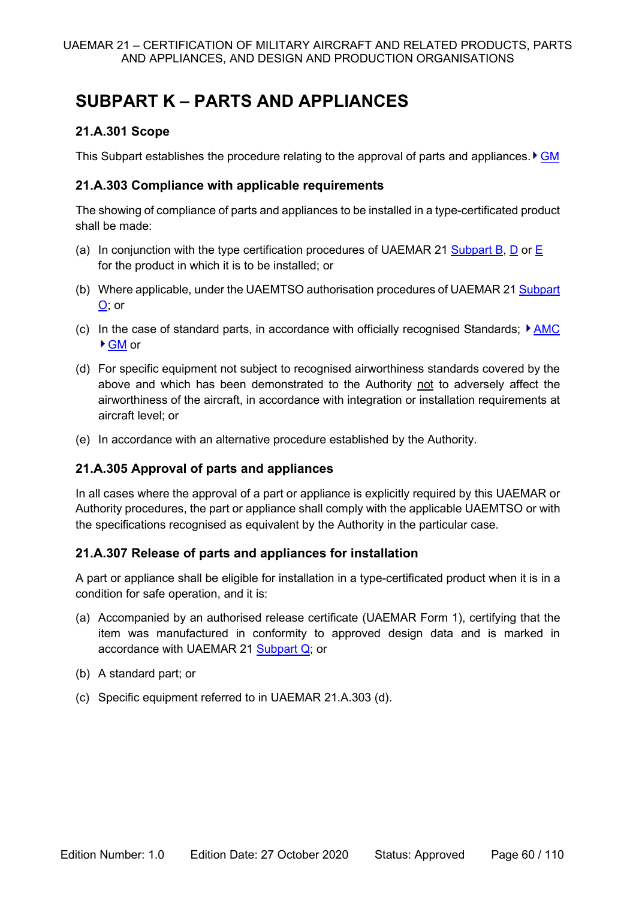# SUBPART K – PARTS AND APPLIANCES

### 21.A.301 Scope

This Subpart establishes the procedure relating to the approval of parts and appliances. ▸ GM

### 21.A.303 Compliance with applicable requirements

The showing of compliance of parts and appliances to be installed in a type-certificated product shall be made:

(a) In conjunction with the type certification procedures of UAEMAR 21 Subpart B, D or E for the product in which it is to be installed; or

(b) Where applicable, under the UAEMTSO authorisation procedures of UAEMAR 21 Subpart O; or

(c) In the case of standard parts, in accordance with officially recognised Standards; ▸ AMC ▸ GM or

(d) For specific equipment not subject to recognised airworthiness standards covered by the above and which has been demonstrated to the Authority not to adversely affect the airworthiness of the aircraft, in accordance with integration or installation requirements at aircraft level; or

(e) In accordance with an alternative procedure established by the Authority.

### 21.A.305 Approval of parts and appliances

In all cases where the approval of a part or appliance is explicitly required by this UAEMAR or Authority procedures, the part or appliance shall comply with the applicable UAEMTSO or with the specifications recognised as equivalent by the Authority in the particular case.

### 21.A.307 Release of parts and appliances for installation

A part or appliance shall be eligible for installation in a type-certificated product when it is in a condition for safe operation, and it is:

(a) Accompanied by an authorised release certificate (UAEMAR Form 1), certifying that the item was manufactured in conformity to approved design data and is marked in accordance with UAEMAR 21 Subpart Q; or

(b) A standard part; or

(c) Specific equipment referred to in UAEMAR 21.A.303 (d).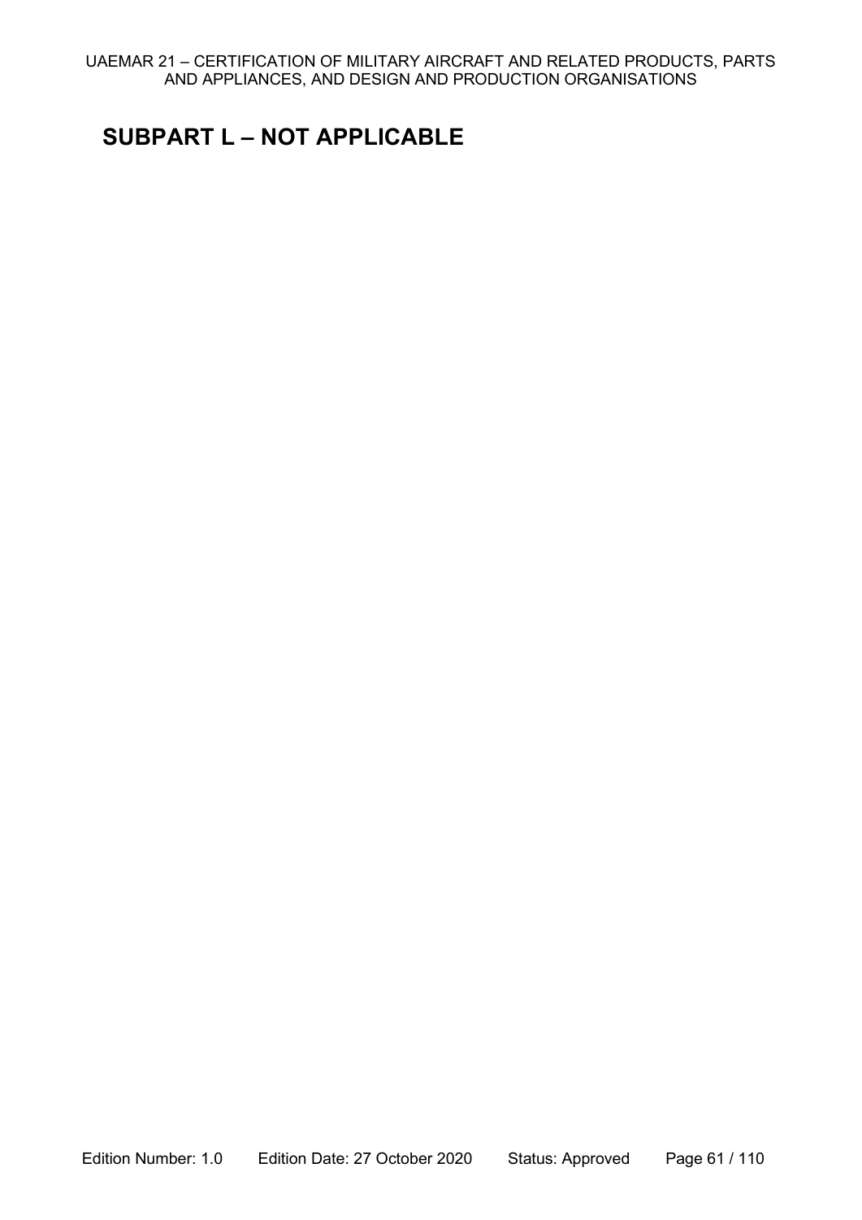# SUBPART L – NOT APPLICABLE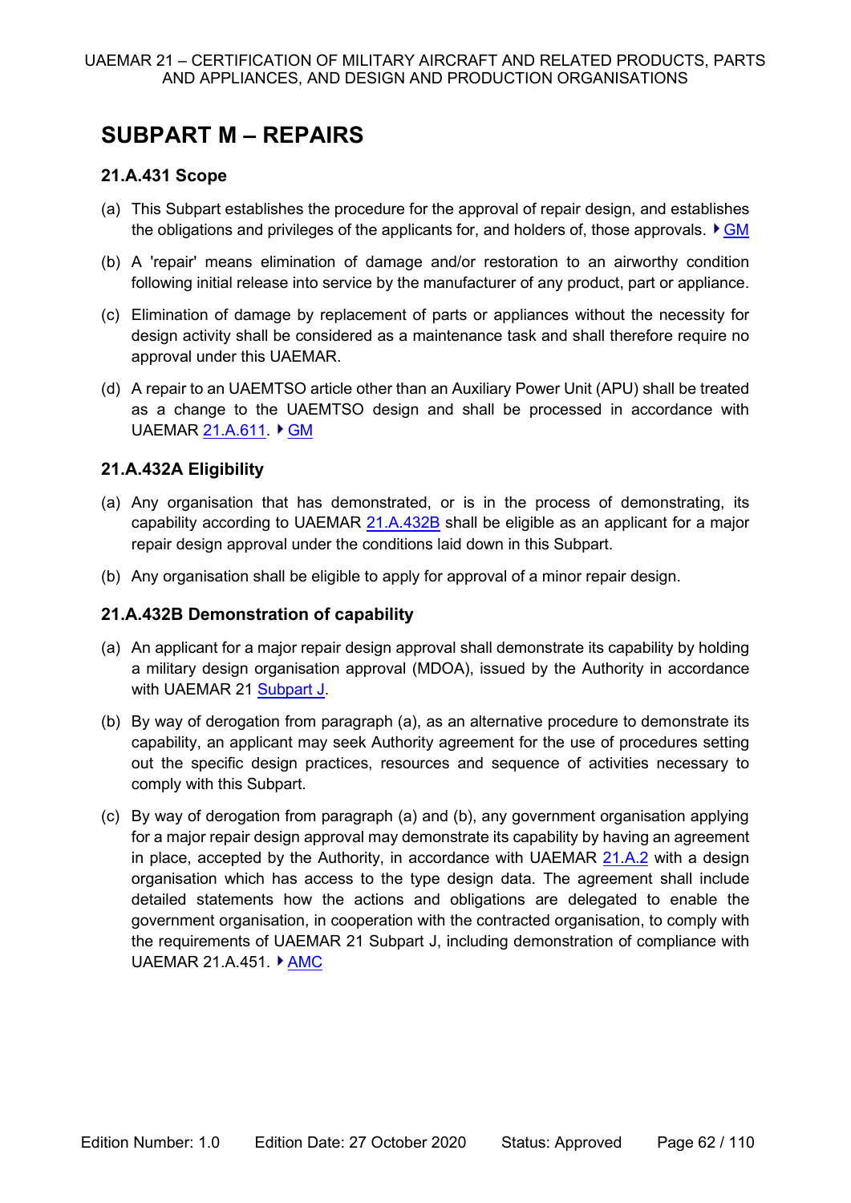# SUBPART M – REPAIRS

### 21.A.431 Scope

(a) This Subpart establishes the procedure for the approval of repair design, and establishes the obligations and privileges of the applicants for, and holders of, those approvals. ▸GM

(b) A 'repair' means elimination of damage and/or restoration to an airworthy condition following initial release into service by the manufacturer of any product, part or appliance.

(c) Elimination of damage by replacement of parts or appliances without the necessity for design activity shall be considered as a maintenance task and shall therefore require no approval under this UAEMAR.

(d) A repair to an UAEMTSO article other than an Auxiliary Power Unit (APU) shall be treated as a change to the UAEMTSO design and shall be processed in accordance with UAEMAR 21.A.611. ▸GM

### 21.A.432A Eligibility

(a) Any organisation that has demonstrated, or is in the process of demonstrating, its capability according to UAEMAR 21.A.432B shall be eligible as an applicant for a major repair design approval under the conditions laid down in this Subpart.

(b) Any organisation shall be eligible to apply for approval of a minor repair design.

### 21.A.432B Demonstration of capability

(a) An applicant for a major repair design approval shall demonstrate its capability by holding a military design organisation approval (MDOA), issued by the Authority in accordance with UAEMAR 21 Subpart J.

(b) By way of derogation from paragraph (a), as an alternative procedure to demonstrate its capability, an applicant may seek Authority agreement for the use of procedures setting out the specific design practices, resources and sequence of activities necessary to comply with this Subpart.

(c) By way of derogation from paragraph (a) and (b), any government organisation applying for a major repair design approval may demonstrate its capability by having an agreement in place, accepted by the Authority, in accordance with UAEMAR 21.A.2 with a design organisation which has access to the type design data. The agreement shall include detailed statements how the actions and obligations are delegated to enable the government organisation, in cooperation with the contracted organisation, to comply with the requirements of UAEMAR 21 Subpart J, including demonstration of compliance with UAEMAR 21.A.451. ▸AMC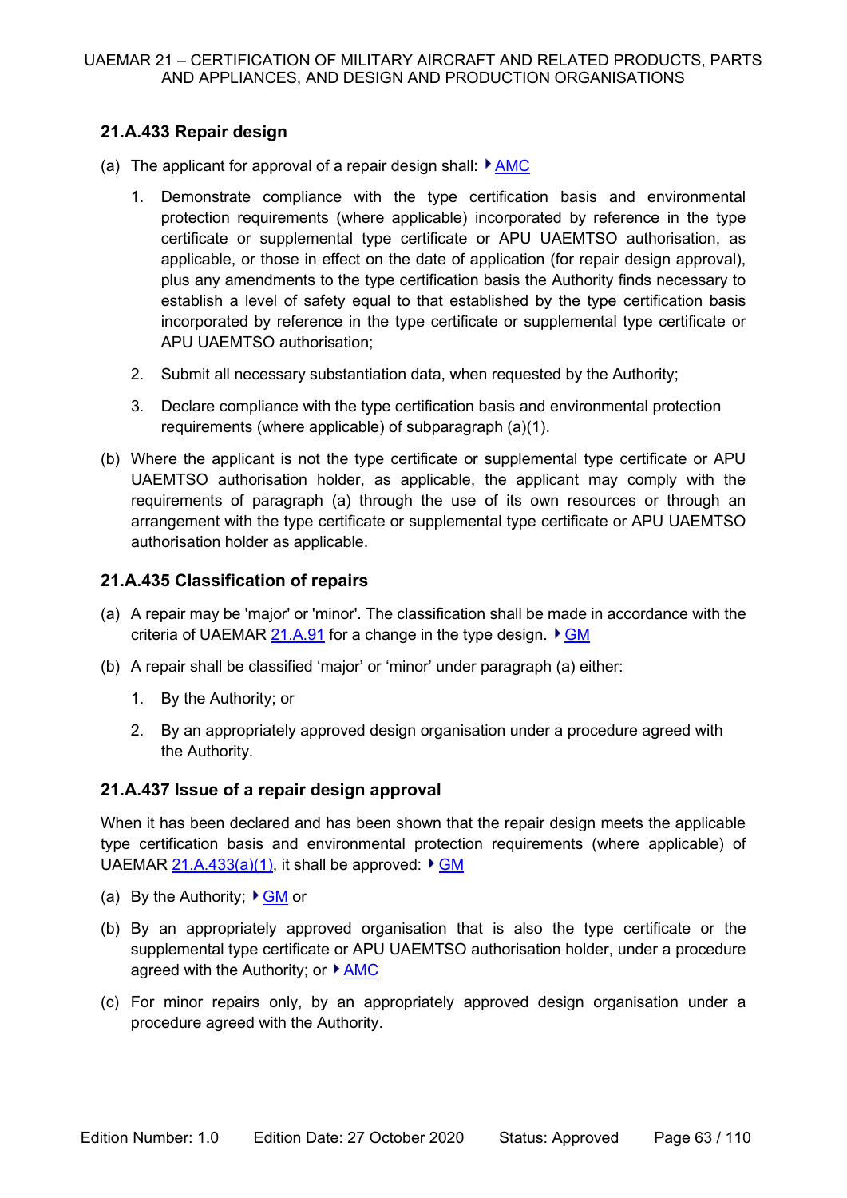### 21.A.433 Repair design

(a) The applicant for approval of a repair design shall: ▸ AMC

1. Demonstrate compliance with the type certification basis and environmental protection requirements (where applicable) incorporated by reference in the type certificate or supplemental type certificate or APU UAEMTSO authorisation, as applicable, or those in effect on the date of application (for repair design approval), plus any amendments to the type certification basis the Authority finds necessary to establish a level of safety equal to that established by the type certification basis incorporated by reference in the type certificate or supplemental type certificate or APU UAEMTSO authorisation;

2. Submit all necessary substantiation data, when requested by the Authority;

3. Declare compliance with the type certification basis and environmental protection requirements (where applicable) of subparagraph (a)(1).

(b) Where the applicant is not the type certificate or supplemental type certificate or APU UAEMTSO authorisation holder, as applicable, the applicant may comply with the requirements of paragraph (a) through the use of its own resources or through an arrangement with the type certificate or supplemental type certificate or APU UAEMTSO authorisation holder as applicable.

### 21.A.435 Classification of repairs

(a) A repair may be 'major' or 'minor'. The classification shall be made in accordance with the criteria of UAEMAR 21.A.91 for a change in the type design. ▸ GM

(b) A repair shall be classified 'major' or 'minor' under paragraph (a) either:

1. By the Authority; or

2. By an appropriately approved design organisation under a procedure agreed with the Authority.

### 21.A.437 Issue of a repair design approval

When it has been declared and has been shown that the repair design meets the applicable type certification basis and environmental protection requirements (where applicable) of UAEMAR 21.A.433(a)(1), it shall be approved: ▸ GM

(a) By the Authority; ▸ GM or

(b) By an appropriately approved organisation that is also the type certificate or the supplemental type certificate or APU UAEMTSO authorisation holder, under a procedure agreed with the Authority; or ▸ AMC

(c) For minor repairs only, by an appropriately approved design organisation under a procedure agreed with the Authority.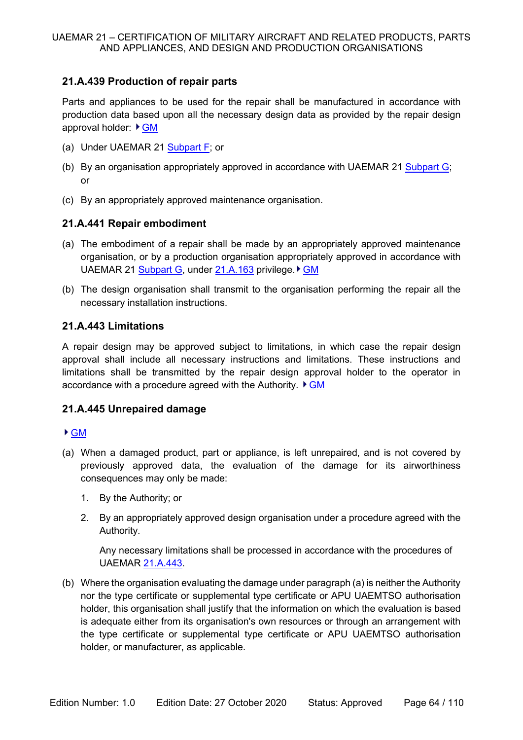### 21.A.439 Production of repair parts

Parts and appliances to be used for the repair shall be manufactured in accordance with production data based upon all the necessary design data as provided by the repair design approval holder: ▸GM

(a) Under UAEMAR 21 Subpart F; or

(b) By an organisation appropriately approved in accordance with UAEMAR 21 Subpart G; or

(c) By an appropriately approved maintenance organisation.

### 21.A.441 Repair embodiment

(a) The embodiment of a repair shall be made by an appropriately approved maintenance organisation, or by a production organisation appropriately approved in accordance with UAEMAR 21 Subpart G, under 21.A.163 privilege. ▸GM

(b) The design organisation shall transmit to the organisation performing the repair all the necessary installation instructions.

### 21.A.443 Limitations

A repair design may be approved subject to limitations, in which case the repair design approval shall include all necessary instructions and limitations. These instructions and limitations shall be transmitted by the repair design approval holder to the operator in accordance with a procedure agreed with the Authority. ▸GM

### 21.A.445 Unrepaired damage

▸GM

(a) When a damaged product, part or appliance, is left unrepaired, and is not covered by previously approved data, the evaluation of the damage for its airworthiness consequences may only be made:

1. By the Authority; or

2. By an appropriately approved design organisation under a procedure agreed with the Authority.

   Any necessary limitations shall be processed in accordance with the procedures of UAEMAR 21.A.443.

(b) Where the organisation evaluating the damage under paragraph (a) is neither the Authority nor the type certificate or supplemental type certificate or APU UAEMTSO authorisation holder, this organisation shall justify that the information on which the evaluation is based is adequate either from its organisation's own resources or through an arrangement with the type certificate or supplemental type certificate or APU UAEMTSO authorisation holder, or manufacturer, as applicable.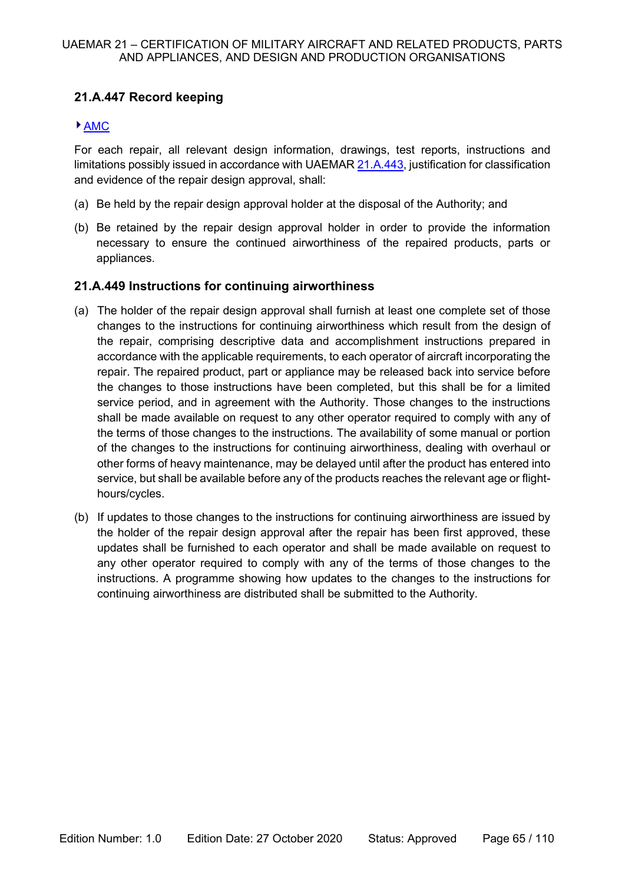### 21.A.447 Record keeping

▸ AMC

For each repair, all relevant design information, drawings, test reports, instructions and limitations possibly issued in accordance with UAEMAR 21.A.443, justification for classification and evidence of the repair design approval, shall:

(a) Be held by the repair design approval holder at the disposal of the Authority; and

(b) Be retained by the repair design approval holder in order to provide the information necessary to ensure the continued airworthiness of the repaired products, parts or appliances.

### 21.A.449 Instructions for continuing airworthiness

(a) The holder of the repair design approval shall furnish at least one complete set of those changes to the instructions for continuing airworthiness which result from the design of the repair, comprising descriptive data and accomplishment instructions prepared in accordance with the applicable requirements, to each operator of aircraft incorporating the repair. The repaired product, part or appliance may be released back into service before the changes to those instructions have been completed, but this shall be for a limited service period, and in agreement with the Authority. Those changes to the instructions shall be made available on request to any other operator required to comply with any of the terms of those changes to the instructions. The availability of some manual or portion of the changes to the instructions for continuing airworthiness, dealing with overhaul or other forms of heavy maintenance, may be delayed until after the product has entered into service, but shall be available before any of the products reaches the relevant age or flight-hours/cycles.

(b) If updates to those changes to the instructions for continuing airworthiness are issued by the holder of the repair design approval after the repair has been first approved, these updates shall be furnished to each operator and shall be made available on request to any other operator required to comply with any of the terms of those changes to the instructions. A programme showing how updates to the changes to the instructions for continuing airworthiness are distributed shall be submitted to the Authority.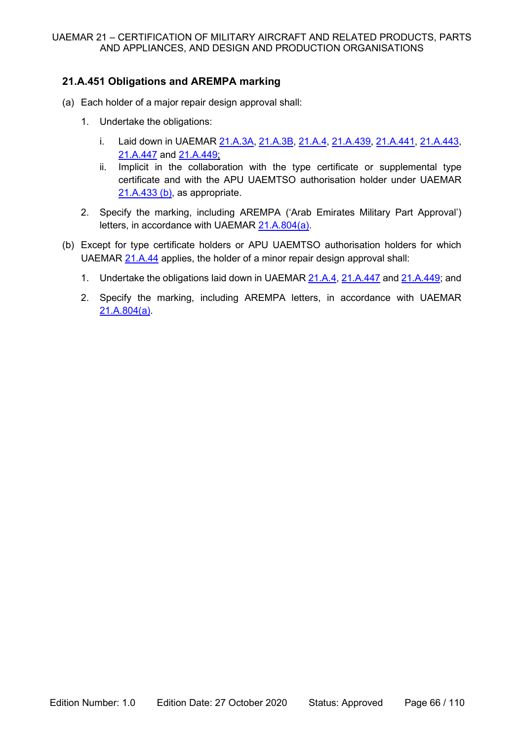### 21.A.451 Obligations and AREMPA marking

(a) Each holder of a major repair design approval shall:

1. Undertake the obligations:

   i. Laid down in UAEMAR 21.A.3A, 21.A.3B, 21.A.4, 21.A.439, 21.A.441, 21.A.443, 21.A.447 and 21.A.449;

   ii. Implicit in the collaboration with the type certificate or supplemental type certificate and with the APU UAEMTSO authorisation holder under UAEMAR 21.A.433 (b), as appropriate.

2. Specify the marking, including AREMPA ('Arab Emirates Military Part Approval') letters, in accordance with UAEMAR 21.A.804(a).

(b) Except for type certificate holders or APU UAEMTSO authorisation holders for which UAEMAR 21.A.44 applies, the holder of a minor repair design approval shall:

1. Undertake the obligations laid down in UAEMAR 21.A.4, 21.A.447 and 21.A.449; and

2. Specify the marking, including AREMPA letters, in accordance with UAEMAR 21.A.804(a).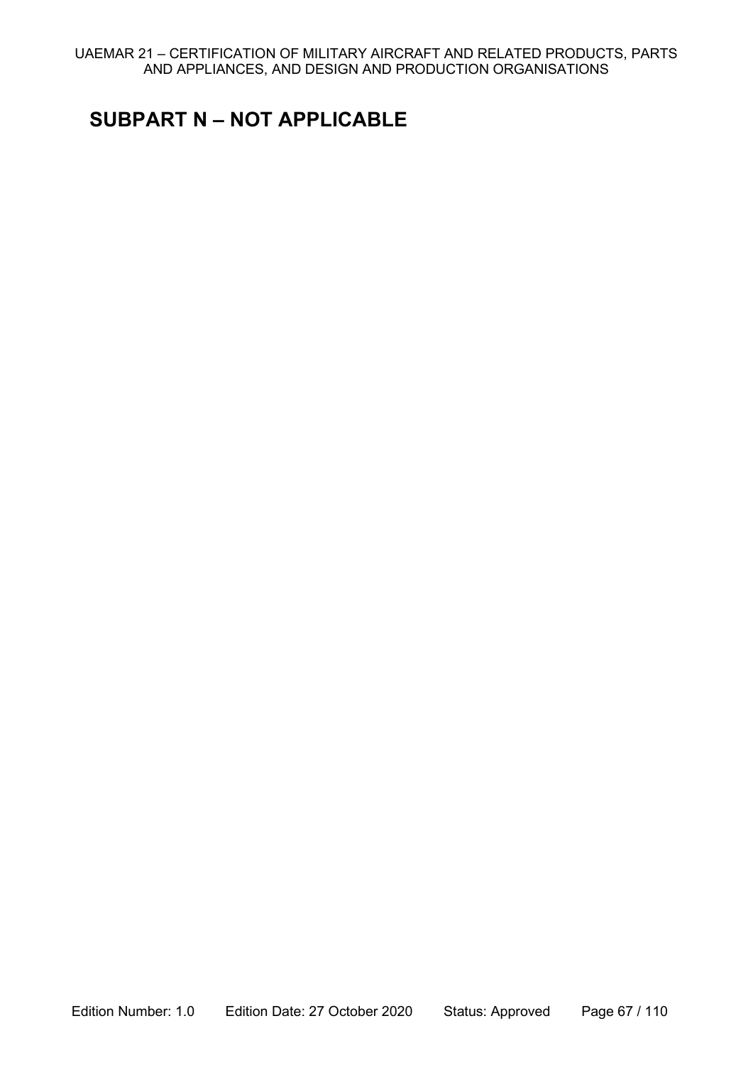# SUBPART N – NOT APPLICABLE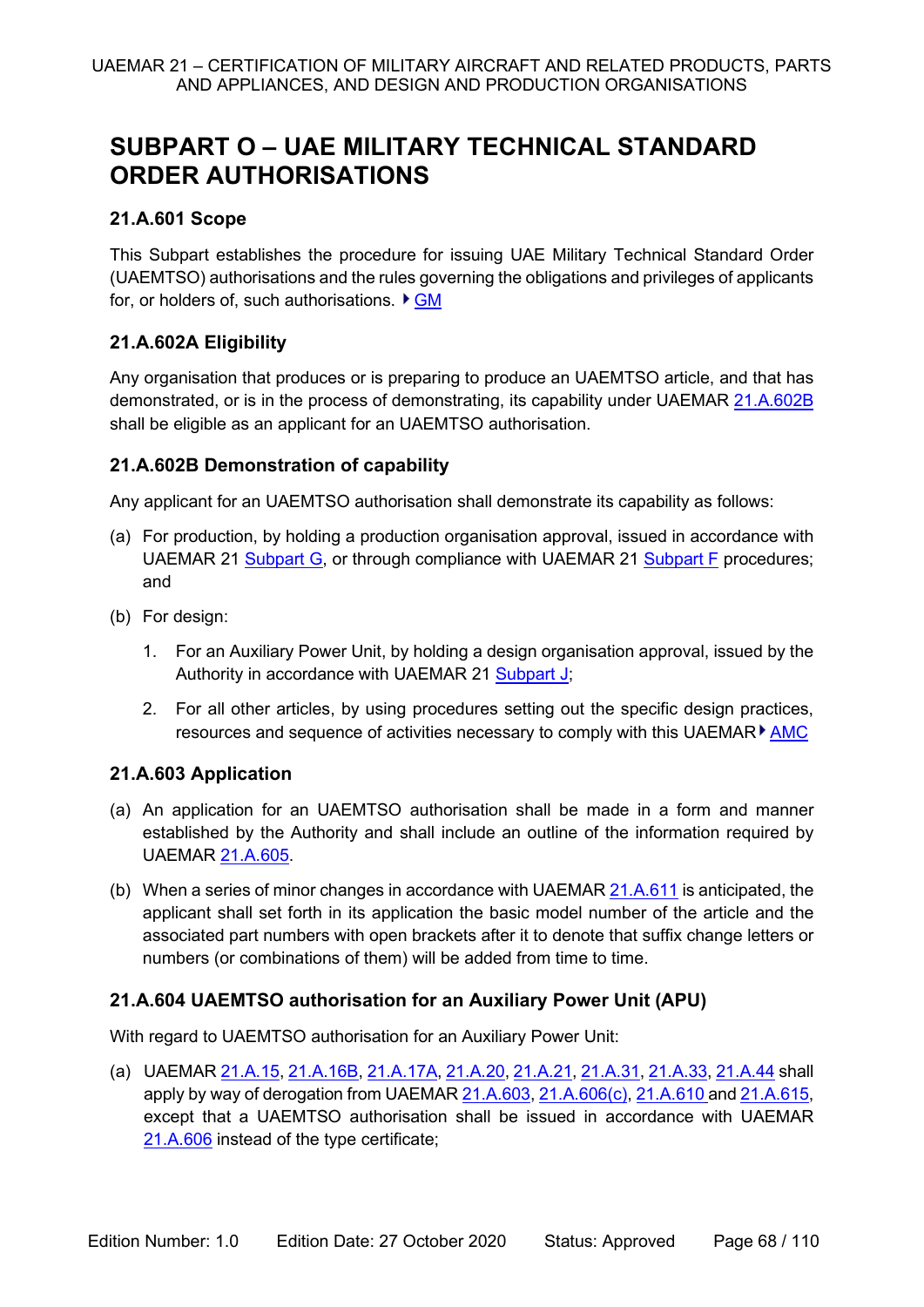# SUBPART O – UAE MILITARY TECHNICAL STANDARD ORDER AUTHORISATIONS

### 21.A.601 Scope

This Subpart establishes the procedure for issuing UAE Military Technical Standard Order (UAEMTSO) authorisations and the rules governing the obligations and privileges of applicants for, or holders of, such authorisations. ▸ GM

### 21.A.602A Eligibility

Any organisation that produces or is preparing to produce an UAEMTSO article, and that has demonstrated, or is in the process of demonstrating, its capability under UAEMAR 21.A.602B shall be eligible as an applicant for an UAEMTSO authorisation.

### 21.A.602B Demonstration of capability

Any applicant for an UAEMTSO authorisation shall demonstrate its capability as follows:

(a) For production, by holding a production organisation approval, issued in accordance with UAEMAR 21 Subpart G, or through compliance with UAEMAR 21 Subpart F procedures; and

(b) For design:

1. For an Auxiliary Power Unit, by holding a design organisation approval, issued by the Authority in accordance with UAEMAR 21 Subpart J;

2. For all other articles, by using procedures setting out the specific design practices, resources and sequence of activities necessary to comply with this UAEMAR ▸ AMC

### 21.A.603 Application

(a) An application for an UAEMTSO authorisation shall be made in a form and manner established by the Authority and shall include an outline of the information required by UAEMAR 21.A.605.

(b) When a series of minor changes in accordance with UAEMAR 21.A.611 is anticipated, the applicant shall set forth in its application the basic model number of the article and the associated part numbers with open brackets after it to denote that suffix change letters or numbers (or combinations of them) will be added from time to time.

### 21.A.604 UAEMTSO authorisation for an Auxiliary Power Unit (APU)

With regard to UAEMTSO authorisation for an Auxiliary Power Unit:

(a) UAEMAR 21.A.15, 21.A.16B, 21.A.17A, 21.A.20, 21.A.21, 21.A.31, 21.A.33, 21.A.44 shall apply by way of derogation from UAEMAR 21.A.603, 21.A.606(c), 21.A.610 and 21.A.615, except that a UAEMTSO authorisation shall be issued in accordance with UAEMAR 21.A.606 instead of the type certificate;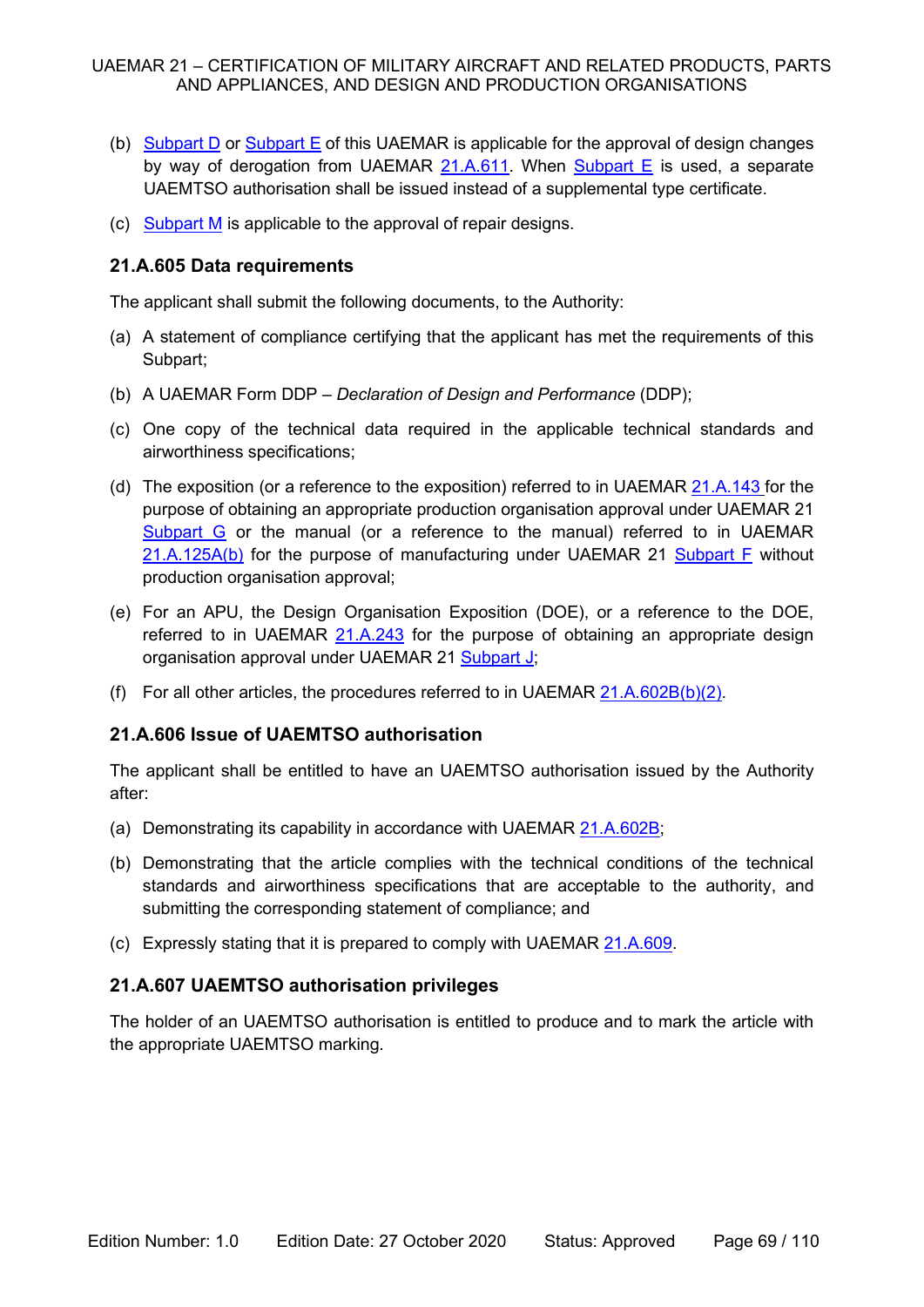(b) Subpart D or Subpart E of this UAEMAR is applicable for the approval of design changes by way of derogation from UAEMAR 21.A.611. When Subpart E is used, a separate UAEMTSO authorisation shall be issued instead of a supplemental type certificate.

(c) Subpart M is applicable to the approval of repair designs.

### 21.A.605 Data requirements

The applicant shall submit the following documents, to the Authority:

(a) A statement of compliance certifying that the applicant has met the requirements of this Subpart;

(b) A UAEMAR Form DDP – *Declaration of Design and Performance* (DDP);

(c) One copy of the technical data required in the applicable technical standards and airworthiness specifications;

(d) The exposition (or a reference to the exposition) referred to in UAEMAR 21.A.143 for the purpose of obtaining an appropriate production organisation approval under UAEMAR 21 Subpart G or the manual (or a reference to the manual) referred to in UAEMAR 21.A.125A(b) for the purpose of manufacturing under UAEMAR 21 Subpart F without production organisation approval;

(e) For an APU, the Design Organisation Exposition (DOE), or a reference to the DOE, referred to in UAEMAR 21.A.243 for the purpose of obtaining an appropriate design organisation approval under UAEMAR 21 Subpart J;

(f) For all other articles, the procedures referred to in UAEMAR 21.A.602B(b)(2).

### 21.A.606 Issue of UAEMTSO authorisation

The applicant shall be entitled to have an UAEMTSO authorisation issued by the Authority after:

(a) Demonstrating its capability in accordance with UAEMAR 21.A.602B;

(b) Demonstrating that the article complies with the technical conditions of the technical standards and airworthiness specifications that are acceptable to the authority, and submitting the corresponding statement of compliance; and

(c) Expressly stating that it is prepared to comply with UAEMAR 21.A.609.

### 21.A.607 UAEMTSO authorisation privileges

The holder of an UAEMTSO authorisation is entitled to produce and to mark the article with the appropriate UAEMTSO marking.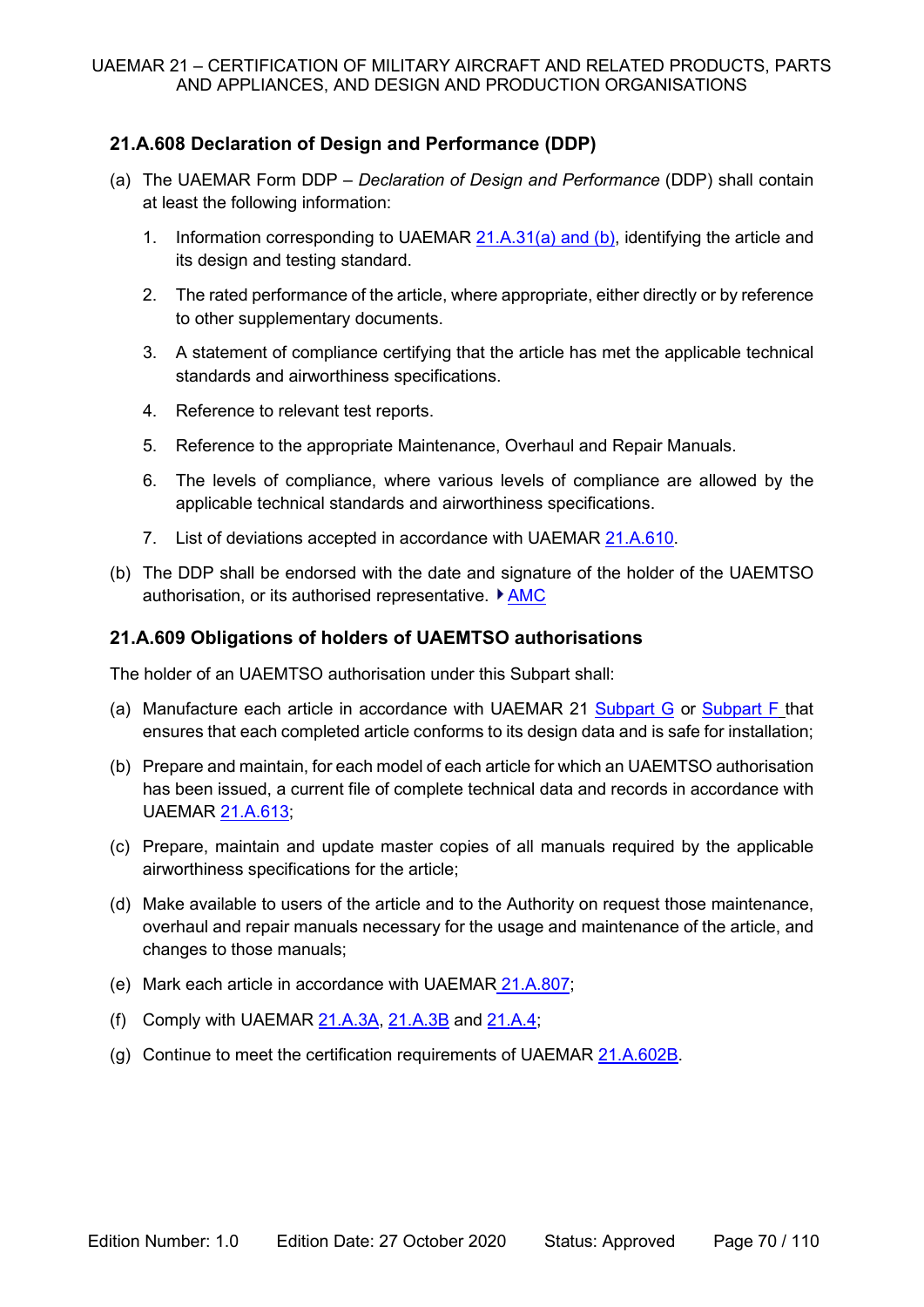### 21.A.608 Declaration of Design and Performance (DDP)

(a) The UAEMAR Form DDP – *Declaration of Design and Performance* (DDP) shall contain at least the following information:

1. Information corresponding to UAEMAR 21.A.31(a) and (b), identifying the article and its design and testing standard.
2. The rated performance of the article, where appropriate, either directly or by reference to other supplementary documents.
3. A statement of compliance certifying that the article has met the applicable technical standards and airworthiness specifications.
4. Reference to relevant test reports.
5. Reference to the appropriate Maintenance, Overhaul and Repair Manuals.
6. The levels of compliance, where various levels of compliance are allowed by the applicable technical standards and airworthiness specifications.
7. List of deviations accepted in accordance with UAEMAR 21.A.610.

(b) The DDP shall be endorsed with the date and signature of the holder of the UAEMTSO authorisation, or its authorised representative. ▸AMC

### 21.A.609 Obligations of holders of UAEMTSO authorisations

The holder of an UAEMTSO authorisation under this Subpart shall:

(a) Manufacture each article in accordance with UAEMAR 21 Subpart G or Subpart F that ensures that each completed article conforms to its design data and is safe for installation;

(b) Prepare and maintain, for each model of each article for which an UAEMTSO authorisation has been issued, a current file of complete technical data and records in accordance with UAEMAR 21.A.613;

(c) Prepare, maintain and update master copies of all manuals required by the applicable airworthiness specifications for the article;

(d) Make available to users of the article and to the Authority on request those maintenance, overhaul and repair manuals necessary for the usage and maintenance of the article, and changes to those manuals;

(e) Mark each article in accordance with UAEMAR 21.A.807;

(f) Comply with UAEMAR 21.A.3A, 21.A.3B and 21.A.4;

(g) Continue to meet the certification requirements of UAEMAR 21.A.602B.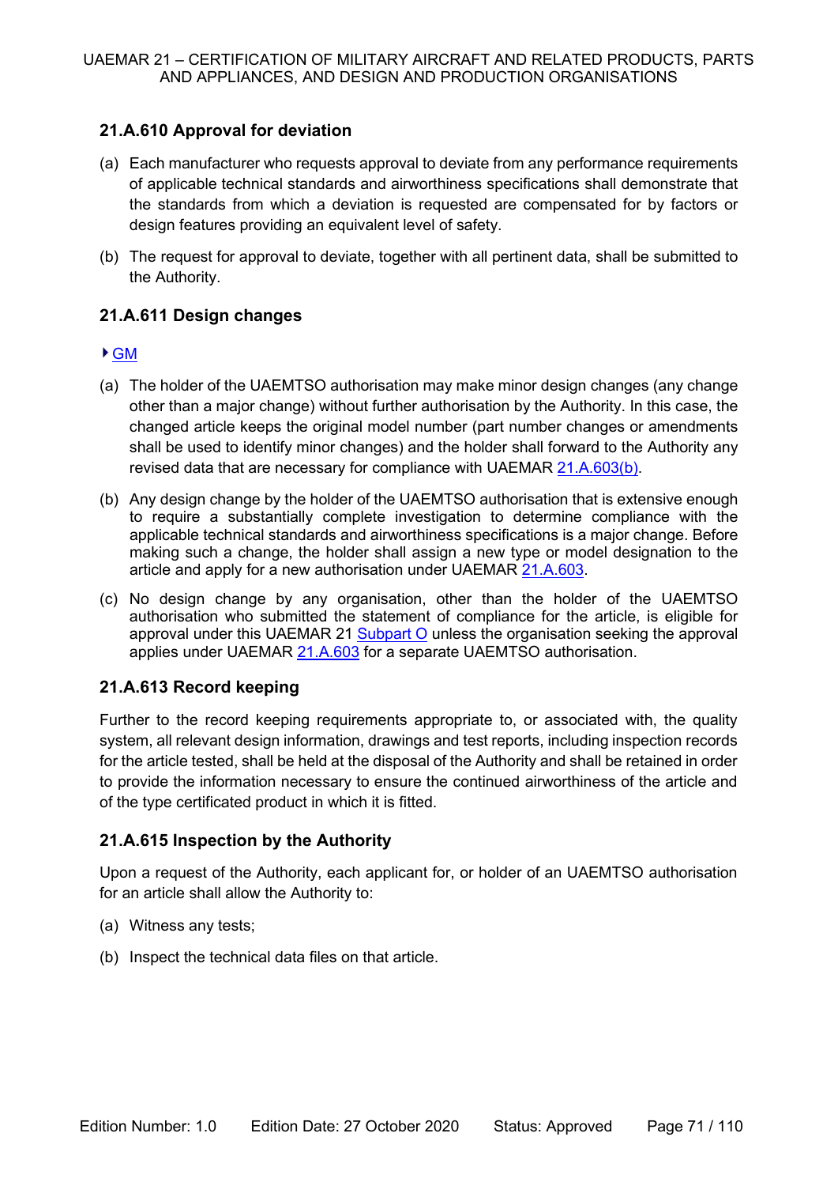### 21.A.610 Approval for deviation

(a) Each manufacturer who requests approval to deviate from any performance requirements of applicable technical standards and airworthiness specifications shall demonstrate that the standards from which a deviation is requested are compensated for by factors or design features providing an equivalent level of safety.

(b) The request for approval to deviate, together with all pertinent data, shall be submitted to the Authority.

### 21.A.611 Design changes

GM

(a) The holder of the UAEMTSO authorisation may make minor design changes (any change other than a major change) without further authorisation by the Authority. In this case, the changed article keeps the original model number (part number changes or amendments shall be used to identify minor changes) and the holder shall forward to the Authority any revised data that are necessary for compliance with UAEMAR 21.A.603(b).

(b) Any design change by the holder of the UAEMTSO authorisation that is extensive enough to require a substantially complete investigation to determine compliance with the applicable technical standards and airworthiness specifications is a major change. Before making such a change, the holder shall assign a new type or model designation to the article and apply for a new authorisation under UAEMAR 21.A.603.

(c) No design change by any organisation, other than the holder of the UAEMTSO authorisation who submitted the statement of compliance for the article, is eligible for approval under this UAEMAR 21 Subpart O unless the organisation seeking the approval applies under UAEMAR 21.A.603 for a separate UAEMTSO authorisation.

### 21.A.613 Record keeping

Further to the record keeping requirements appropriate to, or associated with, the quality system, all relevant design information, drawings and test reports, including inspection records for the article tested, shall be held at the disposal of the Authority and shall be retained in order to provide the information necessary to ensure the continued airworthiness of the article and of the type certificated product in which it is fitted.

### 21.A.615 Inspection by the Authority

Upon a request of the Authority, each applicant for, or holder of an UAEMTSO authorisation for an article shall allow the Authority to:

(a) Witness any tests;

(b) Inspect the technical data files on that article.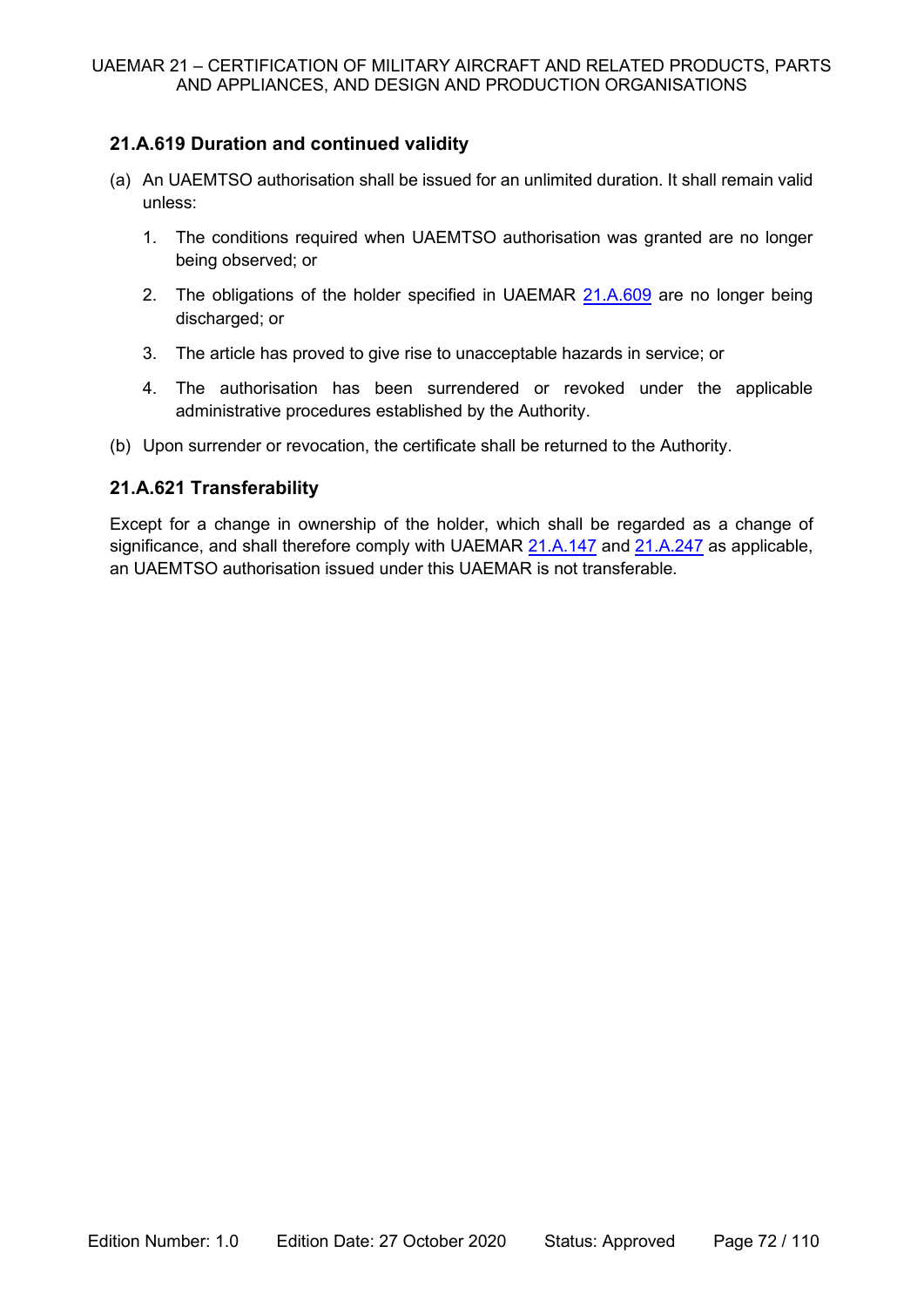### 21.A.619 Duration and continued validity

(a) An UAEMTSO authorisation shall be issued for an unlimited duration. It shall remain valid unless:

1. The conditions required when UAEMTSO authorisation was granted are no longer being observed; or

2. The obligations of the holder specified in UAEMAR 21.A.609 are no longer being discharged; or

3. The article has proved to give rise to unacceptable hazards in service; or

4. The authorisation has been surrendered or revoked under the applicable administrative procedures established by the Authority.

(b) Upon surrender or revocation, the certificate shall be returned to the Authority.

### 21.A.621 Transferability

Except for a change in ownership of the holder, which shall be regarded as a change of significance, and shall therefore comply with UAEMAR 21.A.147 and 21.A.247 as applicable, an UAEMTSO authorisation issued under this UAEMAR is not transferable.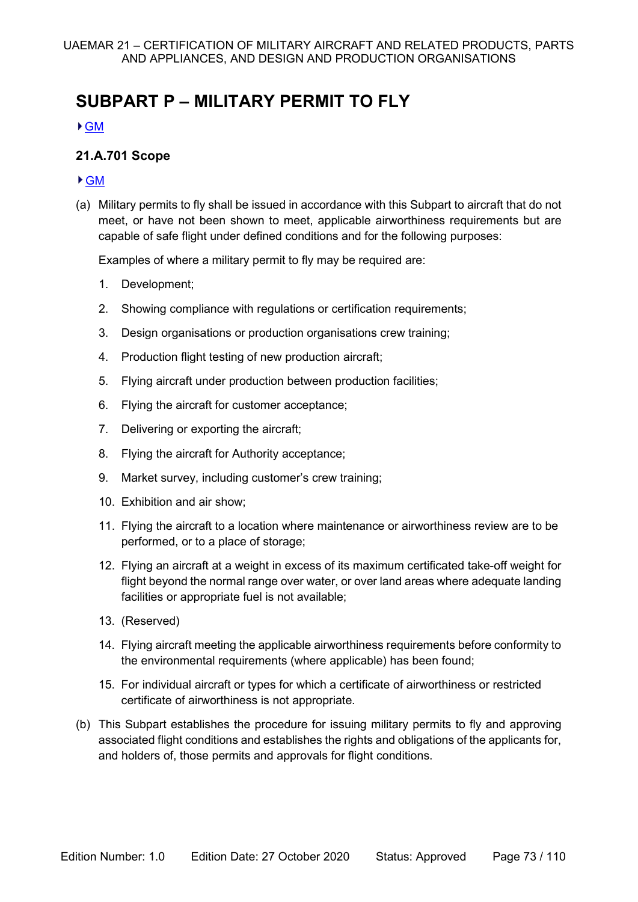# SUBPART P – MILITARY PERMIT TO FLY

▸GM

## 21.A.701 Scope

▸GM

(a) Military permits to fly shall be issued in accordance with this Subpart to aircraft that do not meet, or have not been shown to meet, applicable airworthiness requirements but are capable of safe flight under defined conditions and for the following purposes:

Examples of where a military permit to fly may be required are:

1. Development;
2. Showing compliance with regulations or certification requirements;
3. Design organisations or production organisations crew training;
4. Production flight testing of new production aircraft;
5. Flying aircraft under production between production facilities;
6. Flying the aircraft for customer acceptance;
7. Delivering or exporting the aircraft;
8. Flying the aircraft for Authority acceptance;
9. Market survey, including customer's crew training;
10. Exhibition and air show;
11. Flying the aircraft to a location where maintenance or airworthiness review are to be performed, or to a place of storage;
12. Flying an aircraft at a weight in excess of its maximum certificated take-off weight for flight beyond the normal range over water, or over land areas where adequate landing facilities or appropriate fuel is not available;
13. (Reserved)
14. Flying aircraft meeting the applicable airworthiness requirements before conformity to the environmental requirements (where applicable) has been found;
15. For individual aircraft or types for which a certificate of airworthiness or restricted certificate of airworthiness is not appropriate.

(b) This Subpart establishes the procedure for issuing military permits to fly and approving associated flight conditions and establishes the rights and obligations of the applicants for, and holders of, those permits and approvals for flight conditions.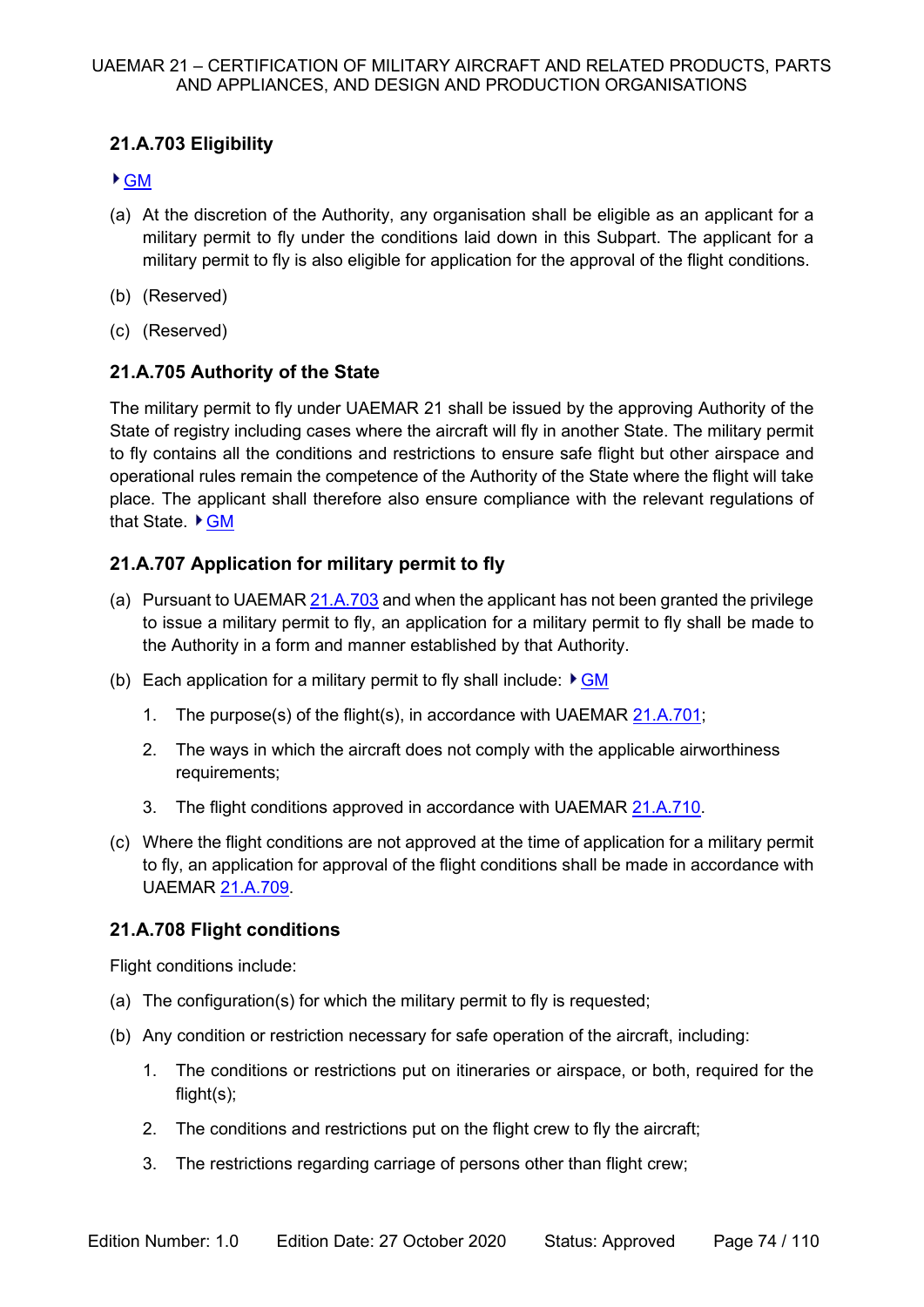### 21.A.703 Eligibility

▸GM

(a) At the discretion of the Authority, any organisation shall be eligible as an applicant for a military permit to fly under the conditions laid down in this Subpart. The applicant for a military permit to fly is also eligible for application for the approval of the flight conditions.

(b) (Reserved)

(c) (Reserved)

### 21.A.705 Authority of the State

The military permit to fly under UAEMAR 21 shall be issued by the approving Authority of the State of registry including cases where the aircraft will fly in another State. The military permit to fly contains all the conditions and restrictions to ensure safe flight but other airspace and operational rules remain the competence of the Authority of the State where the flight will take place. The applicant shall therefore also ensure compliance with the relevant regulations of that State. ▸GM

### 21.A.707 Application for military permit to fly

(a) Pursuant to UAEMAR 21.A.703 and when the applicant has not been granted the privilege to issue a military permit to fly, an application for a military permit to fly shall be made to the Authority in a form and manner established by that Authority.

(b) Each application for a military permit to fly shall include: ▸GM

1. The purpose(s) of the flight(s), in accordance with UAEMAR 21.A.701;
2. The ways in which the aircraft does not comply with the applicable airworthiness requirements;
3. The flight conditions approved in accordance with UAEMAR 21.A.710.

(c) Where the flight conditions are not approved at the time of application for a military permit to fly, an application for approval of the flight conditions shall be made in accordance with UAEMAR 21.A.709.

### 21.A.708 Flight conditions

Flight conditions include:

(a) The configuration(s) for which the military permit to fly is requested;

(b) Any condition or restriction necessary for safe operation of the aircraft, including:

1. The conditions or restrictions put on itineraries or airspace, or both, required for the flight(s);
2. The conditions and restrictions put on the flight crew to fly the aircraft;
3. The restrictions regarding carriage of persons other than flight crew;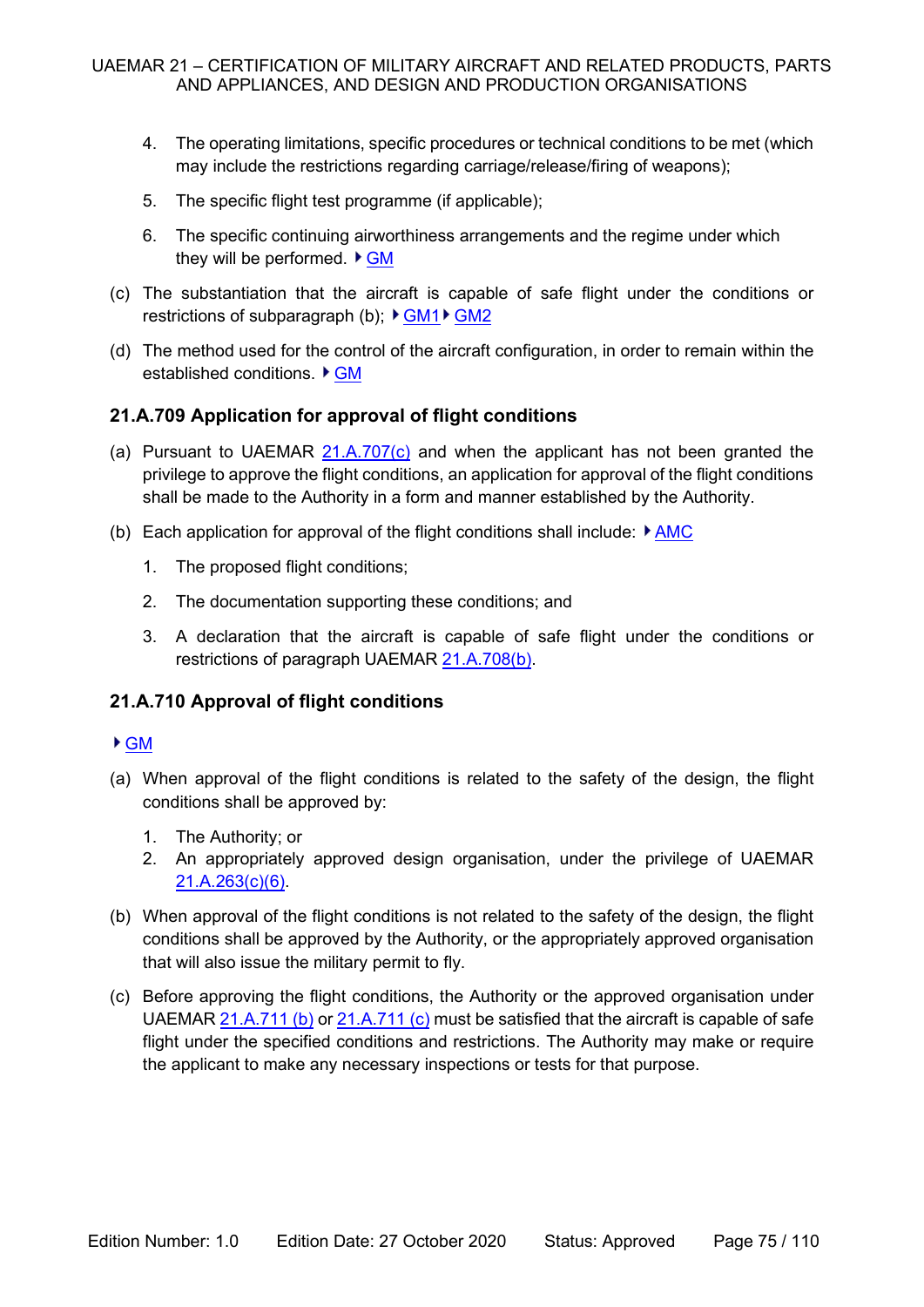4. The operating limitations, specific procedures or technical conditions to be met (which may include the restrictions regarding carriage/release/firing of weapons);

5. The specific flight test programme (if applicable);

6. The specific continuing airworthiness arrangements and the regime under which they will be performed. ▸GM

(c) The substantiation that the aircraft is capable of safe flight under the conditions or restrictions of subparagraph (b); ▸GM1▸GM2

(d) The method used for the control of the aircraft configuration, in order to remain within the established conditions. ▸GM

### 21.A.709 Application for approval of flight conditions

(a) Pursuant to UAEMAR 21.A.707(c) and when the applicant has not been granted the privilege to approve the flight conditions, an application for approval of the flight conditions shall be made to the Authority in a form and manner established by the Authority.

(b) Each application for approval of the flight conditions shall include: ▸AMC

1. The proposed flight conditions;

2. The documentation supporting these conditions; and

3. A declaration that the aircraft is capable of safe flight under the conditions or restrictions of paragraph UAEMAR 21.A.708(b).

### 21.A.710 Approval of flight conditions

▸GM

(a) When approval of the flight conditions is related to the safety of the design, the flight conditions shall be approved by:

1. The Authority; or
2. An appropriately approved design organisation, under the privilege of UAEMAR 21.A.263(c)(6).

(b) When approval of the flight conditions is not related to the safety of the design, the flight conditions shall be approved by the Authority, or the appropriately approved organisation that will also issue the military permit to fly.

(c) Before approving the flight conditions, the Authority or the approved organisation under UAEMAR 21.A.711 (b) or 21.A.711 (c) must be satisfied that the aircraft is capable of safe flight under the specified conditions and restrictions. The Authority may make or require the applicant to make any necessary inspections or tests for that purpose.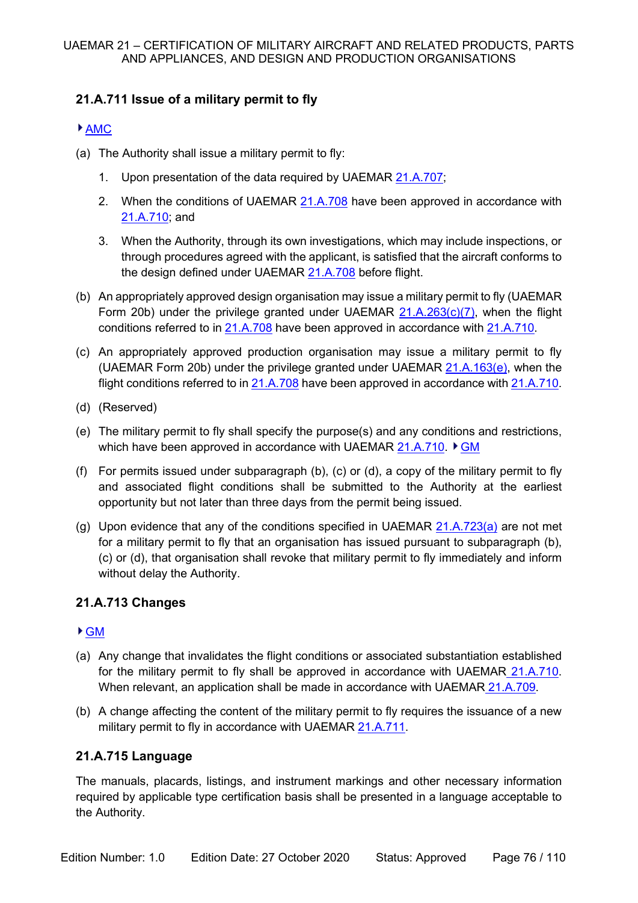## 21.A.711 Issue of a military permit to fly

▸AMC

(a) The Authority shall issue a military permit to fly:

1. Upon presentation of the data required by UAEMAR 21.A.707;

2. When the conditions of UAEMAR 21.A.708 have been approved in accordance with 21.A.710; and

3. When the Authority, through its own investigations, which may include inspections, or through procedures agreed with the applicant, is satisfied that the aircraft conforms to the design defined under UAEMAR 21.A.708 before flight.

(b) An appropriately approved design organisation may issue a military permit to fly (UAEMAR Form 20b) under the privilege granted under UAEMAR 21.A.263(c)(7), when the flight conditions referred to in 21.A.708 have been approved in accordance with 21.A.710.

(c) An appropriately approved production organisation may issue a military permit to fly (UAEMAR Form 20b) under the privilege granted under UAEMAR 21.A.163(e), when the flight conditions referred to in 21.A.708 have been approved in accordance with 21.A.710.

(d) (Reserved)

(e) The military permit to fly shall specify the purpose(s) and any conditions and restrictions, which have been approved in accordance with UAEMAR 21.A.710. ▸GM

(f) For permits issued under subparagraph (b), (c) or (d), a copy of the military permit to fly and associated flight conditions shall be submitted to the Authority at the earliest opportunity but not later than three days from the permit being issued.

(g) Upon evidence that any of the conditions specified in UAEMAR 21.A.723(a) are not met for a military permit to fly that an organisation has issued pursuant to subparagraph (b), (c) or (d), that organisation shall revoke that military permit to fly immediately and inform without delay the Authority.

## 21.A.713 Changes

▸GM

(a) Any change that invalidates the flight conditions or associated substantiation established for the military permit to fly shall be approved in accordance with UAEMAR 21.A.710. When relevant, an application shall be made in accordance with UAEMAR 21.A.709.

(b) A change affecting the content of the military permit to fly requires the issuance of a new military permit to fly in accordance with UAEMAR 21.A.711.

## 21.A.715 Language

The manuals, placards, listings, and instrument markings and other necessary information required by applicable type certification basis shall be presented in a language acceptable to the Authority.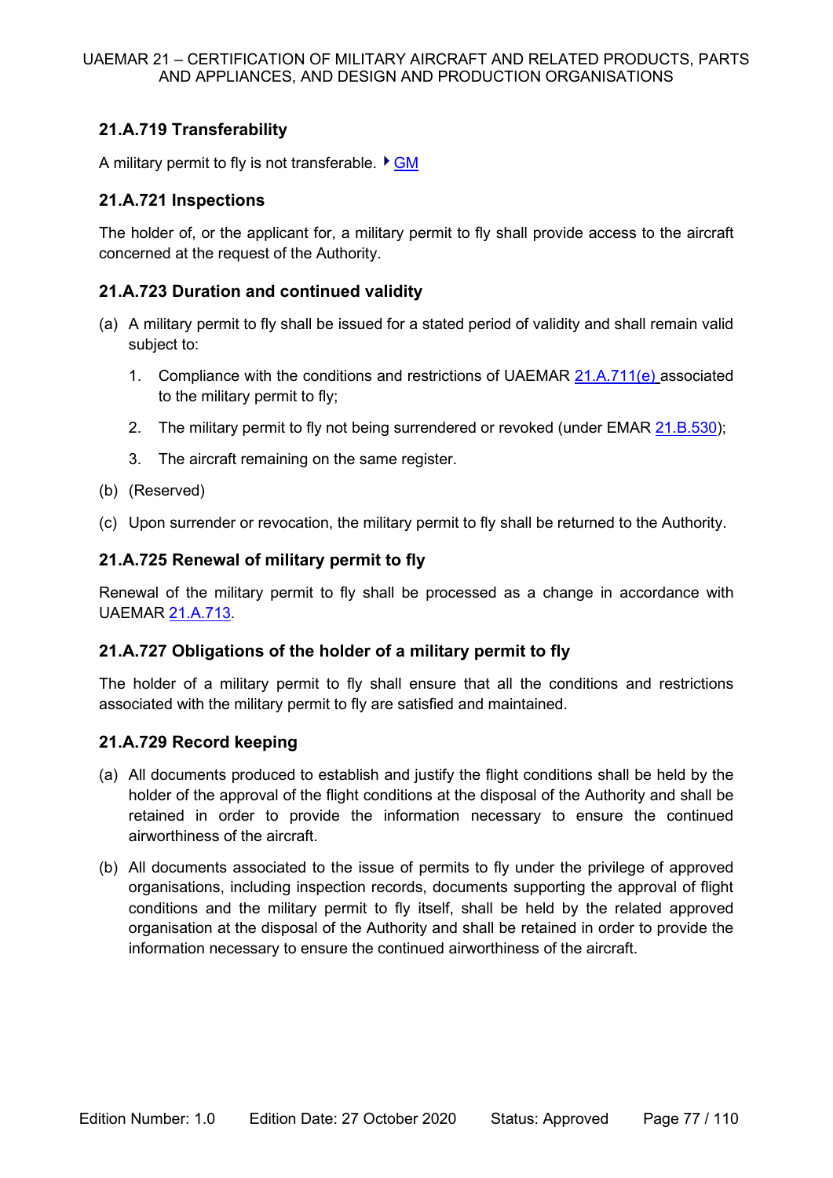### 21.A.719 Transferability

A military permit to fly is not transferable. ▸ GM

### 21.A.721 Inspections

The holder of, or the applicant for, a military permit to fly shall provide access to the aircraft concerned at the request of the Authority.

### 21.A.723 Duration and continued validity

(a) A military permit to fly shall be issued for a stated period of validity and shall remain valid subject to:

1. Compliance with the conditions and restrictions of UAEMAR 21.A.711(e) associated to the military permit to fly;
2. The military permit to fly not being surrendered or revoked (under EMAR 21.B.530);
3. The aircraft remaining on the same register.

(b) (Reserved)

(c) Upon surrender or revocation, the military permit to fly shall be returned to the Authority.

### 21.A.725 Renewal of military permit to fly

Renewal of the military permit to fly shall be processed as a change in accordance with UAEMAR 21.A.713.

### 21.A.727 Obligations of the holder of a military permit to fly

The holder of a military permit to fly shall ensure that all the conditions and restrictions associated with the military permit to fly are satisfied and maintained.

### 21.A.729 Record keeping

(a) All documents produced to establish and justify the flight conditions shall be held by the holder of the approval of the flight conditions at the disposal of the Authority and shall be retained in order to provide the information necessary to ensure the continued airworthiness of the aircraft.

(b) All documents associated to the issue of permits to fly under the privilege of approved organisations, including inspection records, documents supporting the approval of flight conditions and the military permit to fly itself, shall be held by the related approved organisation at the disposal of the Authority and shall be retained in order to provide the information necessary to ensure the continued airworthiness of the aircraft.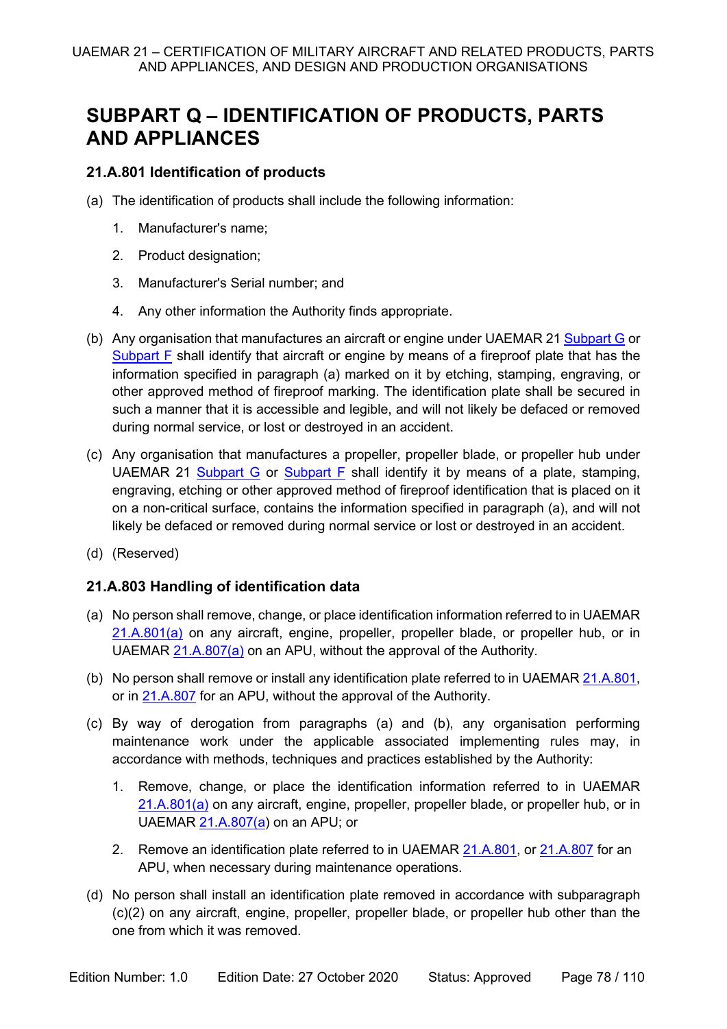# SUBPART Q – IDENTIFICATION OF PRODUCTS, PARTS AND APPLIANCES

### 21.A.801 Identification of products

(a) The identification of products shall include the following information:

1. Manufacturer's name;
2. Product designation;
3. Manufacturer's Serial number; and
4. Any other information the Authority finds appropriate.

(b) Any organisation that manufactures an aircraft or engine under UAEMAR 21 Subpart G or Subpart F shall identify that aircraft or engine by means of a fireproof plate that has the information specified in paragraph (a) marked on it by etching, stamping, engraving, or other approved method of fireproof marking. The identification plate shall be secured in such a manner that it is accessible and legible, and will not likely be defaced or removed during normal service, or lost or destroyed in an accident.

(c) Any organisation that manufactures a propeller, propeller blade, or propeller hub under UAEMAR 21 Subpart G or Subpart F shall identify it by means of a plate, stamping, engraving, etching or other approved method of fireproof identification that is placed on it on a non-critical surface, contains the information specified in paragraph (a), and will not likely be defaced or removed during normal service or lost or destroyed in an accident.

(d) (Reserved)

### 21.A.803 Handling of identification data

(a) No person shall remove, change, or place identification information referred to in UAEMAR 21.A.801(a) on any aircraft, engine, propeller, propeller blade, or propeller hub, or in UAEMAR 21.A.807(a) on an APU, without the approval of the Authority.

(b) No person shall remove or install any identification plate referred to in UAEMAR 21.A.801, or in 21.A.807 for an APU, without the approval of the Authority.

(c) By way of derogation from paragraphs (a) and (b), any organisation performing maintenance work under the applicable associated implementing rules may, in accordance with methods, techniques and practices established by the Authority:

1. Remove, change, or place the identification information referred to in UAEMAR 21.A.801(a) on any aircraft, engine, propeller, propeller blade, or propeller hub, or in UAEMAR 21.A.807(a) on an APU; or
2. Remove an identification plate referred to in UAEMAR 21.A.801, or 21.A.807 for an APU, when necessary during maintenance operations.

(d) No person shall install an identification plate removed in accordance with subparagraph (c)(2) on any aircraft, engine, propeller, propeller blade, or propeller hub other than the one from which it was removed.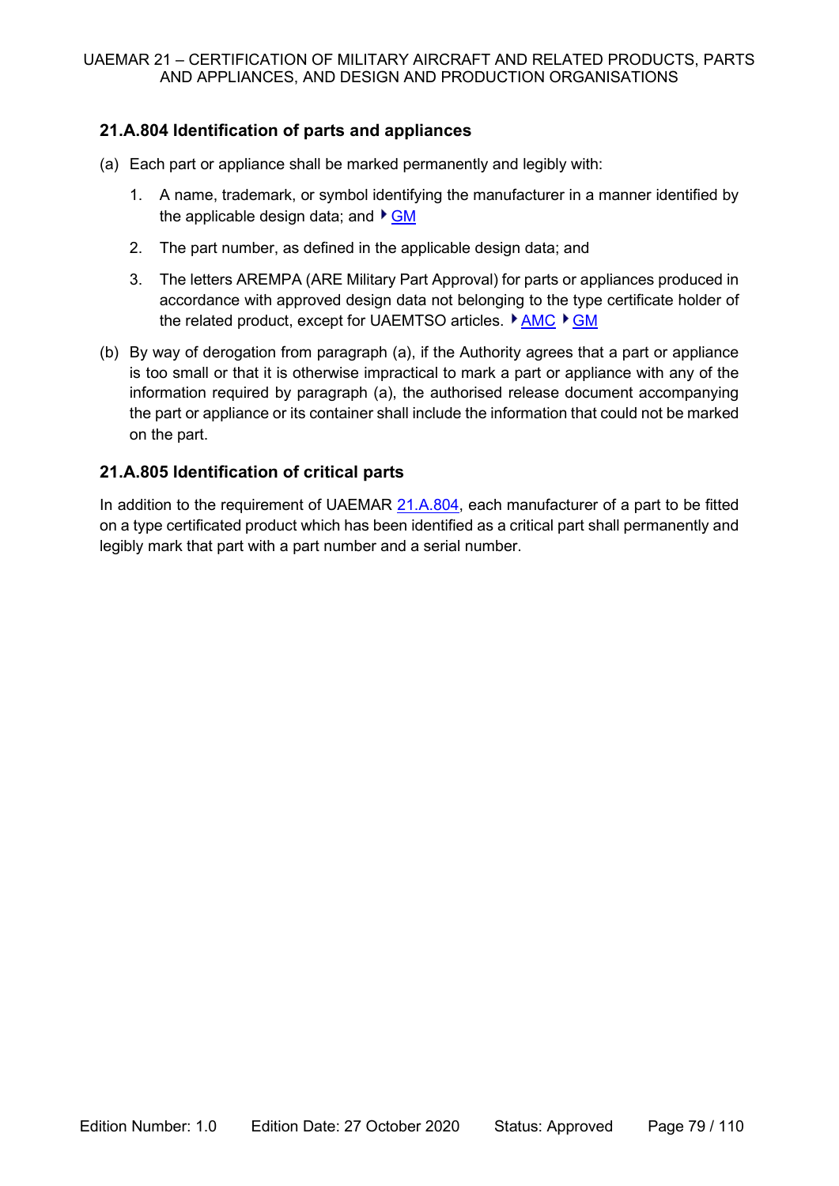### 21.A.804 Identification of parts and appliances

(a) Each part or appliance shall be marked permanently and legibly with:

1. A name, trademark, or symbol identifying the manufacturer in a manner identified by the applicable design data; and ▶GM
2. The part number, as defined in the applicable design data; and
3. The letters AREMPA (ARE Military Part Approval) for parts or appliances produced in accordance with approved design data not belonging to the type certificate holder of the related product, except for UAEMTSO articles. ▶AMC ▶GM

(b) By way of derogation from paragraph (a), if the Authority agrees that a part or appliance is too small or that it is otherwise impractical to mark a part or appliance with any of the information required by paragraph (a), the authorised release document accompanying the part or appliance or its container shall include the information that could not be marked on the part.

### 21.A.805 Identification of critical parts

In addition to the requirement of UAEMAR 21.A.804, each manufacturer of a part to be fitted on a type certificated product which has been identified as a critical part shall permanently and legibly mark that part with a part number and a serial number.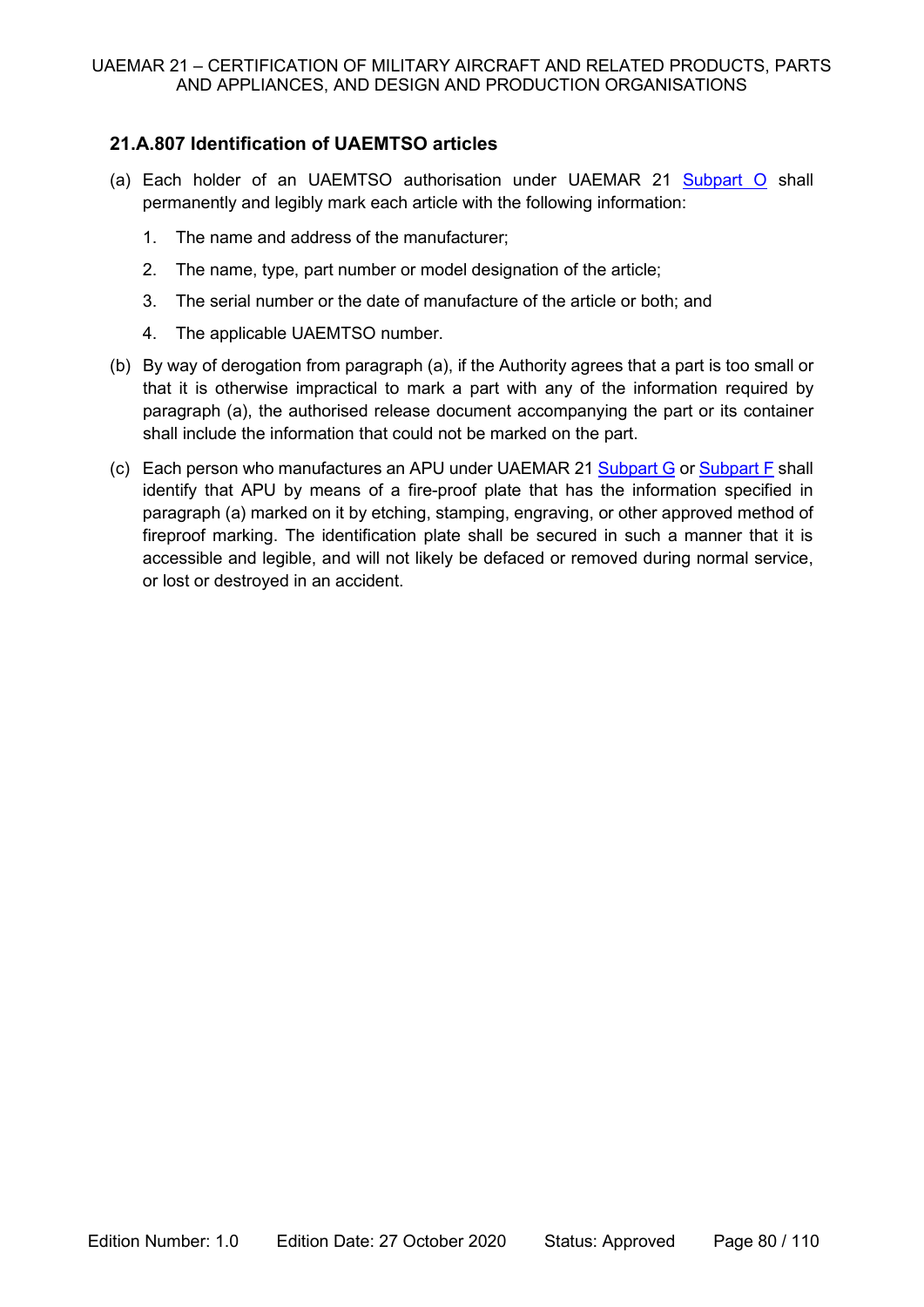### 21.A.807 Identification of UAEMTSO articles

(a) Each holder of an UAEMTSO authorisation under UAEMAR 21 Subpart O shall permanently and legibly mark each article with the following information:

1. The name and address of the manufacturer;
2. The name, type, part number or model designation of the article;
3. The serial number or the date of manufacture of the article or both; and
4. The applicable UAEMTSO number.

(b) By way of derogation from paragraph (a), if the Authority agrees that a part is too small or that it is otherwise impractical to mark a part with any of the information required by paragraph (a), the authorised release document accompanying the part or its container shall include the information that could not be marked on the part.

(c) Each person who manufactures an APU under UAEMAR 21 Subpart G or Subpart F shall identify that APU by means of a fire-proof plate that has the information specified in paragraph (a) marked on it by etching, stamping, engraving, or other approved method of fireproof marking. The identification plate shall be secured in such a manner that it is accessible and legible, and will not likely be defaced or removed during normal service, or lost or destroyed in an accident.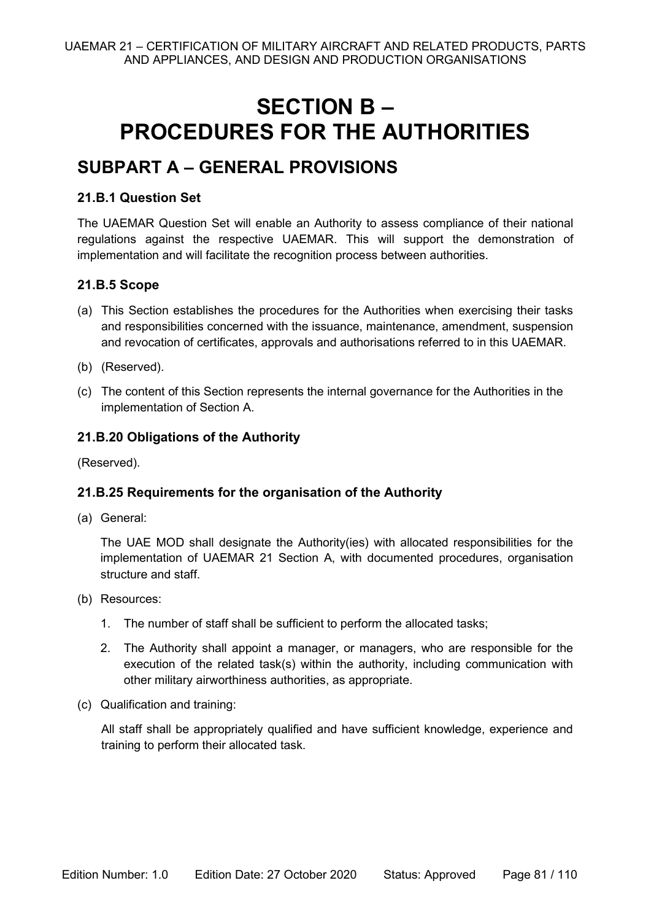# SECTION B – PROCEDURES FOR THE AUTHORITIES

## SUBPART A – GENERAL PROVISIONS

### 21.B.1 Question Set

The UAEMAR Question Set will enable an Authority to assess compliance of their national regulations against the respective UAEMAR. This will support the demonstration of implementation and will facilitate the recognition process between authorities.

### 21.B.5 Scope

(a) This Section establishes the procedures for the Authorities when exercising their tasks and responsibilities concerned with the issuance, maintenance, amendment, suspension and revocation of certificates, approvals and authorisations referred to in this UAEMAR.

(b) (Reserved).

(c) The content of this Section represents the internal governance for the Authorities in the implementation of Section A.

### 21.B.20 Obligations of the Authority

(Reserved).

### 21.B.25 Requirements for the organisation of the Authority

(a) General:

The UAE MOD shall designate the Authority(ies) with allocated responsibilities for the implementation of UAEMAR 21 Section A, with documented procedures, organisation structure and staff.

(b) Resources:

1. The number of staff shall be sufficient to perform the allocated tasks;
2. The Authority shall appoint a manager, or managers, who are responsible for the execution of the related task(s) within the authority, including communication with other military airworthiness authorities, as appropriate.

(c) Qualification and training:

All staff shall be appropriately qualified and have sufficient knowledge, experience and training to perform their allocated task.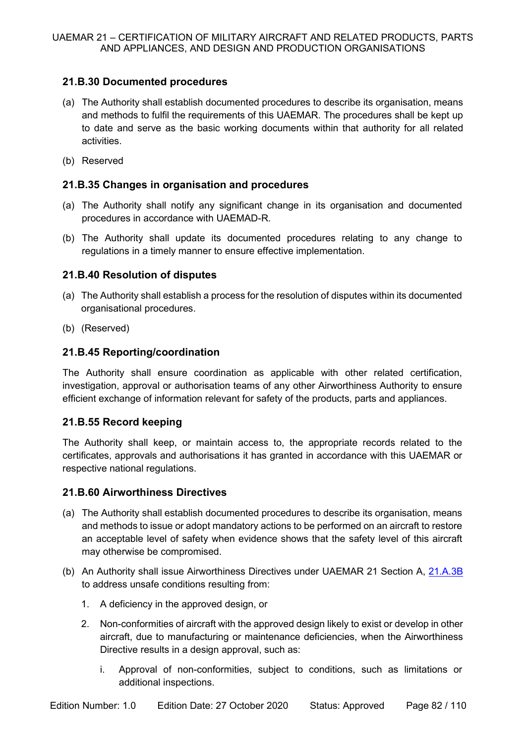### 21.B.30 Documented procedures

(a) The Authority shall establish documented procedures to describe its organisation, means and methods to fulfil the requirements of this UAEMAR. The procedures shall be kept up to date and serve as the basic working documents within that authority for all related activities.

(b) Reserved

### 21.B.35 Changes in organisation and procedures

(a) The Authority shall notify any significant change in its organisation and documented procedures in accordance with UAEMAD-R.

(b) The Authority shall update its documented procedures relating to any change to regulations in a timely manner to ensure effective implementation.

### 21.B.40 Resolution of disputes

(a) The Authority shall establish a process for the resolution of disputes within its documented organisational procedures.

(b) (Reserved)

### 21.B.45 Reporting/coordination

The Authority shall ensure coordination as applicable with other related certification, investigation, approval or authorisation teams of any other Airworthiness Authority to ensure efficient exchange of information relevant for safety of the products, parts and appliances.

### 21.B.55 Record keeping

The Authority shall keep, or maintain access to, the appropriate records related to the certificates, approvals and authorisations it has granted in accordance with this UAEMAR or respective national regulations.

### 21.B.60 Airworthiness Directives

(a) The Authority shall establish documented procedures to describe its organisation, means and methods to issue or adopt mandatory actions to be performed on an aircraft to restore an acceptable level of safety when evidence shows that the safety level of this aircraft may otherwise be compromised.

(b) An Authority shall issue Airworthiness Directives under UAEMAR 21 Section A, 21.A.3B to address unsafe conditions resulting from:

1. A deficiency in the approved design, or

2. Non-conformities of aircraft with the approved design likely to exist or develop in other aircraft, due to manufacturing or maintenance deficiencies, when the Airworthiness Directive results in a design approval, such as:

   i. Approval of non-conformities, subject to conditions, such as limitations or additional inspections.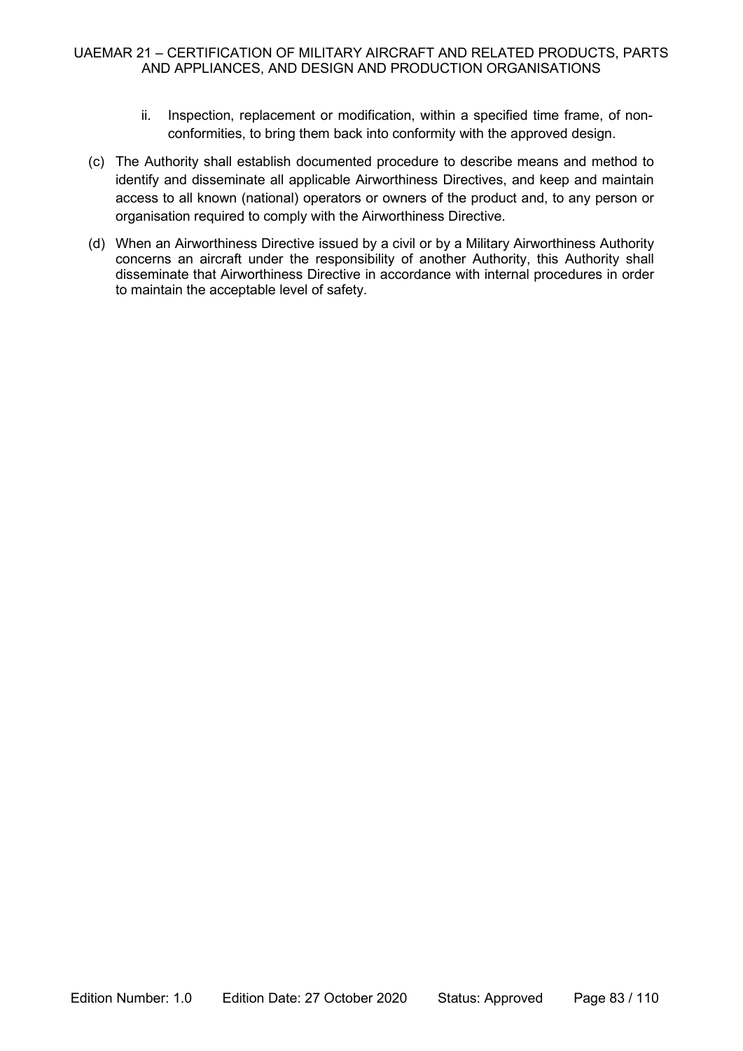ii. Inspection, replacement or modification, within a specified time frame, of non-conformities, to bring them back into conformity with the approved design.

(c) The Authority shall establish documented procedure to describe means and method to identify and disseminate all applicable Airworthiness Directives, and keep and maintain access to all known (national) operators or owners of the product and, to any person or organisation required to comply with the Airworthiness Directive.

(d) When an Airworthiness Directive issued by a civil or by a Military Airworthiness Authority concerns an aircraft under the responsibility of another Authority, this Authority shall disseminate that Airworthiness Directive in accordance with internal procedures in order to maintain the acceptable level of safety.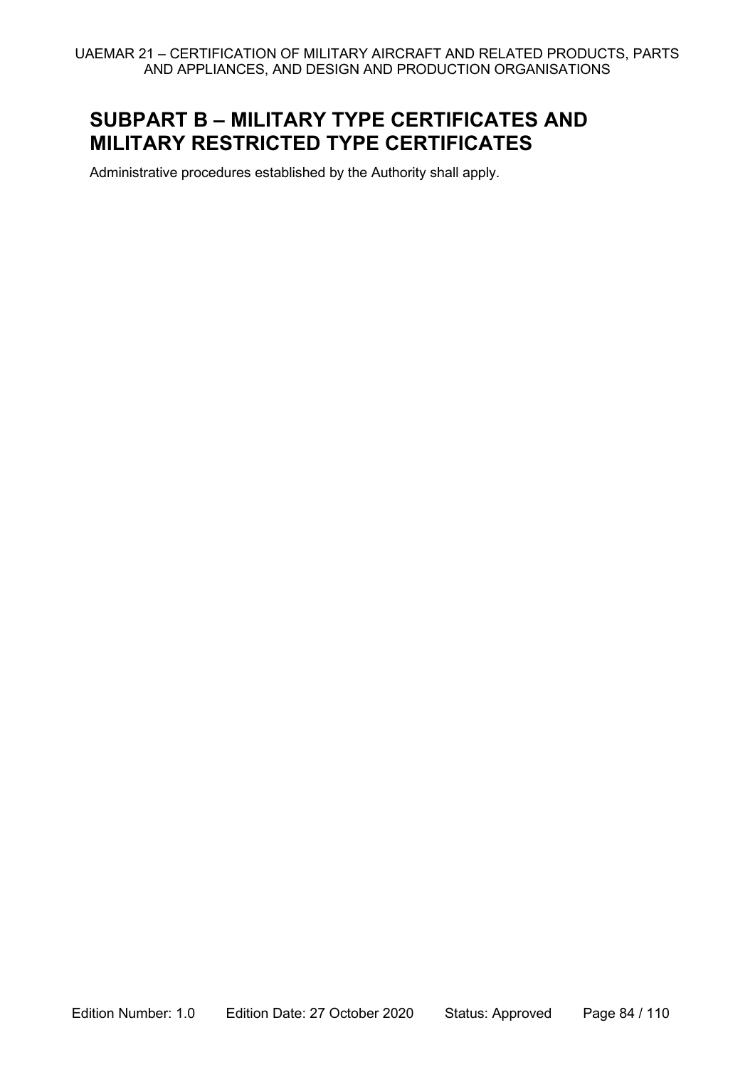# SUBPART B – MILITARY TYPE CERTIFICATES AND MILITARY RESTRICTED TYPE CERTIFICATES

Administrative procedures established by the Authority shall apply.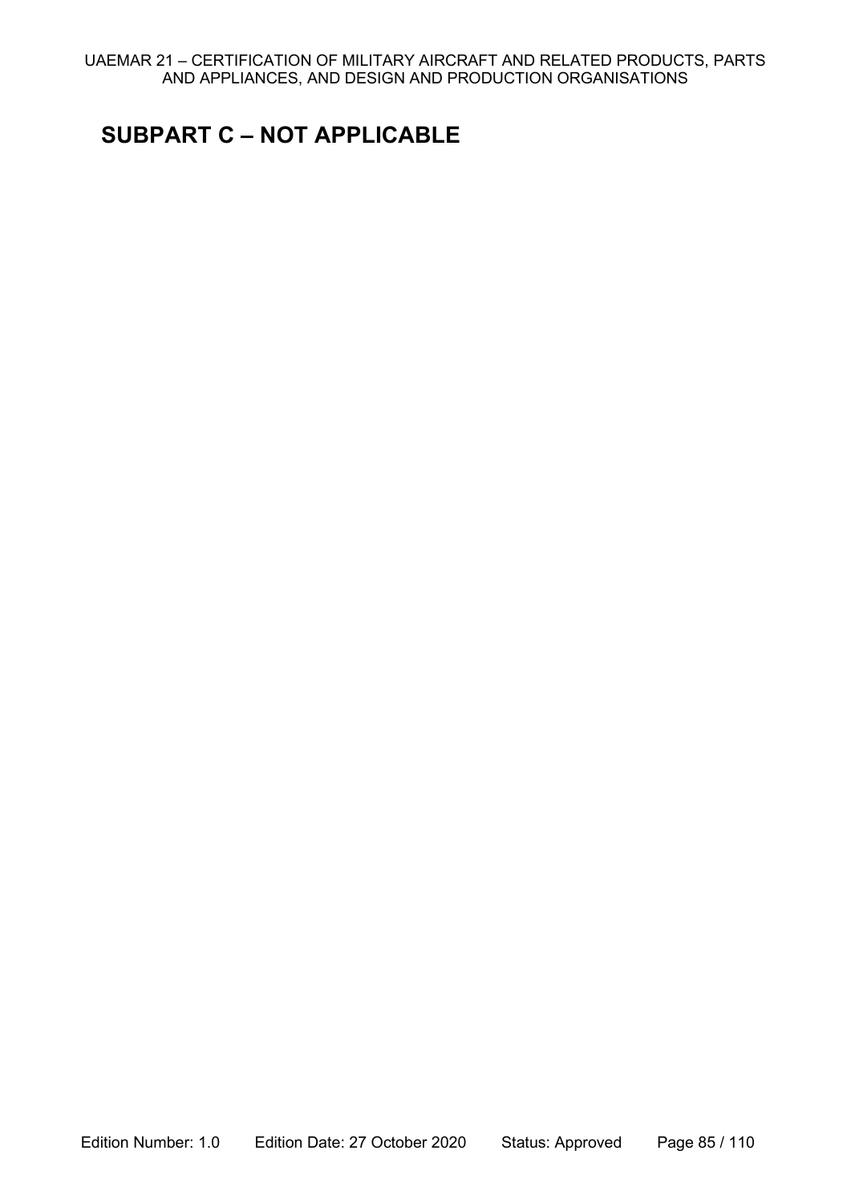# SUBPART C – NOT APPLICABLE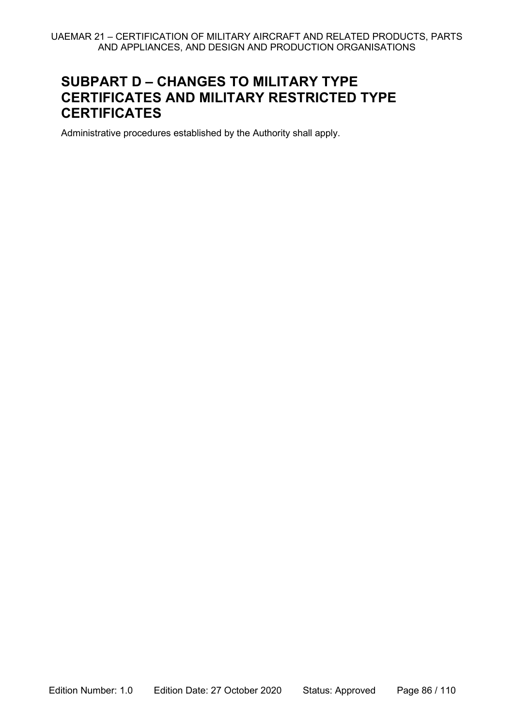# SUBPART D – CHANGES TO MILITARY TYPE CERTIFICATES AND MILITARY RESTRICTED TYPE CERTIFICATES

Administrative procedures established by the Authority shall apply.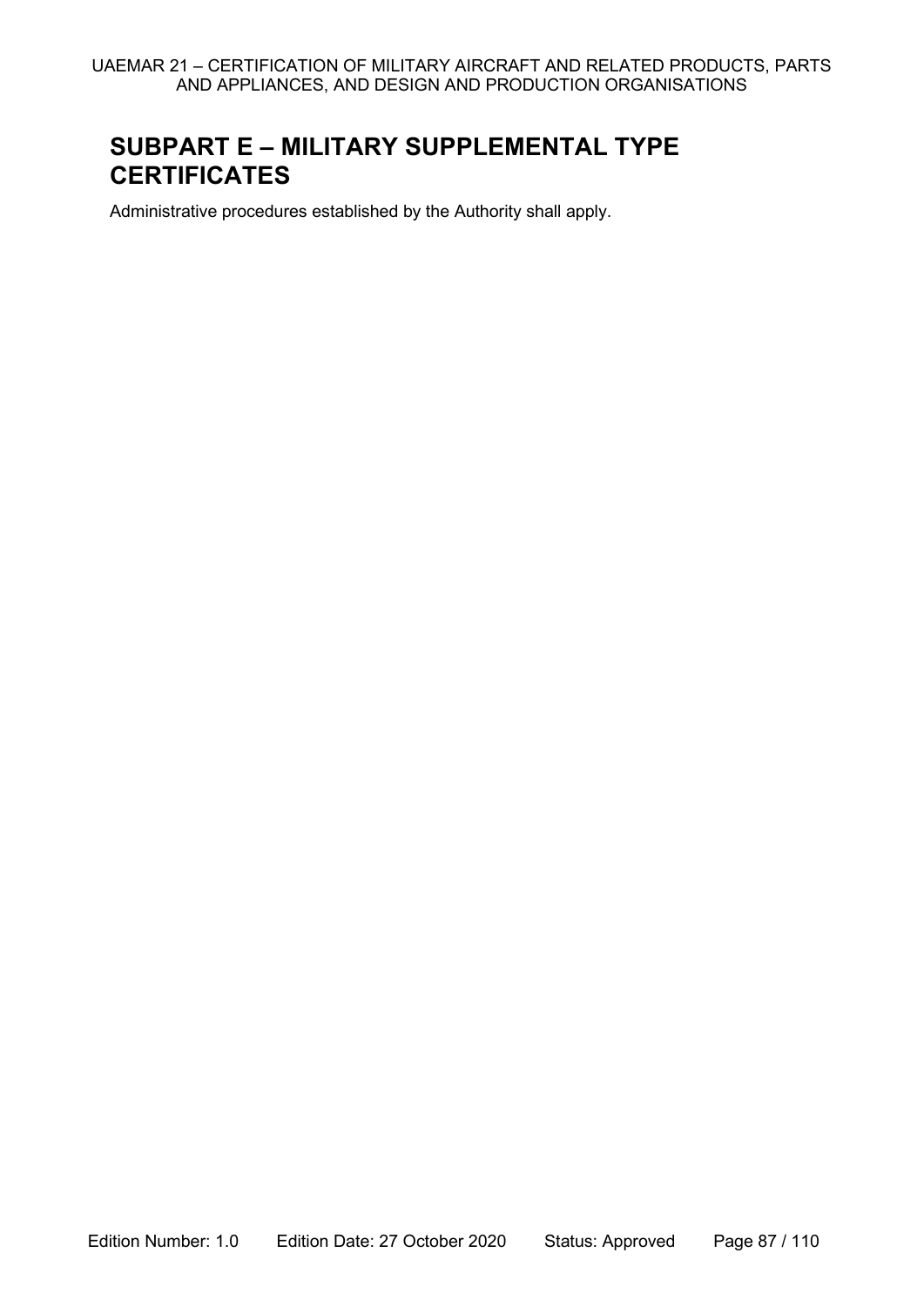# SUBPART E – MILITARY SUPPLEMENTAL TYPE CERTIFICATES

Administrative procedures established by the Authority shall apply.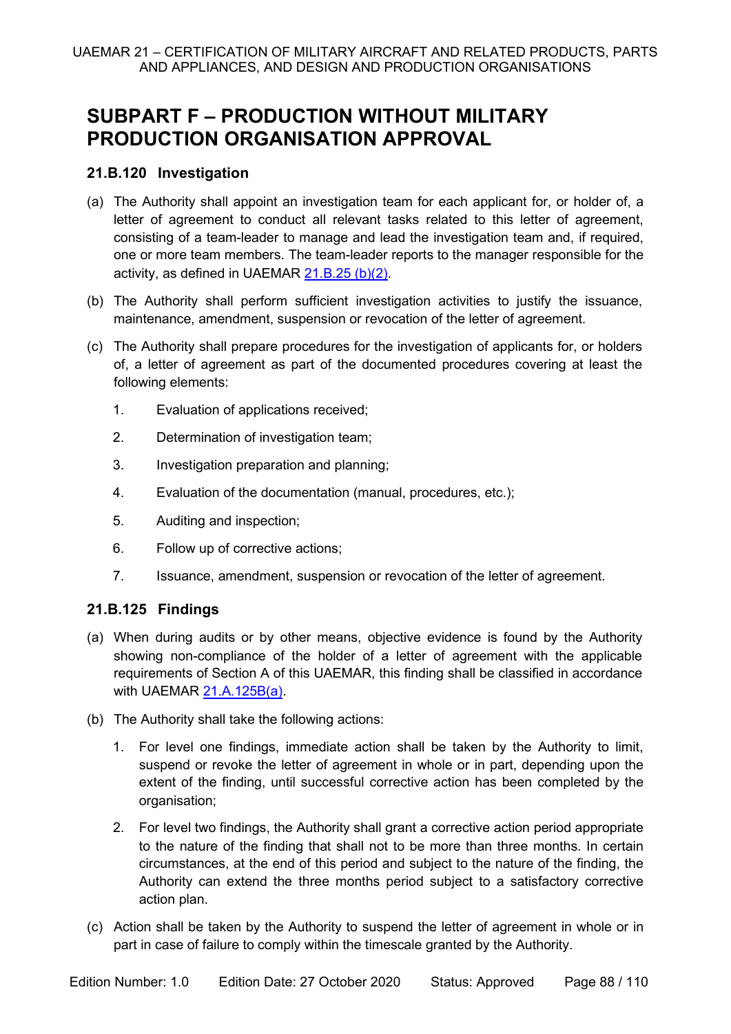# SUBPART F – PRODUCTION WITHOUT MILITARY PRODUCTION ORGANISATION APPROVAL

### 21.B.120 Investigation

(a) The Authority shall appoint an investigation team for each applicant for, or holder of, a letter of agreement to conduct all relevant tasks related to this letter of agreement, consisting of a team-leader to manage and lead the investigation team and, if required, one or more team members. The team-leader reports to the manager responsible for the activity, as defined in UAEMAR 21.B.25 (b)(2).

(b) The Authority shall perform sufficient investigation activities to justify the issuance, maintenance, amendment, suspension or revocation of the letter of agreement.

(c) The Authority shall prepare procedures for the investigation of applicants for, or holders of, a letter of agreement as part of the documented procedures covering at least the following elements:

1. Evaluation of applications received;
2. Determination of investigation team;
3. Investigation preparation and planning;
4. Evaluation of the documentation (manual, procedures, etc.);
5. Auditing and inspection;
6. Follow up of corrective actions;
7. Issuance, amendment, suspension or revocation of the letter of agreement.

### 21.B.125 Findings

(a) When during audits or by other means, objective evidence is found by the Authority showing non-compliance of the holder of a letter of agreement with the applicable requirements of Section A of this UAEMAR, this finding shall be classified in accordance with UAEMAR 21.A.125B(a).

(b) The Authority shall take the following actions:

1. For level one findings, immediate action shall be taken by the Authority to limit, suspend or revoke the letter of agreement in whole or in part, depending upon the extent of the finding, until successful corrective action has been completed by the organisation;
2. For level two findings, the Authority shall grant a corrective action period appropriate to the nature of the finding that shall not to be more than three months. In certain circumstances, at the end of this period and subject to the nature of the finding, the Authority can extend the three months period subject to a satisfactory corrective action plan.

(c) Action shall be taken by the Authority to suspend the letter of agreement in whole or in part in case of failure to comply within the timescale granted by the Authority.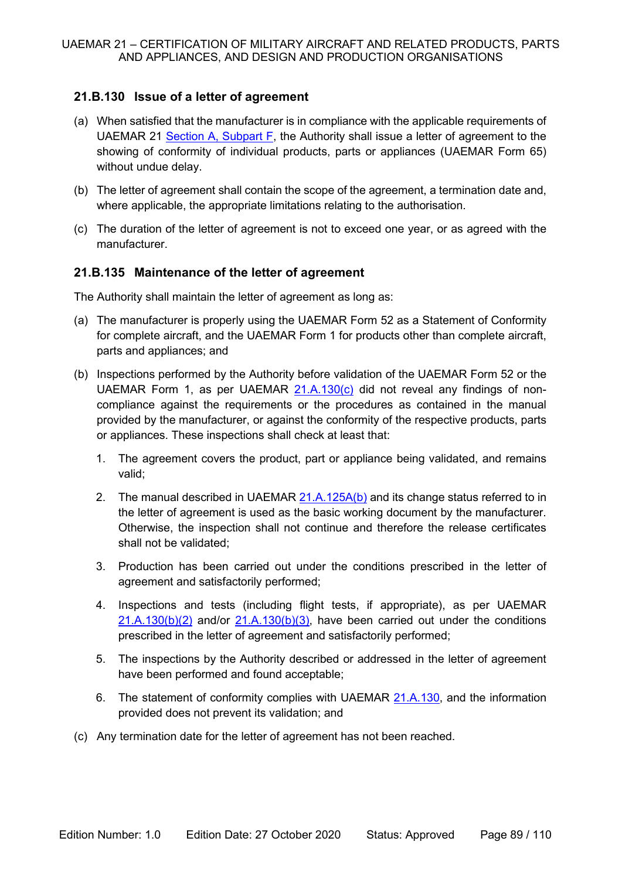### 21.B.130 Issue of a letter of agreement

(a) When satisfied that the manufacturer is in compliance with the applicable requirements of UAEMAR 21 Section A, Subpart F, the Authority shall issue a letter of agreement to the showing of conformity of individual products, parts or appliances (UAEMAR Form 65) without undue delay.

(b) The letter of agreement shall contain the scope of the agreement, a termination date and, where applicable, the appropriate limitations relating to the authorisation.

(c) The duration of the letter of agreement is not to exceed one year, or as agreed with the manufacturer.

### 21.B.135 Maintenance of the letter of agreement

The Authority shall maintain the letter of agreement as long as:

(a) The manufacturer is properly using the UAEMAR Form 52 as a Statement of Conformity for complete aircraft, and the UAEMAR Form 1 for products other than complete aircraft, parts and appliances; and

(b) Inspections performed by the Authority before validation of the UAEMAR Form 52 or the UAEMAR Form 1, as per UAEMAR 21.A.130(c) did not reveal any findings of non-compliance against the requirements or the procedures as contained in the manual provided by the manufacturer, or against the conformity of the respective products, parts or appliances. These inspections shall check at least that:

   1. The agreement covers the product, part or appliance being validated, and remains valid;

   2. The manual described in UAEMAR 21.A.125A(b) and its change status referred to in the letter of agreement is used as the basic working document by the manufacturer. Otherwise, the inspection shall not continue and therefore the release certificates shall not be validated;

   3. Production has been carried out under the conditions prescribed in the letter of agreement and satisfactorily performed;

   4. Inspections and tests (including flight tests, if appropriate), as per UAEMAR 21.A.130(b)(2) and/or 21.A.130(b)(3), have been carried out under the conditions prescribed in the letter of agreement and satisfactorily performed;

   5. The inspections by the Authority described or addressed in the letter of agreement have been performed and found acceptable;

   6. The statement of conformity complies with UAEMAR 21.A.130, and the information provided does not prevent its validation; and

(c) Any termination date for the letter of agreement has not been reached.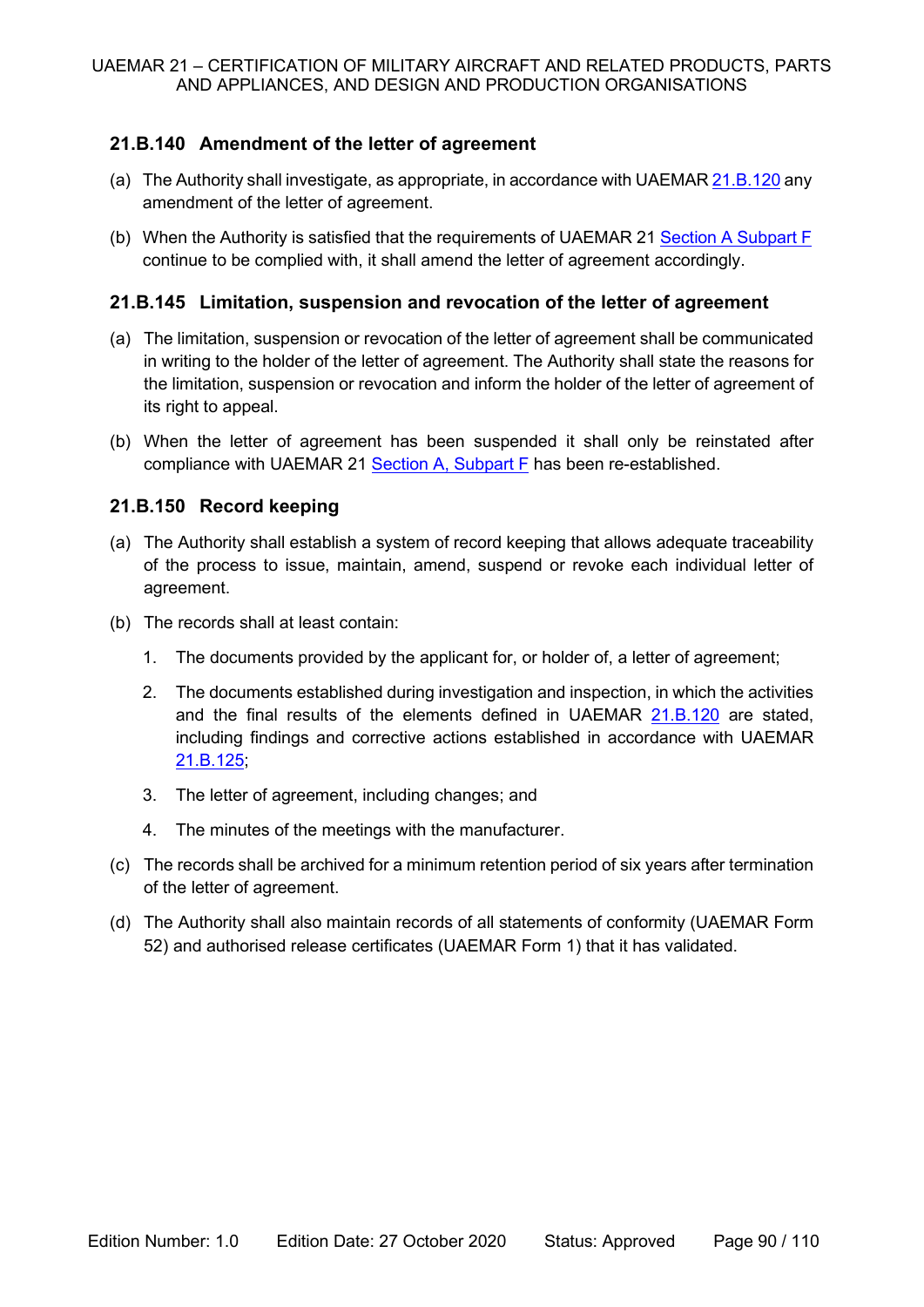### 21.B.140 Amendment of the letter of agreement

(a) The Authority shall investigate, as appropriate, in accordance with UAEMAR 21.B.120 any amendment of the letter of agreement.

(b) When the Authority is satisfied that the requirements of UAEMAR 21 Section A Subpart F continue to be complied with, it shall amend the letter of agreement accordingly.

### 21.B.145 Limitation, suspension and revocation of the letter of agreement

(a) The limitation, suspension or revocation of the letter of agreement shall be communicated in writing to the holder of the letter of agreement. The Authority shall state the reasons for the limitation, suspension or revocation and inform the holder of the letter of agreement of its right to appeal.

(b) When the letter of agreement has been suspended it shall only be reinstated after compliance with UAEMAR 21 Section A, Subpart F has been re-established.

### 21.B.150 Record keeping

(a) The Authority shall establish a system of record keeping that allows adequate traceability of the process to issue, maintain, amend, suspend or revoke each individual letter of agreement.

(b) The records shall at least contain:

1. The documents provided by the applicant for, or holder of, a letter of agreement;
2. The documents established during investigation and inspection, in which the activities and the final results of the elements defined in UAEMAR 21.B.120 are stated, including findings and corrective actions established in accordance with UAEMAR 21.B.125;
3. The letter of agreement, including changes; and
4. The minutes of the meetings with the manufacturer.

(c) The records shall be archived for a minimum retention period of six years after termination of the letter of agreement.

(d) The Authority shall also maintain records of all statements of conformity (UAEMAR Form 52) and authorised release certificates (UAEMAR Form 1) that it has validated.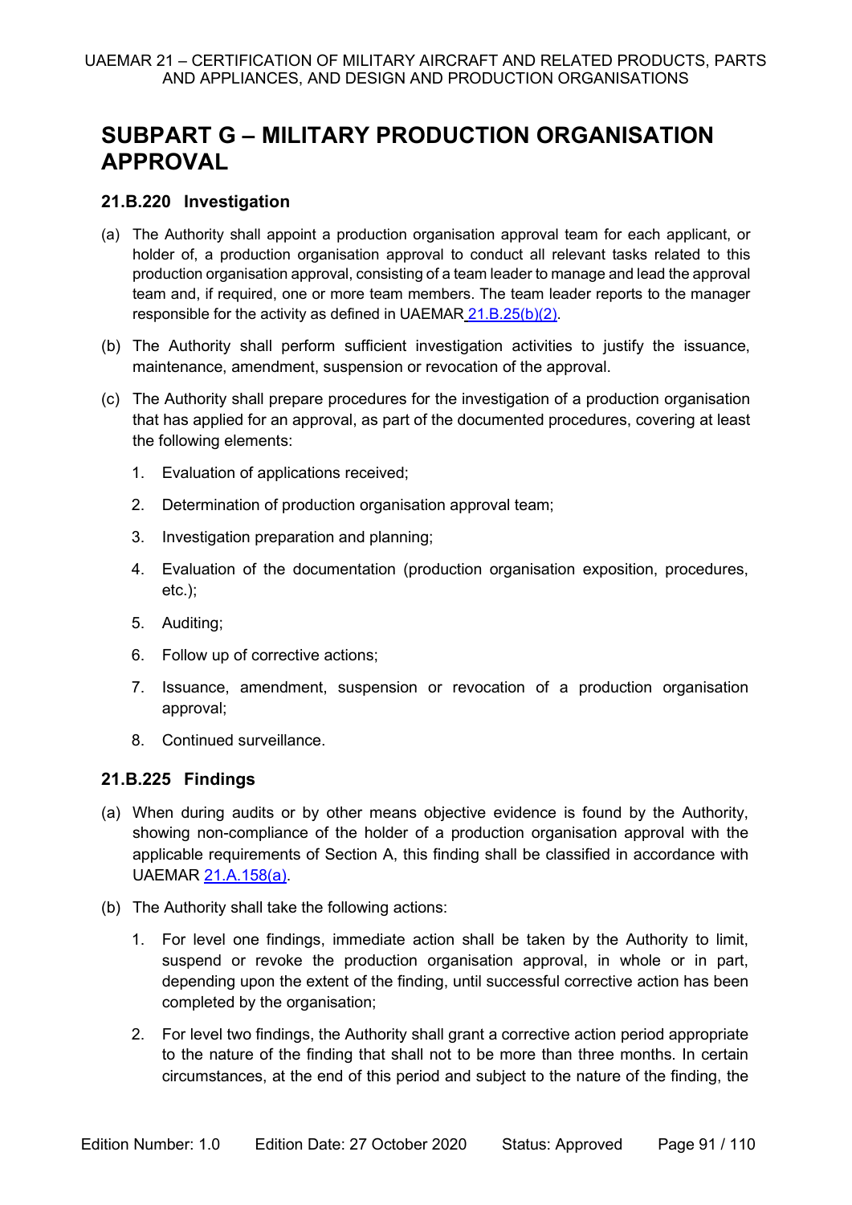# SUBPART G – MILITARY PRODUCTION ORGANISATION APPROVAL

### 21.B.220 Investigation

(a) The Authority shall appoint a production organisation approval team for each applicant, or holder of, a production organisation approval to conduct all relevant tasks related to this production organisation approval, consisting of a team leader to manage and lead the approval team and, if required, one or more team members. The team leader reports to the manager responsible for the activity as defined in UAEMAR 21.B.25(b)(2).

(b) The Authority shall perform sufficient investigation activities to justify the issuance, maintenance, amendment, suspension or revocation of the approval.

(c) The Authority shall prepare procedures for the investigation of a production organisation that has applied for an approval, as part of the documented procedures, covering at least the following elements:

1. Evaluation of applications received;
2. Determination of production organisation approval team;
3. Investigation preparation and planning;
4. Evaluation of the documentation (production organisation exposition, procedures, etc.);
5. Auditing;
6. Follow up of corrective actions;
7. Issuance, amendment, suspension or revocation of a production organisation approval;
8. Continued surveillance.

### 21.B.225 Findings

(a) When during audits or by other means objective evidence is found by the Authority, showing non-compliance of the holder of a production organisation approval with the applicable requirements of Section A, this finding shall be classified in accordance with UAEMAR 21.A.158(a).

(b) The Authority shall take the following actions:

1. For level one findings, immediate action shall be taken by the Authority to limit, suspend or revoke the production organisation approval, in whole or in part, depending upon the extent of the finding, until successful corrective action has been completed by the organisation;
2. For level two findings, the Authority shall grant a corrective action period appropriate to the nature of the finding that shall not to be more than three months. In certain circumstances, at the end of this period and subject to the nature of the finding, the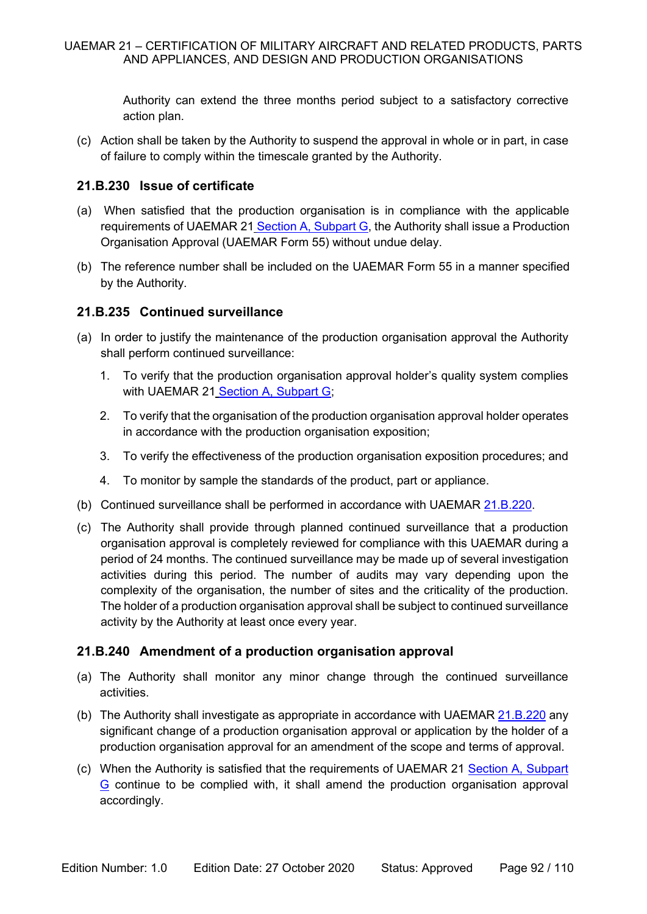Authority can extend the three months period subject to a satisfactory corrective action plan.

(c) Action shall be taken by the Authority to suspend the approval in whole or in part, in case of failure to comply within the timescale granted by the Authority.

### 21.B.230 Issue of certificate

(a) When satisfied that the production organisation is in compliance with the applicable requirements of UAEMAR 21 Section A, Subpart G, the Authority shall issue a Production Organisation Approval (UAEMAR Form 55) without undue delay.

(b) The reference number shall be included on the UAEMAR Form 55 in a manner specified by the Authority.

### 21.B.235 Continued surveillance

(a) In order to justify the maintenance of the production organisation approval the Authority shall perform continued surveillance:

1. To verify that the production organisation approval holder's quality system complies with UAEMAR 21 Section A, Subpart G;

2. To verify that the organisation of the production organisation approval holder operates in accordance with the production organisation exposition;

3. To verify the effectiveness of the production organisation exposition procedures; and

4. To monitor by sample the standards of the product, part or appliance.

(b) Continued surveillance shall be performed in accordance with UAEMAR 21.B.220.

(c) The Authority shall provide through planned continued surveillance that a production organisation approval is completely reviewed for compliance with this UAEMAR during a period of 24 months. The continued surveillance may be made up of several investigation activities during this period. The number of audits may vary depending upon the complexity of the organisation, the number of sites and the criticality of the production. The holder of a production organisation approval shall be subject to continued surveillance activity by the Authority at least once every year.

### 21.B.240 Amendment of a production organisation approval

(a) The Authority shall monitor any minor change through the continued surveillance activities.

(b) The Authority shall investigate as appropriate in accordance with UAEMAR 21.B.220 any significant change of a production organisation approval or application by the holder of a production organisation approval for an amendment of the scope and terms of approval.

(c) When the Authority is satisfied that the requirements of UAEMAR 21 Section A, Subpart G continue to be complied with, it shall amend the production organisation approval accordingly.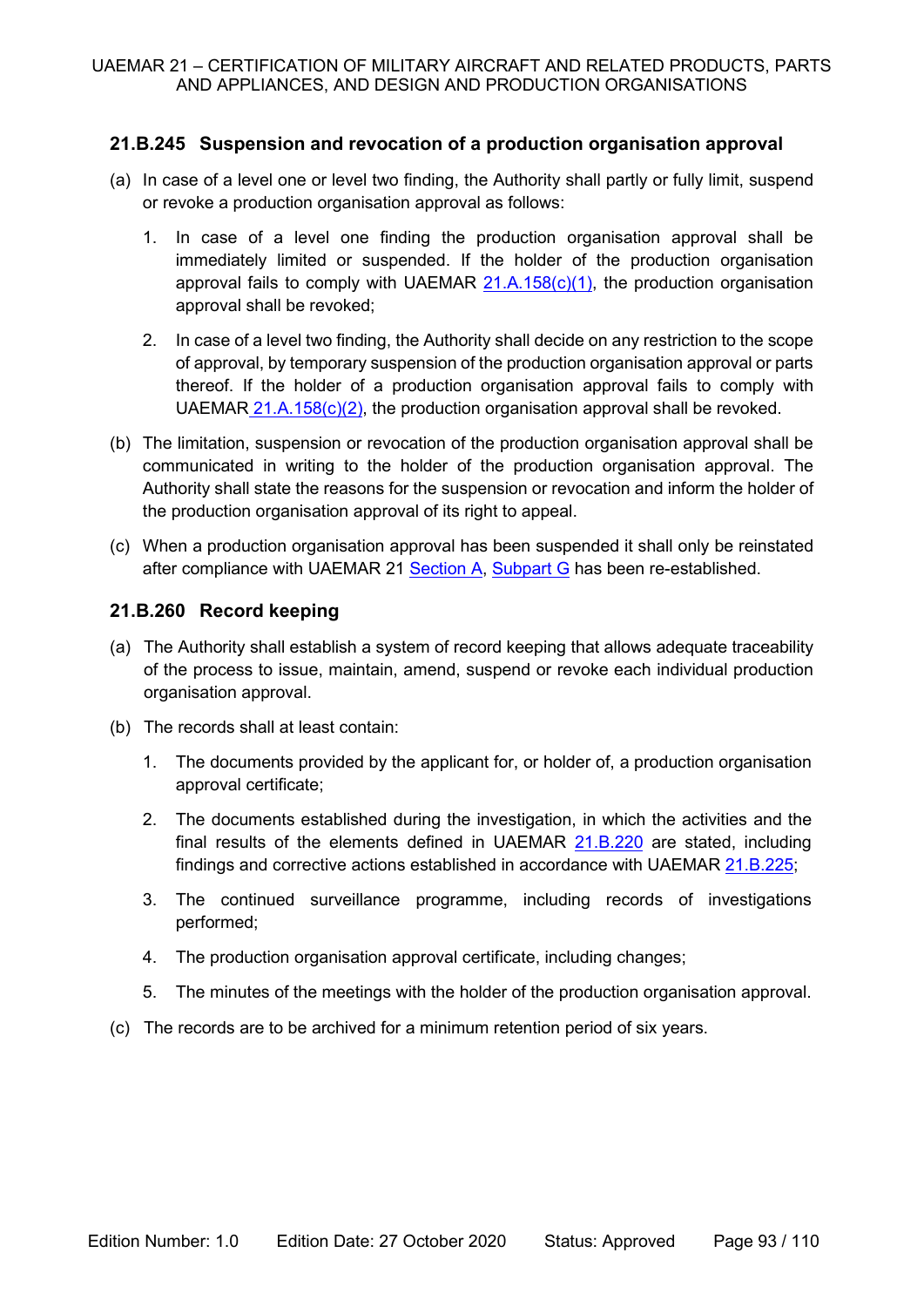### 21.B.245 Suspension and revocation of a production organisation approval

(a) In case of a level one or level two finding, the Authority shall partly or fully limit, suspend or revoke a production organisation approval as follows:

1. In case of a level one finding the production organisation approval shall be immediately limited or suspended. If the holder of the production organisation approval fails to comply with UAEMAR 21.A.158(c)(1), the production organisation approval shall be revoked;

2. In case of a level two finding, the Authority shall decide on any restriction to the scope of approval, by temporary suspension of the production organisation approval or parts thereof. If the holder of a production organisation approval fails to comply with UAEMAR 21.A.158(c)(2), the production organisation approval shall be revoked.

(b) The limitation, suspension or revocation of the production organisation approval shall be communicated in writing to the holder of the production organisation approval. The Authority shall state the reasons for the suspension or revocation and inform the holder of the production organisation approval of its right to appeal.

(c) When a production organisation approval has been suspended it shall only be reinstated after compliance with UAEMAR 21 Section A, Subpart G has been re-established.

### 21.B.260 Record keeping

(a) The Authority shall establish a system of record keeping that allows adequate traceability of the process to issue, maintain, amend, suspend or revoke each individual production organisation approval.

(b) The records shall at least contain:

1. The documents provided by the applicant for, or holder of, a production organisation approval certificate;

2. The documents established during the investigation, in which the activities and the final results of the elements defined in UAEMAR 21.B.220 are stated, including findings and corrective actions established in accordance with UAEMAR 21.B.225;

3. The continued surveillance programme, including records of investigations performed;

4. The production organisation approval certificate, including changes;

5. The minutes of the meetings with the holder of the production organisation approval.

(c) The records are to be archived for a minimum retention period of six years.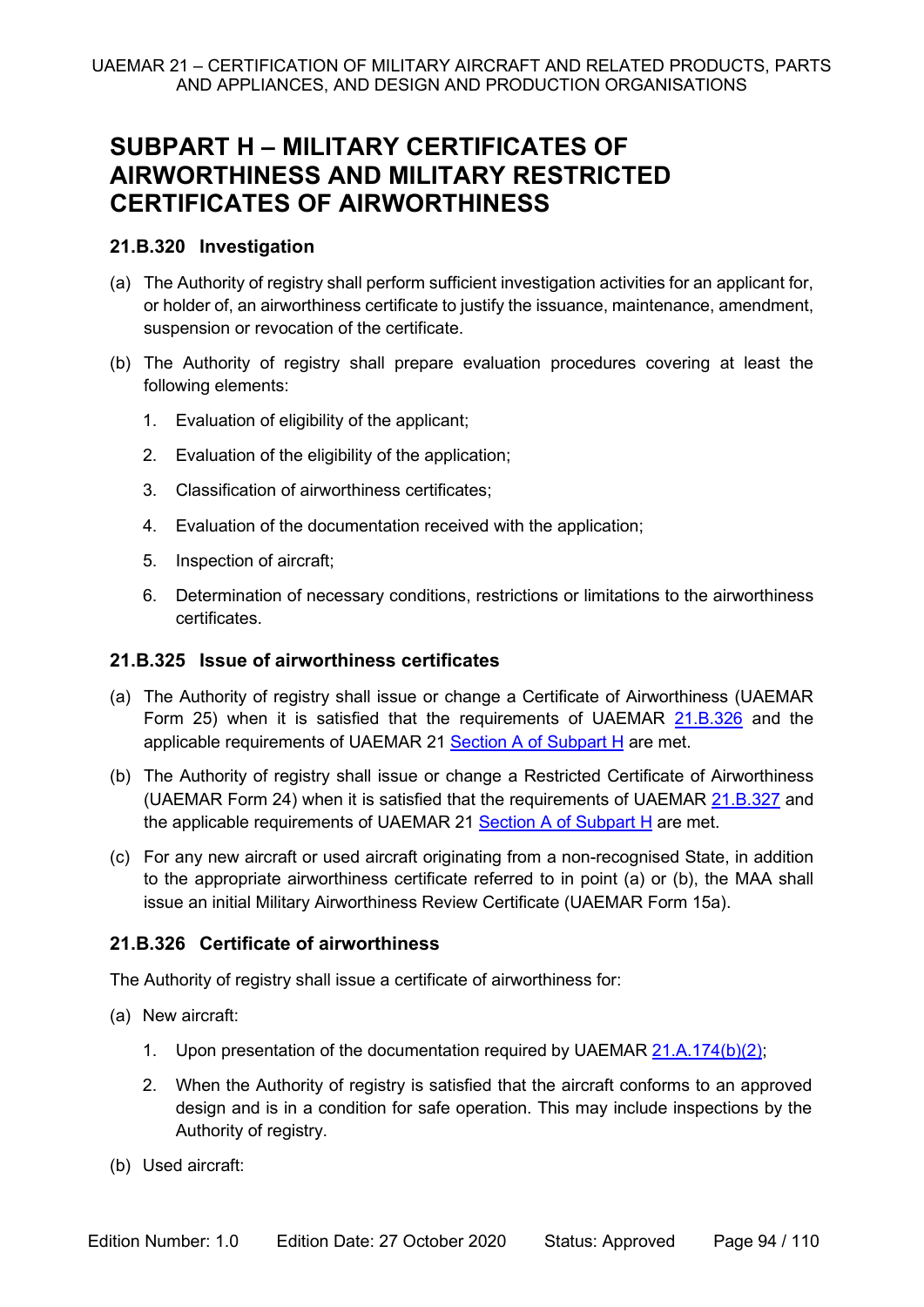# SUBPART H – MILITARY CERTIFICATES OF AIRWORTHINESS AND MILITARY RESTRICTED CERTIFICATES OF AIRWORTHINESS

### 21.B.320 Investigation

(a) The Authority of registry shall perform sufficient investigation activities for an applicant for, or holder of, an airworthiness certificate to justify the issuance, maintenance, amendment, suspension or revocation of the certificate.

(b) The Authority of registry shall prepare evaluation procedures covering at least the following elements:

1. Evaluation of eligibility of the applicant;
2. Evaluation of the eligibility of the application;
3. Classification of airworthiness certificates;
4. Evaluation of the documentation received with the application;
5. Inspection of aircraft;
6. Determination of necessary conditions, restrictions or limitations to the airworthiness certificates.

### 21.B.325 Issue of airworthiness certificates

(a) The Authority of registry shall issue or change a Certificate of Airworthiness (UAEMAR Form 25) when it is satisfied that the requirements of UAEMAR 21.B.326 and the applicable requirements of UAEMAR 21 Section A of Subpart H are met.

(b) The Authority of registry shall issue or change a Restricted Certificate of Airworthiness (UAEMAR Form 24) when it is satisfied that the requirements of UAEMAR 21.B.327 and the applicable requirements of UAEMAR 21 Section A of Subpart H are met.

(c) For any new aircraft or used aircraft originating from a non-recognised State, in addition to the appropriate airworthiness certificate referred to in point (a) or (b), the MAA shall issue an initial Military Airworthiness Review Certificate (UAEMAR Form 15a).

### 21.B.326 Certificate of airworthiness

The Authority of registry shall issue a certificate of airworthiness for:

(a) New aircraft:

1. Upon presentation of the documentation required by UAEMAR 21.A.174(b)(2);
2. When the Authority of registry is satisfied that the aircraft conforms to an approved design and is in a condition for safe operation. This may include inspections by the Authority of registry.

(b) Used aircraft: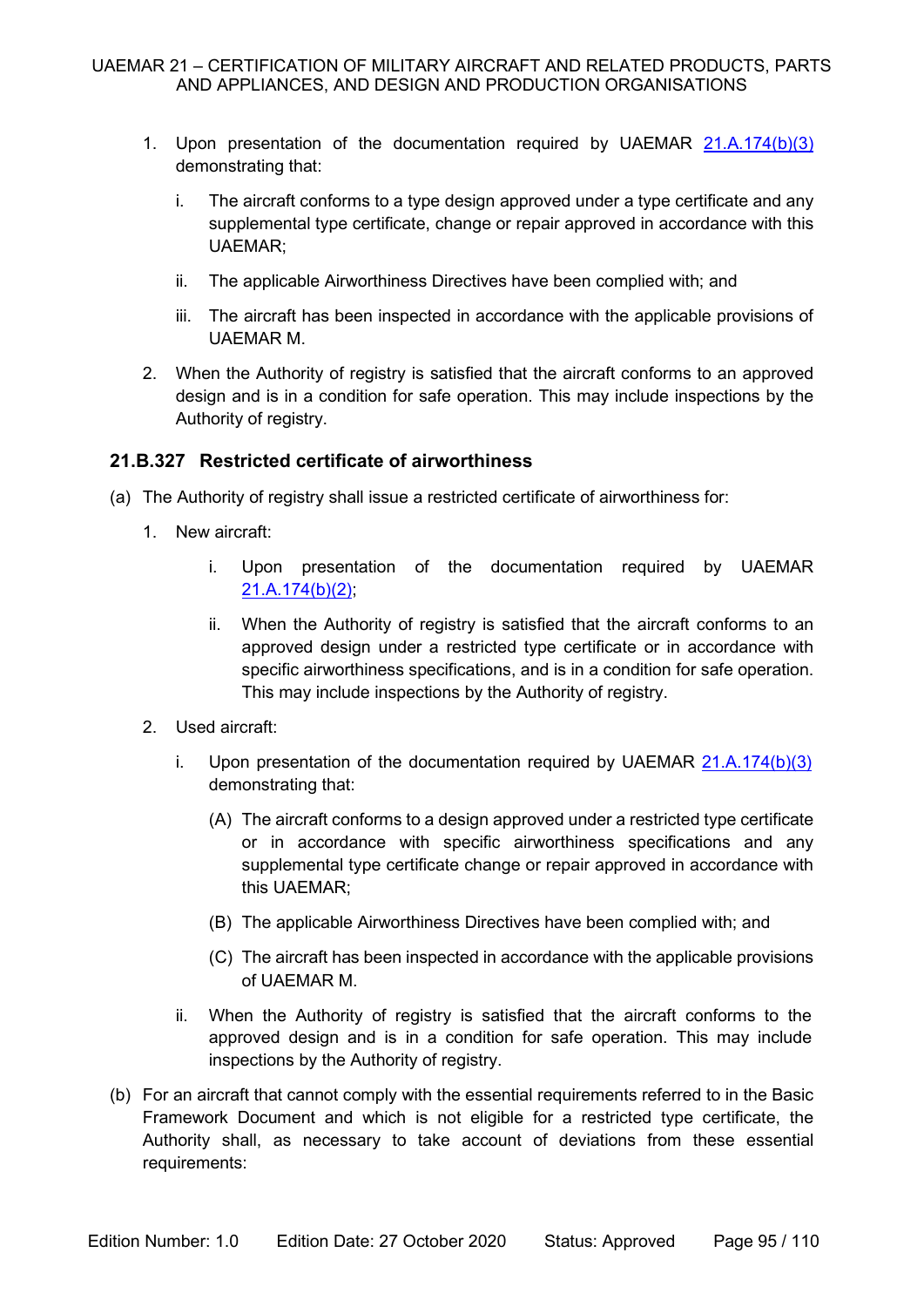1. Upon presentation of the documentation required by UAEMAR 21.A.174(b)(3) demonstrating that:

   i. The aircraft conforms to a type design approved under a type certificate and any supplemental type certificate, change or repair approved in accordance with this UAEMAR;

   ii. The applicable Airworthiness Directives have been complied with; and

   iii. The aircraft has been inspected in accordance with the applicable provisions of UAEMAR M.

2. When the Authority of registry is satisfied that the aircraft conforms to an approved design and is in a condition for safe operation. This may include inspections by the Authority of registry.

### 21.B.327 Restricted certificate of airworthiness

(a) The Authority of registry shall issue a restricted certificate of airworthiness for:

1. New aircraft:

   i. Upon presentation of the documentation required by UAEMAR 21.A.174(b)(2);

   ii. When the Authority of registry is satisfied that the aircraft conforms to an approved design under a restricted type certificate or in accordance with specific airworthiness specifications, and is in a condition for safe operation. This may include inspections by the Authority of registry.

2. Used aircraft:

   i. Upon presentation of the documentation required by UAEMAR 21.A.174(b)(3) demonstrating that:

      (A) The aircraft conforms to a design approved under a restricted type certificate or in accordance with specific airworthiness specifications and any supplemental type certificate change or repair approved in accordance with this UAEMAR;

      (B) The applicable Airworthiness Directives have been complied with; and

      (C) The aircraft has been inspected in accordance with the applicable provisions of UAEMAR M.

   ii. When the Authority of registry is satisfied that the aircraft conforms to the approved design and is in a condition for safe operation. This may include inspections by the Authority of registry.

(b) For an aircraft that cannot comply with the essential requirements referred to in the Basic Framework Document and which is not eligible for a restricted type certificate, the Authority shall, as necessary to take account of deviations from these essential requirements: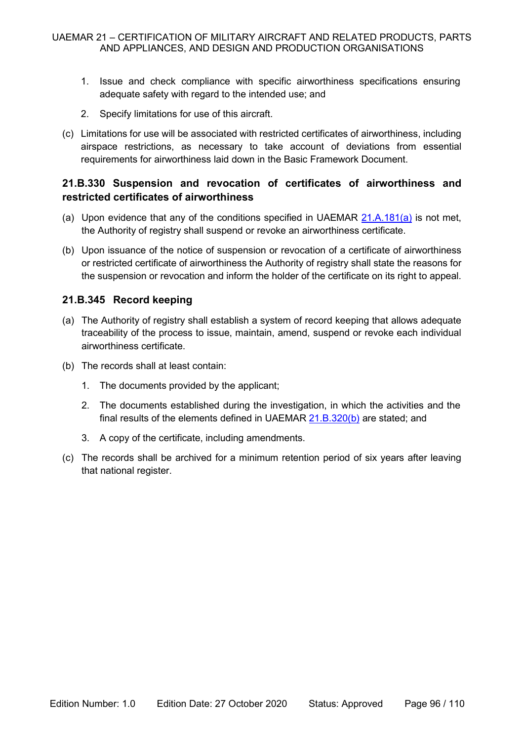1. Issue and check compliance with specific airworthiness specifications ensuring adequate safety with regard to the intended use; and

2. Specify limitations for use of this aircraft.

(c) Limitations for use will be associated with restricted certificates of airworthiness, including airspace restrictions, as necessary to take account of deviations from essential requirements for airworthiness laid down in the Basic Framework Document.

### 21.B.330 Suspension and revocation of certificates of airworthiness and restricted certificates of airworthiness

(a) Upon evidence that any of the conditions specified in UAEMAR 21.A.181(a) is not met, the Authority of registry shall suspend or revoke an airworthiness certificate.

(b) Upon issuance of the notice of suspension or revocation of a certificate of airworthiness or restricted certificate of airworthiness the Authority of registry shall state the reasons for the suspension or revocation and inform the holder of the certificate on its right to appeal.

### 21.B.345 Record keeping

(a) The Authority of registry shall establish a system of record keeping that allows adequate traceability of the process to issue, maintain, amend, suspend or revoke each individual airworthiness certificate.

(b) The records shall at least contain:

1. The documents provided by the applicant;

2. The documents established during the investigation, in which the activities and the final results of the elements defined in UAEMAR 21.B.320(b) are stated; and

3. A copy of the certificate, including amendments.

(c) The records shall be archived for a minimum retention period of six years after leaving that national register.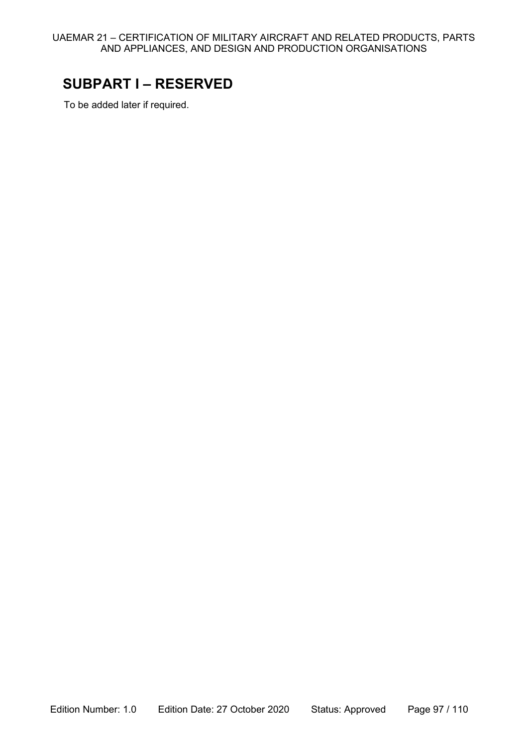## SUBPART I – RESERVED

To be added later if required.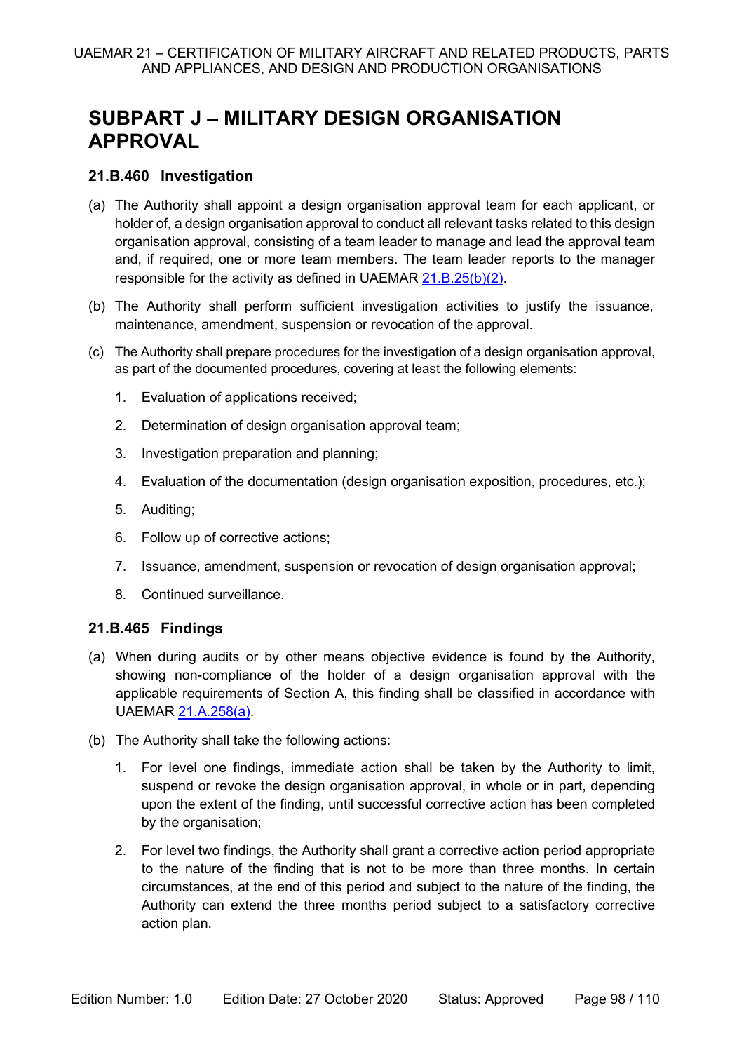# SUBPART J – MILITARY DESIGN ORGANISATION APPROVAL

## 21.B.460 Investigation

(a) The Authority shall appoint a design organisation approval team for each applicant, or holder of, a design organisation approval to conduct all relevant tasks related to this design organisation approval, consisting of a team leader to manage and lead the approval team and, if required, one or more team members. The team leader reports to the manager responsible for the activity as defined in UAEMAR 21.B.25(b)(2).

(b) The Authority shall perform sufficient investigation activities to justify the issuance, maintenance, amendment, suspension or revocation of the approval.

(c) The Authority shall prepare procedures for the investigation of a design organisation approval, as part of the documented procedures, covering at least the following elements:

1. Evaluation of applications received;
2. Determination of design organisation approval team;
3. Investigation preparation and planning;
4. Evaluation of the documentation (design organisation exposition, procedures, etc.);
5. Auditing;
6. Follow up of corrective actions;
7. Issuance, amendment, suspension or revocation of design organisation approval;
8. Continued surveillance.

## 21.B.465 Findings

(a) When during audits or by other means objective evidence is found by the Authority, showing non-compliance of the holder of a design organisation approval with the applicable requirements of Section A, this finding shall be classified in accordance with UAEMAR 21.A.258(a).

(b) The Authority shall take the following actions:

1. For level one findings, immediate action shall be taken by the Authority to limit, suspend or revoke the design organisation approval, in whole or in part, depending upon the extent of the finding, until successful corrective action has been completed by the organisation;
2. For level two findings, the Authority shall grant a corrective action period appropriate to the nature of the finding that is not to be more than three months. In certain circumstances, at the end of this period and subject to the nature of the finding, the Authority can extend the three months period subject to a satisfactory corrective action plan.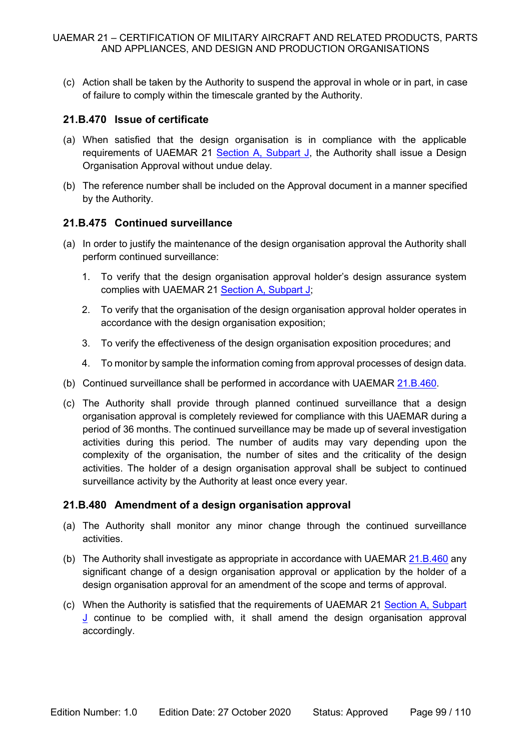(c) Action shall be taken by the Authority to suspend the approval in whole or in part, in case of failure to comply within the timescale granted by the Authority.

### 21.B.470 Issue of certificate

(a) When satisfied that the design organisation is in compliance with the applicable requirements of UAEMAR 21 Section A, Subpart J, the Authority shall issue a Design Organisation Approval without undue delay.

(b) The reference number shall be included on the Approval document in a manner specified by the Authority.

### 21.B.475 Continued surveillance

(a) In order to justify the maintenance of the design organisation approval the Authority shall perform continued surveillance:

1. To verify that the design organisation approval holder's design assurance system complies with UAEMAR 21 Section A, Subpart J;

2. To verify that the organisation of the design organisation approval holder operates in accordance with the design organisation exposition;

3. To verify the effectiveness of the design organisation exposition procedures; and

4. To monitor by sample the information coming from approval processes of design data.

(b) Continued surveillance shall be performed in accordance with UAEMAR 21.B.460.

(c) The Authority shall provide through planned continued surveillance that a design organisation approval is completely reviewed for compliance with this UAEMAR during a period of 36 months. The continued surveillance may be made up of several investigation activities during this period. The number of audits may vary depending upon the complexity of the organisation, the number of sites and the criticality of the design activities. The holder of a design organisation approval shall be subject to continued surveillance activity by the Authority at least once every year.

### 21.B.480 Amendment of a design organisation approval

(a) The Authority shall monitor any minor change through the continued surveillance activities.

(b) The Authority shall investigate as appropriate in accordance with UAEMAR 21.B.460 any significant change of a design organisation approval or application by the holder of a design organisation approval for an amendment of the scope and terms of approval.

(c) When the Authority is satisfied that the requirements of UAEMAR 21 Section A, Subpart J continue to be complied with, it shall amend the design organisation approval accordingly.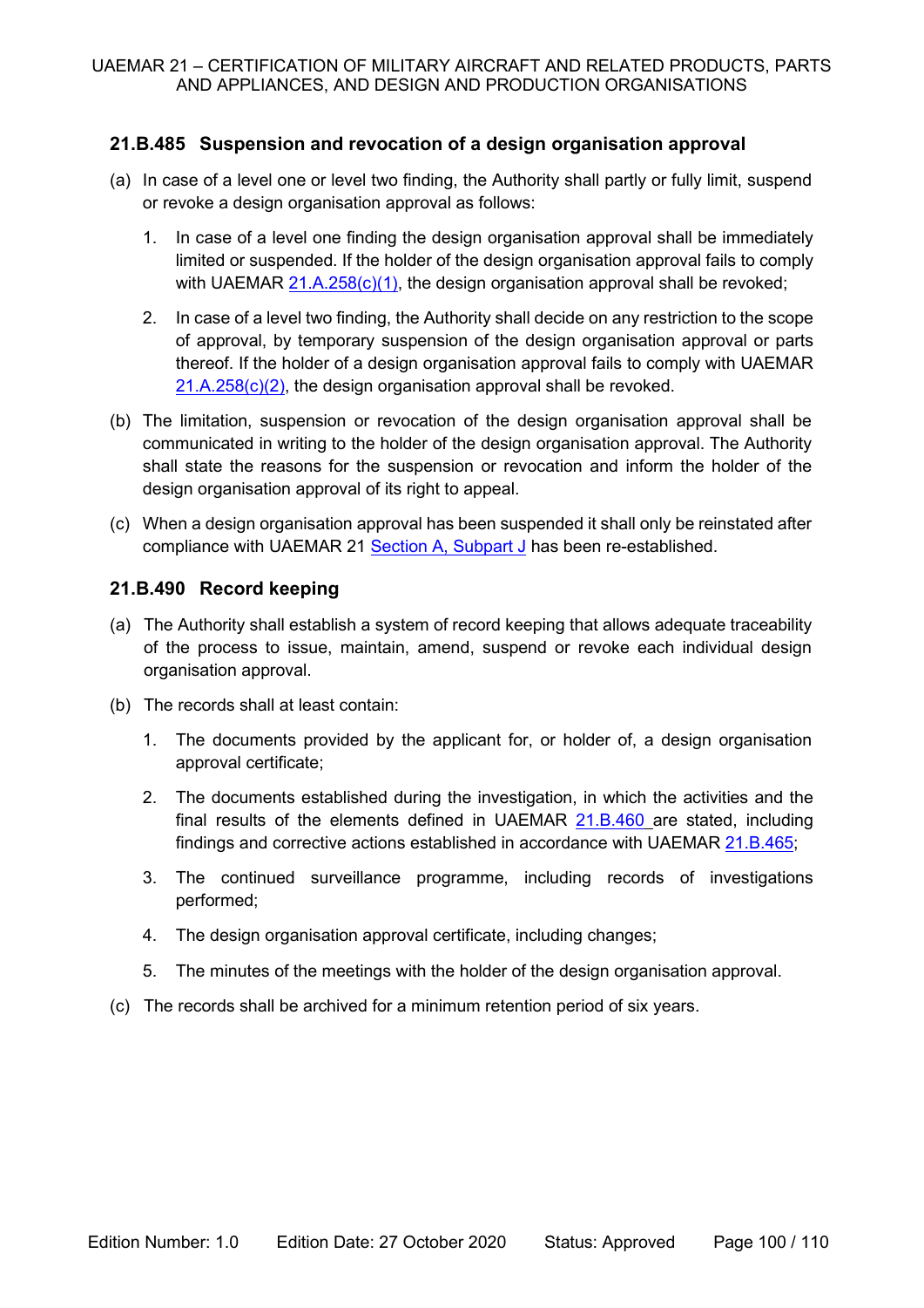### 21.B.485 Suspension and revocation of a design organisation approval

(a) In case of a level one or level two finding, the Authority shall partly or fully limit, suspend or revoke a design organisation approval as follows:

1. In case of a level one finding the design organisation approval shall be immediately limited or suspended. If the holder of the design organisation approval fails to comply with UAEMAR 21.A.258(c)(1), the design organisation approval shall be revoked;

2. In case of a level two finding, the Authority shall decide on any restriction to the scope of approval, by temporary suspension of the design organisation approval or parts thereof. If the holder of a design organisation approval fails to comply with UAEMAR 21.A.258(c)(2), the design organisation approval shall be revoked.

(b) The limitation, suspension or revocation of the design organisation approval shall be communicated in writing to the holder of the design organisation approval. The Authority shall state the reasons for the suspension or revocation and inform the holder of the design organisation approval of its right to appeal.

(c) When a design organisation approval has been suspended it shall only be reinstated after compliance with UAEMAR 21 Section A, Subpart J has been re-established.

### 21.B.490 Record keeping

(a) The Authority shall establish a system of record keeping that allows adequate traceability of the process to issue, maintain, amend, suspend or revoke each individual design organisation approval.

(b) The records shall at least contain:

1. The documents provided by the applicant for, or holder of, a design organisation approval certificate;

2. The documents established during the investigation, in which the activities and the final results of the elements defined in UAEMAR 21.B.460 are stated, including findings and corrective actions established in accordance with UAEMAR 21.B.465;

3. The continued surveillance programme, including records of investigations performed;

4. The design organisation approval certificate, including changes;

5. The minutes of the meetings with the holder of the design organisation approval.

(c) The records shall be archived for a minimum retention period of six years.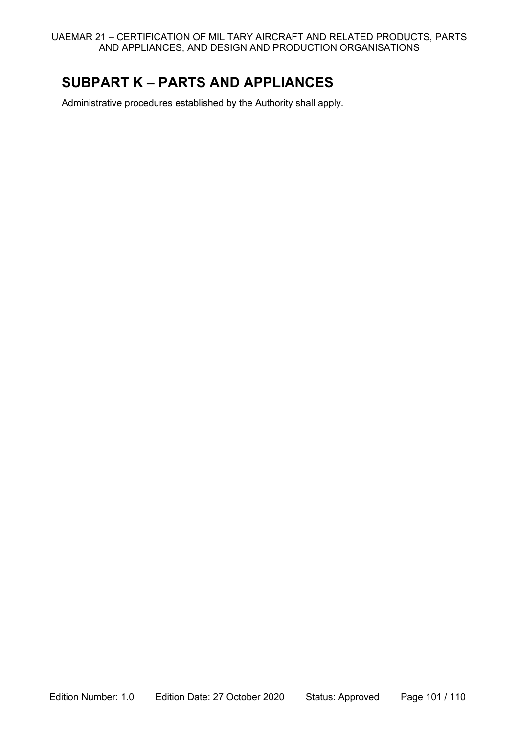# SUBPART K – PARTS AND APPLIANCES

Administrative procedures established by the Authority shall apply.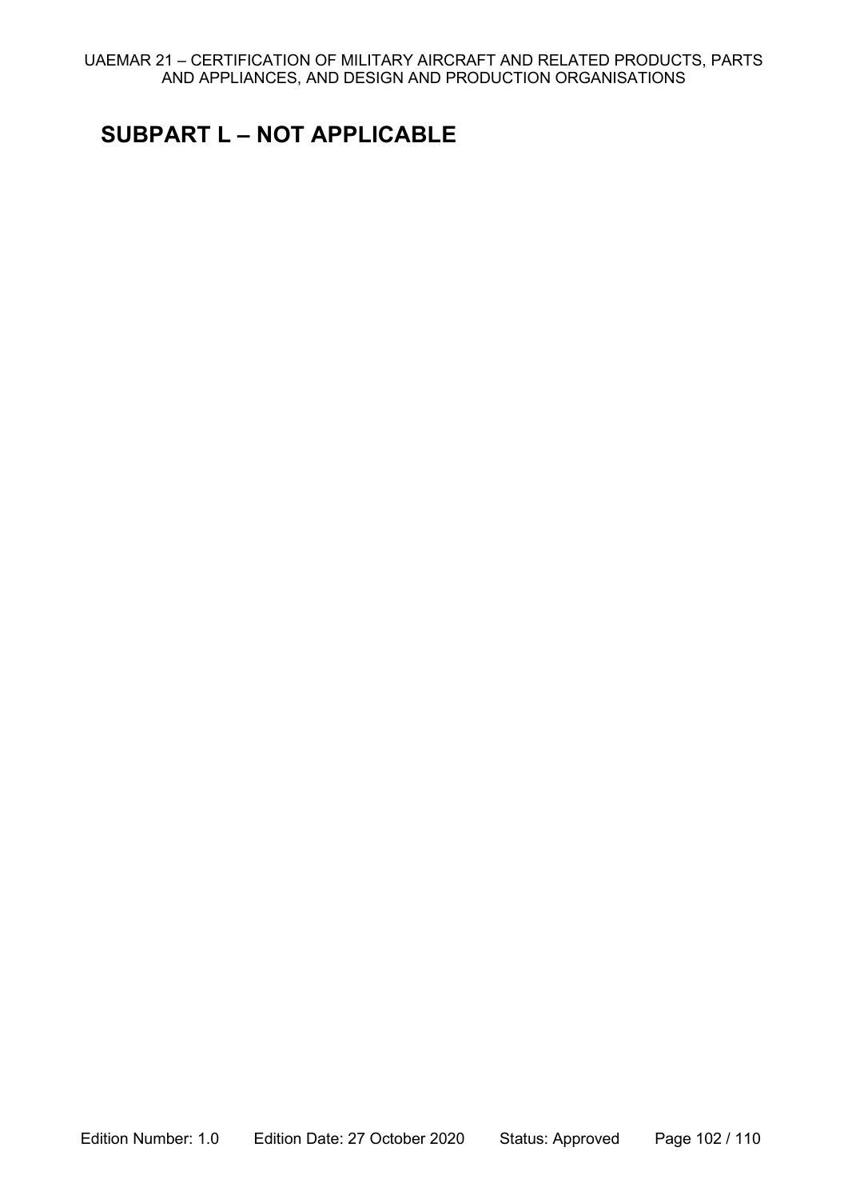## SUBPART L – NOT APPLICABLE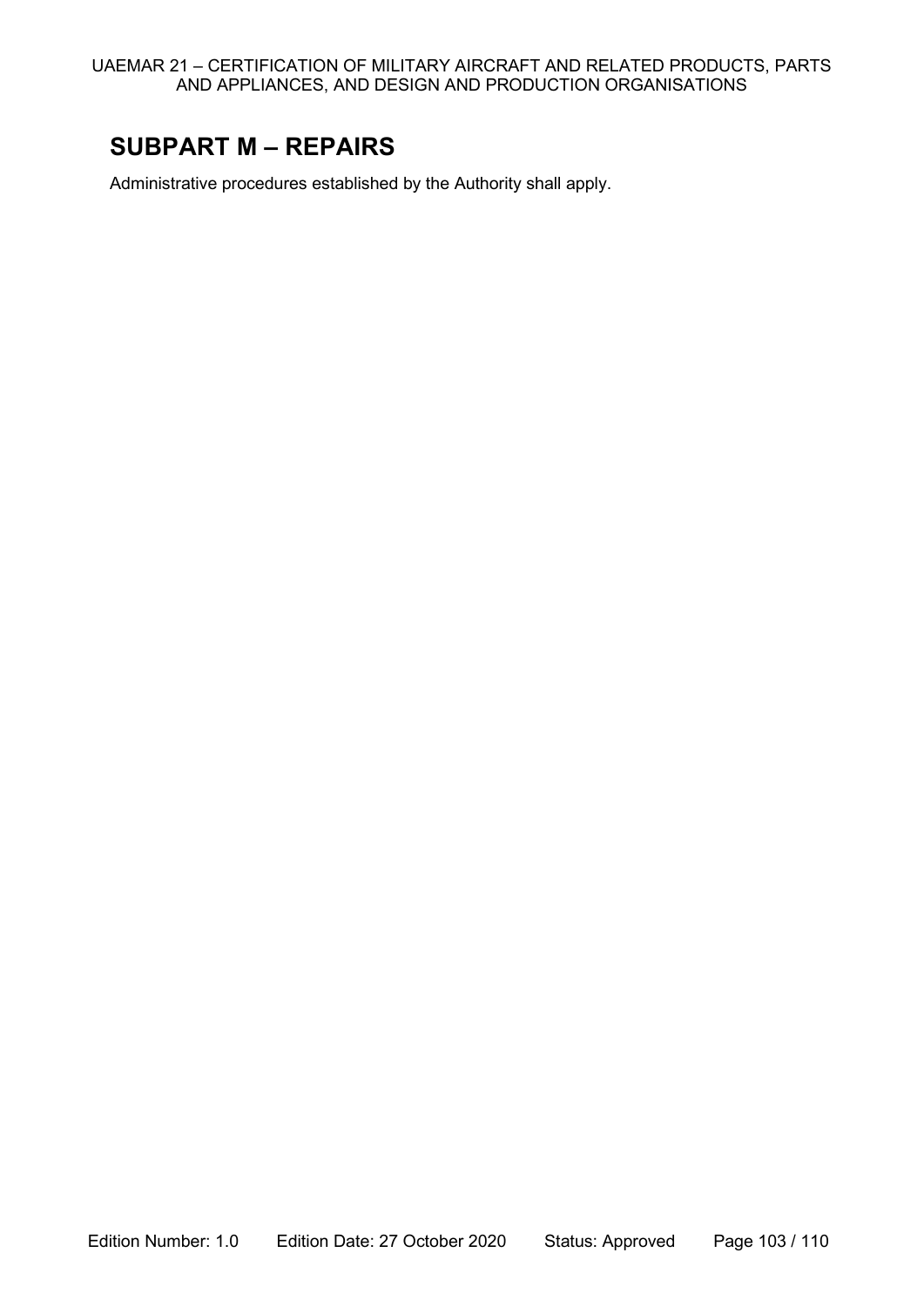## SUBPART M – REPAIRS

Administrative procedures established by the Authority shall apply.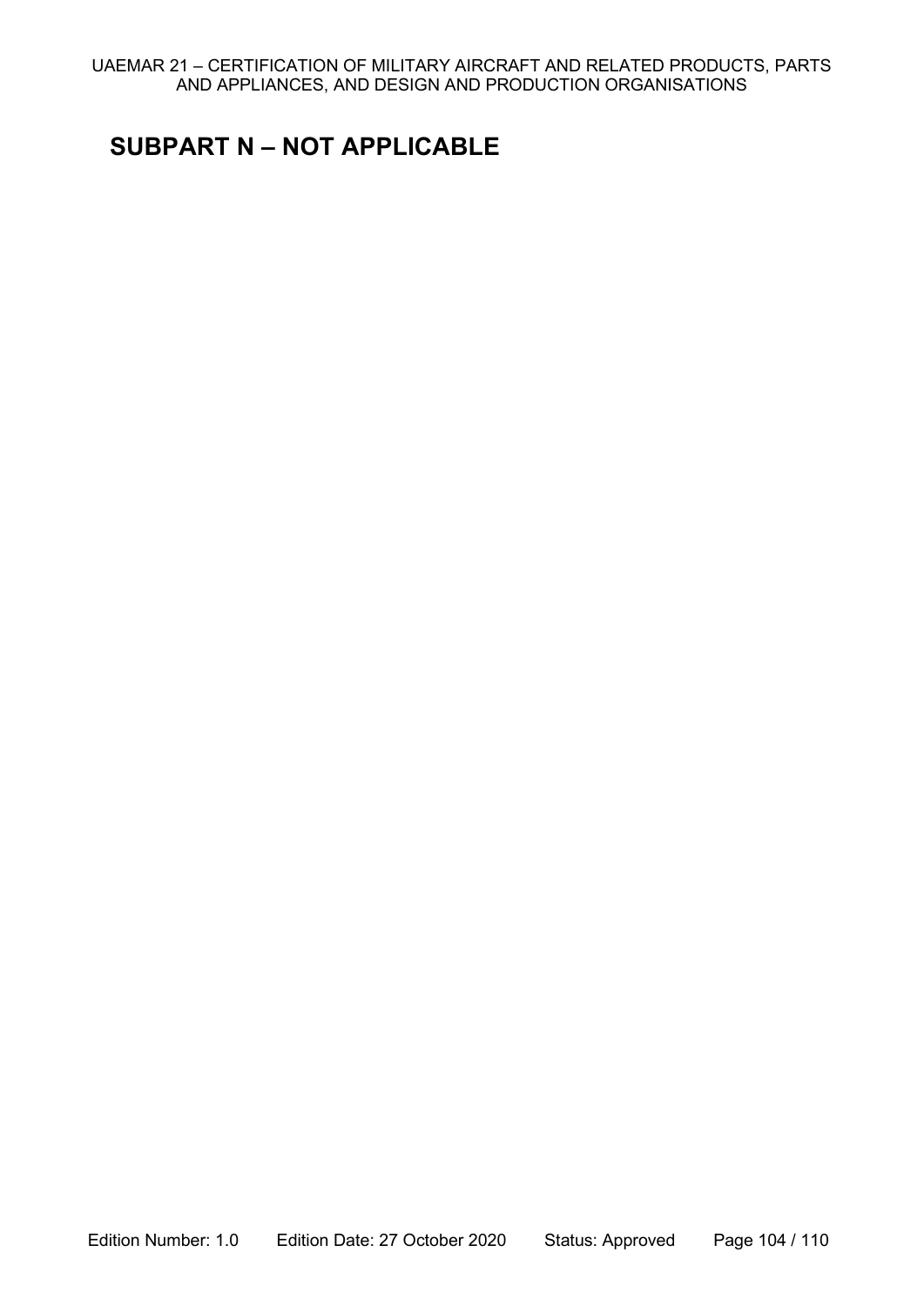# SUBPART N – NOT APPLICABLE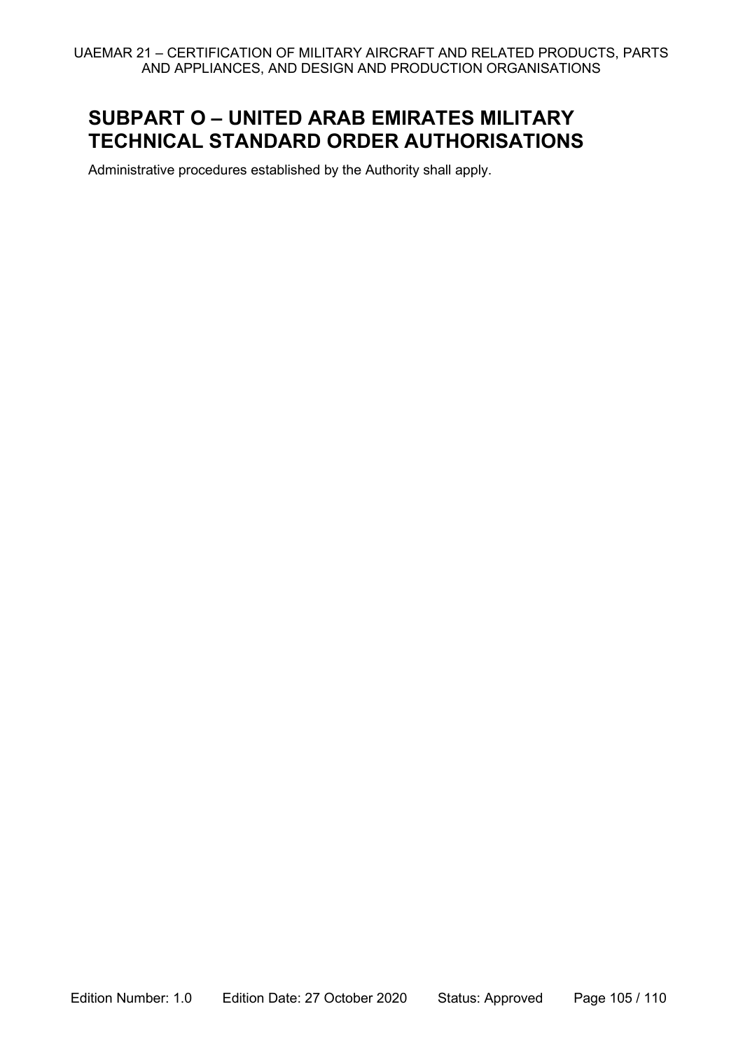# SUBPART O – UNITED ARAB EMIRATES MILITARY TECHNICAL STANDARD ORDER AUTHORISATIONS

Administrative procedures established by the Authority shall apply.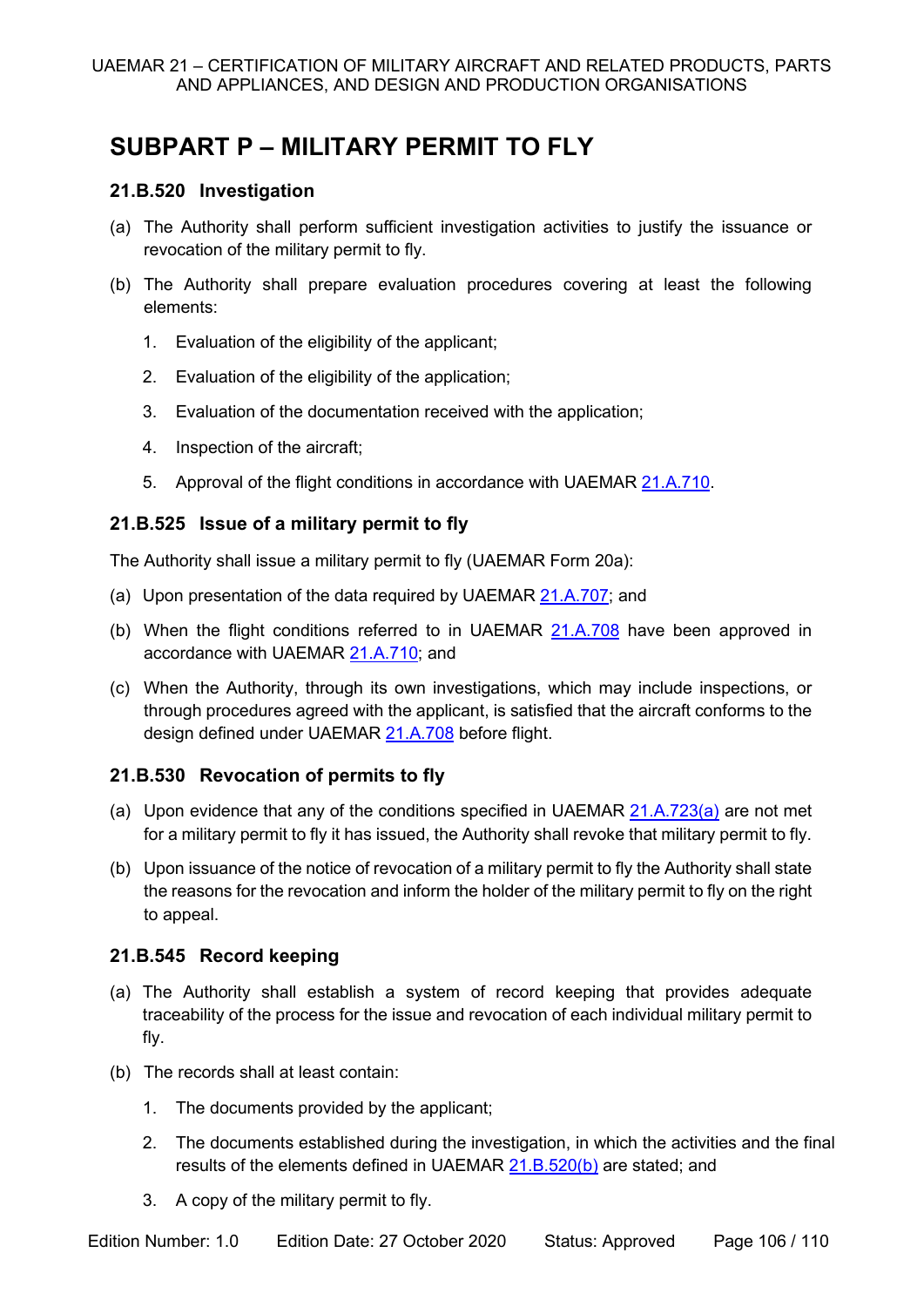## SUBPART P – MILITARY PERMIT TO FLY

### 21.B.520 Investigation

(a) The Authority shall perform sufficient investigation activities to justify the issuance or revocation of the military permit to fly.

(b) The Authority shall prepare evaluation procedures covering at least the following elements:

1. Evaluation of the eligibility of the applicant;
2. Evaluation of the eligibility of the application;
3. Evaluation of the documentation received with the application;
4. Inspection of the aircraft;
5. Approval of the flight conditions in accordance with UAEMAR 21.A.710.

### 21.B.525 Issue of a military permit to fly

The Authority shall issue a military permit to fly (UAEMAR Form 20a):

(a) Upon presentation of the data required by UAEMAR 21.A.707; and

(b) When the flight conditions referred to in UAEMAR 21.A.708 have been approved in accordance with UAEMAR 21.A.710; and

(c) When the Authority, through its own investigations, which may include inspections, or through procedures agreed with the applicant, is satisfied that the aircraft conforms to the design defined under UAEMAR 21.A.708 before flight.

### 21.B.530 Revocation of permits to fly

(a) Upon evidence that any of the conditions specified in UAEMAR 21.A.723(a) are not met for a military permit to fly it has issued, the Authority shall revoke that military permit to fly.

(b) Upon issuance of the notice of revocation of a military permit to fly the Authority shall state the reasons for the revocation and inform the holder of the military permit to fly on the right to appeal.

### 21.B.545 Record keeping

(a) The Authority shall establish a system of record keeping that provides adequate traceability of the process for the issue and revocation of each individual military permit to fly.

(b) The records shall at least contain:

1. The documents provided by the applicant;
2. The documents established during the investigation, in which the activities and the final results of the elements defined in UAEMAR 21.B.520(b) are stated; and
3. A copy of the military permit to fly.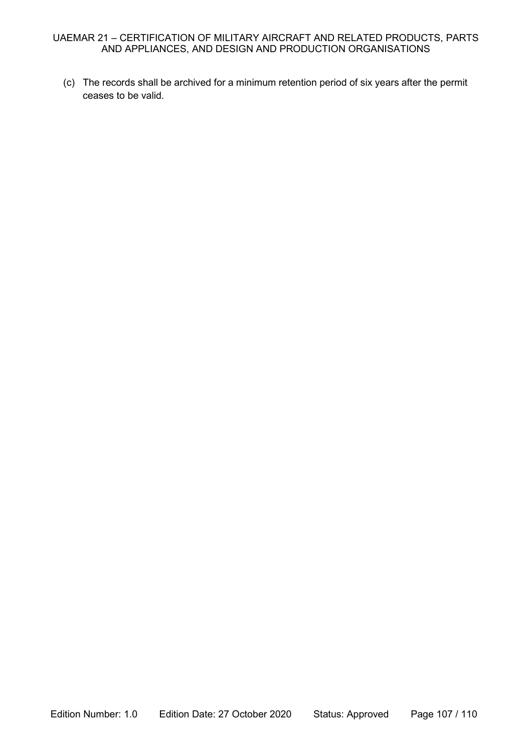(c) The records shall be archived for a minimum retention period of six years after the permit ceases to be valid.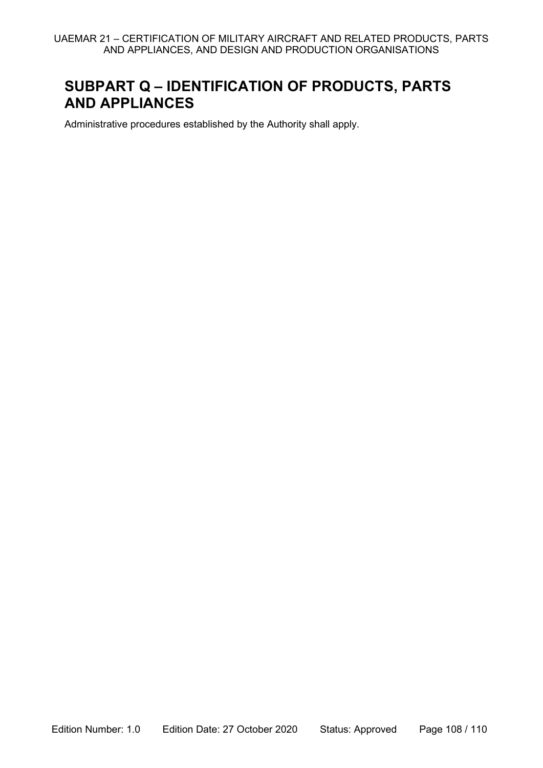# SUBPART Q – IDENTIFICATION OF PRODUCTS, PARTS AND APPLIANCES

Administrative procedures established by the Authority shall apply.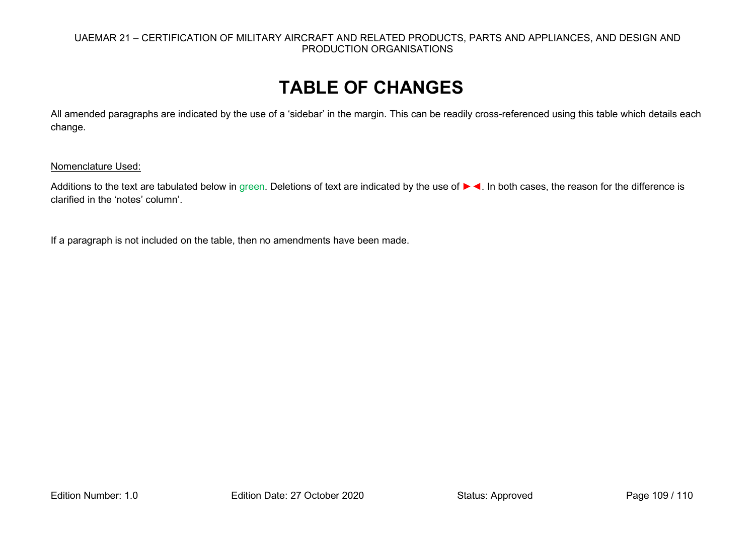# TABLE OF CHANGES

All amended paragraphs are indicated by the use of a 'sidebar' in the margin. This can be readily cross-referenced using this table which details each change.

Nomenclature Used:

Additions to the text are tabulated below in green. Deletions of text are indicated by the use of ►◄. In both cases, the reason for the difference is clarified in the 'notes' column'.

If a paragraph is not included on the table, then no amendments have been made.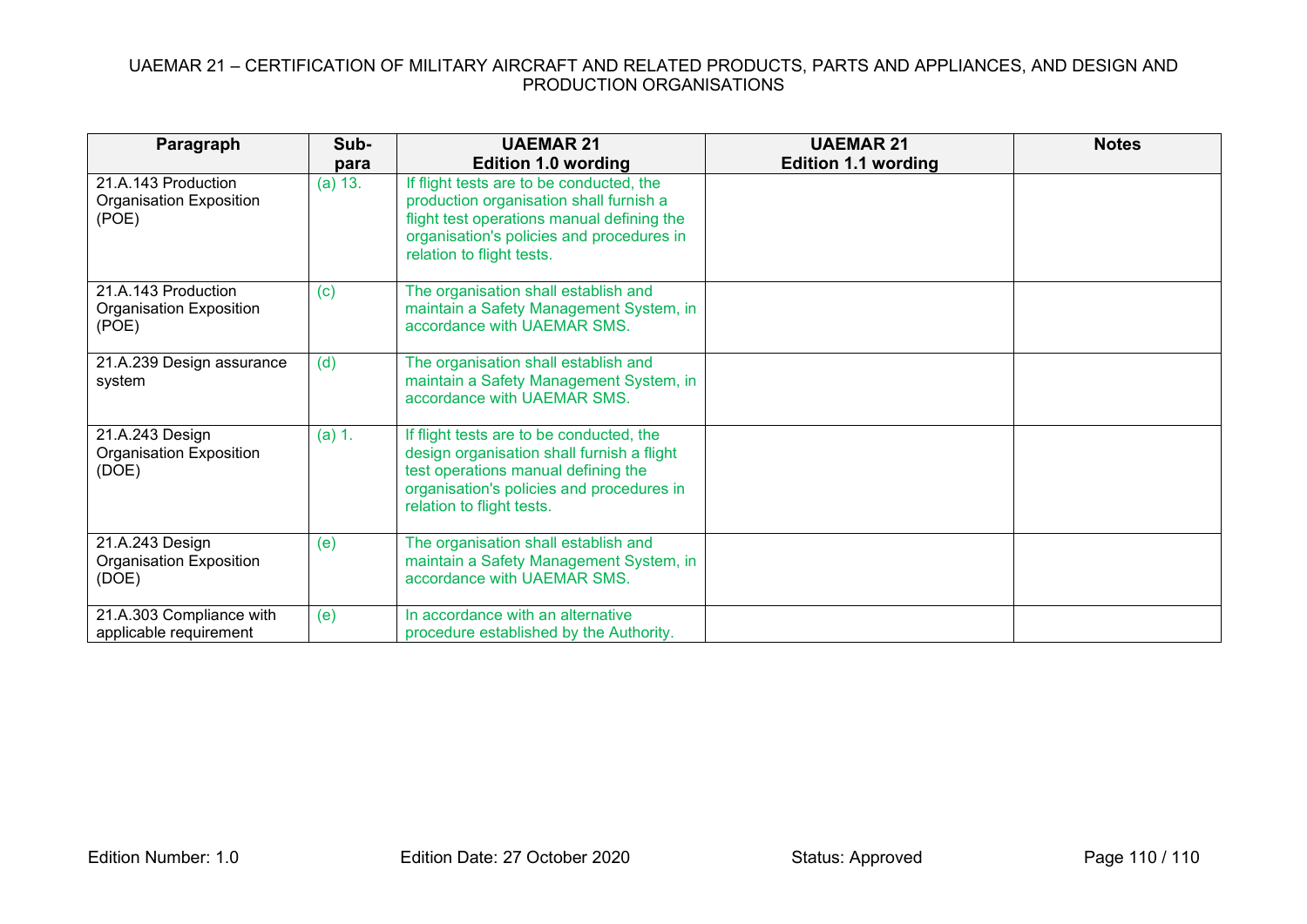| Paragraph | Sub-para | UAEMAR 21 Edition 1.0 wording | UAEMAR 21 Edition 1.1 wording | Notes |
|---|---|---|---|---|
| 21.A.143 Production Organisation Exposition (POE) | (a) 13. | If flight tests are to be conducted, the production organisation shall furnish a flight test operations manual defining the organisation's policies and procedures in relation to flight tests. | | |
| 21.A.143 Production Organisation Exposition (POE) | (c) | The organisation shall establish and maintain a Safety Management System, in accordance with UAEMAR SMS. | | |
| 21.A.239 Design assurance system | (d) | The organisation shall establish and maintain a Safety Management System, in accordance with UAEMAR SMS. | | |
| 21.A.243 Design Organisation Exposition (DOE) | (a) 1. | If flight tests are to be conducted, the design organisation shall furnish a flight test operations manual defining the organisation's policies and procedures in relation to flight tests. | | |
| 21.A.243 Design Organisation Exposition (DOE) | (e) | The organisation shall establish and maintain a Safety Management System, in accordance with UAEMAR SMS. | | |
| 21.A.303 Compliance with applicable requirement | (e) | In accordance with an alternative procedure established by the Authority. | | |